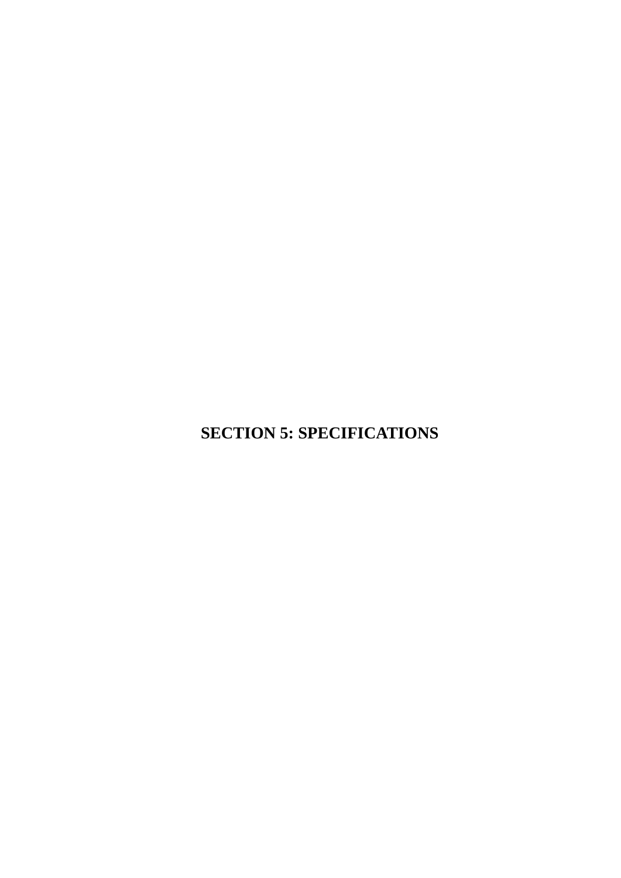# SECTION 5: SPECIFICATIONS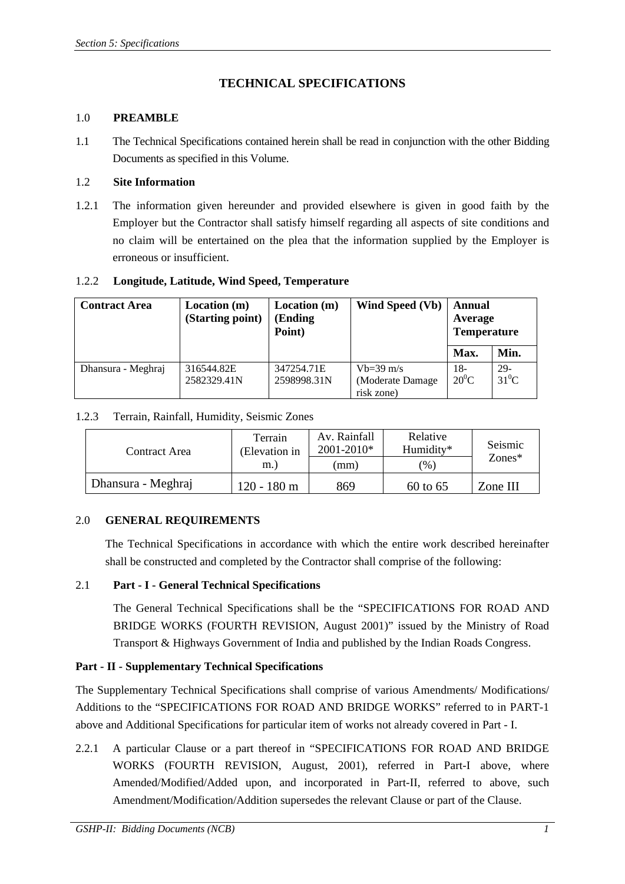# TECHNICAL SPECIFICATIONS

## 1.0 PREAMBLE

1.1 The Technical Specifications contained herein shall be read in conjunction with the other Bidding Documents as specified in this Volume.

### 1.2 Site Information

1.2.1 The information given hereunder and provided elsewhere is given in good faith by the Employer but the Contractor shall satisfy himself regarding all aspects of site conditions and no claim will be entertained on the plea that the information supplied by the Employer is erroneous or insufficient.

### 1.2.2 Longitude, Latitude, Wind Speed, Temperature

| Contract Area | Location (m) (Starting point) | Location (m) (Ending Point) | Wind Speed (Vb) | Annual Average Temperature | |
|---|---|---|---|---|---|
| | | | | Max. | Min. |
| Dhansura - Meghraj | 316544.82E 2582329.41N | 347254.71E 2598998.31N | Vb=39 m/s (Moderate Damage risk zone) | 18-$20^{0}$C | 29-$31^{0}$C |

1.2.3 Terrain, Rainfall, Humidity, Seismic Zones

| Contract Area | Terrain (Elevation in m.) | Av. Rainfall 2001-2010* | Relative Humidity* | Seismic Zones* |
|---|---|---|---|---|
| | | (mm) | (%) | |
| Dhansura - Meghraj | 120 - 180 m | 869 | 60 to 65 | Zone III |

## 2.0 GENERAL REQUIREMENTS

The Technical Specifications in accordance with which the entire work described hereinafter shall be constructed and completed by the Contractor shall comprise of the following:

### 2.1 Part - I - General Technical Specifications

The General Technical Specifications shall be the "SPECIFICATIONS FOR ROAD AND BRIDGE WORKS (FOURTH REVISION, August 2001)" issued by the Ministry of Road Transport & Highways Government of India and published by the Indian Roads Congress.

### Part - II - Supplementary Technical Specifications

The Supplementary Technical Specifications shall comprise of various Amendments/ Modifications/ Additions to the "SPECIFICATIONS FOR ROAD AND BRIDGE WORKS" referred to in PART-1 above and Additional Specifications for particular item of works not already covered in Part - I.

2.2.1 A particular Clause or a part thereof in "SPECIFICATIONS FOR ROAD AND BRIDGE WORKS (FOURTH REVISION, August, 2001), referred in Part-I above, where Amended/Modified/Added upon, and incorporated in Part-II, referred to above, such Amendment/Modification/Addition supersedes the relevant Clause or part of the Clause.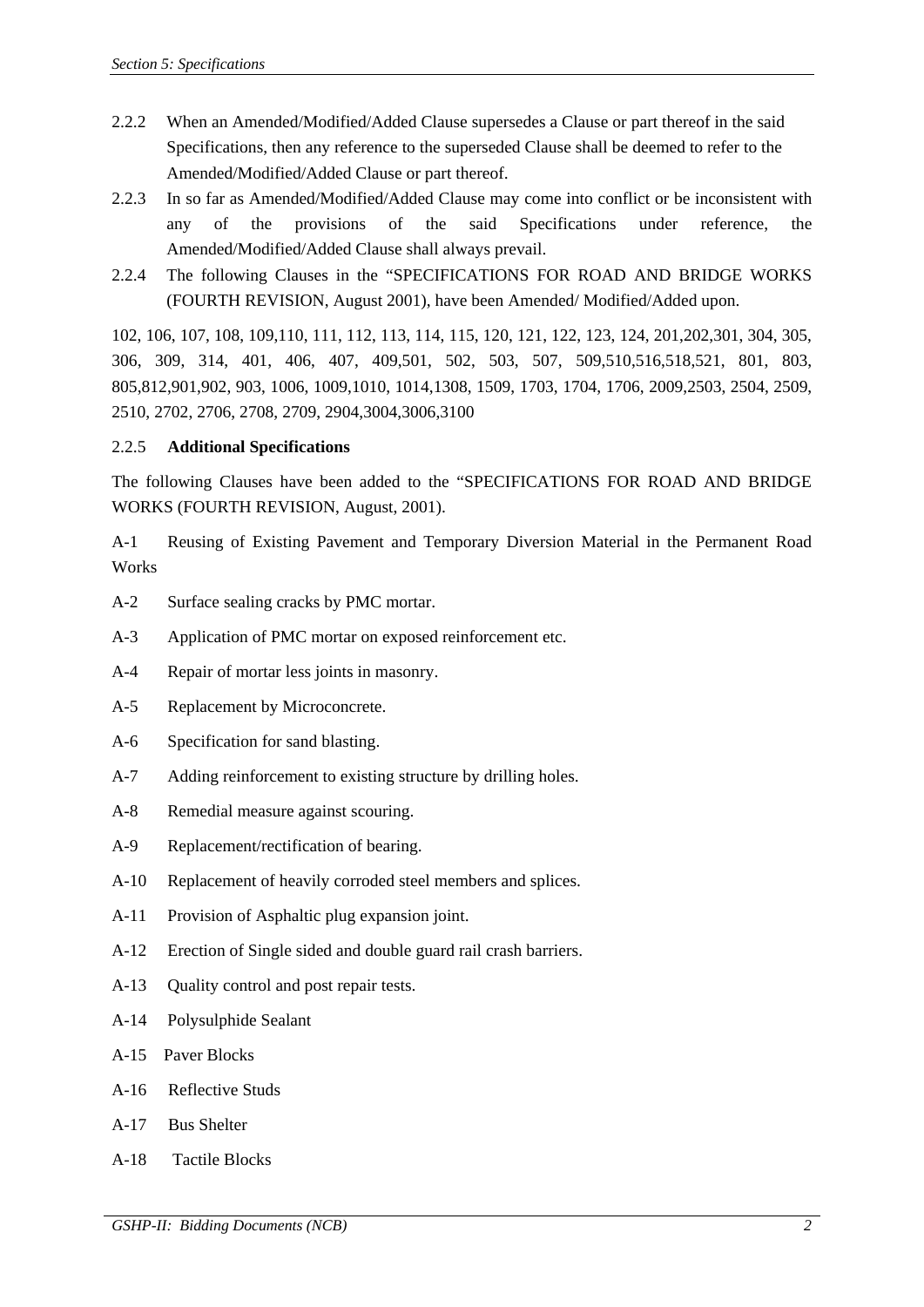2.2.2 When an Amended/Modified/Added Clause supersedes a Clause or part thereof in the said Specifications, then any reference to the superseded Clause shall be deemed to refer to the Amended/Modified/Added Clause or part thereof.

2.2.3 In so far as Amended/Modified/Added Clause may come into conflict or be inconsistent with any of the provisions of the said Specifications under reference, the Amended/Modified/Added Clause shall always prevail.

2.2.4 The following Clauses in the "SPECIFICATIONS FOR ROAD AND BRIDGE WORKS (FOURTH REVISION, August 2001), have been Amended/ Modified/Added upon.

102, 106, 107, 108, 109,110, 111, 112, 113, 114, 115, 120, 121, 122, 123, 124, 201,202,301, 304, 305, 306, 309, 314, 401, 406, 407, 409,501, 502, 503, 507, 509,510,516,518,521, 801, 803, 805,812,901,902, 903, 1006, 1009,1010, 1014,1308, 1509, 1703, 1704, 1706, 2009,2503, 2504, 2509, 2510, 2702, 2706, 2708, 2709, 2904,3004,3006,3100

2.2.5 **Additional Specifications**

The following Clauses have been added to the "SPECIFICATIONS FOR ROAD AND BRIDGE WORKS (FOURTH REVISION, August, 2001).

A-1 Reusing of Existing Pavement and Temporary Diversion Material in the Permanent Road Works

A-2 Surface sealing cracks by PMC mortar.

A-3 Application of PMC mortar on exposed reinforcement etc.

A-4 Repair of mortar less joints in masonry.

A-5 Replacement by Microconcrete.

A-6 Specification for sand blasting.

A-7 Adding reinforcement to existing structure by drilling holes.

A-8 Remedial measure against scouring.

A-9 Replacement/rectification of bearing.

A-10 Replacement of heavily corroded steel members and splices.

A-11 Provision of Asphaltic plug expansion joint.

A-12 Erection of Single sided and double guard rail crash barriers.

A-13 Quality control and post repair tests.

A-14 Polysulphide Sealant

A-15 Paver Blocks

A-16 Reflective Studs

A-17 Bus Shelter

A-18 Tactile Blocks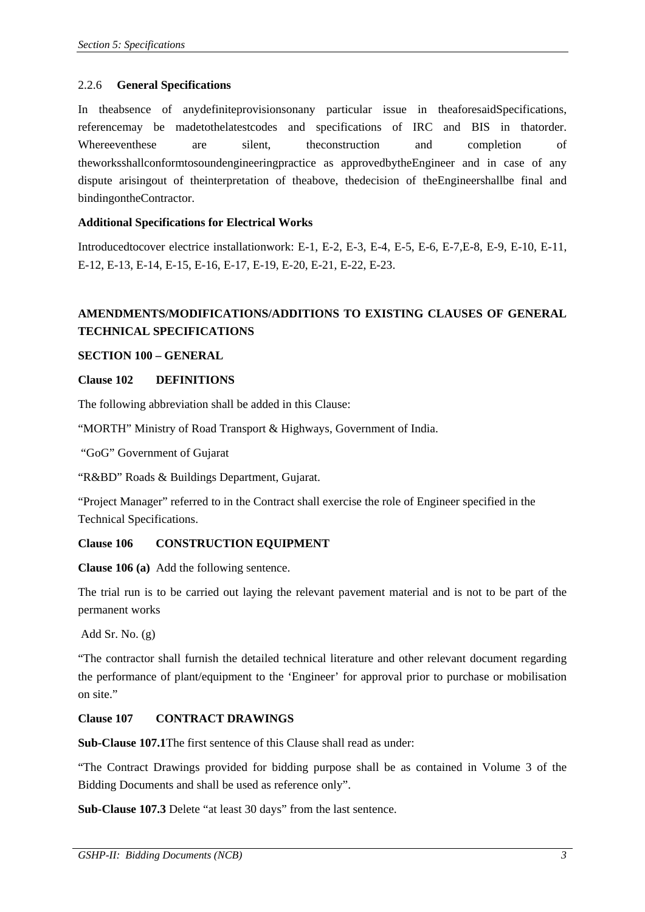### 2.2.6 General Specifications

In theabsence of anydefiniteprovisionsonany particular issue in theaforesaidSpecifications, referencemay be madetothelatestcodes and specifications of IRC and BIS in thatorder. Whereeventhese are silent, theconstruction and completion of theworksshallconformtosoundengineeringpractice as approvedbytheEngineer and in case of any dispute arisingout of theinterpretation of theabove, thedecision of theEngineershallbe final and bindingontheContractor.

**Additional Specifications for Electrical Works**

Introducedtocover electrice installationwork: E-1, E-2, E-3, E-4, E-5, E-6, E-7,E-8, E-9, E-10, E-11, E-12, E-13, E-14, E-15, E-16, E-17, E-19, E-20, E-21, E-22, E-23.

## AMENDMENTS/MODIFICATIONS/ADDITIONS TO EXISTING CLAUSES OF GENERAL TECHNICAL SPECIFICATIONS

### SECTION 100 – GENERAL

**Clause 102 DEFINITIONS**

The following abbreviation shall be added in this Clause:

"MORTH" Ministry of Road Transport & Highways, Government of India.

"GoG" Government of Gujarat

"R&BD" Roads & Buildings Department, Gujarat.

"Project Manager" referred to in the Contract shall exercise the role of Engineer specified in the Technical Specifications.

**Clause 106 CONSTRUCTION EQUIPMENT**

**Clause 106 (a)** Add the following sentence.

The trial run is to be carried out laying the relevant pavement material and is not to be part of the permanent works

Add Sr. No. (g)

"The contractor shall furnish the detailed technical literature and other relevant document regarding the performance of plant/equipment to the 'Engineer' for approval prior to purchase or mobilisation on site."

**Clause 107 CONTRACT DRAWINGS**

**Sub-Clause 107.1**The first sentence of this Clause shall read as under:

"The Contract Drawings provided for bidding purpose shall be as contained in Volume 3 of the Bidding Documents and shall be used as reference only".

**Sub-Clause 107.3** Delete "at least 30 days" from the last sentence.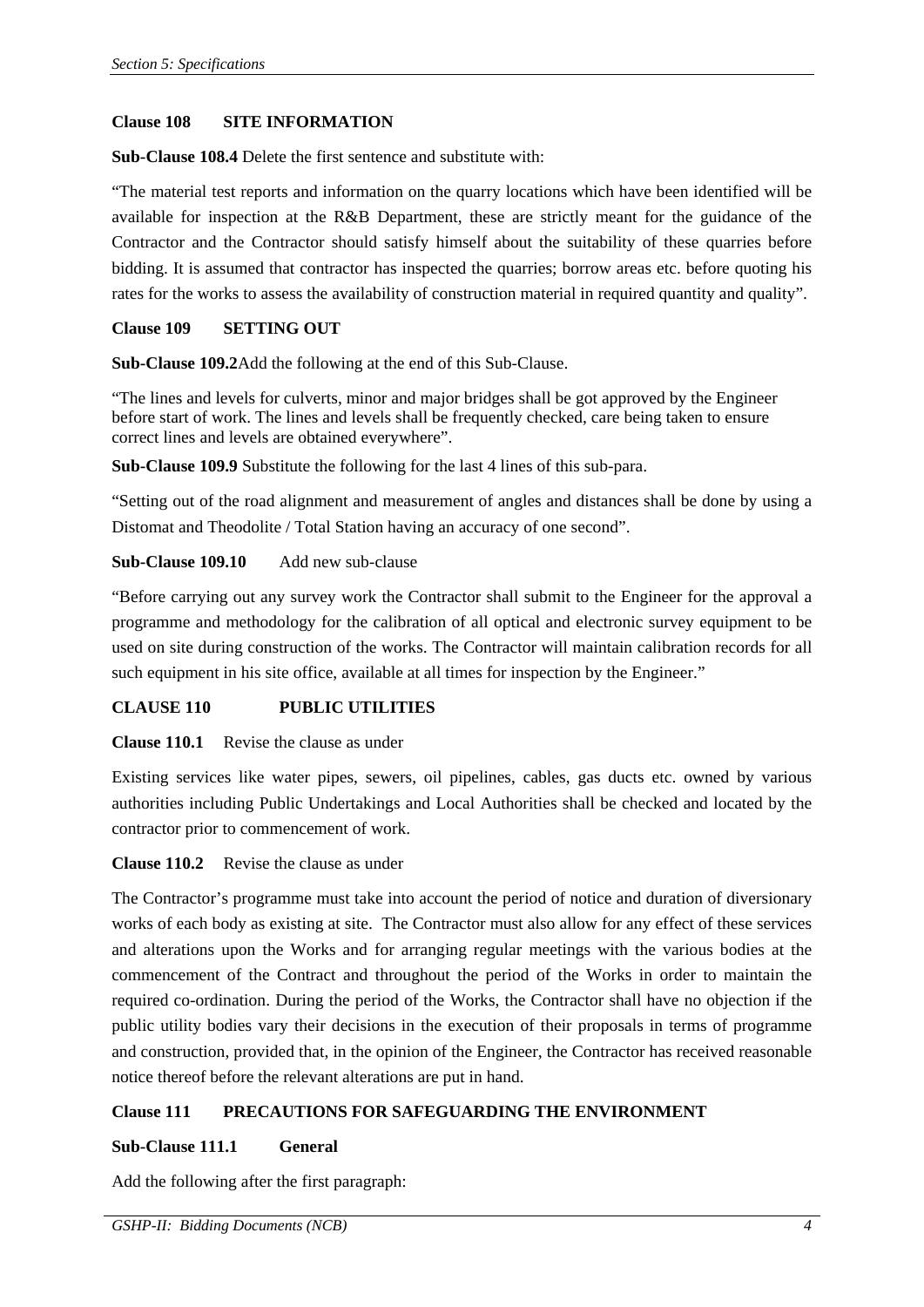**Clause 108 SITE INFORMATION**

**Sub-Clause 108.4** Delete the first sentence and substitute with:

"The material test reports and information on the quarry locations which have been identified will be available for inspection at the R&B Department, these are strictly meant for the guidance of the Contractor and the Contractor should satisfy himself about the suitability of these quarries before bidding. It is assumed that contractor has inspected the quarries; borrow areas etc. before quoting his rates for the works to assess the availability of construction material in required quantity and quality".

**Clause 109 SETTING OUT**

**Sub-Clause 109.2**Add the following at the end of this Sub-Clause.

"The lines and levels for culverts, minor and major bridges shall be got approved by the Engineer before start of work. The lines and levels shall be frequently checked, care being taken to ensure correct lines and levels are obtained everywhere".

**Sub-Clause 109.9** Substitute the following for the last 4 lines of this sub-para.

"Setting out of the road alignment and measurement of angles and distances shall be done by using a Distomat and Theodolite / Total Station having an accuracy of one second".

**Sub-Clause 109.10** Add new sub-clause

"Before carrying out any survey work the Contractor shall submit to the Engineer for the approval a programme and methodology for the calibration of all optical and electronic survey equipment to be used on site during construction of the works. The Contractor will maintain calibration records for all such equipment in his site office, available at all times for inspection by the Engineer."

**CLAUSE 110 PUBLIC UTILITIES**

**Clause 110.1** Revise the clause as under

Existing services like water pipes, sewers, oil pipelines, cables, gas ducts etc. owned by various authorities including Public Undertakings and Local Authorities shall be checked and located by the contractor prior to commencement of work.

**Clause 110.2** Revise the clause as under

The Contractor's programme must take into account the period of notice and duration of diversionary works of each body as existing at site. The Contractor must also allow for any effect of these services and alterations upon the Works and for arranging regular meetings with the various bodies at the commencement of the Contract and throughout the period of the Works in order to maintain the required co-ordination. During the period of the Works, the Contractor shall have no objection if the public utility bodies vary their decisions in the execution of their proposals in terms of programme and construction, provided that, in the opinion of the Engineer, the Contractor has received reasonable notice thereof before the relevant alterations are put in hand.

**Clause 111 PRECAUTIONS FOR SAFEGUARDING THE ENVIRONMENT**

**Sub-Clause 111.1 General**

Add the following after the first paragraph: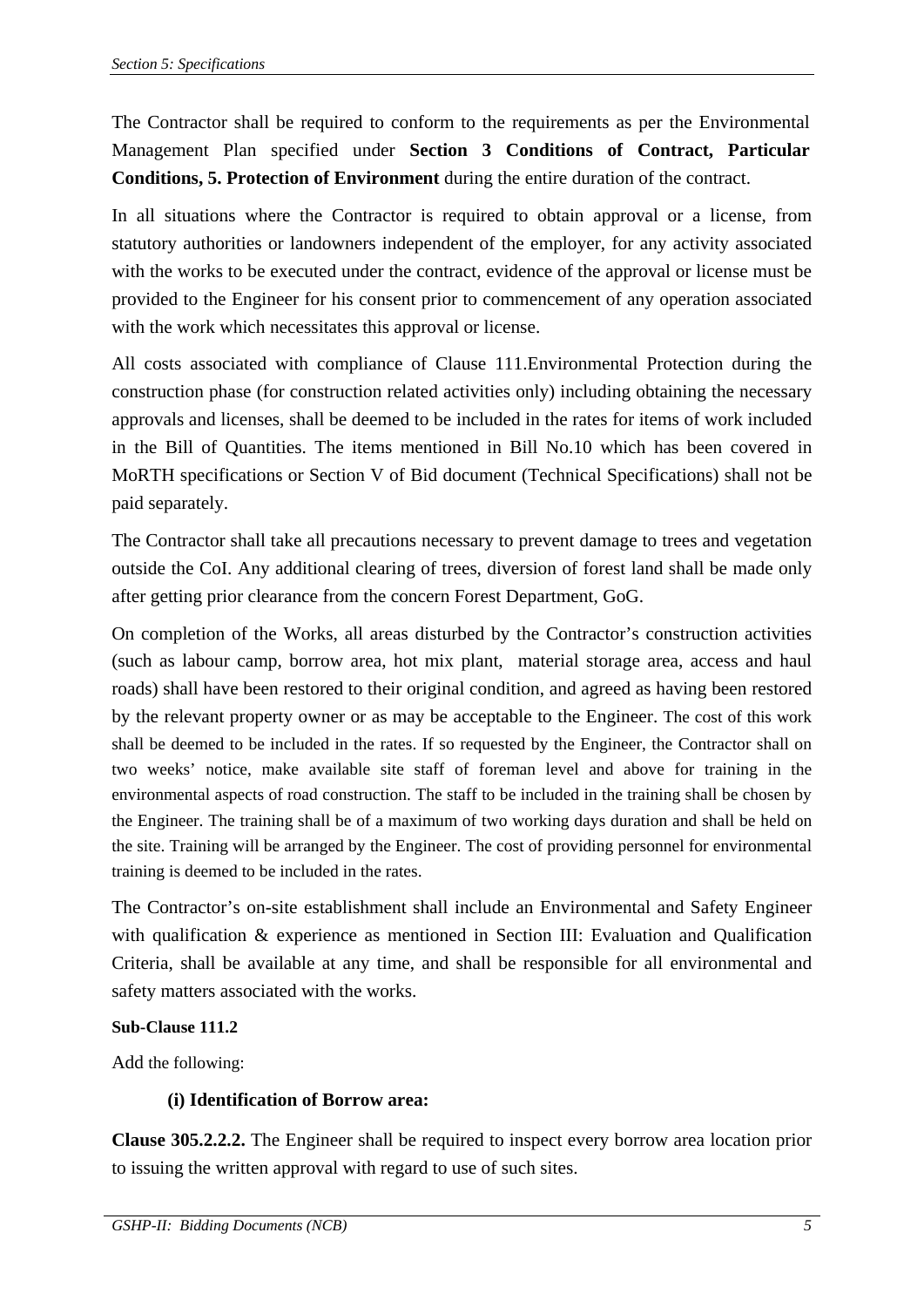The Contractor shall be required to conform to the requirements as per the Environmental Management Plan specified under **Section 3 Conditions of Contract, Particular Conditions, 5. Protection of Environment** during the entire duration of the contract.

In all situations where the Contractor is required to obtain approval or a license, from statutory authorities or landowners independent of the employer, for any activity associated with the works to be executed under the contract, evidence of the approval or license must be provided to the Engineer for his consent prior to commencement of any operation associated with the work which necessitates this approval or license.

All costs associated with compliance of Clause 111.Environmental Protection during the construction phase (for construction related activities only) including obtaining the necessary approvals and licenses, shall be deemed to be included in the rates for items of work included in the Bill of Quantities. The items mentioned in Bill No.10 which has been covered in MoRTH specifications or Section V of Bid document (Technical Specifications) shall not be paid separately.

The Contractor shall take all precautions necessary to prevent damage to trees and vegetation outside the CoI. Any additional clearing of trees, diversion of forest land shall be made only after getting prior clearance from the concern Forest Department, GoG.

On completion of the Works, all areas disturbed by the Contractor's construction activities (such as labour camp, borrow area, hot mix plant, material storage area, access and haul roads) shall have been restored to their original condition, and agreed as having been restored by the relevant property owner or as may be acceptable to the Engineer. The cost of this work shall be deemed to be included in the rates. If so requested by the Engineer, the Contractor shall on two weeks' notice, make available site staff of foreman level and above for training in the environmental aspects of road construction. The staff to be included in the training shall be chosen by the Engineer. The training shall be of a maximum of two working days duration and shall be held on the site. Training will be arranged by the Engineer. The cost of providing personnel for environmental training is deemed to be included in the rates.

The Contractor's on-site establishment shall include an Environmental and Safety Engineer with qualification & experience as mentioned in Section III: Evaluation and Qualification Criteria, shall be available at any time, and shall be responsible for all environmental and safety matters associated with the works.

**Sub-Clause 111.2**

Add the following:

**(i) Identification of Borrow area:**

**Clause 305.2.2.2.** The Engineer shall be required to inspect every borrow area location prior to issuing the written approval with regard to use of such sites.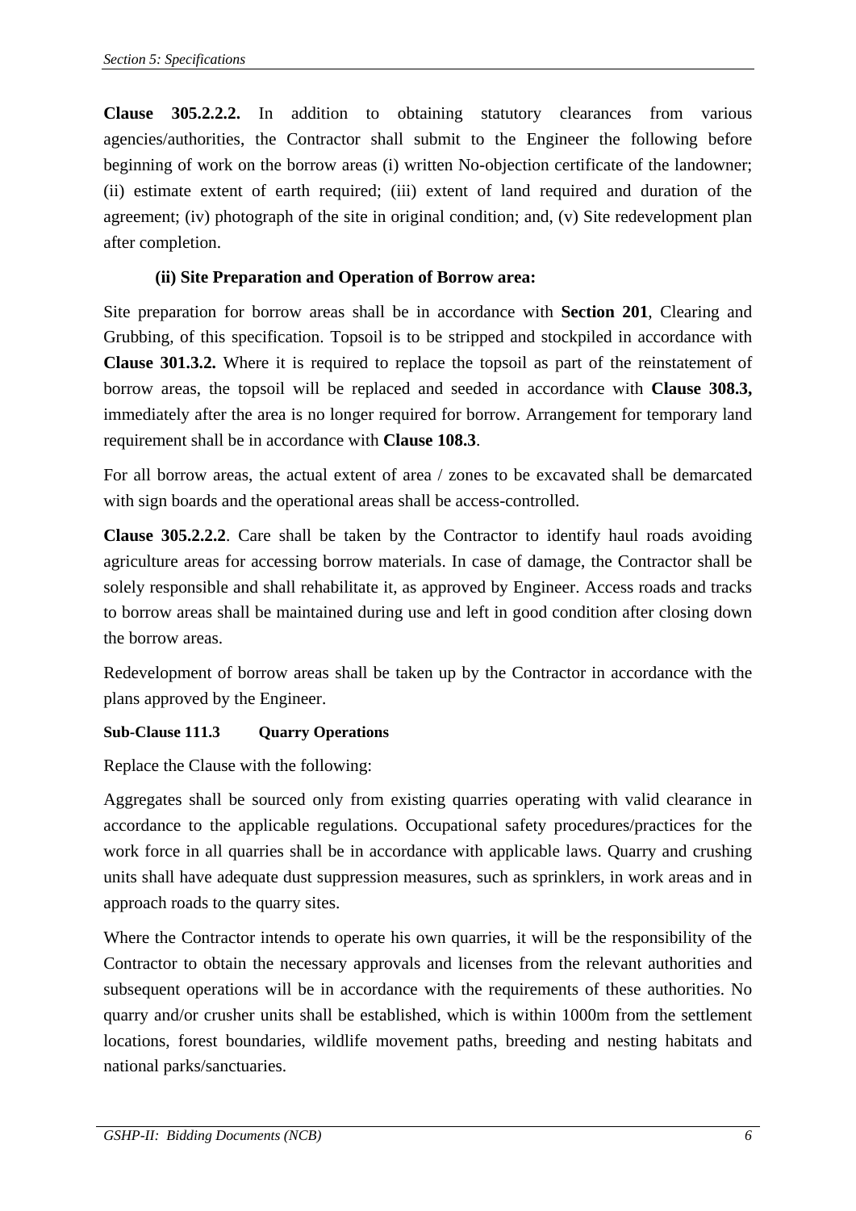**Clause 305.2.2.2.** In addition to obtaining statutory clearances from various agencies/authorities, the Contractor shall submit to the Engineer the following before beginning of work on the borrow areas (i) written No-objection certificate of the landowner; (ii) estimate extent of earth required; (iii) extent of land required and duration of the agreement; (iv) photograph of the site in original condition; and, (v) Site redevelopment plan after completion.

**(ii) Site Preparation and Operation of Borrow area:**

Site preparation for borrow areas shall be in accordance with **Section 201**, Clearing and Grubbing, of this specification. Topsoil is to be stripped and stockpiled in accordance with **Clause 301.3.2.** Where it is required to replace the topsoil as part of the reinstatement of borrow areas, the topsoil will be replaced and seeded in accordance with **Clause 308.3,** immediately after the area is no longer required for borrow. Arrangement for temporary land requirement shall be in accordance with **Clause 108.3**.

For all borrow areas, the actual extent of area / zones to be excavated shall be demarcated with sign boards and the operational areas shall be access-controlled.

**Clause 305.2.2.2**. Care shall be taken by the Contractor to identify haul roads avoiding agriculture areas for accessing borrow materials. In case of damage, the Contractor shall be solely responsible and shall rehabilitate it, as approved by Engineer. Access roads and tracks to borrow areas shall be maintained during use and left in good condition after closing down the borrow areas.

Redevelopment of borrow areas shall be taken up by the Contractor in accordance with the plans approved by the Engineer.

**Sub-Clause 111.3 Quarry Operations**

Replace the Clause with the following:

Aggregates shall be sourced only from existing quarries operating with valid clearance in accordance to the applicable regulations. Occupational safety procedures/practices for the work force in all quarries shall be in accordance with applicable laws. Quarry and crushing units shall have adequate dust suppression measures, such as sprinklers, in work areas and in approach roads to the quarry sites.

Where the Contractor intends to operate his own quarries, it will be the responsibility of the Contractor to obtain the necessary approvals and licenses from the relevant authorities and subsequent operations will be in accordance with the requirements of these authorities. No quarry and/or crusher units shall be established, which is within 1000m from the settlement locations, forest boundaries, wildlife movement paths, breeding and nesting habitats and national parks/sanctuaries.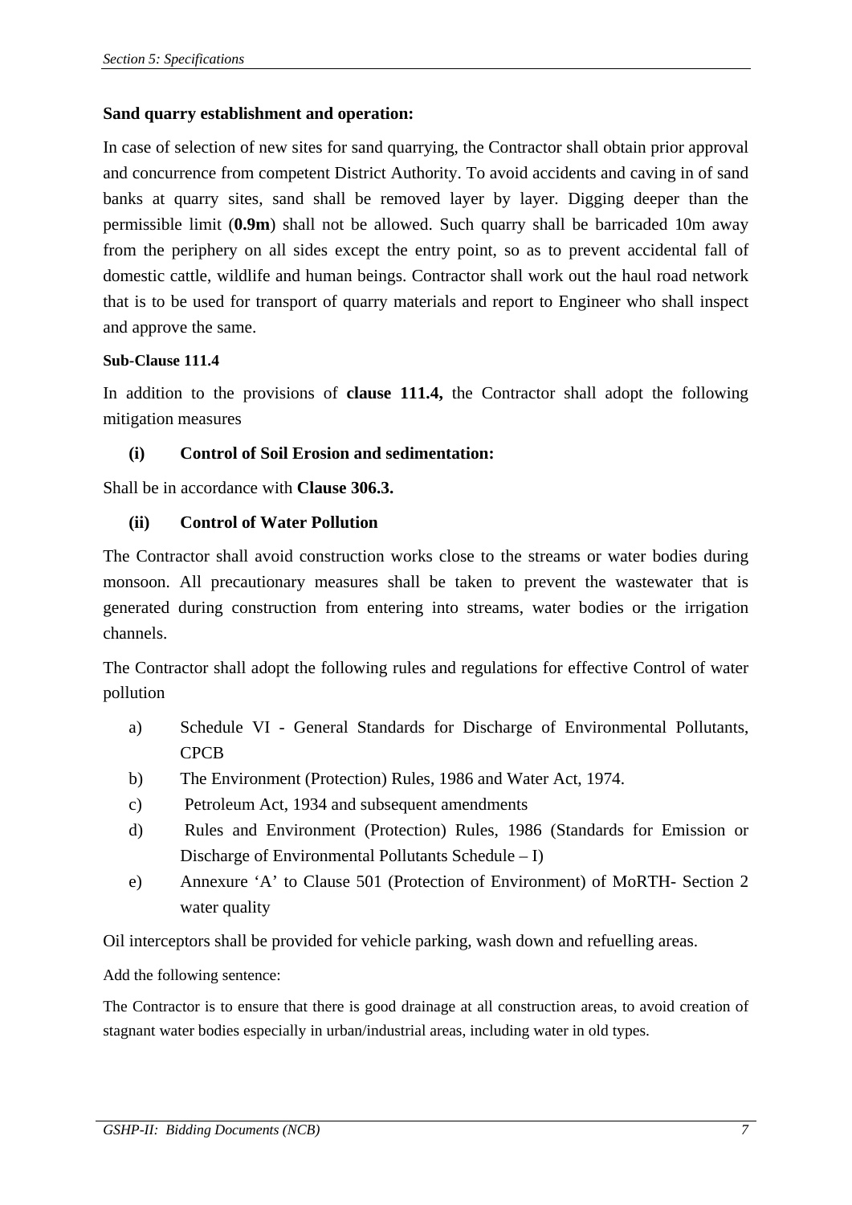**Sand quarry establishment and operation:**

In case of selection of new sites for sand quarrying, the Contractor shall obtain prior approval and concurrence from competent District Authority. To avoid accidents and caving in of sand banks at quarry sites, sand shall be removed layer by layer. Digging deeper than the permissible limit (**0.9m**) shall not be allowed. Such quarry shall be barricaded 10m away from the periphery on all sides except the entry point, so as to prevent accidental fall of domestic cattle, wildlife and human beings. Contractor shall work out the haul road network that is to be used for transport of quarry materials and report to Engineer who shall inspect and approve the same.

**Sub-Clause 111.4**

In addition to the provisions of **clause 111.4,** the Contractor shall adopt the following mitigation measures

**(i) Control of Soil Erosion and sedimentation:**

Shall be in accordance with **Clause 306.3.**

**(ii) Control of Water Pollution**

The Contractor shall avoid construction works close to the streams or water bodies during monsoon. All precautionary measures shall be taken to prevent the wastewater that is generated during construction from entering into streams, water bodies or the irrigation channels.

The Contractor shall adopt the following rules and regulations for effective Control of water pollution

a) Schedule VI - General Standards for Discharge of Environmental Pollutants, CPCB

b) The Environment (Protection) Rules, 1986 and Water Act, 1974.

c) Petroleum Act, 1934 and subsequent amendments

d) Rules and Environment (Protection) Rules, 1986 (Standards for Emission or Discharge of Environmental Pollutants Schedule – I)

e) Annexure 'A' to Clause 501 (Protection of Environment) of MoRTH- Section 2 water quality

Oil interceptors shall be provided for vehicle parking, wash down and refuelling areas.

Add the following sentence:

The Contractor is to ensure that there is good drainage at all construction areas, to avoid creation of stagnant water bodies especially in urban/industrial areas, including water in old types.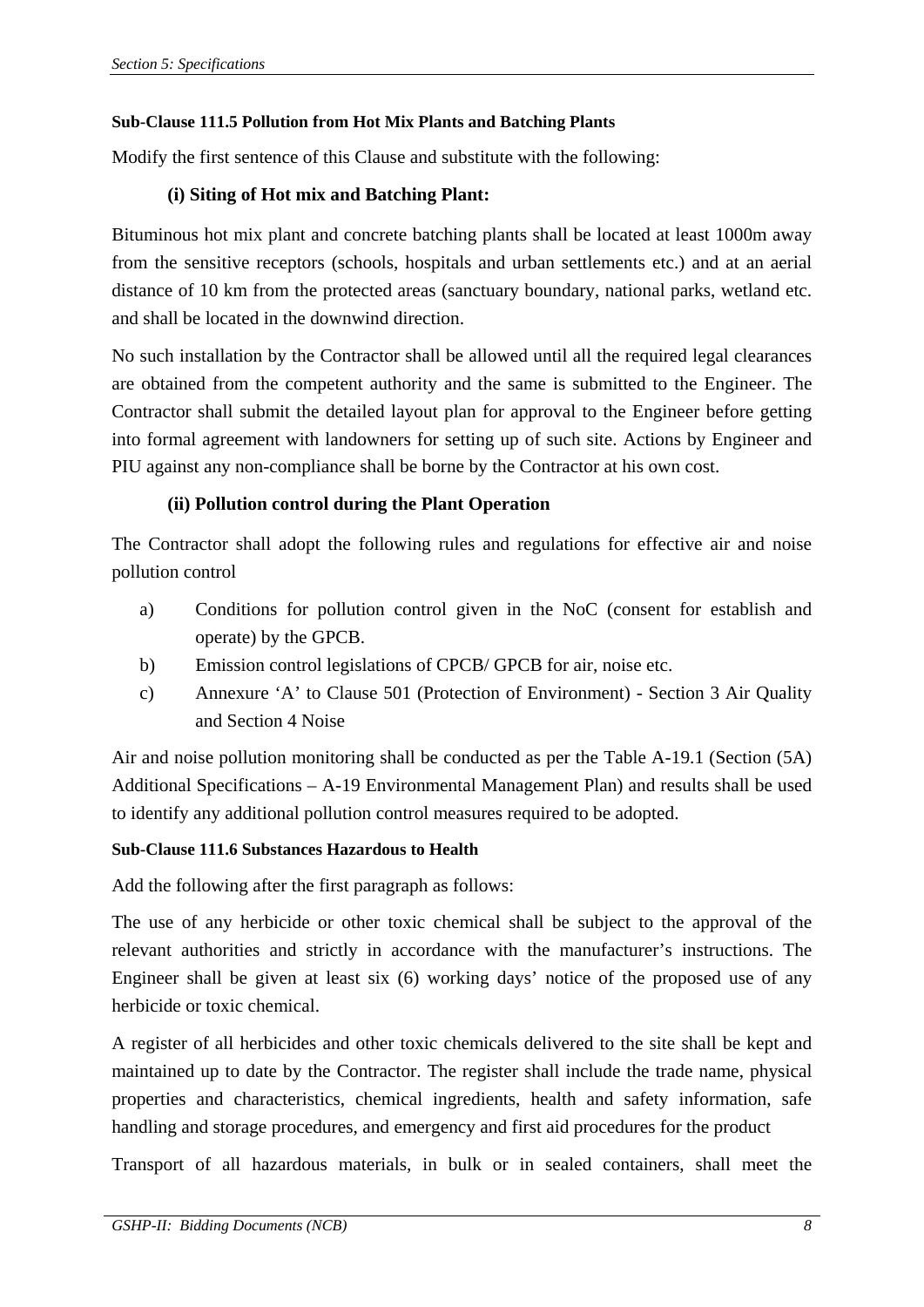**Sub-Clause 111.5 Pollution from Hot Mix Plants and Batching Plants**

Modify the first sentence of this Clause and substitute with the following:

**(i) Siting of Hot mix and Batching Plant:**

Bituminous hot mix plant and concrete batching plants shall be located at least 1000m away from the sensitive receptors (schools, hospitals and urban settlements etc.) and at an aerial distance of 10 km from the protected areas (sanctuary boundary, national parks, wetland etc. and shall be located in the downwind direction.

No such installation by the Contractor shall be allowed until all the required legal clearances are obtained from the competent authority and the same is submitted to the Engineer. The Contractor shall submit the detailed layout plan for approval to the Engineer before getting into formal agreement with landowners for setting up of such site. Actions by Engineer and PIU against any non-compliance shall be borne by the Contractor at his own cost.

**(ii) Pollution control during the Plant Operation**

The Contractor shall adopt the following rules and regulations for effective air and noise pollution control

a) Conditions for pollution control given in the NoC (consent for establish and operate) by the GPCB.

b) Emission control legislations of CPCB/ GPCB for air, noise etc.

c) Annexure 'A' to Clause 501 (Protection of Environment) - Section 3 Air Quality and Section 4 Noise

Air and noise pollution monitoring shall be conducted as per the Table A-19.1 (Section (5A) Additional Specifications – A-19 Environmental Management Plan) and results shall be used to identify any additional pollution control measures required to be adopted.

**Sub-Clause 111.6 Substances Hazardous to Health**

Add the following after the first paragraph as follows:

The use of any herbicide or other toxic chemical shall be subject to the approval of the relevant authorities and strictly in accordance with the manufacturer's instructions. The Engineer shall be given at least six (6) working days' notice of the proposed use of any herbicide or toxic chemical.

A register of all herbicides and other toxic chemicals delivered to the site shall be kept and maintained up to date by the Contractor. The register shall include the trade name, physical properties and characteristics, chemical ingredients, health and safety information, safe handling and storage procedures, and emergency and first aid procedures for the product

Transport of all hazardous materials, in bulk or in sealed containers, shall meet the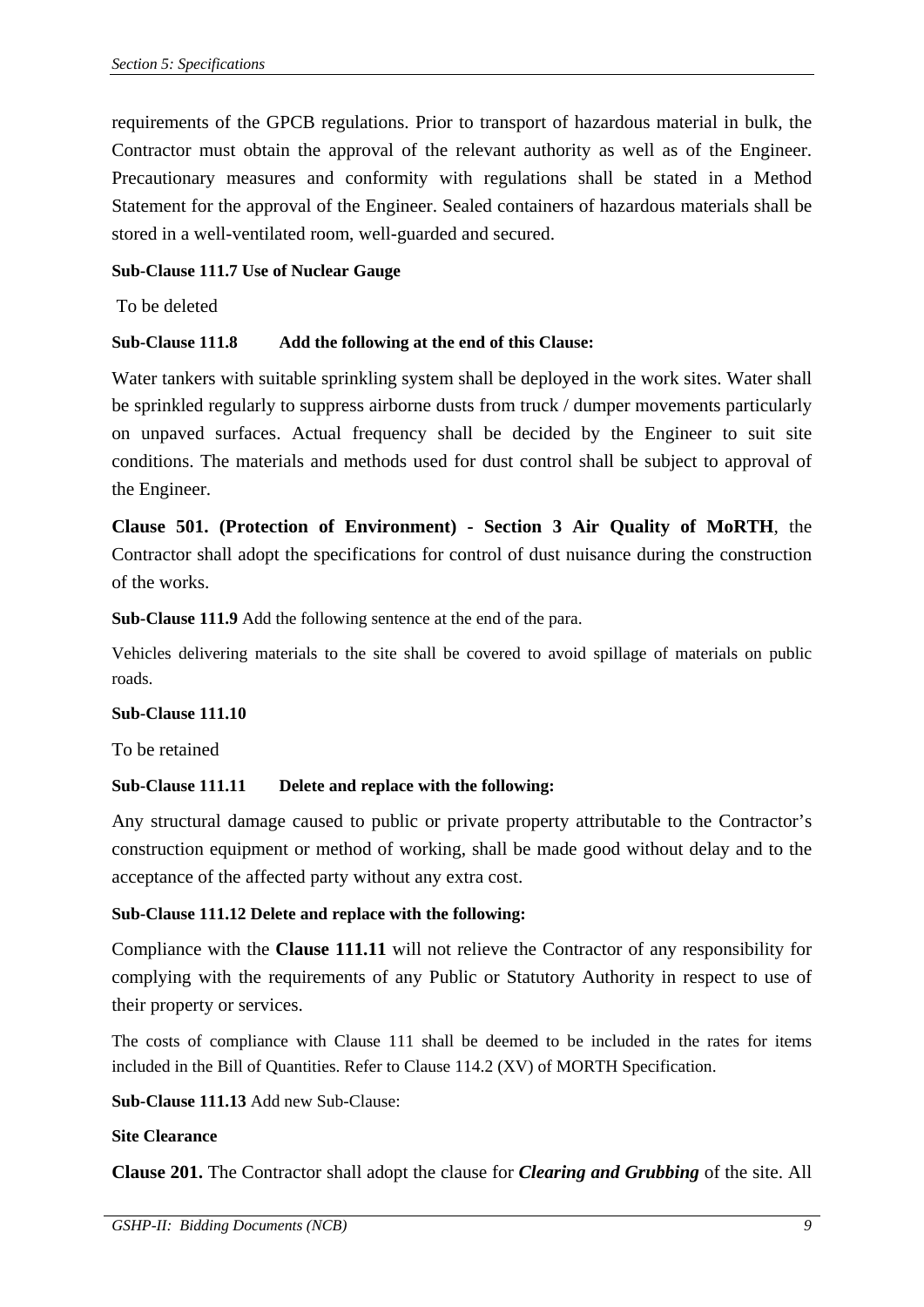requirements of the GPCB regulations. Prior to transport of hazardous material in bulk, the Contractor must obtain the approval of the relevant authority as well as of the Engineer. Precautionary measures and conformity with regulations shall be stated in a Method Statement for the approval of the Engineer. Sealed containers of hazardous materials shall be stored in a well-ventilated room, well-guarded and secured.

**Sub-Clause 111.7 Use of Nuclear Gauge**

To be deleted

**Sub-Clause 111.8 Add the following at the end of this Clause:**

Water tankers with suitable sprinkling system shall be deployed in the work sites. Water shall be sprinkled regularly to suppress airborne dusts from truck / dumper movements particularly on unpaved surfaces. Actual frequency shall be decided by the Engineer to suit site conditions. The materials and methods used for dust control shall be subject to approval of the Engineer.

**Clause 501. (Protection of Environment) - Section 3 Air Quality of MoRTH**, the Contractor shall adopt the specifications for control of dust nuisance during the construction of the works.

**Sub-Clause 111.9** Add the following sentence at the end of the para.

Vehicles delivering materials to the site shall be covered to avoid spillage of materials on public roads.

**Sub-Clause 111.10**

To be retained

**Sub-Clause 111.11 Delete and replace with the following:**

Any structural damage caused to public or private property attributable to the Contractor's construction equipment or method of working, shall be made good without delay and to the acceptance of the affected party without any extra cost.

**Sub-Clause 111.12 Delete and replace with the following:**

Compliance with the **Clause 111.11** will not relieve the Contractor of any responsibility for complying with the requirements of any Public or Statutory Authority in respect to use of their property or services.

The costs of compliance with Clause 111 shall be deemed to be included in the rates for items included in the Bill of Quantities. Refer to Clause 114.2 (XV) of MORTH Specification.

**Sub-Clause 111.13** Add new Sub-Clause:

**Site Clearance**

**Clause 201.** The Contractor shall adopt the clause for ***Clearing and Grubbing*** of the site. All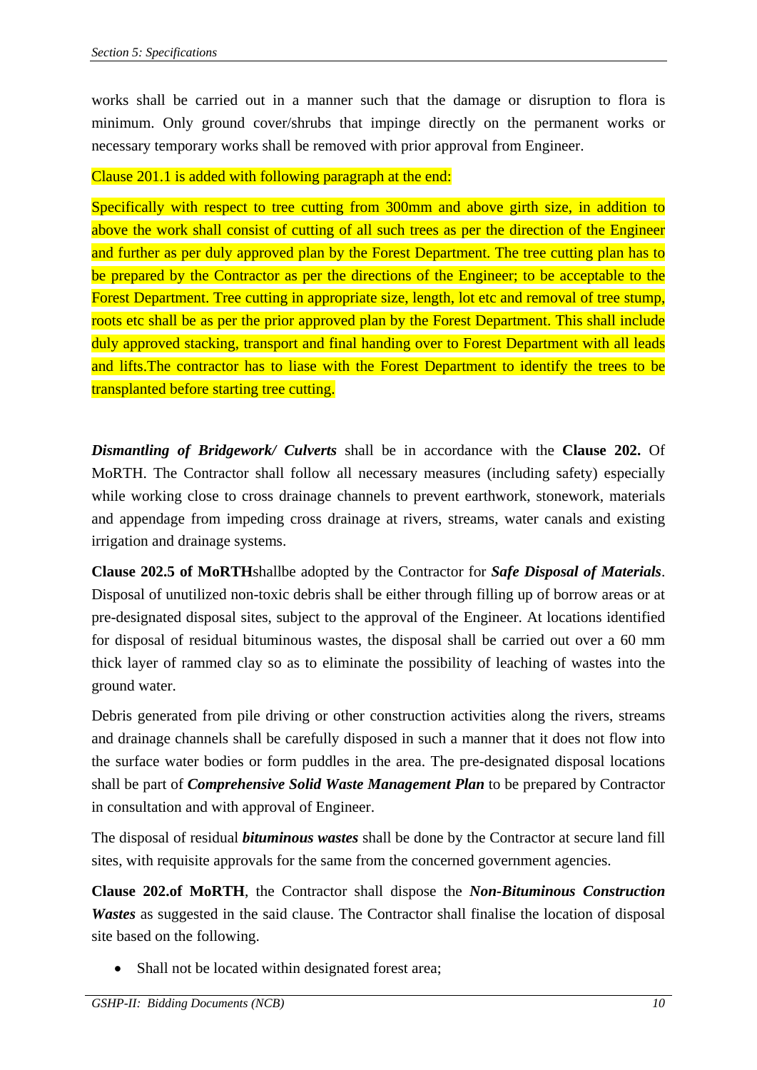works shall be carried out in a manner such that the damage or disruption to flora is minimum. Only ground cover/shrubs that impinge directly on the permanent works or necessary temporary works shall be removed with prior approval from Engineer.

Clause 201.1 is added with following paragraph at the end:

Specifically with respect to tree cutting from 300mm and above girth size, in addition to above the work shall consist of cutting of all such trees as per the direction of the Engineer and further as per duly approved plan by the Forest Department. The tree cutting plan has to be prepared by the Contractor as per the directions of the Engineer; to be acceptable to the Forest Department. Tree cutting in appropriate size, length, lot etc and removal of tree stump, roots etc shall be as per the prior approved plan by the Forest Department. This shall include duly approved stacking, transport and final handing over to Forest Department with all leads and lifts.The contractor has to liase with the Forest Department to identify the trees to be transplanted before starting tree cutting.

***Dismantling of Bridgework/ Culverts*** shall be in accordance with the **Clause 202.** Of MoRTH. The Contractor shall follow all necessary measures (including safety) especially while working close to cross drainage channels to prevent earthwork, stonework, materials and appendage from impeding cross drainage at rivers, streams, water canals and existing irrigation and drainage systems.

**Clause 202.5 of MoRTH**shallbe adopted by the Contractor for ***Safe Disposal of Materials***. Disposal of unutilized non-toxic debris shall be either through filling up of borrow areas or at pre-designated disposal sites, subject to the approval of the Engineer. At locations identified for disposal of residual bituminous wastes, the disposal shall be carried out over a 60 mm thick layer of rammed clay so as to eliminate the possibility of leaching of wastes into the ground water.

Debris generated from pile driving or other construction activities along the rivers, streams and drainage channels shall be carefully disposed in such a manner that it does not flow into the surface water bodies or form puddles in the area. The pre-designated disposal locations shall be part of ***Comprehensive Solid Waste Management Plan*** to be prepared by Contractor in consultation and with approval of Engineer.

The disposal of residual ***bituminous wastes*** shall be done by the Contractor at secure land fill sites, with requisite approvals for the same from the concerned government agencies.

**Clause 202.of MoRTH**, the Contractor shall dispose the ***Non-Bituminous Construction Wastes*** as suggested in the said clause. The Contractor shall finalise the location of disposal site based on the following.

- Shall not be located within designated forest area;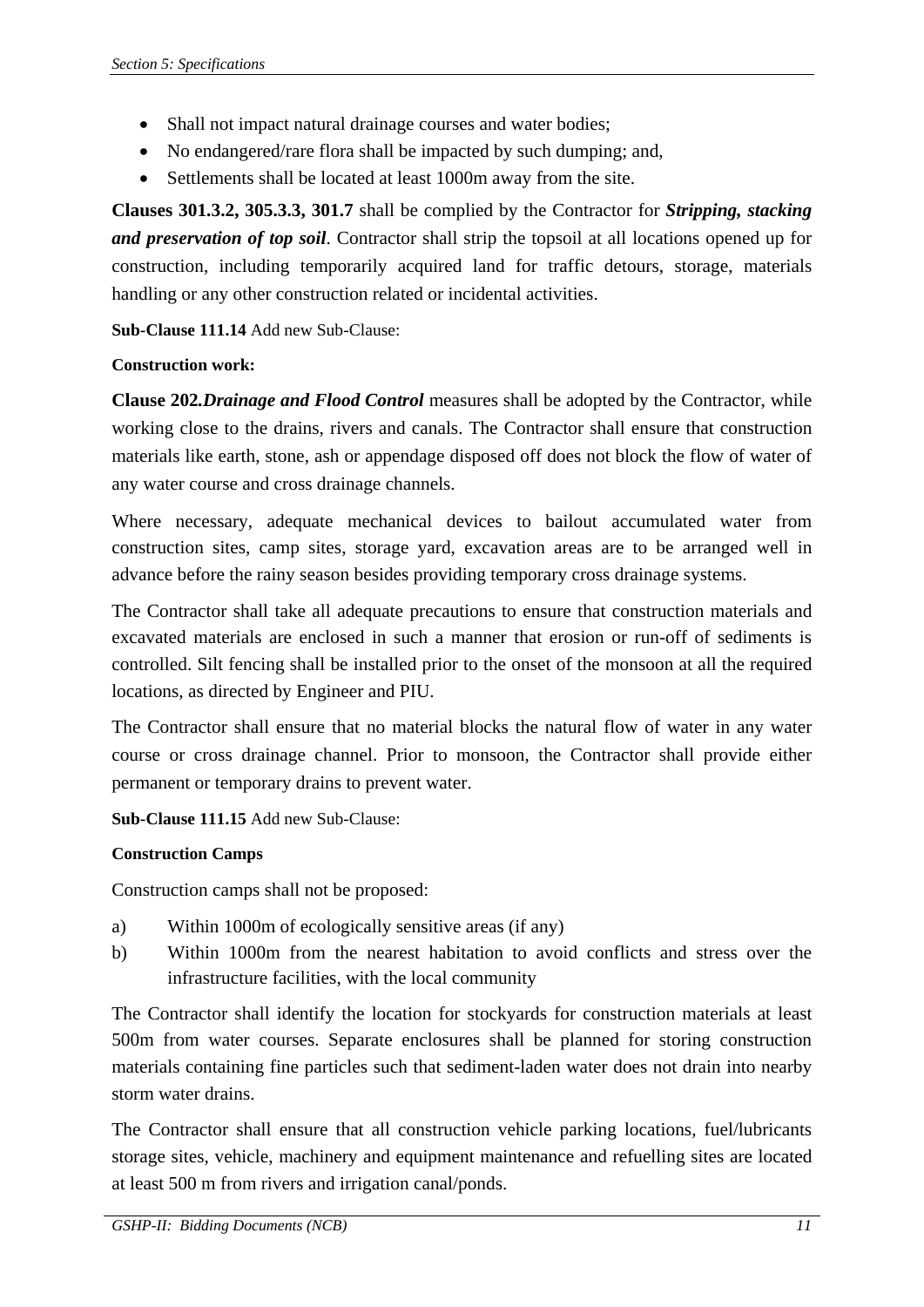- Shall not impact natural drainage courses and water bodies;
- No endangered/rare flora shall be impacted by such dumping; and,
- Settlements shall be located at least 1000m away from the site.

**Clauses 301.3.2, 305.3.3, 301.7** shall be complied by the Contractor for ***Stripping, stacking and preservation of top soil***. Contractor shall strip the topsoil at all locations opened up for construction, including temporarily acquired land for traffic detours, storage, materials handling or any other construction related or incidental activities.

**Sub-Clause 111.14** Add new Sub-Clause:

**Construction work:**

**Clause 202.*Drainage and Flood Control*** measures shall be adopted by the Contractor, while working close to the drains, rivers and canals. The Contractor shall ensure that construction materials like earth, stone, ash or appendage disposed off does not block the flow of water of any water course and cross drainage channels.

Where necessary, adequate mechanical devices to bailout accumulated water from construction sites, camp sites, storage yard, excavation areas are to be arranged well in advance before the rainy season besides providing temporary cross drainage systems.

The Contractor shall take all adequate precautions to ensure that construction materials and excavated materials are enclosed in such a manner that erosion or run-off of sediments is controlled. Silt fencing shall be installed prior to the onset of the monsoon at all the required locations, as directed by Engineer and PIU.

The Contractor shall ensure that no material blocks the natural flow of water in any water course or cross drainage channel. Prior to monsoon, the Contractor shall provide either permanent or temporary drains to prevent water.

**Sub-Clause 111.15** Add new Sub-Clause:

**Construction Camps**

Construction camps shall not be proposed:

a) Within 1000m of ecologically sensitive areas (if any)

b) Within 1000m from the nearest habitation to avoid conflicts and stress over the infrastructure facilities, with the local community

The Contractor shall identify the location for stockyards for construction materials at least 500m from water courses. Separate enclosures shall be planned for storing construction materials containing fine particles such that sediment-laden water does not drain into nearby storm water drains.

The Contractor shall ensure that all construction vehicle parking locations, fuel/lubricants storage sites, vehicle, machinery and equipment maintenance and refuelling sites are located at least 500 m from rivers and irrigation canal/ponds.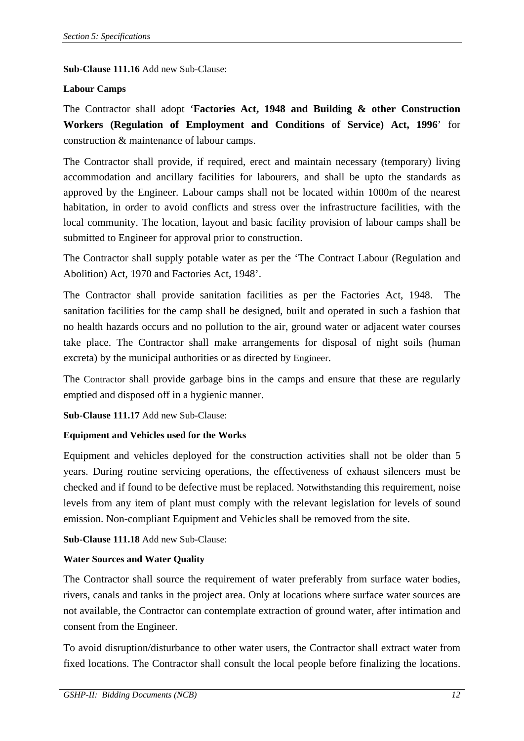**Sub-Clause 111.16** Add new Sub-Clause:

**Labour Camps**

The Contractor shall adopt '**Factories Act, 1948 and Building & other Construction Workers (Regulation of Employment and Conditions of Service) Act, 1996**' for construction & maintenance of labour camps.

The Contractor shall provide, if required, erect and maintain necessary (temporary) living accommodation and ancillary facilities for labourers, and shall be upto the standards as approved by the Engineer. Labour camps shall not be located within 1000m of the nearest habitation, in order to avoid conflicts and stress over the infrastructure facilities, with the local community. The location, layout and basic facility provision of labour camps shall be submitted to Engineer for approval prior to construction.

The Contractor shall supply potable water as per the 'The Contract Labour (Regulation and Abolition) Act, 1970 and Factories Act, 1948'.

The Contractor shall provide sanitation facilities as per the Factories Act, 1948. The sanitation facilities for the camp shall be designed, built and operated in such a fashion that no health hazards occurs and no pollution to the air, ground water or adjacent water courses take place. The Contractor shall make arrangements for disposal of night soils (human excreta) by the municipal authorities or as directed by Engineer.

The Contractor shall provide garbage bins in the camps and ensure that these are regularly emptied and disposed off in a hygienic manner.

**Sub-Clause 111.17** Add new Sub-Clause:

**Equipment and Vehicles used for the Works**

Equipment and vehicles deployed for the construction activities shall not be older than 5 years. During routine servicing operations, the effectiveness of exhaust silencers must be checked and if found to be defective must be replaced. Notwithstanding this requirement, noise levels from any item of plant must comply with the relevant legislation for levels of sound emission. Non-compliant Equipment and Vehicles shall be removed from the site.

**Sub-Clause 111.18** Add new Sub-Clause:

**Water Sources and Water Quality**

The Contractor shall source the requirement of water preferably from surface water bodies, rivers, canals and tanks in the project area. Only at locations where surface water sources are not available, the Contractor can contemplate extraction of ground water, after intimation and consent from the Engineer.

To avoid disruption/disturbance to other water users, the Contractor shall extract water from fixed locations. The Contractor shall consult the local people before finalizing the locations.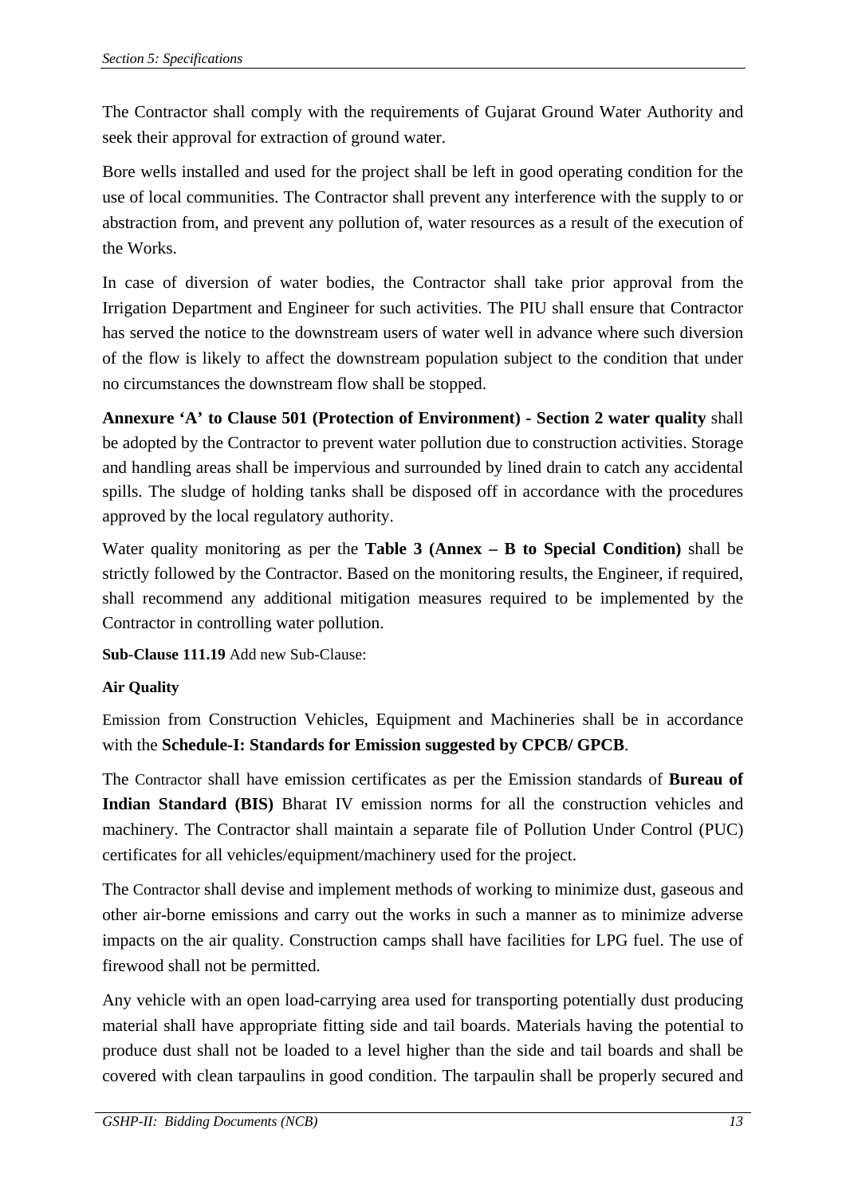The Contractor shall comply with the requirements of Gujarat Ground Water Authority and seek their approval for extraction of ground water.

Bore wells installed and used for the project shall be left in good operating condition for the use of local communities. The Contractor shall prevent any interference with the supply to or abstraction from, and prevent any pollution of, water resources as a result of the execution of the Works.

In case of diversion of water bodies, the Contractor shall take prior approval from the Irrigation Department and Engineer for such activities. The PIU shall ensure that Contractor has served the notice to the downstream users of water well in advance where such diversion of the flow is likely to affect the downstream population subject to the condition that under no circumstances the downstream flow shall be stopped.

**Annexure 'A' to Clause 501 (Protection of Environment) - Section 2 water quality** shall be adopted by the Contractor to prevent water pollution due to construction activities. Storage and handling areas shall be impervious and surrounded by lined drain to catch any accidental spills. The sludge of holding tanks shall be disposed off in accordance with the procedures approved by the local regulatory authority.

Water quality monitoring as per the **Table 3 (Annex – B to Special Condition)** shall be strictly followed by the Contractor. Based on the monitoring results, the Engineer, if required, shall recommend any additional mitigation measures required to be implemented by the Contractor in controlling water pollution.

**Sub-Clause 111.19** Add new Sub-Clause:

**Air Quality**

Emission from Construction Vehicles, Equipment and Machineries shall be in accordance with the **Schedule-I: Standards for Emission suggested by CPCB/ GPCB**.

The Contractor shall have emission certificates as per the Emission standards of **Bureau of Indian Standard (BIS)** Bharat IV emission norms for all the construction vehicles and machinery. The Contractor shall maintain a separate file of Pollution Under Control (PUC) certificates for all vehicles/equipment/machinery used for the project.

The Contractor shall devise and implement methods of working to minimize dust, gaseous and other air-borne emissions and carry out the works in such a manner as to minimize adverse impacts on the air quality. Construction camps shall have facilities for LPG fuel. The use of firewood shall not be permitted.

Any vehicle with an open load-carrying area used for transporting potentially dust producing material shall have appropriate fitting side and tail boards. Materials having the potential to produce dust shall not be loaded to a level higher than the side and tail boards and shall be covered with clean tarpaulins in good condition. The tarpaulin shall be properly secured and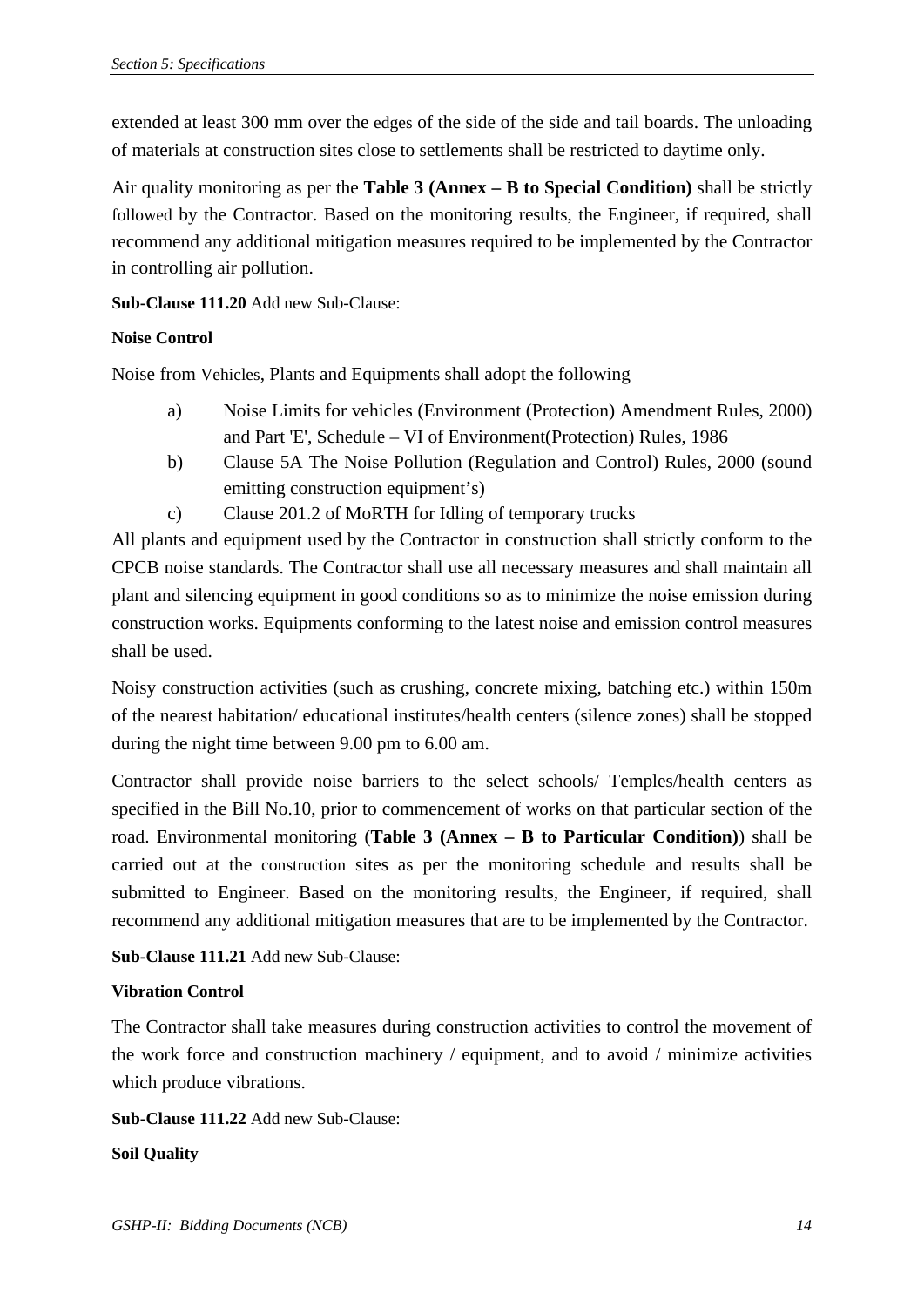extended at least 300 mm over the edges of the side of the side and tail boards. The unloading of materials at construction sites close to settlements shall be restricted to daytime only.

Air quality monitoring as per the **Table 3 (Annex – B to Special Condition)** shall be strictly followed by the Contractor. Based on the monitoring results, the Engineer, if required, shall recommend any additional mitigation measures required to be implemented by the Contractor in controlling air pollution.

**Sub-Clause 111.20** Add new Sub-Clause:

**Noise Control**

Noise from Vehicles, Plants and Equipments shall adopt the following

a) Noise Limits for vehicles (Environment (Protection) Amendment Rules, 2000) and Part 'E', Schedule – VI of Environment(Protection) Rules, 1986
b) Clause 5A The Noise Pollution (Regulation and Control) Rules, 2000 (sound emitting construction equipment's)
c) Clause 201.2 of MoRTH for Idling of temporary trucks

All plants and equipment used by the Contractor in construction shall strictly conform to the CPCB noise standards. The Contractor shall use all necessary measures and shall maintain all plant and silencing equipment in good conditions so as to minimize the noise emission during construction works. Equipments conforming to the latest noise and emission control measures shall be used.

Noisy construction activities (such as crushing, concrete mixing, batching etc.) within 150m of the nearest habitation/ educational institutes/health centers (silence zones) shall be stopped during the night time between 9.00 pm to 6.00 am.

Contractor shall provide noise barriers to the select schools/ Temples/health centers as specified in the Bill No.10, prior to commencement of works on that particular section of the road. Environmental monitoring (**Table 3 (Annex – B to Particular Condition)**) shall be carried out at the construction sites as per the monitoring schedule and results shall be submitted to Engineer. Based on the monitoring results, the Engineer, if required, shall recommend any additional mitigation measures that are to be implemented by the Contractor.

**Sub-Clause 111.21** Add new Sub-Clause:

**Vibration Control**

The Contractor shall take measures during construction activities to control the movement of the work force and construction machinery / equipment, and to avoid / minimize activities which produce vibrations.

**Sub-Clause 111.22** Add new Sub-Clause:

**Soil Quality**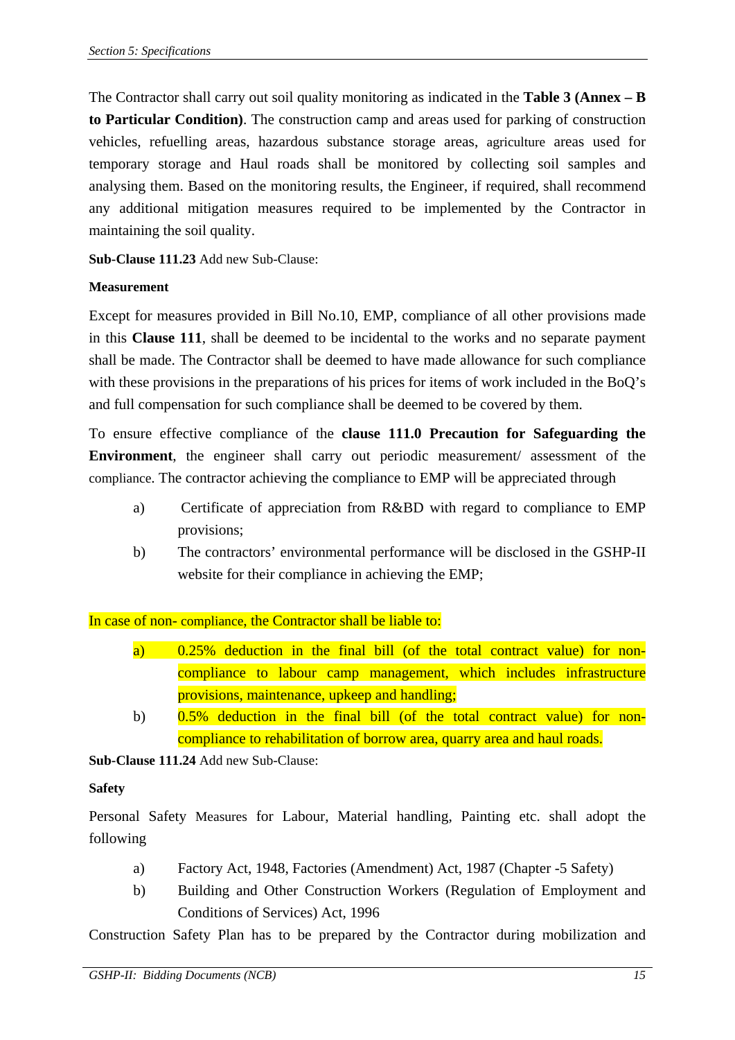The Contractor shall carry out soil quality monitoring as indicated in the **Table 3 (Annex – B to Particular Condition)**. The construction camp and areas used for parking of construction vehicles, refuelling areas, hazardous substance storage areas, agriculture areas used for temporary storage and Haul roads shall be monitored by collecting soil samples and analysing them. Based on the monitoring results, the Engineer, if required, shall recommend any additional mitigation measures required to be implemented by the Contractor in maintaining the soil quality.

**Sub-Clause 111.23** Add new Sub-Clause:

**Measurement**

Except for measures provided in Bill No.10, EMP, compliance of all other provisions made in this **Clause 111**, shall be deemed to be incidental to the works and no separate payment shall be made. The Contractor shall be deemed to have made allowance for such compliance with these provisions in the preparations of his prices for items of work included in the BoQ's and full compensation for such compliance shall be deemed to be covered by them.

To ensure effective compliance of the **clause 111.0 Precaution for Safeguarding the Environment**, the engineer shall carry out periodic measurement/ assessment of the compliance. The contractor achieving the compliance to EMP will be appreciated through

a) Certificate of appreciation from R&BD with regard to compliance to EMP provisions;

b) The contractors' environmental performance will be disclosed in the GSHP-II website for their compliance in achieving the EMP;

In case of non- compliance, the Contractor shall be liable to:

a) 0.25% deduction in the final bill (of the total contract value) for non-compliance to labour camp management, which includes infrastructure provisions, maintenance, upkeep and handling;

b) 0.5% deduction in the final bill (of the total contract value) for non-compliance to rehabilitation of borrow area, quarry area and haul roads.

**Sub-Clause 111.24** Add new Sub-Clause:

**Safety**

Personal Safety Measures for Labour, Material handling, Painting etc. shall adopt the following

a) Factory Act, 1948, Factories (Amendment) Act, 1987 (Chapter -5 Safety)

b) Building and Other Construction Workers (Regulation of Employment and Conditions of Services) Act, 1996

Construction Safety Plan has to be prepared by the Contractor during mobilization and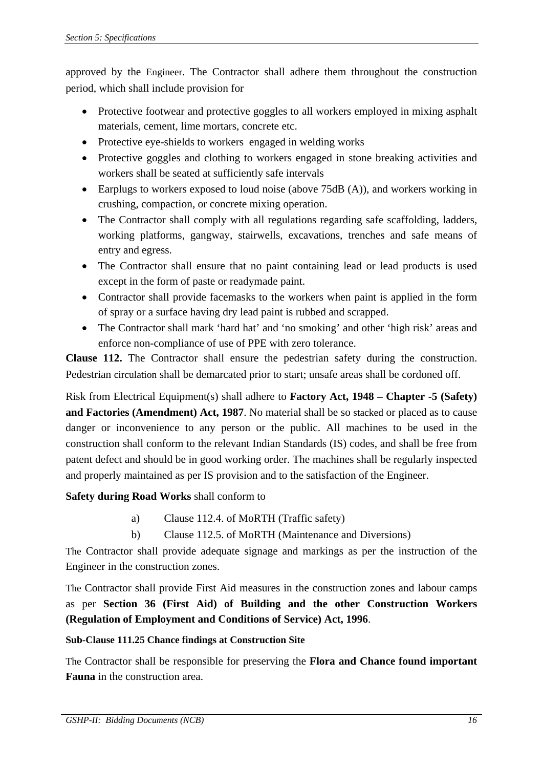approved by the Engineer. The Contractor shall adhere them throughout the construction period, which shall include provision for

- Protective footwear and protective goggles to all workers employed in mixing asphalt materials, cement, lime mortars, concrete etc.
- Protective eye-shields to workers engaged in welding works
- Protective goggles and clothing to workers engaged in stone breaking activities and workers shall be seated at sufficiently safe intervals
- Earplugs to workers exposed to loud noise (above 75dB (A)), and workers working in crushing, compaction, or concrete mixing operation.
- The Contractor shall comply with all regulations regarding safe scaffolding, ladders, working platforms, gangway, stairwells, excavations, trenches and safe means of entry and egress.
- The Contractor shall ensure that no paint containing lead or lead products is used except in the form of paste or readymade paint.
- Contractor shall provide facemasks to the workers when paint is applied in the form of spray or a surface having dry lead paint is rubbed and scrapped.
- The Contractor shall mark 'hard hat' and 'no smoking' and other 'high risk' areas and enforce non-compliance of use of PPE with zero tolerance.

**Clause 112.** The Contractor shall ensure the pedestrian safety during the construction. Pedestrian circulation shall be demarcated prior to start; unsafe areas shall be cordoned off.

Risk from Electrical Equipment(s) shall adhere to **Factory Act, 1948 – Chapter -5 (Safety) and Factories (Amendment) Act, 1987**. No material shall be so stacked or placed as to cause danger or inconvenience to any person or the public. All machines to be used in the construction shall conform to the relevant Indian Standards (IS) codes, and shall be free from patent defect and should be in good working order. The machines shall be regularly inspected and properly maintained as per IS provision and to the satisfaction of the Engineer.

**Safety during Road Works** shall conform to

a) Clause 112.4. of MoRTH (Traffic safety)

b) Clause 112.5. of MoRTH (Maintenance and Diversions)

The Contractor shall provide adequate signage and markings as per the instruction of the Engineer in the construction zones.

The Contractor shall provide First Aid measures in the construction zones and labour camps as per **Section 36 (First Aid) of Building and the other Construction Workers (Regulation of Employment and Conditions of Service) Act, 1996**.

**Sub-Clause 111.25 Chance findings at Construction Site**

The Contractor shall be responsible for preserving the **Flora and Chance found important Fauna** in the construction area.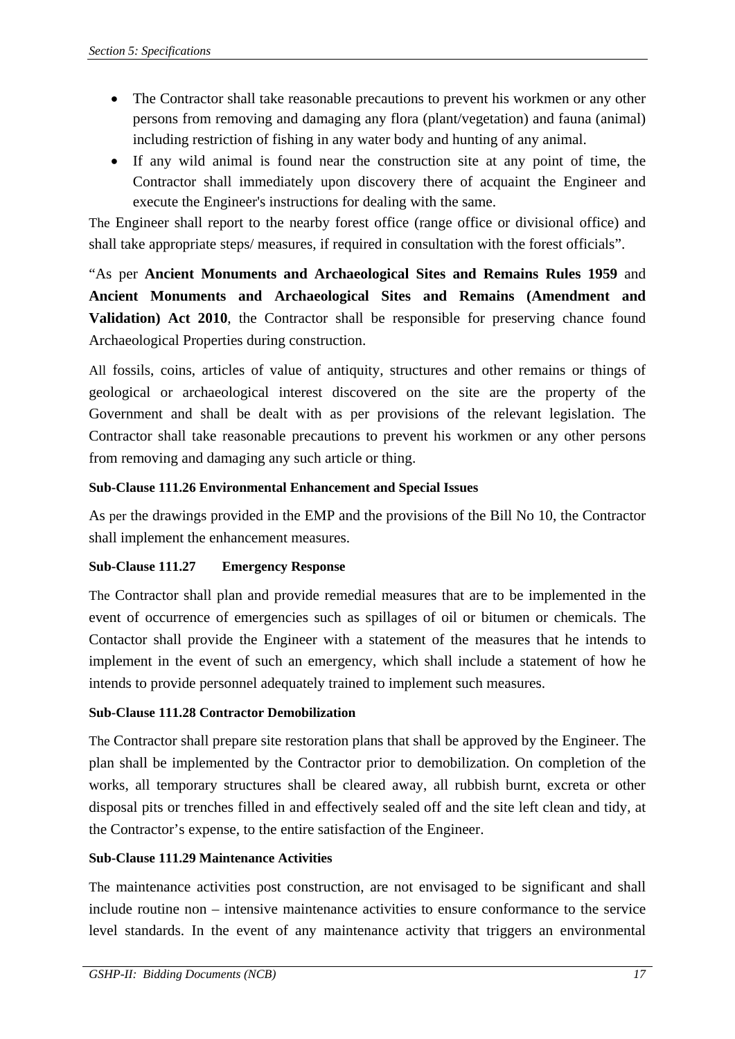- The Contractor shall take reasonable precautions to prevent his workmen or any other persons from removing and damaging any flora (plant/vegetation) and fauna (animal) including restriction of fishing in any water body and hunting of any animal.
- If any wild animal is found near the construction site at any point of time, the Contractor shall immediately upon discovery there of acquaint the Engineer and execute the Engineer's instructions for dealing with the same.

The Engineer shall report to the nearby forest office (range office or divisional office) and shall take appropriate steps/ measures, if required in consultation with the forest officials".

"As per **Ancient Monuments and Archaeological Sites and Remains Rules 1959** and **Ancient Monuments and Archaeological Sites and Remains (Amendment and Validation) Act 2010**, the Contractor shall be responsible for preserving chance found Archaeological Properties during construction.

All fossils, coins, articles of value of antiquity, structures and other remains or things of geological or archaeological interest discovered on the site are the property of the Government and shall be dealt with as per provisions of the relevant legislation. The Contractor shall take reasonable precautions to prevent his workmen or any other persons from removing and damaging any such article or thing.

**Sub-Clause 111.26 Environmental Enhancement and Special Issues**

As per the drawings provided in the EMP and the provisions of the Bill No 10, the Contractor shall implement the enhancement measures.

**Sub-Clause 111.27 Emergency Response**

The Contractor shall plan and provide remedial measures that are to be implemented in the event of occurrence of emergencies such as spillages of oil or bitumen or chemicals. The Contactor shall provide the Engineer with a statement of the measures that he intends to implement in the event of such an emergency, which shall include a statement of how he intends to provide personnel adequately trained to implement such measures.

**Sub-Clause 111.28 Contractor Demobilization**

The Contractor shall prepare site restoration plans that shall be approved by the Engineer. The plan shall be implemented by the Contractor prior to demobilization. On completion of the works, all temporary structures shall be cleared away, all rubbish burnt, excreta or other disposal pits or trenches filled in and effectively sealed off and the site left clean and tidy, at the Contractor's expense, to the entire satisfaction of the Engineer.

**Sub-Clause 111.29 Maintenance Activities**

The maintenance activities post construction, are not envisaged to be significant and shall include routine non – intensive maintenance activities to ensure conformance to the service level standards. In the event of any maintenance activity that triggers an environmental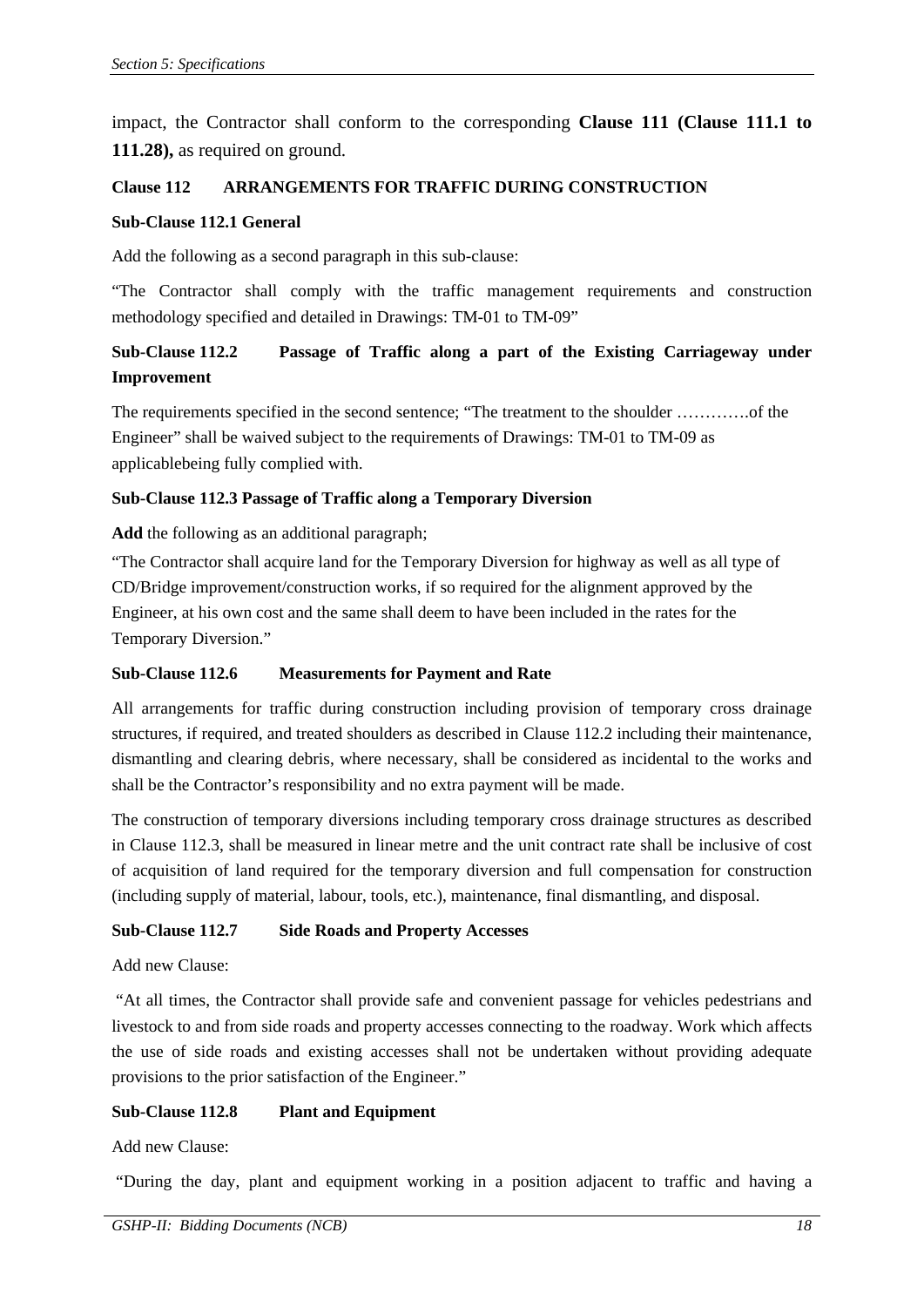impact, the Contractor shall conform to the corresponding **Clause 111 (Clause 111.1 to 111.28),** as required on ground.

**Clause 112 ARRANGEMENTS FOR TRAFFIC DURING CONSTRUCTION**

**Sub-Clause 112.1 General**

Add the following as a second paragraph in this sub-clause:

"The Contractor shall comply with the traffic management requirements and construction methodology specified and detailed in Drawings: TM-01 to TM-09"

**Sub-Clause 112.2 Passage of Traffic along a part of the Existing Carriageway under Improvement**

The requirements specified in the second sentence; "The treatment to the shoulder …………of the Engineer" shall be waived subject to the requirements of Drawings: TM-01 to TM-09 as applicablebeing fully complied with.

**Sub-Clause 112.3 Passage of Traffic along a Temporary Diversion**

**Add** the following as an additional paragraph;

"The Contractor shall acquire land for the Temporary Diversion for highway as well as all type of CD/Bridge improvement/construction works, if so required for the alignment approved by the Engineer, at his own cost and the same shall deem to have been included in the rates for the Temporary Diversion."

**Sub-Clause 112.6 Measurements for Payment and Rate**

All arrangements for traffic during construction including provision of temporary cross drainage structures, if required, and treated shoulders as described in Clause 112.2 including their maintenance, dismantling and clearing debris, where necessary, shall be considered as incidental to the works and shall be the Contractor's responsibility and no extra payment will be made.

The construction of temporary diversions including temporary cross drainage structures as described in Clause 112.3, shall be measured in linear metre and the unit contract rate shall be inclusive of cost of acquisition of land required for the temporary diversion and full compensation for construction (including supply of material, labour, tools, etc.), maintenance, final dismantling, and disposal.

**Sub-Clause 112.7 Side Roads and Property Accesses**

Add new Clause:

"At all times, the Contractor shall provide safe and convenient passage for vehicles pedestrians and livestock to and from side roads and property accesses connecting to the roadway. Work which affects the use of side roads and existing accesses shall not be undertaken without providing adequate provisions to the prior satisfaction of the Engineer."

**Sub-Clause 112.8 Plant and Equipment**

Add new Clause:

"During the day, plant and equipment working in a position adjacent to traffic and having a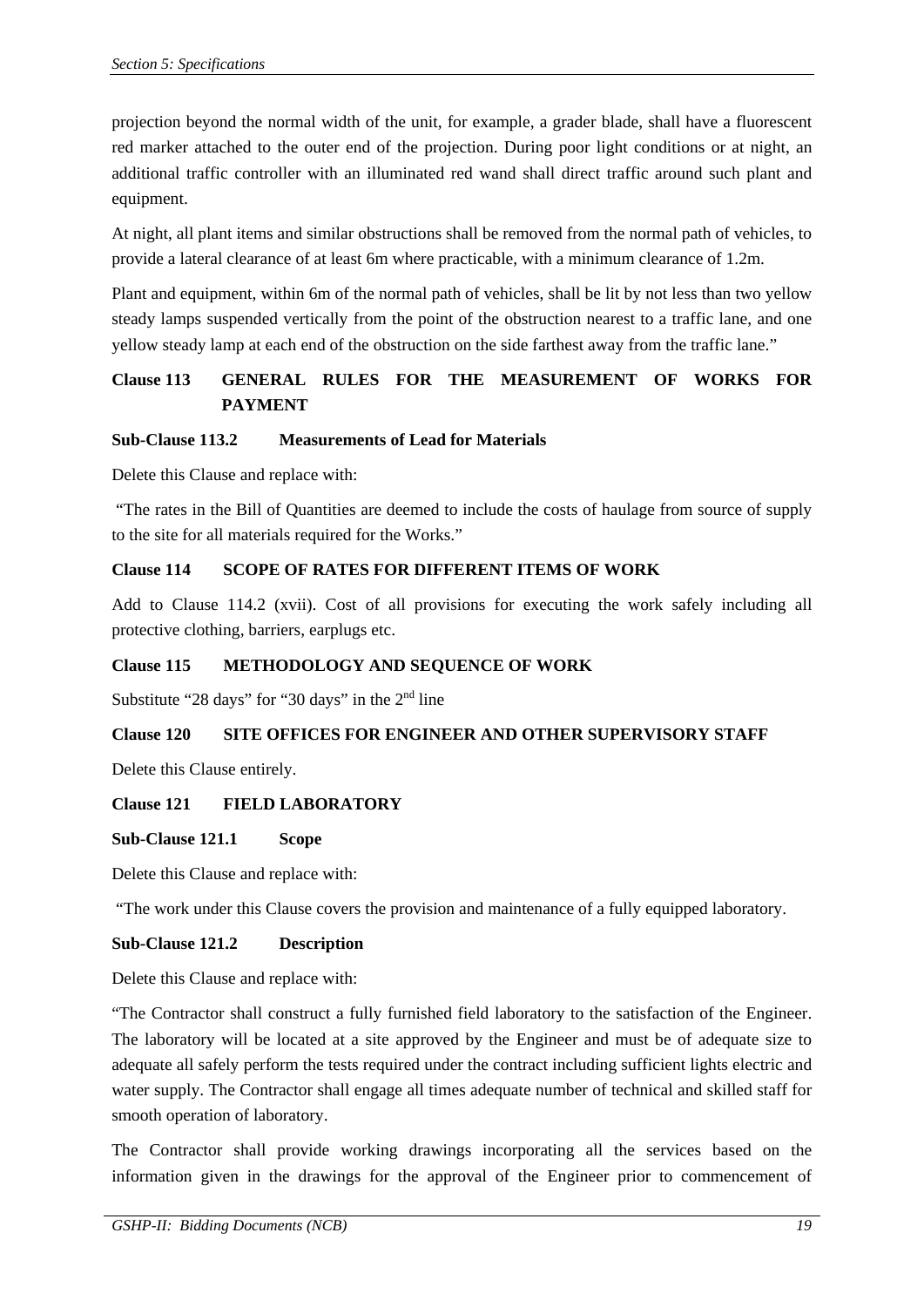projection beyond the normal width of the unit, for example, a grader blade, shall have a fluorescent red marker attached to the outer end of the projection. During poor light conditions or at night, an additional traffic controller with an illuminated red wand shall direct traffic around such plant and equipment.

At night, all plant items and similar obstructions shall be removed from the normal path of vehicles, to provide a lateral clearance of at least 6m where practicable, with a minimum clearance of 1.2m.

Plant and equipment, within 6m of the normal path of vehicles, shall be lit by not less than two yellow steady lamps suspended vertically from the point of the obstruction nearest to a traffic lane, and one yellow steady lamp at each end of the obstruction on the side farthest away from the traffic lane."

**Clause 113 GENERAL RULES FOR THE MEASUREMENT OF WORKS FOR PAYMENT**

**Sub-Clause 113.2 Measurements of Lead for Materials**

Delete this Clause and replace with:

"The rates in the Bill of Quantities are deemed to include the costs of haulage from source of supply to the site for all materials required for the Works."

**Clause 114 SCOPE OF RATES FOR DIFFERENT ITEMS OF WORK**

Add to Clause 114.2 (xvii). Cost of all provisions for executing the work safely including all protective clothing, barriers, earplugs etc.

**Clause 115 METHODOLOGY AND SEQUENCE OF WORK**

Substitute "28 days" for "30 days" in the 2nd line

**Clause 120 SITE OFFICES FOR ENGINEER AND OTHER SUPERVISORY STAFF**

Delete this Clause entirely.

**Clause 121 FIELD LABORATORY**

**Sub-Clause 121.1 Scope**

Delete this Clause and replace with:

"The work under this Clause covers the provision and maintenance of a fully equipped laboratory.

**Sub-Clause 121.2 Description**

Delete this Clause and replace with:

"The Contractor shall construct a fully furnished field laboratory to the satisfaction of the Engineer. The laboratory will be located at a site approved by the Engineer and must be of adequate size to adequate all safely perform the tests required under the contract including sufficient lights electric and water supply. The Contractor shall engage all times adequate number of technical and skilled staff for smooth operation of laboratory.

The Contractor shall provide working drawings incorporating all the services based on the information given in the drawings for the approval of the Engineer prior to commencement of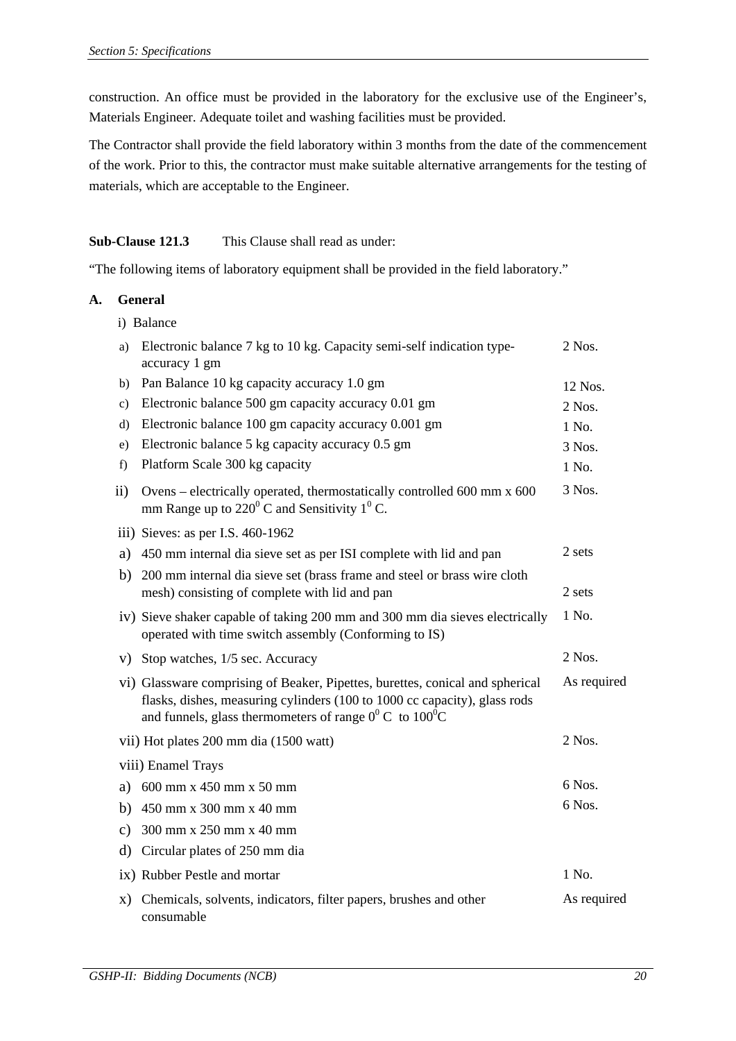construction. An office must be provided in the laboratory for the exclusive use of the Engineer's, Materials Engineer. Adequate toilet and washing facilities must be provided.

The Contractor shall provide the field laboratory within 3 months from the date of the commencement of the work. Prior to this, the contractor must make suitable alternative arrangements for the testing of materials, which are acceptable to the Engineer.

**Sub-Clause 121.3** This Clause shall read as under:

"The following items of laboratory equipment shall be provided in the field laboratory."

**A. General**

| Item | Description | Quantity |
|---|---|---|
| i) | Balance | |
| a) | Electronic balance 7 kg to 10 kg. Capacity semi-self indication type-accuracy 1 gm | 2 Nos. |
| b) | Pan Balance 10 kg capacity accuracy 1.0 gm | 12 Nos. |
| c) | Electronic balance 500 gm capacity accuracy 0.01 gm | 2 Nos. |
| d) | Electronic balance 100 gm capacity accuracy 0.001 gm | 1 No. |
| e) | Electronic balance 5 kg capacity accuracy 0.5 gm | 3 Nos. |
| f) | Platform Scale 300 kg capacity | 1 No. |
| ii) | Ovens – electrically operated, thermostatically controlled 600 mm x 600 mm Range up to 220$^0$ C and Sensitivity 1$^0$ C. | 3 Nos. |
| iii) | Sieves: as per I.S. 460-1962 | |
| a) | 450 mm internal dia sieve set as per ISI complete with lid and pan | 2 sets |
| b) | 200 mm internal dia sieve set (brass frame and steel or brass wire cloth mesh) consisting of complete with lid and pan | 2 sets |
| iv) | Sieve shaker capable of taking 200 mm and 300 mm dia sieves electrically operated with time switch assembly (Conforming to IS) | 1 No. |
| v) | Stop watches, 1/5 sec. Accuracy | 2 Nos. |
| vi) | Glassware comprising of Beaker, Pipettes, burettes, conical and spherical flasks, dishes, measuring cylinders (100 to 1000 cc capacity), glass rods and funnels, glass thermometers of range 0$^0$ C to 100$^0$C | As required |
| vii) | Hot plates 200 mm dia (1500 watt) | 2 Nos. |
| viii) | Enamel Trays | |
| a) | 600 mm x 450 mm x 50 mm | 6 Nos. |
| b) | 450 mm x 300 mm x 40 mm | 6 Nos. |
| c) | 300 mm x 250 mm x 40 mm | |
| d) | Circular plates of 250 mm dia | |
| ix) | Rubber Pestle and mortar | 1 No. |
| x) | Chemicals, solvents, indicators, filter papers, brushes and other consumable | As required |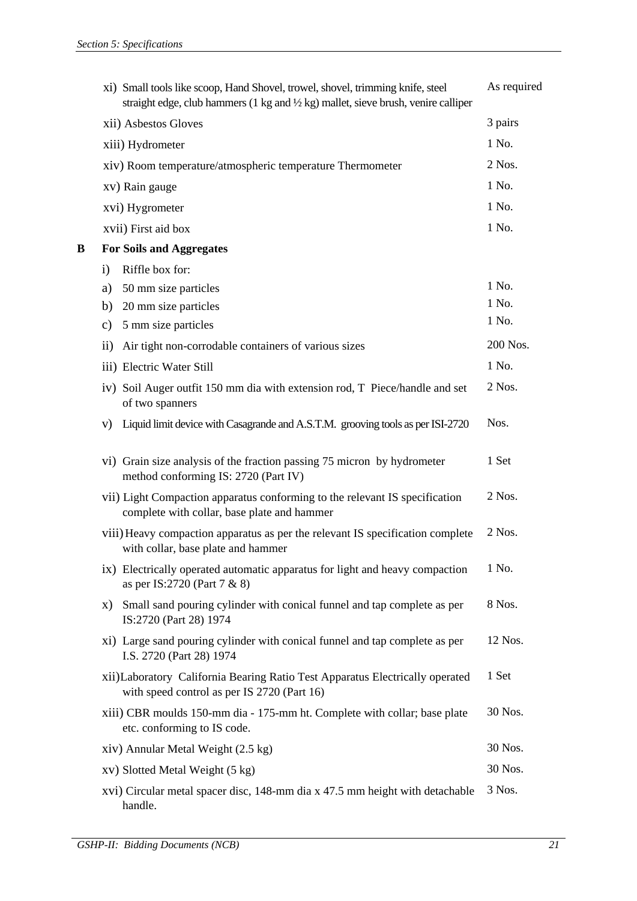| | Item | Quantity |
|---|---|---|
| | xi) Small tools like scoop, Hand Shovel, trowel, shovel, trimming knife, steel straight edge, club hammers (1 kg and ½ kg) mallet, sieve brush, venire calliper | As required |
| | xii) Asbestos Gloves | 3 pairs |
| | xiii) Hydrometer | 1 No. |
| | xiv) Room temperature/atmospheric temperature Thermometer | 2 Nos. |
| | xv) Rain gauge | 1 No. |
| | xvi) Hygrometer | 1 No. |
| | xvii) First aid box | 1 No. |
| **B** | **For Soils and Aggregates** | |
| | i) Riffle box for: | |
| | a) 50 mm size particles | 1 No. |
| | b) 20 mm size particles | 1 No. |
| | c) 5 mm size particles | 1 No. |
| | ii) Air tight non-corrodable containers of various sizes | 200 Nos. |
| | iii) Electric Water Still | 1 No. |
| | iv) Soil Auger outfit 150 mm dia with extension rod, T Piece/handle and set of two spanners | 2 Nos. |
| | v) Liquid limit device with Casagrande and A.S.T.M. grooving tools as per ISI-2720 | Nos. |
| | vi) Grain size analysis of the fraction passing 75 micron by hydrometer method conforming IS: 2720 (Part IV) | 1 Set |
| | vii) Light Compaction apparatus conforming to the relevant IS specification complete with collar, base plate and hammer | 2 Nos. |
| | viii) Heavy compaction apparatus as per the relevant IS specification complete with collar, base plate and hammer | 2 Nos. |
| | ix) Electrically operated automatic apparatus for light and heavy compaction as per IS:2720 (Part 7 & 8) | 1 No. |
| | x) Small sand pouring cylinder with conical funnel and tap complete as per IS:2720 (Part 28) 1974 | 8 Nos. |
| | xi) Large sand pouring cylinder with conical funnel and tap complete as per I.S. 2720 (Part 28) 1974 | 12 Nos. |
| | xii) Laboratory California Bearing Ratio Test Apparatus Electrically operated with speed control as per IS 2720 (Part 16) | 1 Set |
| | xiii) CBR moulds 150-mm dia - 175-mm ht. Complete with collar; base plate etc. conforming to IS code. | 30 Nos. |
| | xiv) Annular Metal Weight (2.5 kg) | 30 Nos. |
| | xv) Slotted Metal Weight (5 kg) | 30 Nos. |
| | xvi) Circular metal spacer disc, 148-mm dia x 47.5 mm height with detachable handle. | 3 Nos. |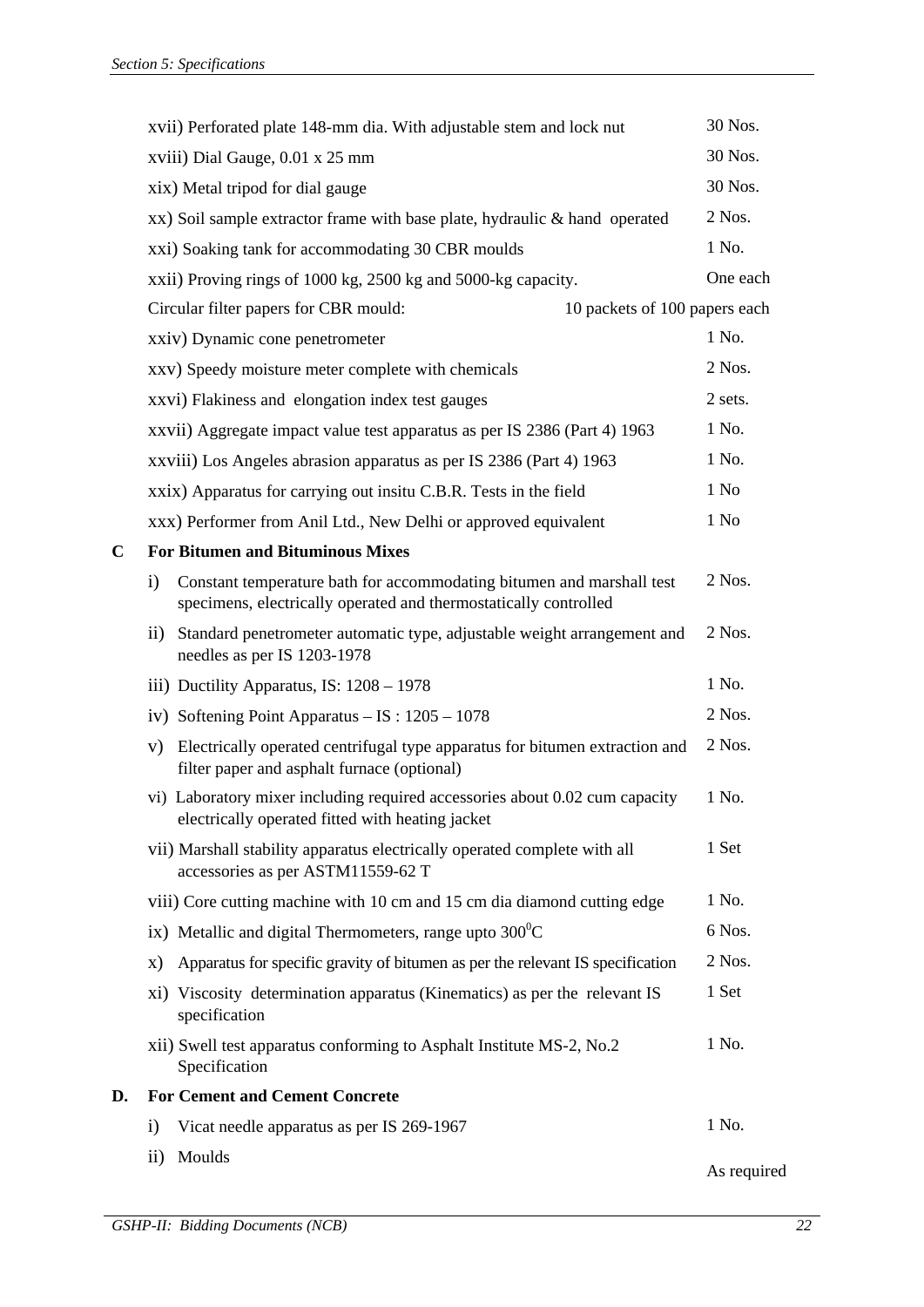| | | |
|---|---|---|
| | xvii) Perforated plate 148-mm dia. With adjustable stem and lock nut | 30 Nos. |
| | xviii) Dial Gauge, 0.01 x 25 mm | 30 Nos. |
| | xix) Metal tripod for dial gauge | 30 Nos. |
| | xx) Soil sample extractor frame with base plate, hydraulic & hand operated | 2 Nos. |
| | xxi) Soaking tank for accommodating 30 CBR moulds | 1 No. |
| | xxii) Proving rings of 1000 kg, 2500 kg and 5000-kg capacity. | One each |
| | Circular filter papers for CBR mould: | 10 packets of 100 papers each |
| | xxiv) Dynamic cone penetrometer | 1 No. |
| | xxv) Speedy moisture meter complete with chemicals | 2 Nos. |
| | xxvi) Flakiness and elongation index test gauges | 2 sets. |
| | xxvii) Aggregate impact value test apparatus as per IS 2386 (Part 4) 1963 | 1 No. |
| | xxviii) Los Angeles abrasion apparatus as per IS 2386 (Part 4) 1963 | 1 No. |
| | xxix) Apparatus for carrying out insitu C.B.R. Tests in the field | 1 No |
| | xxx) Performer from Anil Ltd., New Delhi or approved equivalent | 1 No |
| **C** | **For Bitumen and Bituminous Mixes** | |
| | i) Constant temperature bath for accommodating bitumen and marshall test specimens, electrically operated and thermostatically controlled | 2 Nos. |
| | ii) Standard penetrometer automatic type, adjustable weight arrangement and needles as per IS 1203-1978 | 2 Nos. |
| | iii) Ductility Apparatus, IS: 1208 – 1978 | 1 No. |
| | iv) Softening Point Apparatus – IS : 1205 – 1078 | 2 Nos. |
| | v) Electrically operated centrifugal type apparatus for bitumen extraction and filter paper and asphalt furnace (optional) | 2 Nos. |
| | vi) Laboratory mixer including required accessories about 0.02 cum capacity electrically operated fitted with heating jacket | 1 No. |
| | vii) Marshall stability apparatus electrically operated complete with all accessories as per ASTM11559-62 T | 1 Set |
| | viii) Core cutting machine with 10 cm and 15 cm dia diamond cutting edge | 1 No. |
| | ix) Metallic and digital Thermometers, range upto $300^0$C | 6 Nos. |
| | x) Apparatus for specific gravity of bitumen as per the relevant IS specification | 2 Nos. |
| | xi) Viscosity determination apparatus (Kinematics) as per the relevant IS specification | 1 Set |
| | xii) Swell test apparatus conforming to Asphalt Institute MS-2, No.2 Specification | 1 No. |
| **D.** | **For Cement and Cement Concrete** | |
| | i) Vicat needle apparatus as per IS 269-1967 | 1 No. |
| | ii) Moulds | As required |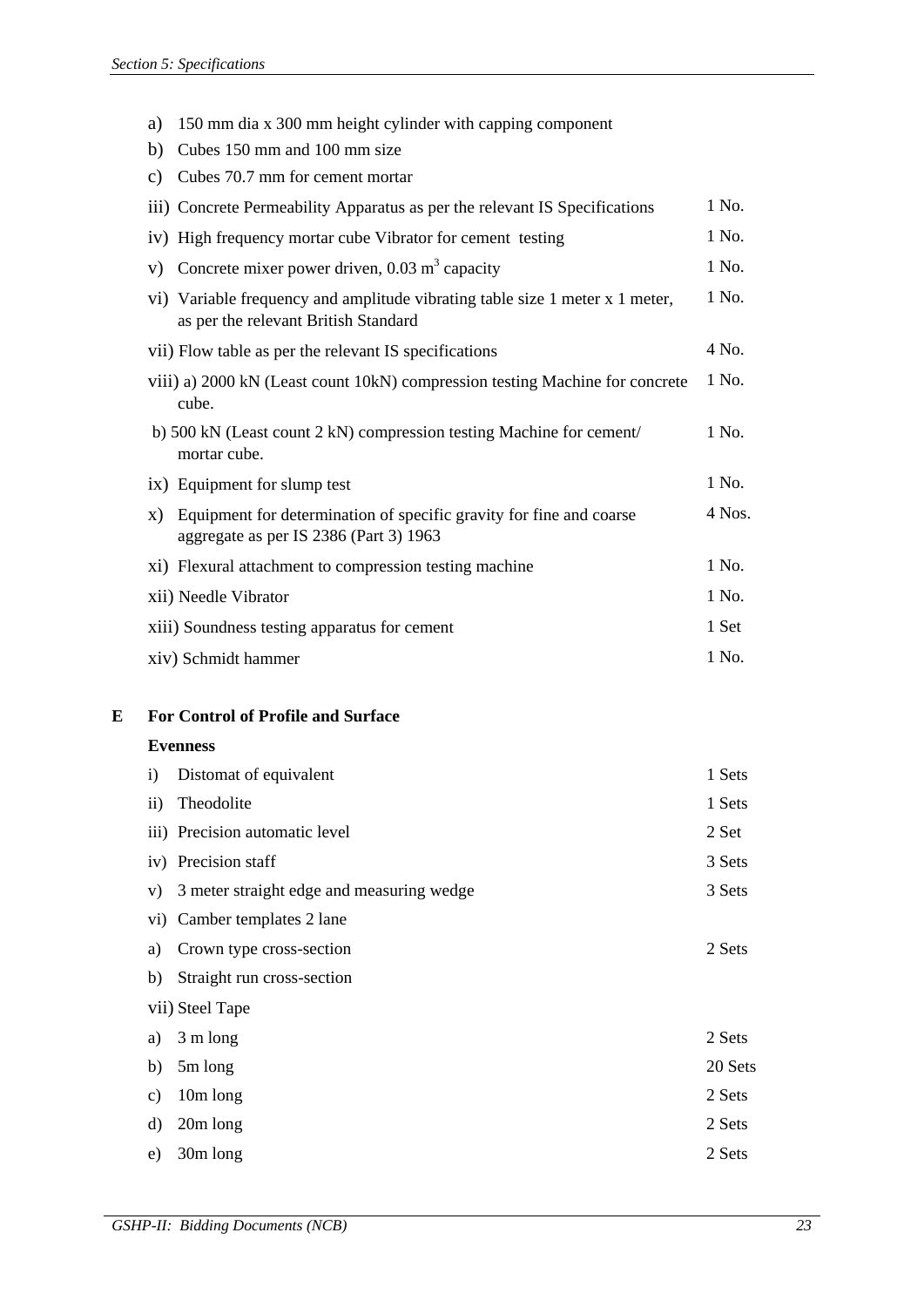a) 150 mm dia x 300 mm height cylinder with capping component

b) Cubes 150 mm and 100 mm size

c) Cubes 70.7 mm for cement mortar

| | |
|---|---|
| iii) Concrete Permeability Apparatus as per the relevant IS Specifications | 1 No. |
| iv) High frequency mortar cube Vibrator for cement testing | 1 No. |
| v) Concrete mixer power driven, 0.03 $m^3$ capacity | 1 No. |
| vi) Variable frequency and amplitude vibrating table size 1 meter x 1 meter, as per the relevant British Standard | 1 No. |
| vii) Flow table as per the relevant IS specifications | 4 No. |
| viii) a) 2000 kN (Least count 10kN) compression testing Machine for concrete cube. | 1 No. |
| b) 500 kN (Least count 2 kN) compression testing Machine for cement/ mortar cube. | 1 No. |
| ix) Equipment for slump test | 1 No. |
| x) Equipment for determination of specific gravity for fine and coarse aggregate as per IS 2386 (Part 3) 1963 | 4 Nos. |
| xi) Flexural attachment to compression testing machine | 1 No. |
| xii) Needle Vibrator | 1 No. |
| xiii) Soundness testing apparatus for cement | 1 Set |
| xiv) Schmidt hammer | 1 No. |

**E For Control of Profile and Surface Evenness**

| | |
|---|---|
| i) Distomat of equivalent | 1 Sets |
| ii) Theodolite | 1 Sets |
| iii) Precision automatic level | 2 Set |
| iv) Precision staff | 3 Sets |
| v) 3 meter straight edge and measuring wedge | 3 Sets |
| vi) Camber templates 2 lane | |
| a) Crown type cross-section | 2 Sets |
| b) Straight run cross-section | |
| vii) Steel Tape | |
| a) 3 m long | 2 Sets |
| b) 5m long | 20 Sets |
| c) 10m long | 2 Sets |
| d) 20m long | 2 Sets |
| e) 30m long | 2 Sets |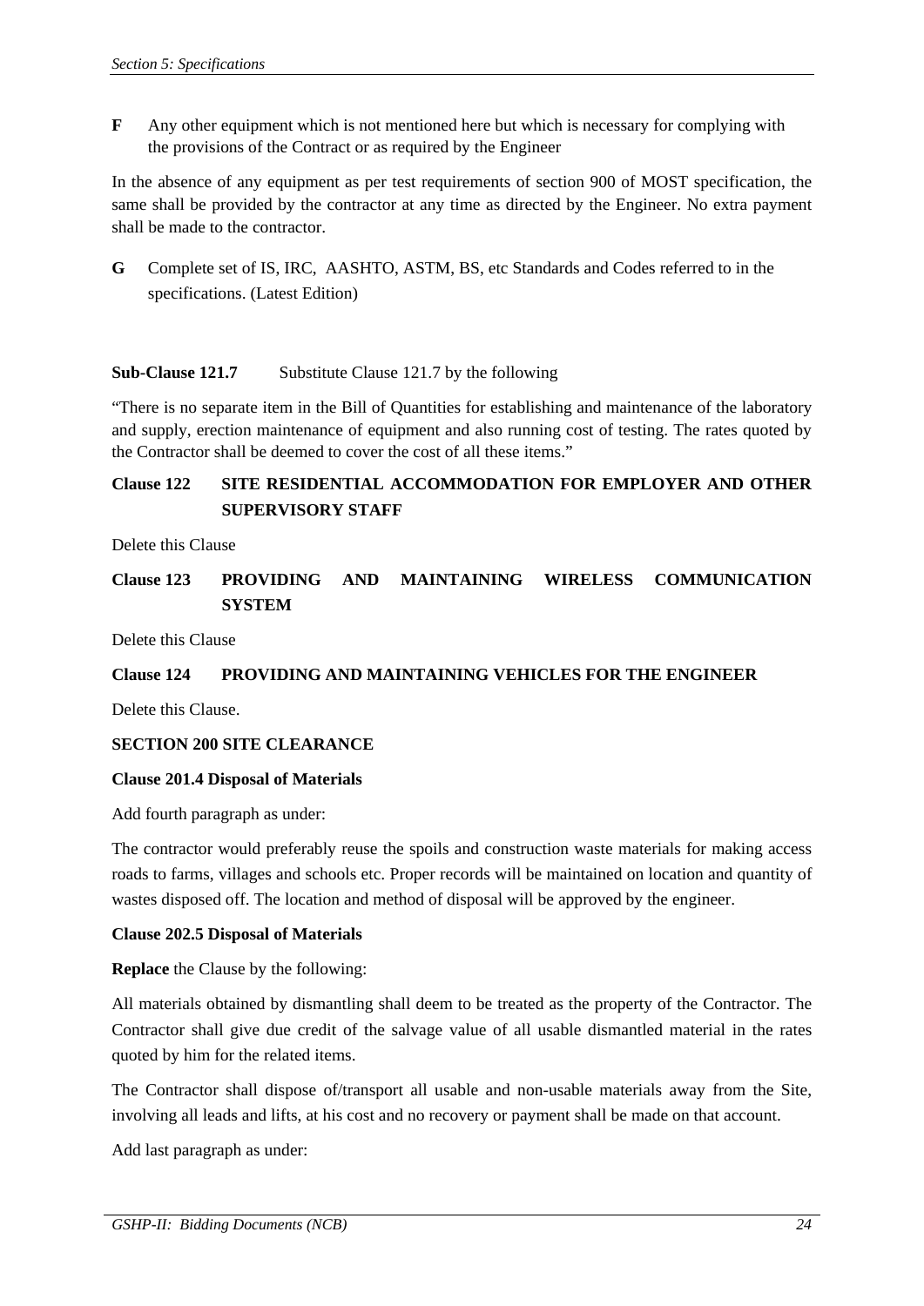**F** Any other equipment which is not mentioned here but which is necessary for complying with the provisions of the Contract or as required by the Engineer

In the absence of any equipment as per test requirements of section 900 of MOST specification, the same shall be provided by the contractor at any time as directed by the Engineer. No extra payment shall be made to the contractor.

**G** Complete set of IS, IRC, AASHTO, ASTM, BS, etc Standards and Codes referred to in the specifications. (Latest Edition)

**Sub-Clause 121.7** Substitute Clause 121.7 by the following

"There is no separate item in the Bill of Quantities for establishing and maintenance of the laboratory and supply, erection maintenance of equipment and also running cost of testing. The rates quoted by the Contractor shall be deemed to cover the cost of all these items."

**Clause 122 SITE RESIDENTIAL ACCOMMODATION FOR EMPLOYER AND OTHER SUPERVISORY STAFF**

Delete this Clause

**Clause 123 PROVIDING AND MAINTAINING WIRELESS COMMUNICATION SYSTEM**

Delete this Clause

**Clause 124 PROVIDING AND MAINTAINING VEHICLES FOR THE ENGINEER**

Delete this Clause.

**SECTION 200 SITE CLEARANCE**

**Clause 201.4 Disposal of Materials**

Add fourth paragraph as under:

The contractor would preferably reuse the spoils and construction waste materials for making access roads to farms, villages and schools etc. Proper records will be maintained on location and quantity of wastes disposed off. The location and method of disposal will be approved by the engineer.

**Clause 202.5 Disposal of Materials**

**Replace** the Clause by the following:

All materials obtained by dismantling shall deem to be treated as the property of the Contractor. The Contractor shall give due credit of the salvage value of all usable dismantled material in the rates quoted by him for the related items.

The Contractor shall dispose of/transport all usable and non-usable materials away from the Site, involving all leads and lifts, at his cost and no recovery or payment shall be made on that account.

Add last paragraph as under: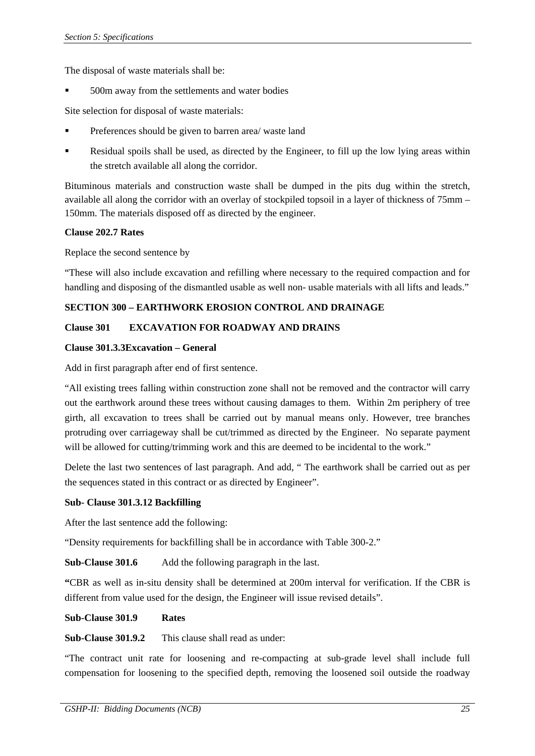The disposal of waste materials shall be:

- 500m away from the settlements and water bodies

Site selection for disposal of waste materials:

- Preferences should be given to barren area/ waste land
- Residual spoils shall be used, as directed by the Engineer, to fill up the low lying areas within the stretch available all along the corridor.

Bituminous materials and construction waste shall be dumped in the pits dug within the stretch, available all along the corridor with an overlay of stockpiled topsoil in a layer of thickness of 75mm – 150mm. The materials disposed off as directed by the engineer.

**Clause 202.7 Rates**

Replace the second sentence by

"These will also include excavation and refilling where necessary to the required compaction and for handling and disposing of the dismantled usable as well non- usable materials with all lifts and leads."

**SECTION 300 – EARTHWORK EROSION CONTROL AND DRAINAGE**

**Clause 301 EXCAVATION FOR ROADWAY AND DRAINS**

**Clause 301.3.3Excavation – General**

Add in first paragraph after end of first sentence.

"All existing trees falling within construction zone shall not be removed and the contractor will carry out the earthwork around these trees without causing damages to them. Within 2m periphery of tree girth, all excavation to trees shall be carried out by manual means only. However, tree branches protruding over carriageway shall be cut/trimmed as directed by the Engineer. No separate payment will be allowed for cutting/trimming work and this are deemed to be incidental to the work."

Delete the last two sentences of last paragraph. And add, " The earthwork shall be carried out as per the sequences stated in this contract or as directed by Engineer".

**Sub- Clause 301.3.12 Backfilling**

After the last sentence add the following:

"Density requirements for backfilling shall be in accordance with Table 300-2."

**Sub-Clause 301.6** Add the following paragraph in the last.

**"**CBR as well as in-situ density shall be determined at 200m interval for verification. If the CBR is different from value used for the design, the Engineer will issue revised details".

**Sub-Clause 301.9 Rates**

**Sub-Clause 301.9.2** This clause shall read as under:

"The contract unit rate for loosening and re-compacting at sub-grade level shall include full compensation for loosening to the specified depth, removing the loosened soil outside the roadway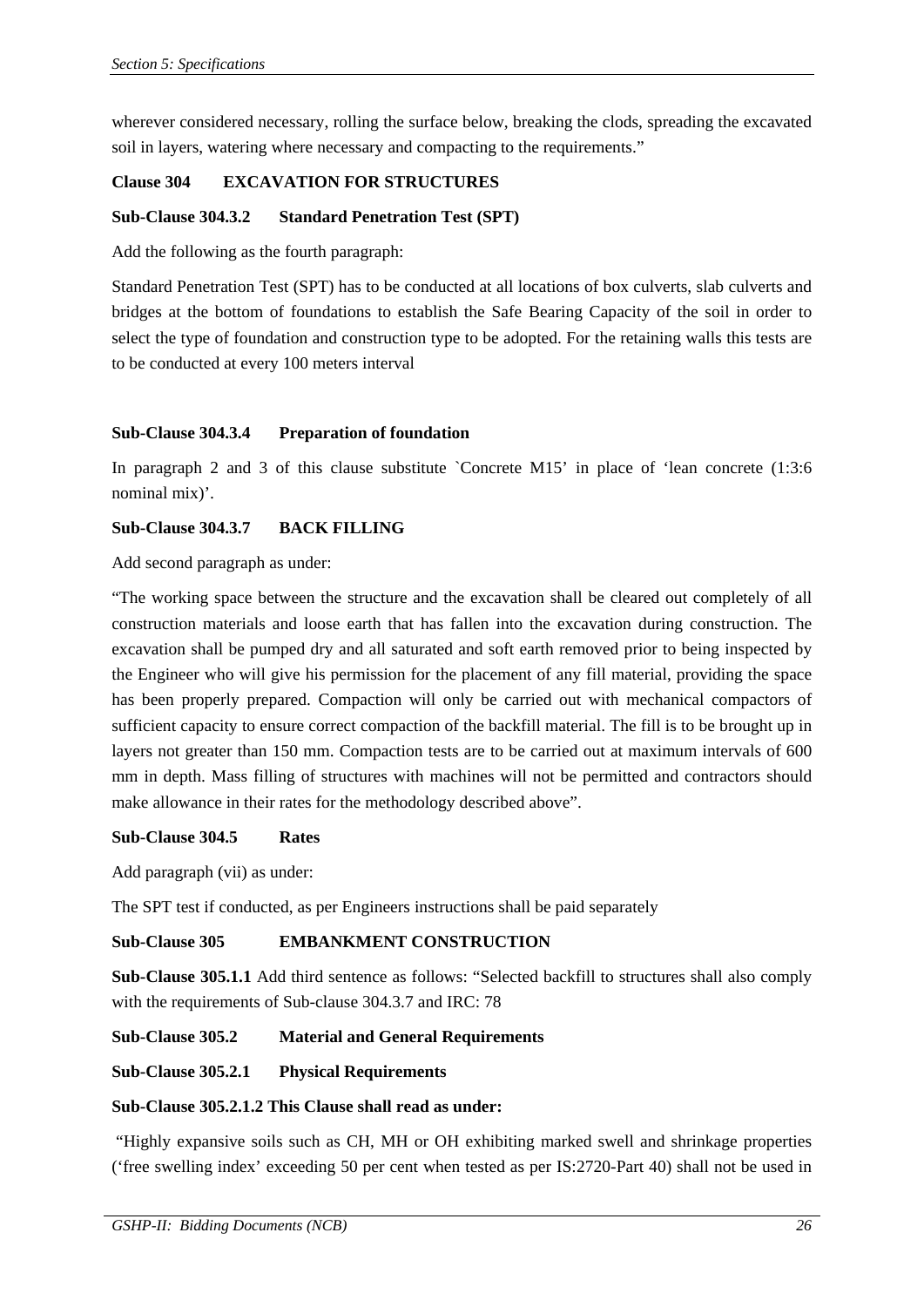wherever considered necessary, rolling the surface below, breaking the clods, spreading the excavated soil in layers, watering where necessary and compacting to the requirements."

**Clause 304 EXCAVATION FOR STRUCTURES**

**Sub-Clause 304.3.2 Standard Penetration Test (SPT)**

Add the following as the fourth paragraph:

Standard Penetration Test (SPT) has to be conducted at all locations of box culverts, slab culverts and bridges at the bottom of foundations to establish the Safe Bearing Capacity of the soil in order to select the type of foundation and construction type to be adopted. For the retaining walls this tests are to be conducted at every 100 meters interval

**Sub-Clause 304.3.4 Preparation of foundation**

In paragraph 2 and 3 of this clause substitute `Concrete M15' in place of 'lean concrete (1:3:6 nominal mix)'.

**Sub-Clause 304.3.7 BACK FILLING**

Add second paragraph as under:

"The working space between the structure and the excavation shall be cleared out completely of all construction materials and loose earth that has fallen into the excavation during construction. The excavation shall be pumped dry and all saturated and soft earth removed prior to being inspected by the Engineer who will give his permission for the placement of any fill material, providing the space has been properly prepared. Compaction will only be carried out with mechanical compactors of sufficient capacity to ensure correct compaction of the backfill material. The fill is to be brought up in layers not greater than 150 mm. Compaction tests are to be carried out at maximum intervals of 600 mm in depth. Mass filling of structures with machines will not be permitted and contractors should make allowance in their rates for the methodology described above".

**Sub-Clause 304.5 Rates**

Add paragraph (vii) as under:

The SPT test if conducted, as per Engineers instructions shall be paid separately

**Sub-Clause 305 EMBANKMENT CONSTRUCTION**

**Sub-Clause 305.1.1** Add third sentence as follows: "Selected backfill to structures shall also comply with the requirements of Sub-clause 304.3.7 and IRC: 78

**Sub-Clause 305.2 Material and General Requirements**

**Sub-Clause 305.2.1 Physical Requirements**

**Sub-Clause 305.2.1.2 This Clause shall read as under:**

"Highly expansive soils such as CH, MH or OH exhibiting marked swell and shrinkage properties ('free swelling index' exceeding 50 per cent when tested as per IS:2720-Part 40) shall not be used in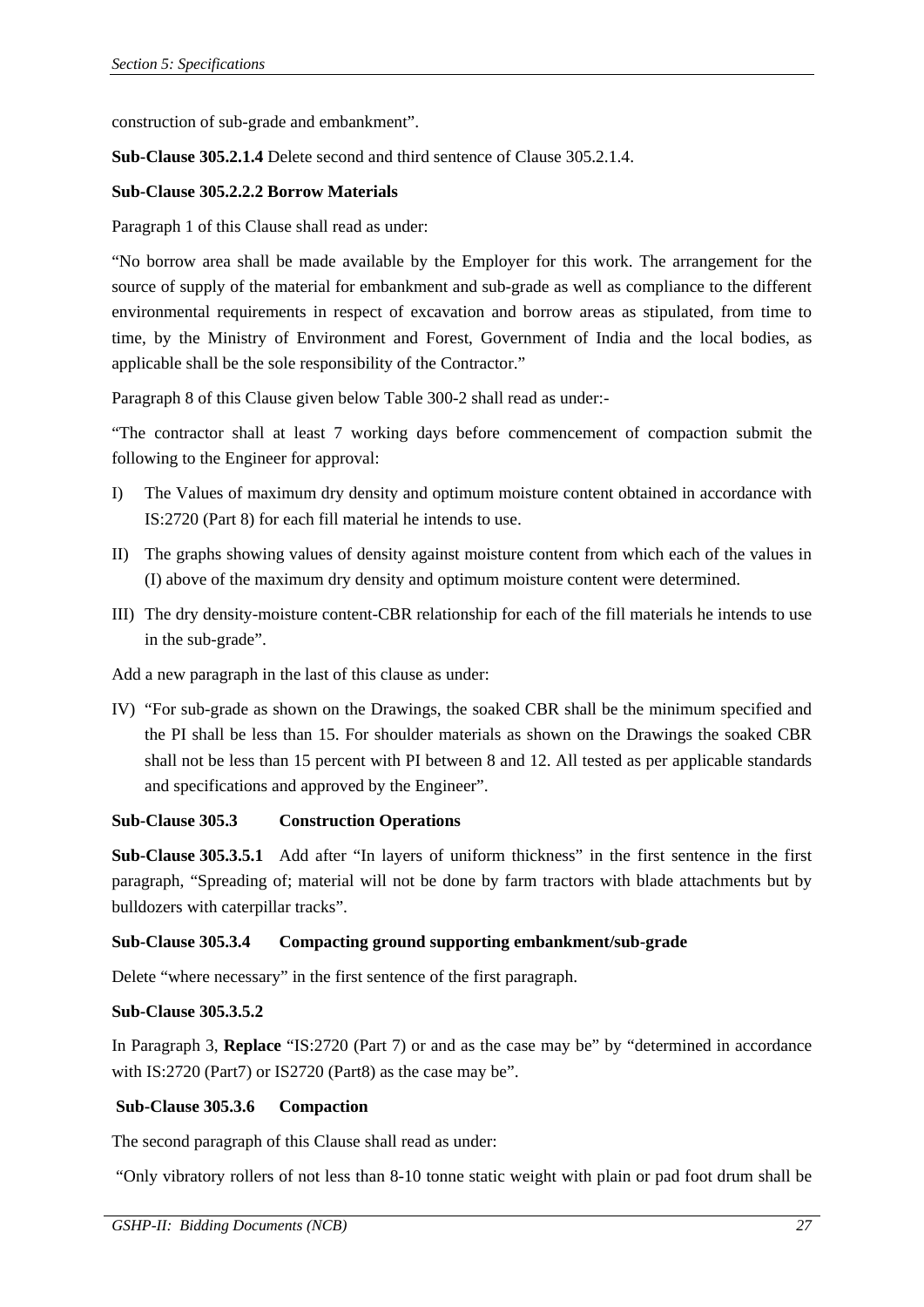construction of sub-grade and embankment".

**Sub-Clause 305.2.1.4** Delete second and third sentence of Clause 305.2.1.4.

**Sub-Clause 305.2.2.2 Borrow Materials**

Paragraph 1 of this Clause shall read as under:

"No borrow area shall be made available by the Employer for this work. The arrangement for the source of supply of the material for embankment and sub-grade as well as compliance to the different environmental requirements in respect of excavation and borrow areas as stipulated, from time to time, by the Ministry of Environment and Forest, Government of India and the local bodies, as applicable shall be the sole responsibility of the Contractor."

Paragraph 8 of this Clause given below Table 300-2 shall read as under:-

"The contractor shall at least 7 working days before commencement of compaction submit the following to the Engineer for approval:

I) The Values of maximum dry density and optimum moisture content obtained in accordance with IS:2720 (Part 8) for each fill material he intends to use.

II) The graphs showing values of density against moisture content from which each of the values in (I) above of the maximum dry density and optimum moisture content were determined.

III) The dry density-moisture content-CBR relationship for each of the fill materials he intends to use in the sub-grade".

Add a new paragraph in the last of this clause as under:

IV) "For sub-grade as shown on the Drawings, the soaked CBR shall be the minimum specified and the PI shall be less than 15. For shoulder materials as shown on the Drawings the soaked CBR shall not be less than 15 percent with PI between 8 and 12. All tested as per applicable standards and specifications and approved by the Engineer".

**Sub-Clause 305.3 Construction Operations**

**Sub-Clause 305.3.5.1** Add after "In layers of uniform thickness" in the first sentence in the first paragraph, "Spreading of; material will not be done by farm tractors with blade attachments but by bulldozers with caterpillar tracks".

**Sub-Clause 305.3.4 Compacting ground supporting embankment/sub-grade**

Delete "where necessary" in the first sentence of the first paragraph.

**Sub-Clause 305.3.5.2**

In Paragraph 3, **Replace** "IS:2720 (Part 7) or and as the case may be" by "determined in accordance with IS:2720 (Part7) or IS2720 (Part8) as the case may be".

**Sub-Clause 305.3.6 Compaction**

The second paragraph of this Clause shall read as under:

"Only vibratory rollers of not less than 8-10 tonne static weight with plain or pad foot drum shall be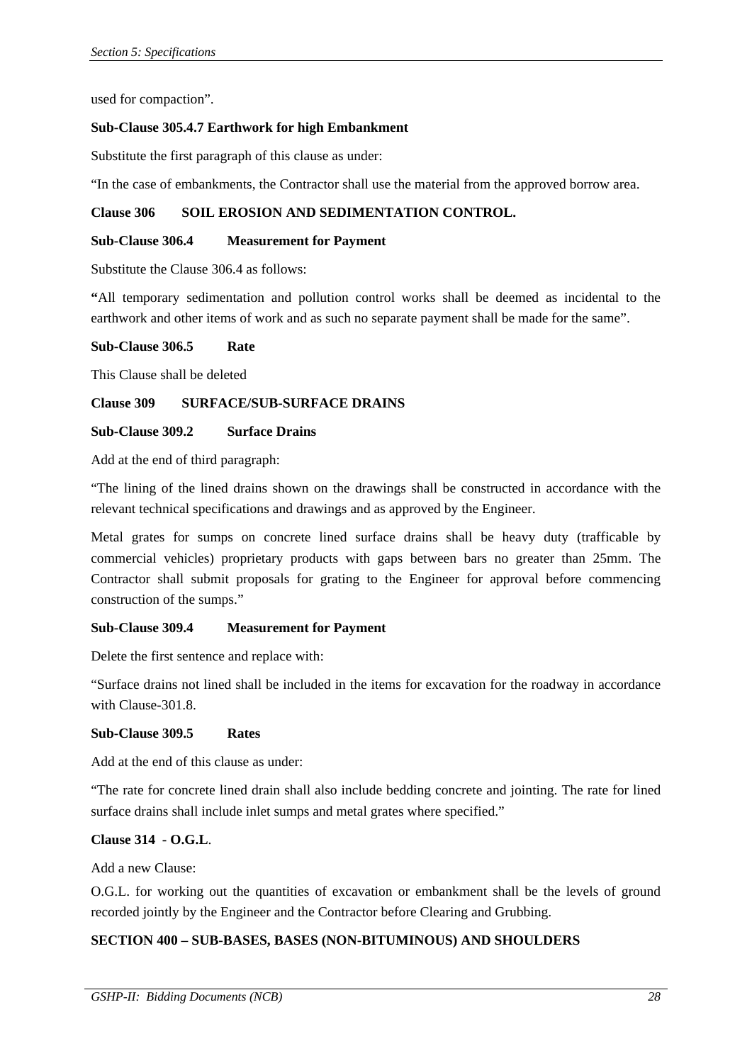used for compaction".

**Sub-Clause 305.4.7 Earthwork for high Embankment**

Substitute the first paragraph of this clause as under:

"In the case of embankments, the Contractor shall use the material from the approved borrow area.

**Clause 306 SOIL EROSION AND SEDIMENTATION CONTROL.**

**Sub-Clause 306.4 Measurement for Payment**

Substitute the Clause 306.4 as follows:

**"**All temporary sedimentation and pollution control works shall be deemed as incidental to the earthwork and other items of work and as such no separate payment shall be made for the same".

**Sub-Clause 306.5 Rate**

This Clause shall be deleted

**Clause 309 SURFACE/SUB-SURFACE DRAINS**

**Sub-Clause 309.2 Surface Drains**

Add at the end of third paragraph:

"The lining of the lined drains shown on the drawings shall be constructed in accordance with the relevant technical specifications and drawings and as approved by the Engineer.

Metal grates for sumps on concrete lined surface drains shall be heavy duty (trafficable by commercial vehicles) proprietary products with gaps between bars no greater than 25mm. The Contractor shall submit proposals for grating to the Engineer for approval before commencing construction of the sumps."

**Sub-Clause 309.4 Measurement for Payment**

Delete the first sentence and replace with:

"Surface drains not lined shall be included in the items for excavation for the roadway in accordance with Clause-301.8.

**Sub-Clause 309.5 Rates**

Add at the end of this clause as under:

"The rate for concrete lined drain shall also include bedding concrete and jointing. The rate for lined surface drains shall include inlet sumps and metal grates where specified."

**Clause 314 - O.G.L**.

Add a new Clause:

O.G.L. for working out the quantities of excavation or embankment shall be the levels of ground recorded jointly by the Engineer and the Contractor before Clearing and Grubbing.

**SECTION 400 – SUB-BASES, BASES (NON-BITUMINOUS) AND SHOULDERS**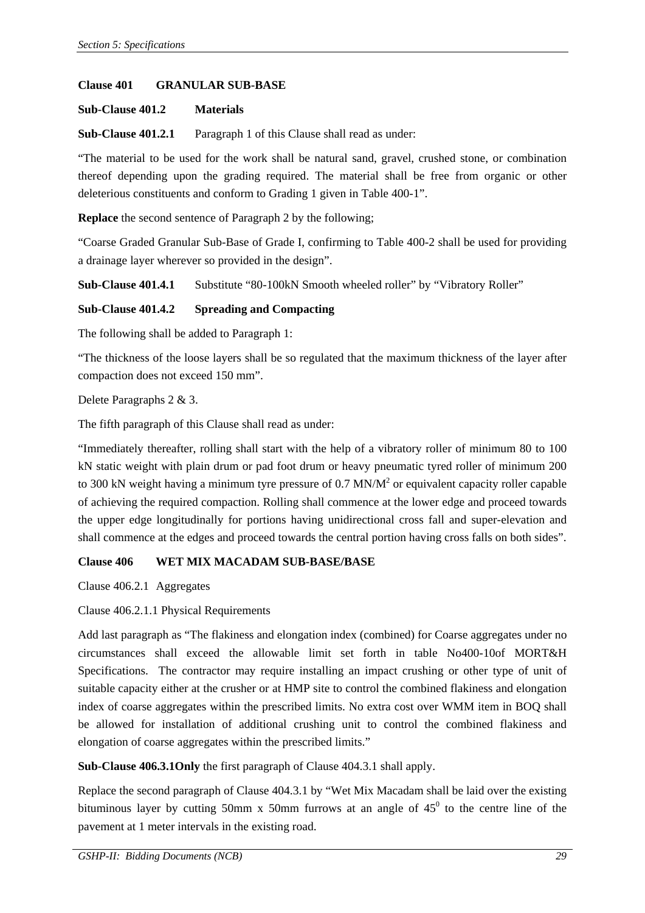**Clause 401 GRANULAR SUB-BASE**

**Sub-Clause 401.2 Materials**

**Sub-Clause 401.2.1** Paragraph 1 of this Clause shall read as under:

"The material to be used for the work shall be natural sand, gravel, crushed stone, or combination thereof depending upon the grading required. The material shall be free from organic or other deleterious constituents and conform to Grading 1 given in Table 400-1".

**Replace** the second sentence of Paragraph 2 by the following;

"Coarse Graded Granular Sub-Base of Grade I, confirming to Table 400-2 shall be used for providing a drainage layer wherever so provided in the design".

**Sub-Clause 401.4.1** Substitute "80-100kN Smooth wheeled roller" by "Vibratory Roller"

**Sub-Clause 401.4.2 Spreading and Compacting**

The following shall be added to Paragraph 1:

"The thickness of the loose layers shall be so regulated that the maximum thickness of the layer after compaction does not exceed 150 mm".

Delete Paragraphs 2 & 3.

The fifth paragraph of this Clause shall read as under:

"Immediately thereafter, rolling shall start with the help of a vibratory roller of minimum 80 to 100 kN static weight with plain drum or pad foot drum or heavy pneumatic tyred roller of minimum 200 to 300 kN weight having a minimum tyre pressure of 0.7 $MN/M^2$ or equivalent capacity roller capable of achieving the required compaction. Rolling shall commence at the lower edge and proceed towards the upper edge longitudinally for portions having unidirectional cross fall and super-elevation and shall commence at the edges and proceed towards the central portion having cross falls on both sides".

**Clause 406 WET MIX MACADAM SUB-BASE/BASE**

Clause 406.2.1 Aggregates

Clause 406.2.1.1 Physical Requirements

Add last paragraph as "The flakiness and elongation index (combined) for Coarse aggregates under no circumstances shall exceed the allowable limit set forth in table No400-10of MORT&H Specifications. The contractor may require installing an impact crushing or other type of unit of suitable capacity either at the crusher or at HMP site to control the combined flakiness and elongation index of coarse aggregates within the prescribed limits. No extra cost over WMM item in BOQ shall be allowed for installation of additional crushing unit to control the combined flakiness and elongation of coarse aggregates within the prescribed limits."

**Sub-Clause 406.3.1Only** the first paragraph of Clause 404.3.1 shall apply.

Replace the second paragraph of Clause 404.3.1 by "Wet Mix Macadam shall be laid over the existing bituminous layer by cutting 50mm x 50mm furrows at an angle of $45^0$ to the centre line of the pavement at 1 meter intervals in the existing road.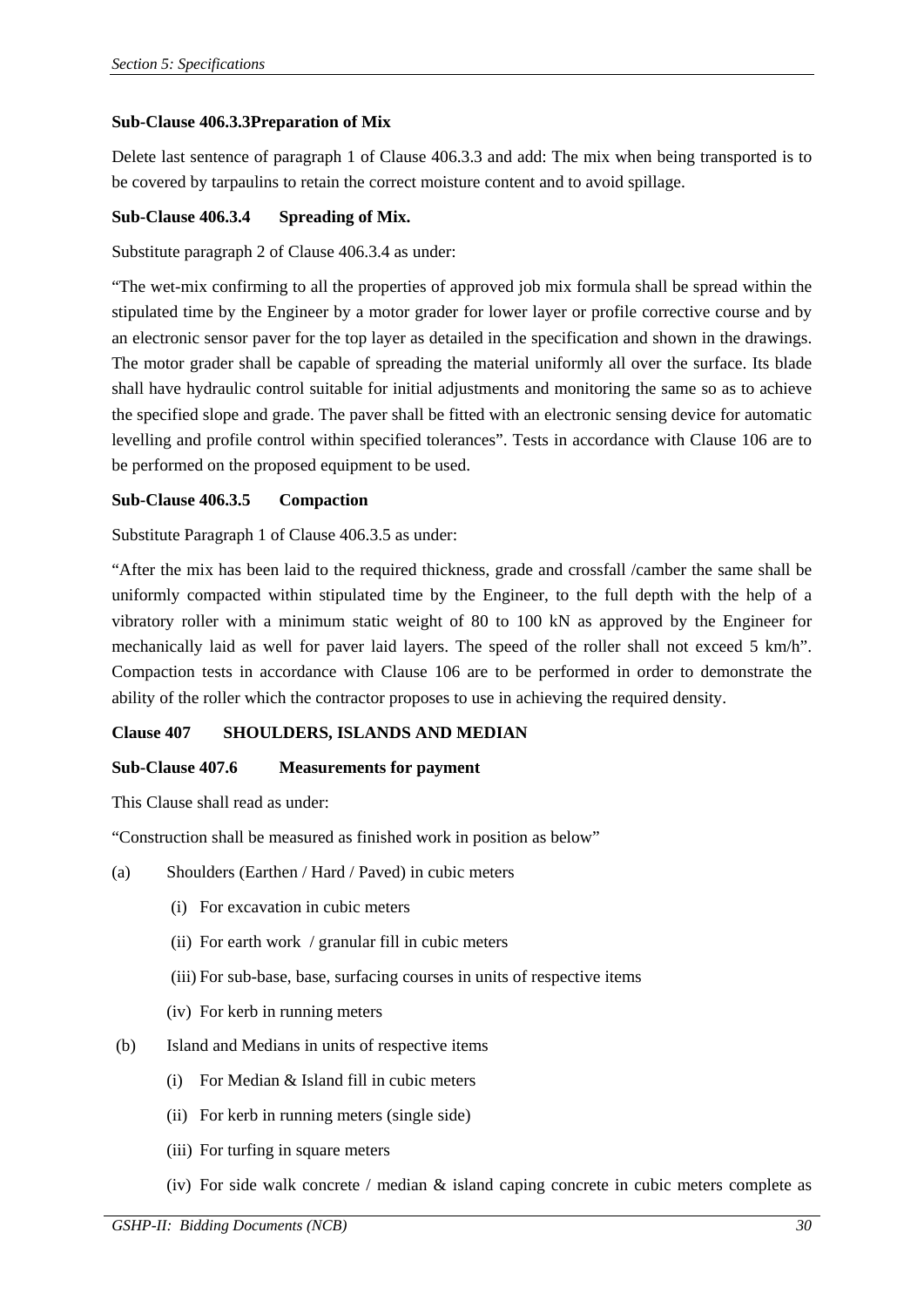**Sub-Clause 406.3.3Preparation of Mix**

Delete last sentence of paragraph 1 of Clause 406.3.3 and add: The mix when being transported is to be covered by tarpaulins to retain the correct moisture content and to avoid spillage.

**Sub-Clause 406.3.4 Spreading of Mix.**

Substitute paragraph 2 of Clause 406.3.4 as under:

"The wet-mix confirming to all the properties of approved job mix formula shall be spread within the stipulated time by the Engineer by a motor grader for lower layer or profile corrective course and by an electronic sensor paver for the top layer as detailed in the specification and shown in the drawings. The motor grader shall be capable of spreading the material uniformly all over the surface. Its blade shall have hydraulic control suitable for initial adjustments and monitoring the same so as to achieve the specified slope and grade. The paver shall be fitted with an electronic sensing device for automatic levelling and profile control within specified tolerances". Tests in accordance with Clause 106 are to be performed on the proposed equipment to be used.

**Sub-Clause 406.3.5 Compaction**

Substitute Paragraph 1 of Clause 406.3.5 as under:

"After the mix has been laid to the required thickness, grade and crossfall /camber the same shall be uniformly compacted within stipulated time by the Engineer, to the full depth with the help of a vibratory roller with a minimum static weight of 80 to 100 kN as approved by the Engineer for mechanically laid as well for paver laid layers. The speed of the roller shall not exceed 5 km/h". Compaction tests in accordance with Clause 106 are to be performed in order to demonstrate the ability of the roller which the contractor proposes to use in achieving the required density.

**Clause 407 SHOULDERS, ISLANDS AND MEDIAN**

**Sub-Clause 407.6 Measurements for payment**

This Clause shall read as under:

"Construction shall be measured as finished work in position as below"

(a) Shoulders (Earthen / Hard / Paved) in cubic meters

- (i) For excavation in cubic meters
- (ii) For earth work / granular fill in cubic meters
- (iii) For sub-base, base, surfacing courses in units of respective items
- (iv) For kerb in running meters

(b) Island and Medians in units of respective items

- (i) For Median & Island fill in cubic meters
- (ii) For kerb in running meters (single side)
- (iii) For turfing in square meters
- (iv) For side walk concrete / median & island caping concrete in cubic meters complete as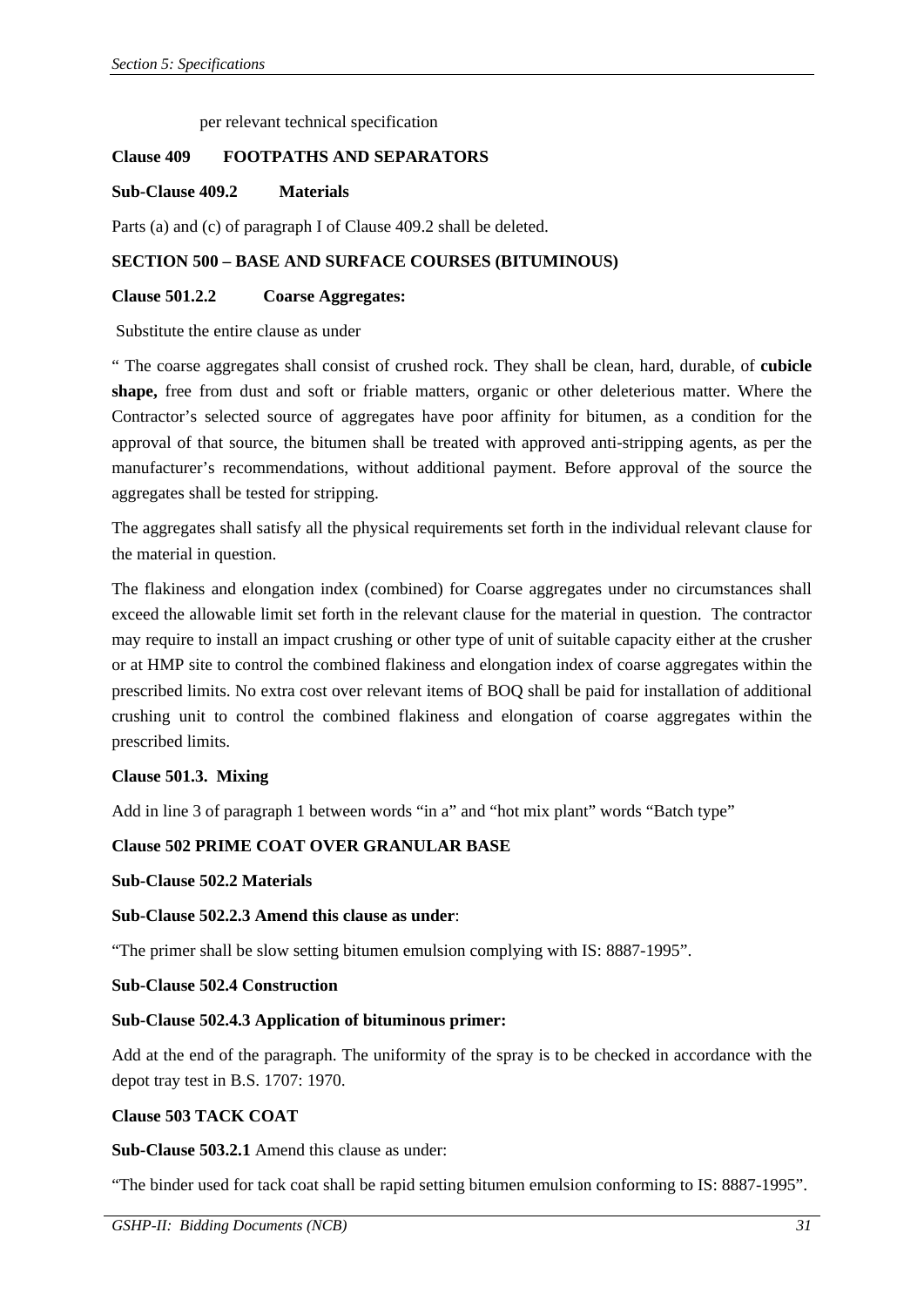per relevant technical specification

**Clause 409 FOOTPATHS AND SEPARATORS**

**Sub-Clause 409.2 Materials**

Parts (a) and (c) of paragraph I of Clause 409.2 shall be deleted.

**SECTION 500 – BASE AND SURFACE COURSES (BITUMINOUS)**

**Clause 501.2.2 Coarse Aggregates:**

Substitute the entire clause as under

" The coarse aggregates shall consist of crushed rock. They shall be clean, hard, durable, of **cubicle shape,** free from dust and soft or friable matters, organic or other deleterious matter. Where the Contractor's selected source of aggregates have poor affinity for bitumen, as a condition for the approval of that source, the bitumen shall be treated with approved anti-stripping agents, as per the manufacturer's recommendations, without additional payment. Before approval of the source the aggregates shall be tested for stripping.

The aggregates shall satisfy all the physical requirements set forth in the individual relevant clause for the material in question.

The flakiness and elongation index (combined) for Coarse aggregates under no circumstances shall exceed the allowable limit set forth in the relevant clause for the material in question. The contractor may require to install an impact crushing or other type of unit of suitable capacity either at the crusher or at HMP site to control the combined flakiness and elongation index of coarse aggregates within the prescribed limits. No extra cost over relevant items of BOQ shall be paid for installation of additional crushing unit to control the combined flakiness and elongation of coarse aggregates within the prescribed limits.

**Clause 501.3. Mixing**

Add in line 3 of paragraph 1 between words "in a" and "hot mix plant" words "Batch type"

**Clause 502 PRIME COAT OVER GRANULAR BASE**

**Sub-Clause 502.2 Materials**

**Sub-Clause 502.2.3 Amend this clause as under**:

"The primer shall be slow setting bitumen emulsion complying with IS: 8887-1995".

**Sub-Clause 502.4 Construction**

**Sub-Clause 502.4.3 Application of bituminous primer:**

Add at the end of the paragraph. The uniformity of the spray is to be checked in accordance with the depot tray test in B.S. 1707: 1970.

**Clause 503 TACK COAT**

**Sub-Clause 503.2.1** Amend this clause as under:

"The binder used for tack coat shall be rapid setting bitumen emulsion conforming to IS: 8887-1995".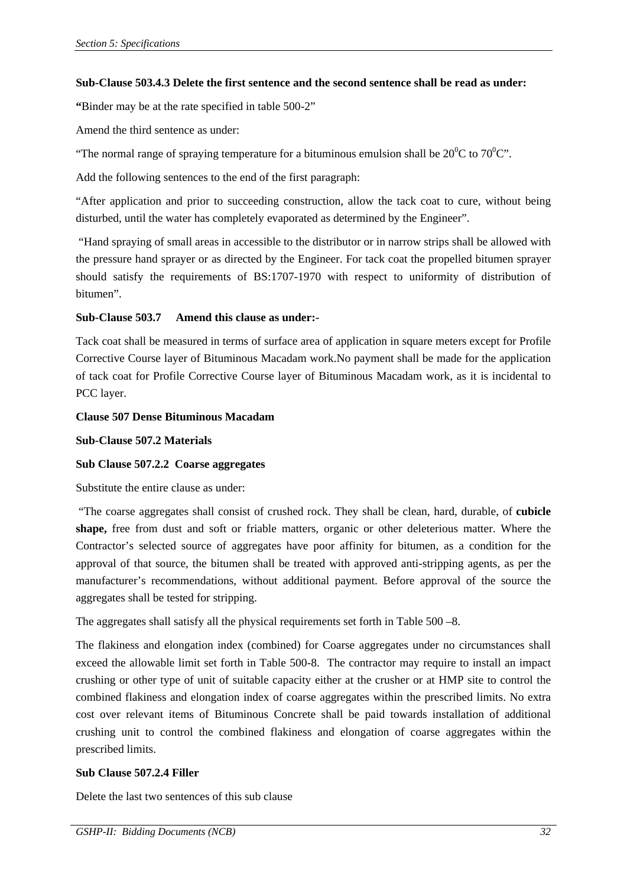**Sub-Clause 503.4.3 Delete the first sentence and the second sentence shall be read as under:**

**"**Binder may be at the rate specified in table 500-2"

Amend the third sentence as under:

"The normal range of spraying temperature for a bituminous emulsion shall be $20^0$C to $70^0$C".

Add the following sentences to the end of the first paragraph:

"After application and prior to succeeding construction, allow the tack coat to cure, without being disturbed, until the water has completely evaporated as determined by the Engineer".

"Hand spraying of small areas in accessible to the distributor or in narrow strips shall be allowed with the pressure hand sprayer or as directed by the Engineer. For tack coat the propelled bitumen sprayer should satisfy the requirements of BS:1707-1970 with respect to uniformity of distribution of bitumen".

**Sub-Clause 503.7 Amend this clause as under:-**

Tack coat shall be measured in terms of surface area of application in square meters except for Profile Corrective Course layer of Bituminous Macadam work.No payment shall be made for the application of tack coat for Profile Corrective Course layer of Bituminous Macadam work, as it is incidental to PCC layer.

**Clause 507 Dense Bituminous Macadam**

**Sub-Clause 507.2 Materials**

**Sub Clause 507.2.2 Coarse aggregates**

Substitute the entire clause as under:

"The coarse aggregates shall consist of crushed rock. They shall be clean, hard, durable, of **cubicle shape,** free from dust and soft or friable matters, organic or other deleterious matter. Where the Contractor's selected source of aggregates have poor affinity for bitumen, as a condition for the approval of that source, the bitumen shall be treated with approved anti-stripping agents, as per the manufacturer's recommendations, without additional payment. Before approval of the source the aggregates shall be tested for stripping.

The aggregates shall satisfy all the physical requirements set forth in Table 500 –8.

The flakiness and elongation index (combined) for Coarse aggregates under no circumstances shall exceed the allowable limit set forth in Table 500-8. The contractor may require to install an impact crushing or other type of unit of suitable capacity either at the crusher or at HMP site to control the combined flakiness and elongation index of coarse aggregates within the prescribed limits. No extra cost over relevant items of Bituminous Concrete shall be paid towards installation of additional crushing unit to control the combined flakiness and elongation of coarse aggregates within the prescribed limits.

**Sub Clause 507.2.4 Filler**

Delete the last two sentences of this sub clause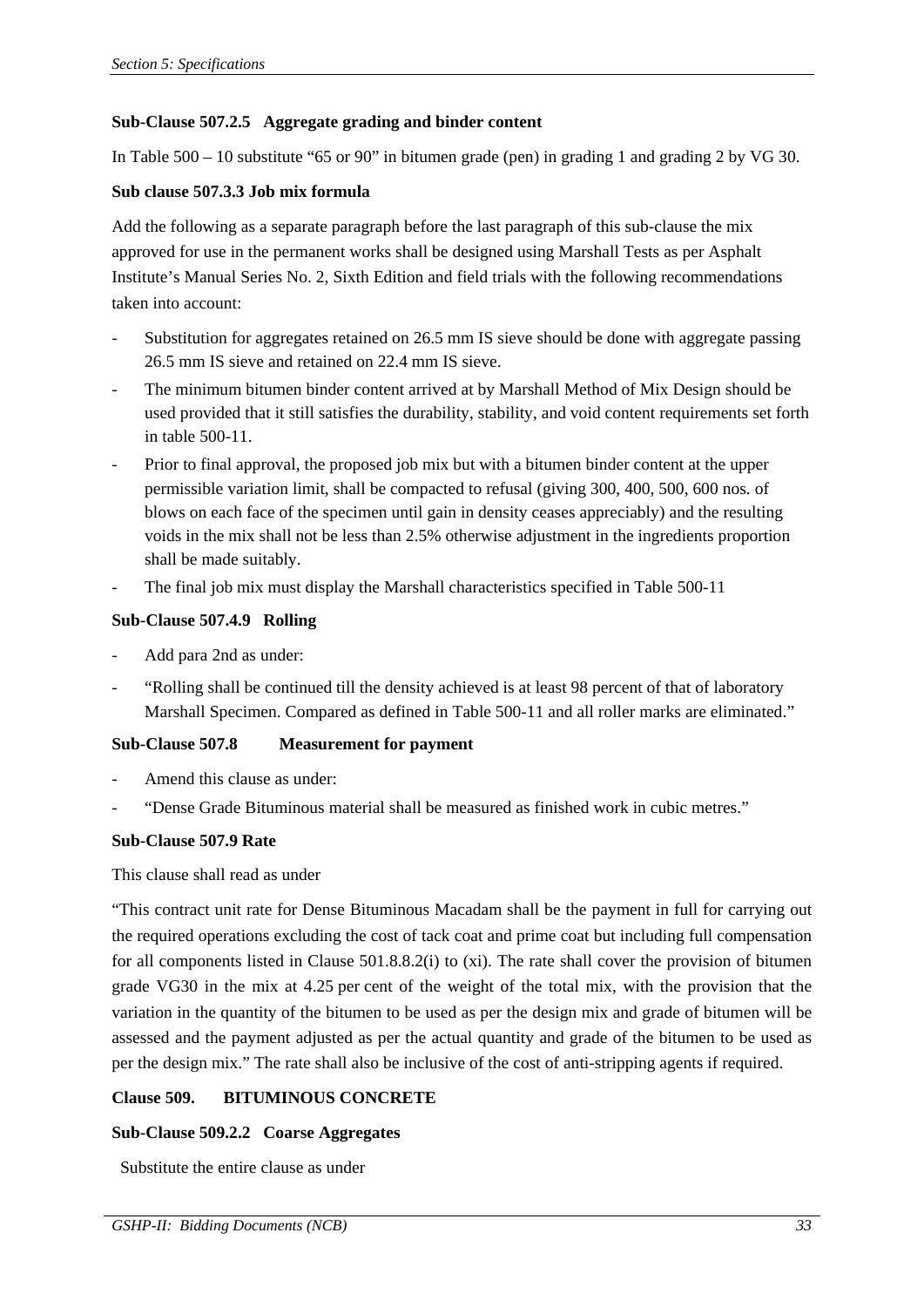**Sub-Clause 507.2.5 Aggregate grading and binder content**

In Table 500 – 10 substitute “65 or 90” in bitumen grade (pen) in grading 1 and grading 2 by VG 30.

**Sub clause 507.3.3 Job mix formula**

Add the following as a separate paragraph before the last paragraph of this sub-clause the mix approved for use in the permanent works shall be designed using Marshall Tests as per Asphalt Institute’s Manual Series No. 2, Sixth Edition and field trials with the following recommendations taken into account:

- Substitution for aggregates retained on 26.5 mm IS sieve should be done with aggregate passing 26.5 mm IS sieve and retained on 22.4 mm IS sieve.
- The minimum bitumen binder content arrived at by Marshall Method of Mix Design should be used provided that it still satisfies the durability, stability, and void content requirements set forth in table 500-11.
- Prior to final approval, the proposed job mix but with a bitumen binder content at the upper permissible variation limit, shall be compacted to refusal (giving 300, 400, 500, 600 nos. of blows on each face of the specimen until gain in density ceases appreciably) and the resulting voids in the mix shall not be less than 2.5% otherwise adjustment in the ingredients proportion shall be made suitably.
- The final job mix must display the Marshall characteristics specified in Table 500-11

**Sub-Clause 507.4.9 Rolling**

- Add para 2nd as under:
- “Rolling shall be continued till the density achieved is at least 98 percent of that of laboratory Marshall Specimen. Compared as defined in Table 500-11 and all roller marks are eliminated.”

**Sub-Clause 507.8 Measurement for payment**

- Amend this clause as under:
- “Dense Grade Bituminous material shall be measured as finished work in cubic metres.”

**Sub-Clause 507.9 Rate**

This clause shall read as under

“This contract unit rate for Dense Bituminous Macadam shall be the payment in full for carrying out the required operations excluding the cost of tack coat and prime coat but including full compensation for all components listed in Clause 501.8.8.2(i) to (xi). The rate shall cover the provision of bitumen grade VG30 in the mix at 4.25 per cent of the weight of the total mix, with the provision that the variation in the quantity of the bitumen to be used as per the design mix and grade of bitumen will be assessed and the payment adjusted as per the actual quantity and grade of the bitumen to be used as per the design mix.” The rate shall also be inclusive of the cost of anti-stripping agents if required.

**Clause 509. BITUMINOUS CONCRETE**

**Sub-Clause 509.2.2 Coarse Aggregates**

Substitute the entire clause as under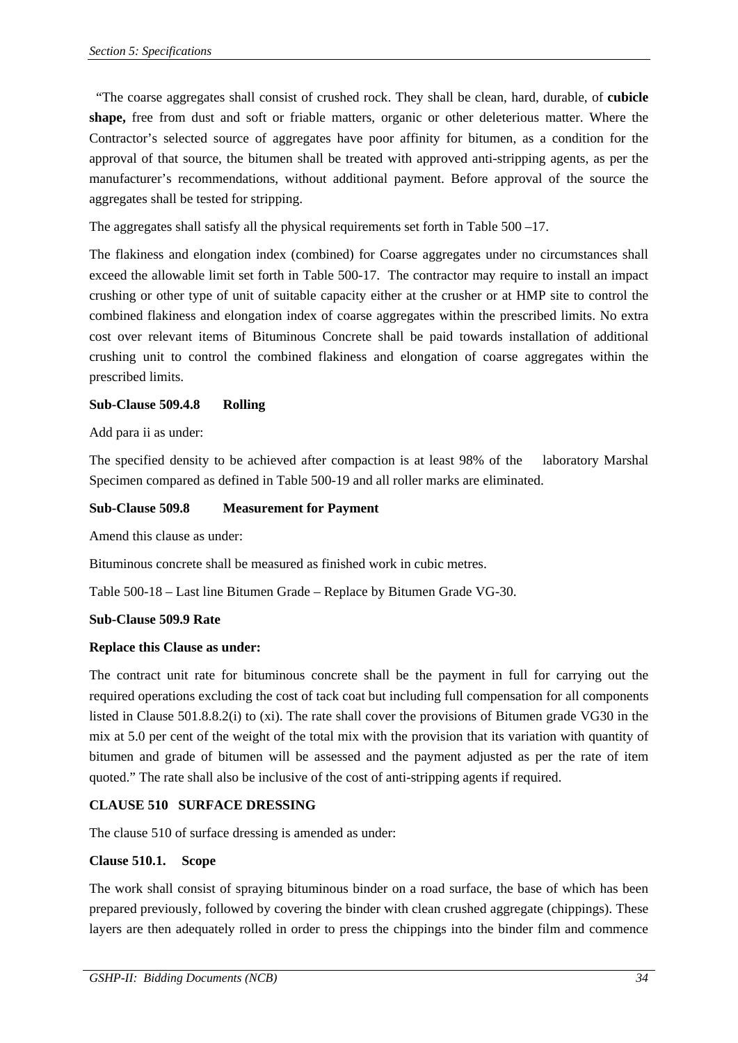"The coarse aggregates shall consist of crushed rock. They shall be clean, hard, durable, of **cubicle shape,** free from dust and soft or friable matters, organic or other deleterious matter. Where the Contractor's selected source of aggregates have poor affinity for bitumen, as a condition for the approval of that source, the bitumen shall be treated with approved anti-stripping agents, as per the manufacturer's recommendations, without additional payment. Before approval of the source the aggregates shall be tested for stripping.

The aggregates shall satisfy all the physical requirements set forth in Table 500 –17.

The flakiness and elongation index (combined) for Coarse aggregates under no circumstances shall exceed the allowable limit set forth in Table 500-17. The contractor may require to install an impact crushing or other type of unit of suitable capacity either at the crusher or at HMP site to control the combined flakiness and elongation index of coarse aggregates within the prescribed limits. No extra cost over relevant items of Bituminous Concrete shall be paid towards installation of additional crushing unit to control the combined flakiness and elongation of coarse aggregates within the prescribed limits.

**Sub-Clause 509.4.8 Rolling**

Add para ii as under:

The specified density to be achieved after compaction is at least 98% of the laboratory Marshal Specimen compared as defined in Table 500-19 and all roller marks are eliminated.

**Sub-Clause 509.8 Measurement for Payment**

Amend this clause as under:

Bituminous concrete shall be measured as finished work in cubic metres.

Table 500-18 – Last line Bitumen Grade – Replace by Bitumen Grade VG-30.

**Sub-Clause 509.9 Rate**

**Replace this Clause as under:**

The contract unit rate for bituminous concrete shall be the payment in full for carrying out the required operations excluding the cost of tack coat but including full compensation for all components listed in Clause 501.8.8.2(i) to (xi). The rate shall cover the provisions of Bitumen grade VG30 in the mix at 5.0 per cent of the weight of the total mix with the provision that its variation with quantity of bitumen and grade of bitumen will be assessed and the payment adjusted as per the rate of item quoted." The rate shall also be inclusive of the cost of anti-stripping agents if required.

**CLAUSE 510 SURFACE DRESSING**

The clause 510 of surface dressing is amended as under:

**Clause 510.1. Scope**

The work shall consist of spraying bituminous binder on a road surface, the base of which has been prepared previously, followed by covering the binder with clean crushed aggregate (chippings). These layers are then adequately rolled in order to press the chippings into the binder film and commence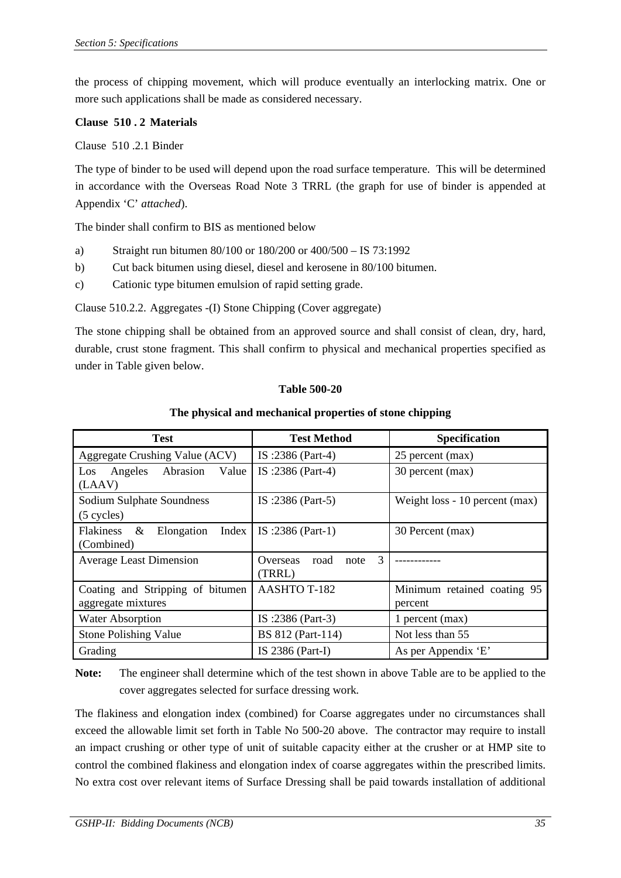the process of chipping movement, which will produce eventually an interlocking matrix. One or more such applications shall be made as considered necessary.

**Clause 510 . 2 Materials**

Clause 510 .2.1 Binder

The type of binder to be used will depend upon the road surface temperature. This will be determined in accordance with the Overseas Road Note 3 TRRL (the graph for use of binder is appended at Appendix 'C' *attached*).

The binder shall confirm to BIS as mentioned below

a) Straight run bitumen 80/100 or 180/200 or 400/500 – IS 73:1992

b) Cut back bitumen using diesel, diesel and kerosene in 80/100 bitumen.

c) Cationic type bitumen emulsion of rapid setting grade.

Clause 510.2.2. Aggregates -(I) Stone Chipping (Cover aggregate)

The stone chipping shall be obtained from an approved source and shall consist of clean, dry, hard, durable, crust stone fragment. This shall confirm to physical and mechanical properties specified as under in Table given below.

**Table 500-20**

**The physical and mechanical properties of stone chipping**

| Test | Test Method | Specification |
|---|---|---|
| Aggregate Crushing Value (ACV) | IS :2386 (Part-4) | 25 percent (max) |
| Los Angeles Abrasion Value (LAAV) | IS :2386 (Part-4) | 30 percent (max) |
| Sodium Sulphate Soundness (5 cycles) | IS :2386 (Part-5) | Weight loss - 10 percent (max) |
| Flakiness & Elongation Index (Combined) | IS :2386 (Part-1) | 30 Percent (max) |
| Average Least Dimension | Overseas road note 3 (TRRL) | ------------ |
| Coating and Stripping of bitumen aggregate mixtures | AASHTO T-182 | Minimum retained coating 95 percent |
| Water Absorption | IS :2386 (Part-3) | 1 percent (max) |
| Stone Polishing Value | BS 812 (Part-114) | Not less than 55 |
| Grading | IS 2386 (Part-I) | As per Appendix 'E' |

**Note:** The engineer shall determine which of the test shown in above Table are to be applied to the cover aggregates selected for surface dressing work.

The flakiness and elongation index (combined) for Coarse aggregates under no circumstances shall exceed the allowable limit set forth in Table No 500-20 above. The contractor may require to install an impact crushing or other type of unit of suitable capacity either at the crusher or at HMP site to control the combined flakiness and elongation index of coarse aggregates within the prescribed limits. No extra cost over relevant items of Surface Dressing shall be paid towards installation of additional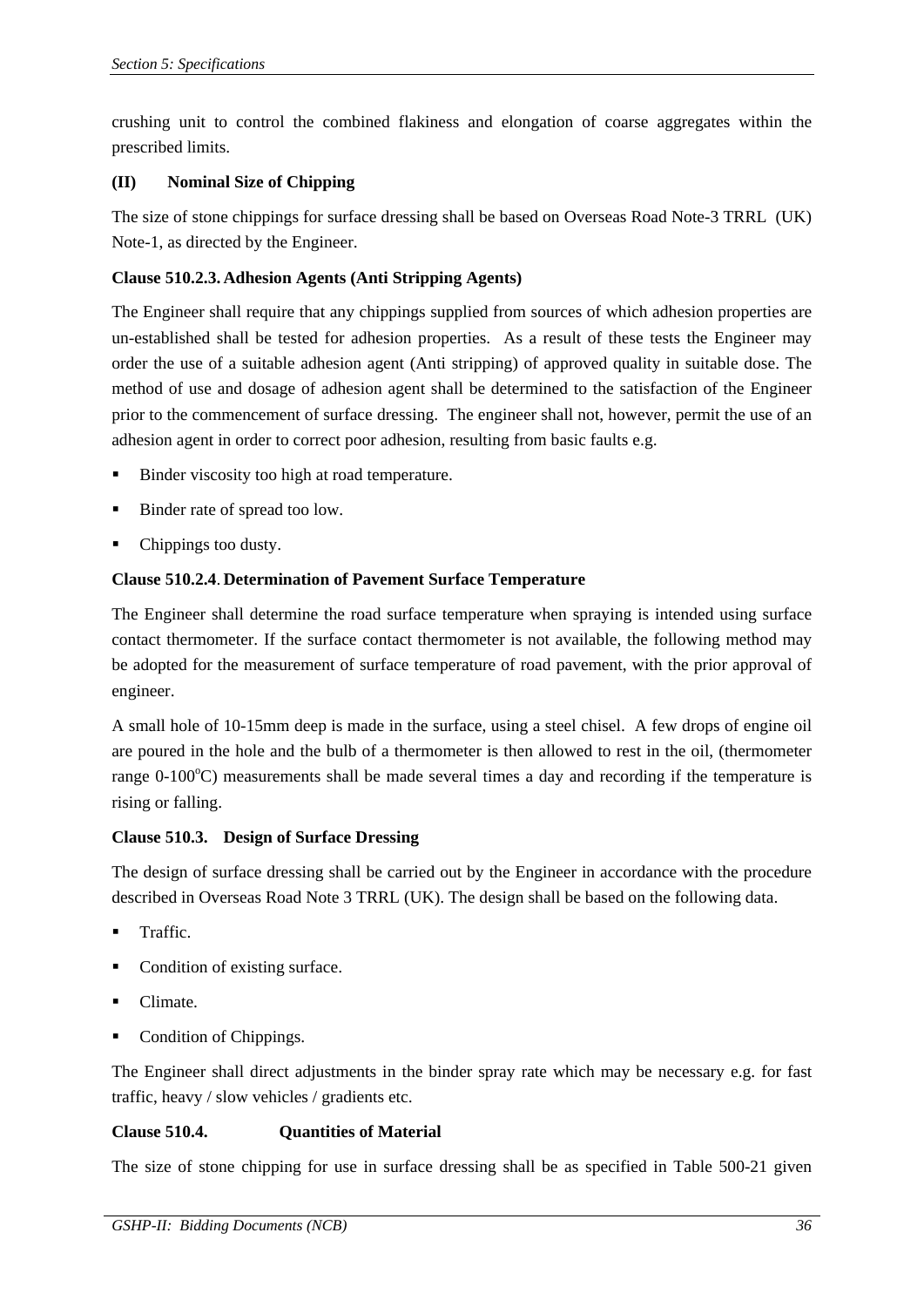crushing unit to control the combined flakiness and elongation of coarse aggregates within the prescribed limits.

**(II) Nominal Size of Chipping**

The size of stone chippings for surface dressing shall be based on Overseas Road Note-3 TRRL (UK) Note-1, as directed by the Engineer.

**Clause 510.2.3. Adhesion Agents (Anti Stripping Agents)**

The Engineer shall require that any chippings supplied from sources of which adhesion properties are un-established shall be tested for adhesion properties. As a result of these tests the Engineer may order the use of a suitable adhesion agent (Anti stripping) of approved quality in suitable dose. The method of use and dosage of adhesion agent shall be determined to the satisfaction of the Engineer prior to the commencement of surface dressing. The engineer shall not, however, permit the use of an adhesion agent in order to correct poor adhesion, resulting from basic faults e.g.

- Binder viscosity too high at road temperature.
- Binder rate of spread too low.
- Chippings too dusty.

**Clause 510.2.4. Determination of Pavement Surface Temperature**

The Engineer shall determine the road surface temperature when spraying is intended using surface contact thermometer. If the surface contact thermometer is not available, the following method may be adopted for the measurement of surface temperature of road pavement, with the prior approval of engineer.

A small hole of 10-15mm deep is made in the surface, using a steel chisel. A few drops of engine oil are poured in the hole and the bulb of a thermometer is then allowed to rest in the oil, (thermometer range 0-100$^{o}$C) measurements shall be made several times a day and recording if the temperature is rising or falling.

**Clause 510.3. Design of Surface Dressing**

The design of surface dressing shall be carried out by the Engineer in accordance with the procedure described in Overseas Road Note 3 TRRL (UK). The design shall be based on the following data.

- Traffic.
- Condition of existing surface.
- Climate.
- Condition of Chippings.

The Engineer shall direct adjustments in the binder spray rate which may be necessary e.g. for fast traffic, heavy / slow vehicles / gradients etc.

**Clause 510.4. Quantities of Material**

The size of stone chipping for use in surface dressing shall be as specified in Table 500-21 given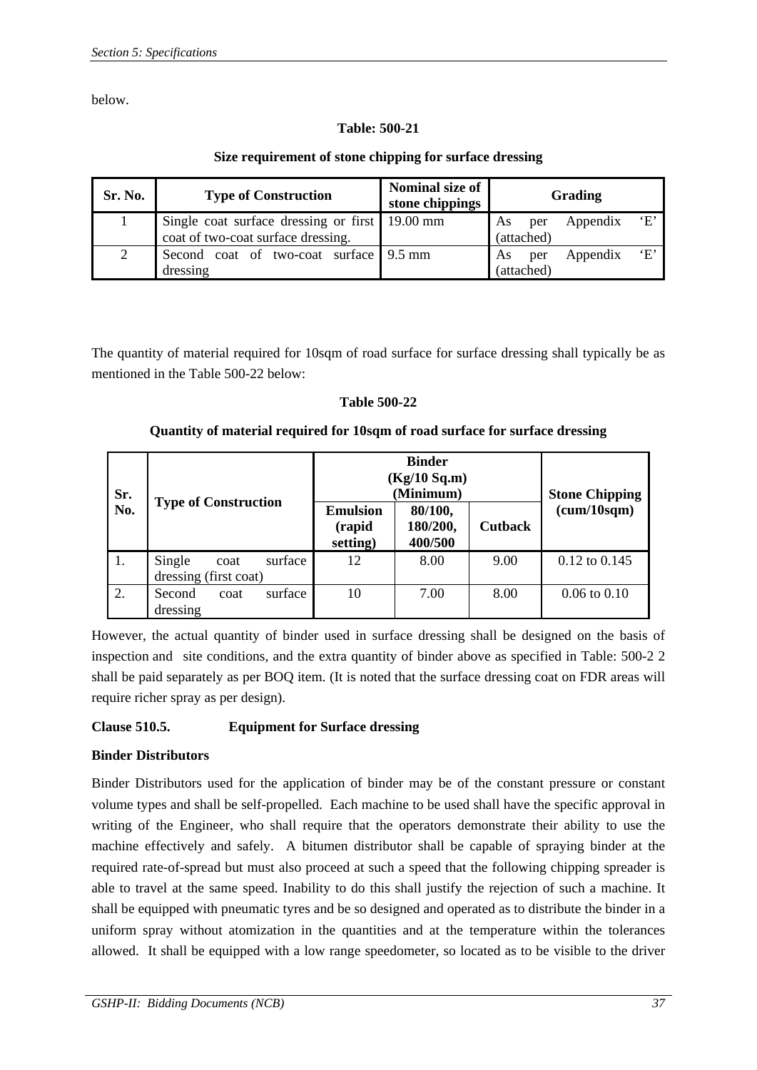below.

**Table: 500-21**

**Size requirement of stone chipping for surface dressing**

| Sr. No. | Type of Construction | Nominal size of stone chippings | Grading |
|---|---|---|---|
| 1 | Single coat surface dressing or first coat of two-coat surface dressing. | 19.00 mm | As per Appendix 'E' (attached) |
| 2 | Second coat of two-coat surface dressing | 9.5 mm | As per Appendix 'E' (attached) |

The quantity of material required for 10sqm of road surface for surface dressing shall typically be as mentioned in the Table 500-22 below:

**Table 500-22**

**Quantity of material required for 10sqm of road surface for surface dressing**

| Sr. No. | Type of Construction | Binder (Kg/10 Sq.m) (Minimum) | | | Stone Chipping (cum/10sqm) |
|---|---|---|---|---|---|
| | | Emulsion (rapid setting) | 80/100, 180/200, 400/500 | Cutback | |
| 1. | Single coat surface dressing (first coat) | 12 | 8.00 | 9.00 | 0.12 to 0.145 |
| 2. | Second coat surface dressing | 10 | 7.00 | 8.00 | 0.06 to 0.10 |

However, the actual quantity of binder used in surface dressing shall be designed on the basis of inspection and site conditions, and the extra quantity of binder above as specified in Table: 500-2 2 shall be paid separately as per BOQ item. (It is noted that the surface dressing coat on FDR areas will require richer spray as per design).

**Clause 510.5. Equipment for Surface dressing**

**Binder Distributors**

Binder Distributors used for the application of binder may be of the constant pressure or constant volume types and shall be self-propelled. Each machine to be used shall have the specific approval in writing of the Engineer, who shall require that the operators demonstrate their ability to use the machine effectively and safely. A bitumen distributor shall be capable of spraying binder at the required rate-of-spread but must also proceed at such a speed that the following chipping spreader is able to travel at the same speed. Inability to do this shall justify the rejection of such a machine. It shall be equipped with pneumatic tyres and be so designed and operated as to distribute the binder in a uniform spray without atomization in the quantities and at the temperature within the tolerances allowed. It shall be equipped with a low range speedometer, so located as to be visible to the driver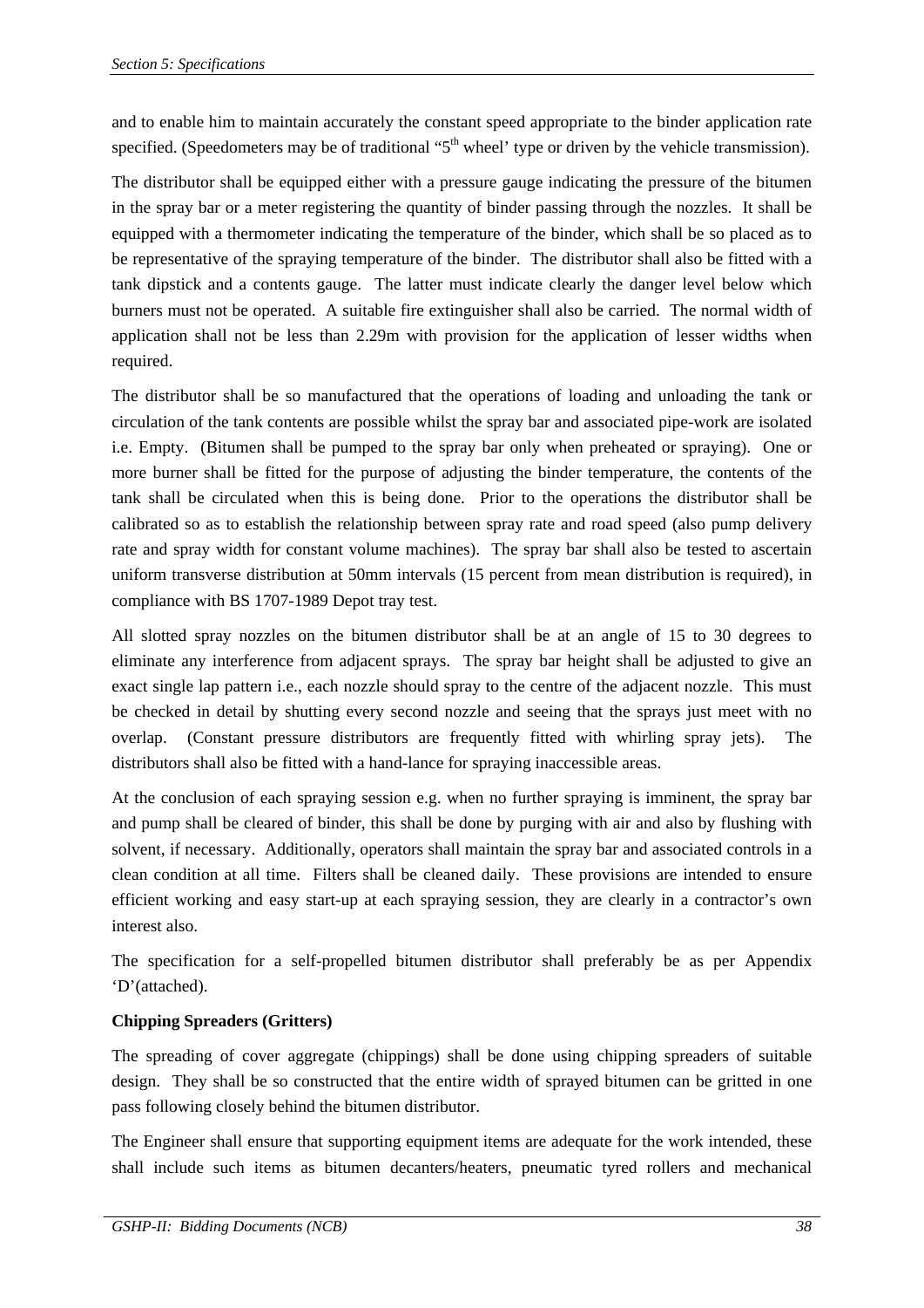and to enable him to maintain accurately the constant speed appropriate to the binder application rate specified. (Speedometers may be of traditional "5th wheel' type or driven by the vehicle transmission).

The distributor shall be equipped either with a pressure gauge indicating the pressure of the bitumen in the spray bar or a meter registering the quantity of binder passing through the nozzles. It shall be equipped with a thermometer indicating the temperature of the binder, which shall be so placed as to be representative of the spraying temperature of the binder. The distributor shall also be fitted with a tank dipstick and a contents gauge. The latter must indicate clearly the danger level below which burners must not be operated. A suitable fire extinguisher shall also be carried. The normal width of application shall not be less than 2.29m with provision for the application of lesser widths when required.

The distributor shall be so manufactured that the operations of loading and unloading the tank or circulation of the tank contents are possible whilst the spray bar and associated pipe-work are isolated i.e. Empty. (Bitumen shall be pumped to the spray bar only when preheated or spraying). One or more burner shall be fitted for the purpose of adjusting the binder temperature, the contents of the tank shall be circulated when this is being done. Prior to the operations the distributor shall be calibrated so as to establish the relationship between spray rate and road speed (also pump delivery rate and spray width for constant volume machines). The spray bar shall also be tested to ascertain uniform transverse distribution at 50mm intervals (15 percent from mean distribution is required), in compliance with BS 1707-1989 Depot tray test.

All slotted spray nozzles on the bitumen distributor shall be at an angle of 15 to 30 degrees to eliminate any interference from adjacent sprays. The spray bar height shall be adjusted to give an exact single lap pattern i.e., each nozzle should spray to the centre of the adjacent nozzle. This must be checked in detail by shutting every second nozzle and seeing that the sprays just meet with no overlap. (Constant pressure distributors are frequently fitted with whirling spray jets). The distributors shall also be fitted with a hand-lance for spraying inaccessible areas.

At the conclusion of each spraying session e.g. when no further spraying is imminent, the spray bar and pump shall be cleared of binder, this shall be done by purging with air and also by flushing with solvent, if necessary. Additionally, operators shall maintain the spray bar and associated controls in a clean condition at all time. Filters shall be cleaned daily. These provisions are intended to ensure efficient working and easy start-up at each spraying session, they are clearly in a contractor's own interest also.

The specification for a self-propelled bitumen distributor shall preferably be as per Appendix 'D'(attached).

**Chipping Spreaders (Gritters)**

The spreading of cover aggregate (chippings) shall be done using chipping spreaders of suitable design. They shall be so constructed that the entire width of sprayed bitumen can be gritted in one pass following closely behind the bitumen distributor.

The Engineer shall ensure that supporting equipment items are adequate for the work intended, these shall include such items as bitumen decanters/heaters, pneumatic tyred rollers and mechanical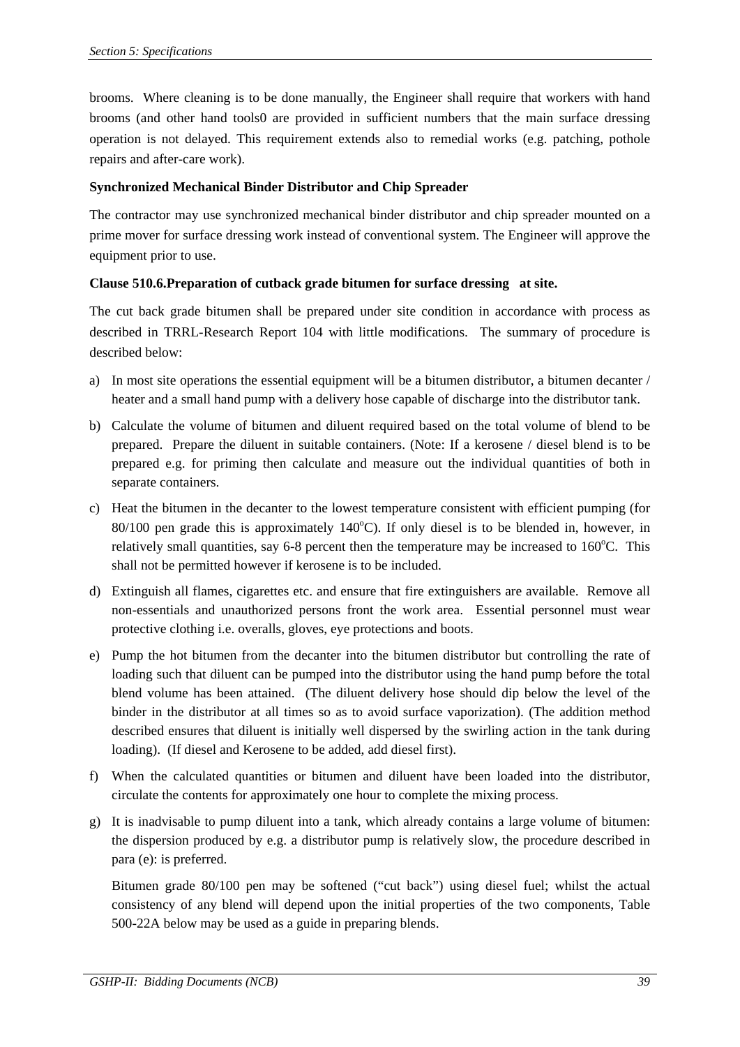brooms. Where cleaning is to be done manually, the Engineer shall require that workers with hand brooms (and other hand tools0 are provided in sufficient numbers that the main surface dressing operation is not delayed. This requirement extends also to remedial works (e.g. patching, pothole repairs and after-care work).

**Synchronized Mechanical Binder Distributor and Chip Spreader**

The contractor may use synchronized mechanical binder distributor and chip spreader mounted on a prime mover for surface dressing work instead of conventional system. The Engineer will approve the equipment prior to use.

**Clause 510.6.Preparation of cutback grade bitumen for surface dressing at site.**

The cut back grade bitumen shall be prepared under site condition in accordance with process as described in TRRL-Research Report 104 with little modifications. The summary of procedure is described below:

a) In most site operations the essential equipment will be a bitumen distributor, a bitumen decanter / heater and a small hand pump with a delivery hose capable of discharge into the distributor tank.

b) Calculate the volume of bitumen and diluent required based on the total volume of blend to be prepared. Prepare the diluent in suitable containers. (Note: If a kerosene / diesel blend is to be prepared e.g. for priming then calculate and measure out the individual quantities of both in separate containers.

c) Heat the bitumen in the decanter to the lowest temperature consistent with efficient pumping (for 80/100 pen grade this is approximately 140$^{o}$C). If only diesel is to be blended in, however, in relatively small quantities, say 6-8 percent then the temperature may be increased to 160$^{o}$C. This shall not be permitted however if kerosene is to be included.

d) Extinguish all flames, cigarettes etc. and ensure that fire extinguishers are available. Remove all non-essentials and unauthorized persons front the work area. Essential personnel must wear protective clothing i.e. overalls, gloves, eye protections and boots.

e) Pump the hot bitumen from the decanter into the bitumen distributor but controlling the rate of loading such that diluent can be pumped into the distributor using the hand pump before the total blend volume has been attained. (The diluent delivery hose should dip below the level of the binder in the distributor at all times so as to avoid surface vaporization). (The addition method described ensures that diluent is initially well dispersed by the swirling action in the tank during loading). (If diesel and Kerosene to be added, add diesel first).

f) When the calculated quantities or bitumen and diluent have been loaded into the distributor, circulate the contents for approximately one hour to complete the mixing process.

g) It is inadvisable to pump diluent into a tank, which already contains a large volume of bitumen: the dispersion produced by e.g. a distributor pump is relatively slow, the procedure described in para (e): is preferred.

   Bitumen grade 80/100 pen may be softened ("cut back") using diesel fuel; whilst the actual consistency of any blend will depend upon the initial properties of the two components, Table 500-22A below may be used as a guide in preparing blends.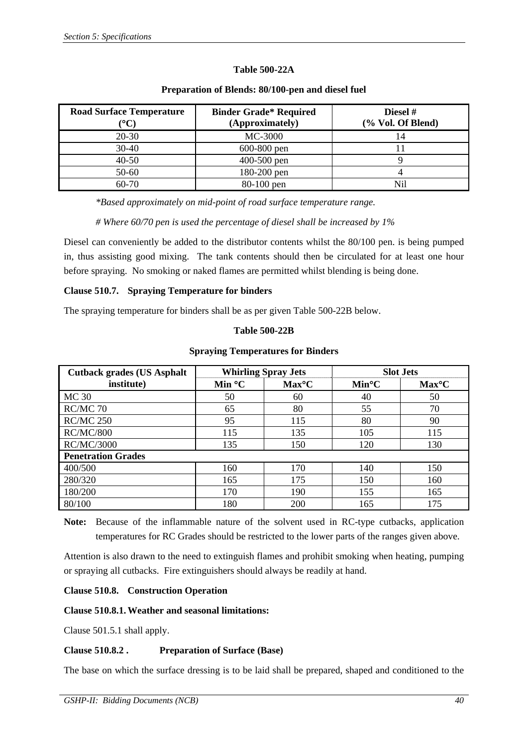**Table 500-22A**

**Preparation of Blends: 80/100-pen and diesel fuel**

| Road Surface Temperature (°C) | Binder Grade* Required (Approximately) | Diesel # (% Vol. Of Blend) |
|---|---|---|
| 20-30 | MC-3000 | 14 |
| 30-40 | 600-800 pen | 11 |
| 40-50 | 400-500 pen | 9 |
| 50-60 | 180-200 pen | 4 |
| 60-70 | 80-100 pen | Nil |

*\*Based approximately on mid-point of road surface temperature range.*

*# Where 60/70 pen is used the percentage of diesel shall be increased by 1%*

Diesel can conveniently be added to the distributor contents whilst the 80/100 pen. is being pumped in, thus assisting good mixing. The tank contents should then be circulated for at least one hour before spraying. No smoking or naked flames are permitted whilst blending is being done.

**Clause 510.7. Spraying Temperature for binders**

The spraying temperature for binders shall be as per given Table 500-22B below.

**Table 500-22B**

**Spraying Temperatures for Binders**

| Cutback grades (US Asphalt institute) | Whirling Spray Jets | | Slot Jets | |
|---|---|---|---|---|
| | Min °C | Max°C | Min°C | Max°C |
| MC 30 | 50 | 60 | 40 | 50 |
| RC/MC 70 | 65 | 80 | 55 | 70 |
| RC/MC 250 | 95 | 115 | 80 | 90 |
| RC/MC/800 | 115 | 135 | 105 | 115 |
| RC/MC/3000 | 135 | 150 | 120 | 130 |
| **Penetration Grades** | | | | |
| 400/500 | 160 | 170 | 140 | 150 |
| 280/320 | 165 | 175 | 150 | 160 |
| 180/200 | 170 | 190 | 155 | 165 |
| 80/100 | 180 | 200 | 165 | 175 |

**Note:** Because of the inflammable nature of the solvent used in RC-type cutbacks, application temperatures for RC Grades should be restricted to the lower parts of the ranges given above.

Attention is also drawn to the need to extinguish flames and prohibit smoking when heating, pumping or spraying all cutbacks. Fire extinguishers should always be readily at hand.

**Clause 510.8. Construction Operation**

**Clause 510.8.1. Weather and seasonal limitations:**

Clause 501.5.1 shall apply.

**Clause 510.8.2 . Preparation of Surface (Base)**

The base on which the surface dressing is to be laid shall be prepared, shaped and conditioned to the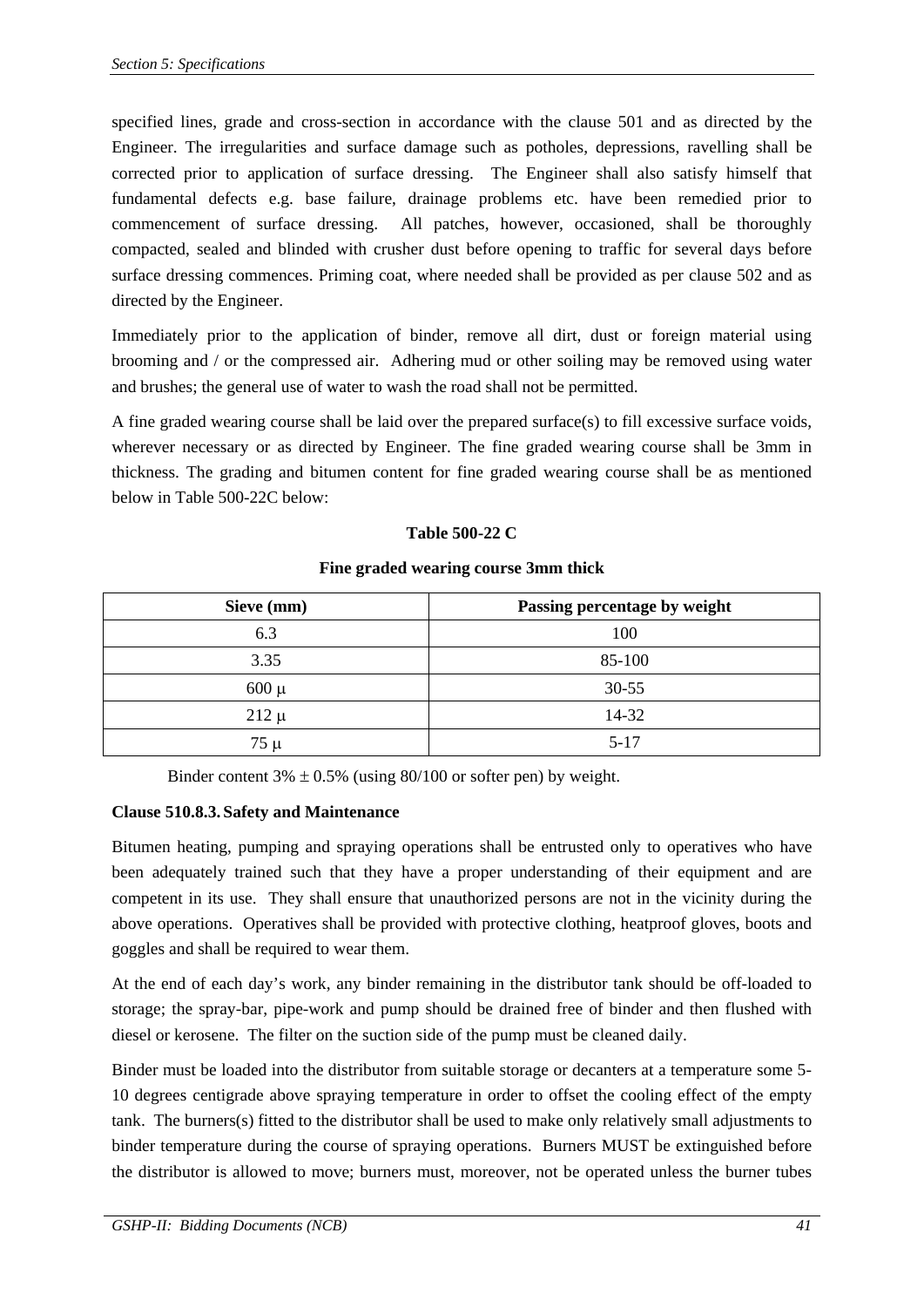specified lines, grade and cross-section in accordance with the clause 501 and as directed by the Engineer. The irregularities and surface damage such as potholes, depressions, ravelling shall be corrected prior to application of surface dressing. The Engineer shall also satisfy himself that fundamental defects e.g. base failure, drainage problems etc. have been remedied prior to commencement of surface dressing. All patches, however, occasioned, shall be thoroughly compacted, sealed and blinded with crusher dust before opening to traffic for several days before surface dressing commences. Priming coat, where needed shall be provided as per clause 502 and as directed by the Engineer.

Immediately prior to the application of binder, remove all dirt, dust or foreign material using brooming and / or the compressed air. Adhering mud or other soiling may be removed using water and brushes; the general use of water to wash the road shall not be permitted.

A fine graded wearing course shall be laid over the prepared surface(s) to fill excessive surface voids, wherever necessary or as directed by Engineer. The fine graded wearing course shall be 3mm in thickness. The grading and bitumen content for fine graded wearing course shall be as mentioned below in Table 500-22C below:

**Table 500-22 C**

**Fine graded wearing course 3mm thick**

| Sieve (mm) | Passing percentage by weight |
|---|---|
| 6.3 | 100 |
| 3.35 | 85-100 |
| 600 μ | 30-55 |
| 212 μ | 14-32 |
| 75 μ | 5-17 |

Binder content $3\% \pm 0.5\%$ (using 80/100 or softer pen) by weight.

**Clause 510.8.3. Safety and Maintenance**

Bitumen heating, pumping and spraying operations shall be entrusted only to operatives who have been adequately trained such that they have a proper understanding of their equipment and are competent in its use. They shall ensure that unauthorized persons are not in the vicinity during the above operations. Operatives shall be provided with protective clothing, heatproof gloves, boots and goggles and shall be required to wear them.

At the end of each day's work, any binder remaining in the distributor tank should be off-loaded to storage; the spray-bar, pipe-work and pump should be drained free of binder and then flushed with diesel or kerosene. The filter on the suction side of the pump must be cleaned daily.

Binder must be loaded into the distributor from suitable storage or decanters at a temperature some 5-10 degrees centigrade above spraying temperature in order to offset the cooling effect of the empty tank. The burners(s) fitted to the distributor shall be used to make only relatively small adjustments to binder temperature during the course of spraying operations. Burners MUST be extinguished before the distributor is allowed to move; burners must, moreover, not be operated unless the burner tubes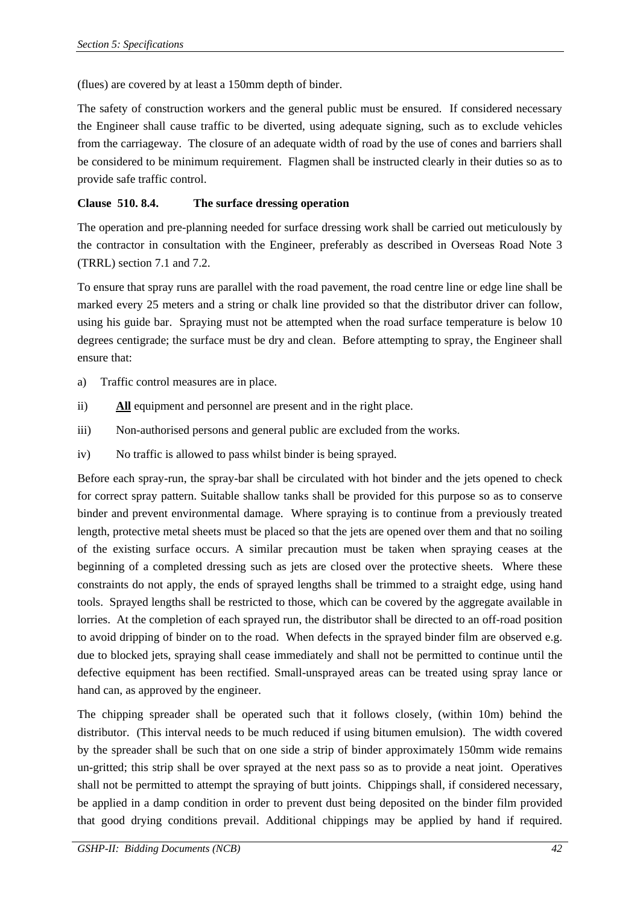(flues) are covered by at least a 150mm depth of binder.

The safety of construction workers and the general public must be ensured. If considered necessary the Engineer shall cause traffic to be diverted, using adequate signing, such as to exclude vehicles from the carriageway. The closure of an adequate width of road by the use of cones and barriers shall be considered to be minimum requirement. Flagmen shall be instructed clearly in their duties so as to provide safe traffic control.

**Clause 510. 8.4. The surface dressing operation**

The operation and pre-planning needed for surface dressing work shall be carried out meticulously by the contractor in consultation with the Engineer, preferably as described in Overseas Road Note 3 (TRRL) section 7.1 and 7.2.

To ensure that spray runs are parallel with the road pavement, the road centre line or edge line shall be marked every 25 meters and a string or chalk line provided so that the distributor driver can follow, using his guide bar. Spraying must not be attempted when the road surface temperature is below 10 degrees centigrade; the surface must be dry and clean. Before attempting to spray, the Engineer shall ensure that:

a) Traffic control measures are in place.

ii) **All** equipment and personnel are present and in the right place.

iii) Non-authorised persons and general public are excluded from the works.

iv) No traffic is allowed to pass whilst binder is being sprayed.

Before each spray-run, the spray-bar shall be circulated with hot binder and the jets opened to check for correct spray pattern. Suitable shallow tanks shall be provided for this purpose so as to conserve binder and prevent environmental damage. Where spraying is to continue from a previously treated length, protective metal sheets must be placed so that the jets are opened over them and that no soiling of the existing surface occurs. A similar precaution must be taken when spraying ceases at the beginning of a completed dressing such as jets are closed over the protective sheets. Where these constraints do not apply, the ends of sprayed lengths shall be trimmed to a straight edge, using hand tools. Sprayed lengths shall be restricted to those, which can be covered by the aggregate available in lorries. At the completion of each sprayed run, the distributor shall be directed to an off-road position to avoid dripping of binder on to the road. When defects in the sprayed binder film are observed e.g. due to blocked jets, spraying shall cease immediately and shall not be permitted to continue until the defective equipment has been rectified. Small-unsprayed areas can be treated using spray lance or hand can, as approved by the engineer.

The chipping spreader shall be operated such that it follows closely, (within 10m) behind the distributor. (This interval needs to be much reduced if using bitumen emulsion). The width covered by the spreader shall be such that on one side a strip of binder approximately 150mm wide remains un-gritted; this strip shall be over sprayed at the next pass so as to provide a neat joint. Operatives shall not be permitted to attempt the spraying of butt joints. Chippings shall, if considered necessary, be applied in a damp condition in order to prevent dust being deposited on the binder film provided that good drying conditions prevail. Additional chippings may be applied by hand if required.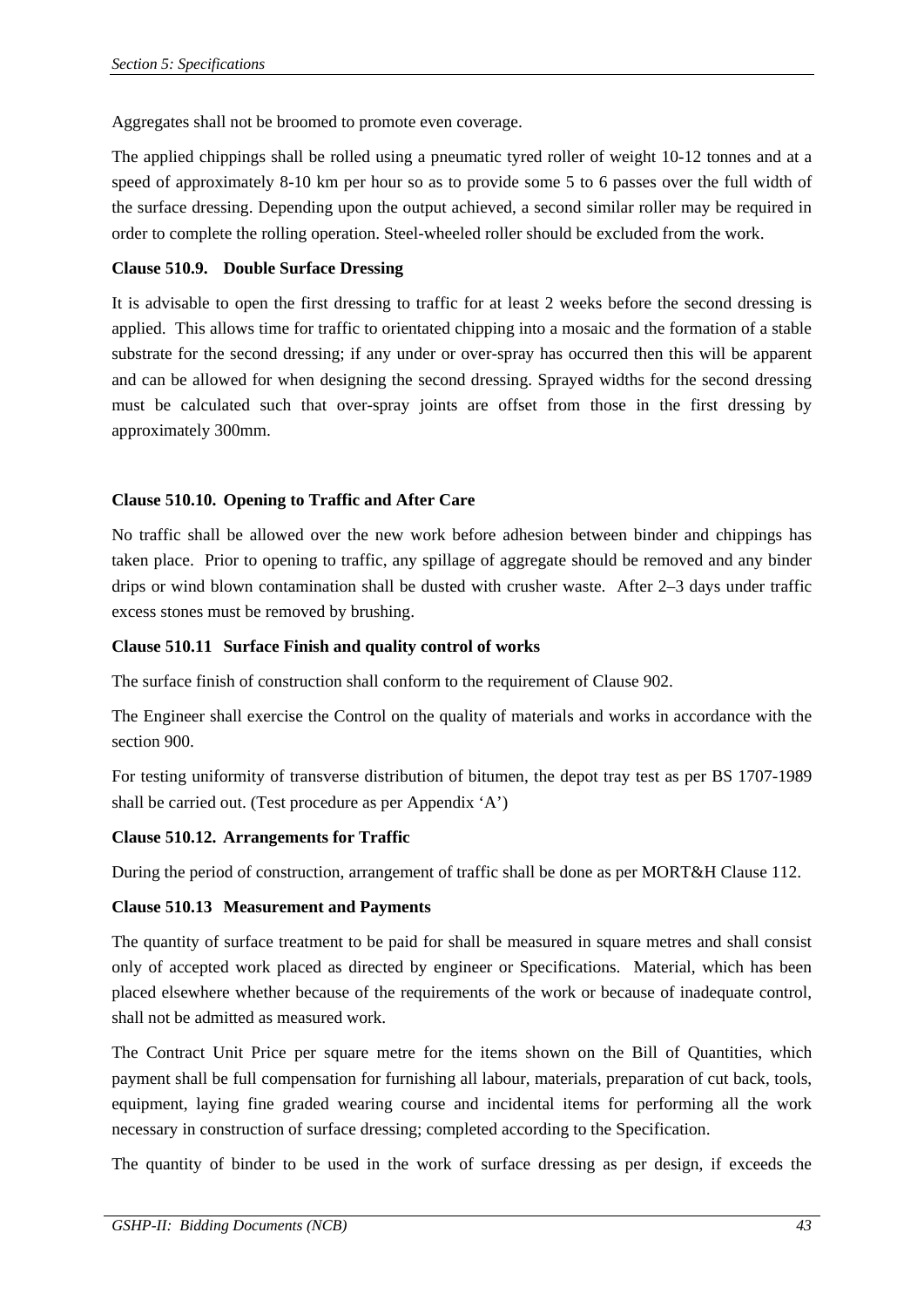Aggregates shall not be broomed to promote even coverage.

The applied chippings shall be rolled using a pneumatic tyred roller of weight 10-12 tonnes and at a speed of approximately 8-10 km per hour so as to provide some 5 to 6 passes over the full width of the surface dressing. Depending upon the output achieved, a second similar roller may be required in order to complete the rolling operation. Steel-wheeled roller should be excluded from the work.

**Clause 510.9. Double Surface Dressing**

It is advisable to open the first dressing to traffic for at least 2 weeks before the second dressing is applied. This allows time for traffic to orientated chipping into a mosaic and the formation of a stable substrate for the second dressing; if any under or over-spray has occurred then this will be apparent and can be allowed for when designing the second dressing. Sprayed widths for the second dressing must be calculated such that over-spray joints are offset from those in the first dressing by approximately 300mm.

**Clause 510.10. Opening to Traffic and After Care**

No traffic shall be allowed over the new work before adhesion between binder and chippings has taken place. Prior to opening to traffic, any spillage of aggregate should be removed and any binder drips or wind blown contamination shall be dusted with crusher waste. After 2–3 days under traffic excess stones must be removed by brushing.

**Clause 510.11 Surface Finish and quality control of works**

The surface finish of construction shall conform to the requirement of Clause 902.

The Engineer shall exercise the Control on the quality of materials and works in accordance with the section 900.

For testing uniformity of transverse distribution of bitumen, the depot tray test as per BS 1707-1989 shall be carried out. (Test procedure as per Appendix 'A')

**Clause 510.12. Arrangements for Traffic**

During the period of construction, arrangement of traffic shall be done as per MORT&H Clause 112.

**Clause 510.13 Measurement and Payments**

The quantity of surface treatment to be paid for shall be measured in square metres and shall consist only of accepted work placed as directed by engineer or Specifications. Material, which has been placed elsewhere whether because of the requirements of the work or because of inadequate control, shall not be admitted as measured work.

The Contract Unit Price per square metre for the items shown on the Bill of Quantities, which payment shall be full compensation for furnishing all labour, materials, preparation of cut back, tools, equipment, laying fine graded wearing course and incidental items for performing all the work necessary in construction of surface dressing; completed according to the Specification.

The quantity of binder to be used in the work of surface dressing as per design, if exceeds the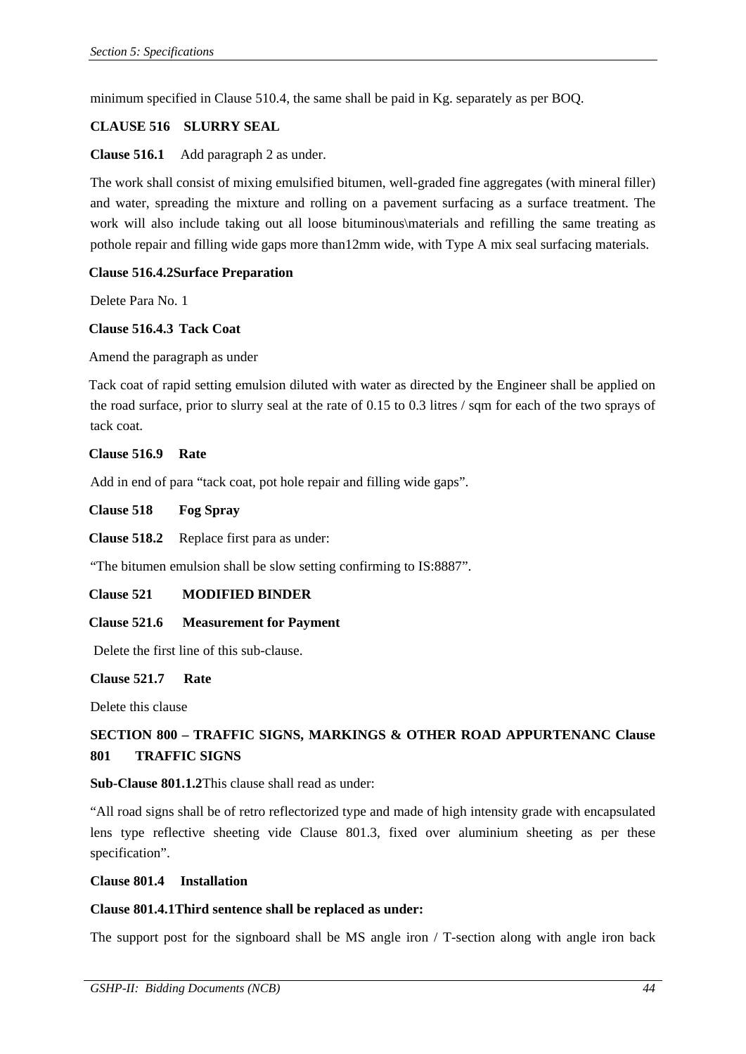minimum specified in Clause 510.4, the same shall be paid in Kg. separately as per BOQ.

**CLAUSE 516 SLURRY SEAL**

**Clause 516.1** Add paragraph 2 as under.

The work shall consist of mixing emulsified bitumen, well-graded fine aggregates (with mineral filler) and water, spreading the mixture and rolling on a pavement surfacing as a surface treatment. The work will also include taking out all loose bituminous\materials and refilling the same treating as pothole repair and filling wide gaps more than12mm wide, with Type A mix seal surfacing materials.

**Clause 516.4.2Surface Preparation**

Delete Para No. 1

**Clause 516.4.3 Tack Coat**

Amend the paragraph as under

Tack coat of rapid setting emulsion diluted with water as directed by the Engineer shall be applied on the road surface, prior to slurry seal at the rate of 0.15 to 0.3 litres / sqm for each of the two sprays of tack coat.

**Clause 516.9 Rate**

Add in end of para "tack coat, pot hole repair and filling wide gaps".

**Clause 518 Fog Spray**

**Clause 518.2** Replace first para as under:

"The bitumen emulsion shall be slow setting confirming to IS:8887".

**Clause 521 MODIFIED BINDER**

**Clause 521.6 Measurement for Payment**

Delete the first line of this sub-clause.

**Clause 521.7 Rate**

Delete this clause

**SECTION 800 – TRAFFIC SIGNS, MARKINGS & OTHER ROAD APPURTENANC Clause 801 TRAFFIC SIGNS**

**Sub-Clause 801.1.2**This clause shall read as under:

"All road signs shall be of retro reflectorized type and made of high intensity grade with encapsulated lens type reflective sheeting vide Clause 801.3, fixed over aluminium sheeting as per these specification".

**Clause 801.4 Installation**

**Clause 801.4.1Third sentence shall be replaced as under:**

The support post for the signboard shall be MS angle iron / T-section along with angle iron back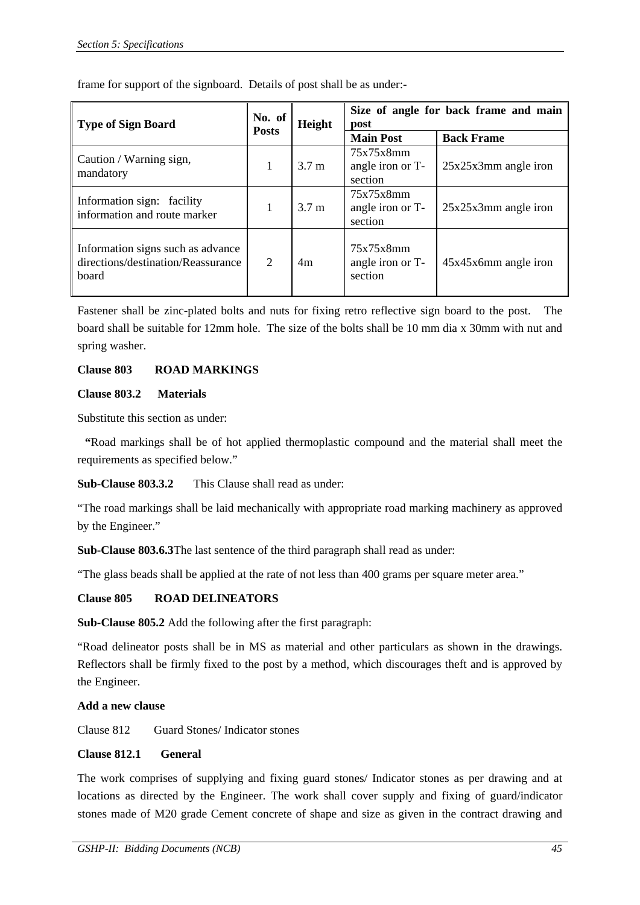frame for support of the signboard. Details of post shall be as under:-

| Type of Sign Board | No. of Posts | Height | Size of angle for back frame and main post | |
|---|---|---|---|---|
| | | | Main Post | Back Frame |
| Caution / Warning sign, mandatory | 1 | 3.7 m | 75x75x8mm angle iron or T-section | 25x25x3mm angle iron |
| Information sign: facility information and route marker | 1 | 3.7 m | 75x75x8mm angle iron or T-section | 25x25x3mm angle iron |
| Information signs such as advance directions/destination/Reassurance board | 2 | 4m | 75x75x8mm angle iron or T-section | 45x45x6mm angle iron |

Fastener shall be zinc-plated bolts and nuts for fixing retro reflective sign board to the post. The board shall be suitable for 12mm hole. The size of the bolts shall be 10 mm dia x 30mm with nut and spring washer.

**Clause 803 ROAD MARKINGS**

**Clause 803.2 Materials**

Substitute this section as under:

**"**Road markings shall be of hot applied thermoplastic compound and the material shall meet the requirements as specified below."

**Sub-Clause 803.3.2** This Clause shall read as under:

"The road markings shall be laid mechanically with appropriate road marking machinery as approved by the Engineer."

**Sub-Clause 803.6.3**The last sentence of the third paragraph shall read as under:

"The glass beads shall be applied at the rate of not less than 400 grams per square meter area."

**Clause 805 ROAD DELINEATORS**

**Sub-Clause 805.2** Add the following after the first paragraph:

"Road delineator posts shall be in MS as material and other particulars as shown in the drawings. Reflectors shall be firmly fixed to the post by a method, which discourages theft and is approved by the Engineer.

**Add a new clause**

Clause 812 Guard Stones/ Indicator stones

**Clause 812.1 General**

The work comprises of supplying and fixing guard stones/ Indicator stones as per drawing and at locations as directed by the Engineer. The work shall cover supply and fixing of guard/indicator stones made of M20 grade Cement concrete of shape and size as given in the contract drawing and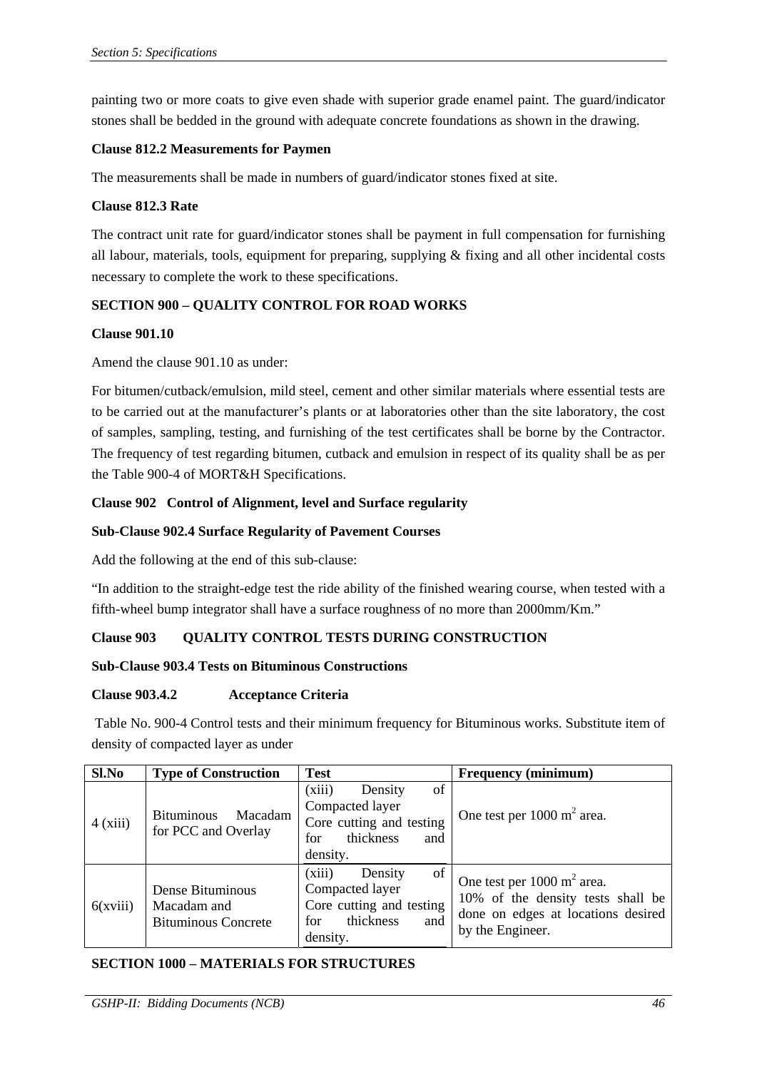painting two or more coats to give even shade with superior grade enamel paint. The guard/indicator stones shall be bedded in the ground with adequate concrete foundations as shown in the drawing.

**Clause 812.2 Measurements for Paymen**

The measurements shall be made in numbers of guard/indicator stones fixed at site.

**Clause 812.3 Rate**

The contract unit rate for guard/indicator stones shall be payment in full compensation for furnishing all labour, materials, tools, equipment for preparing, supplying & fixing and all other incidental costs necessary to complete the work to these specifications.

## SECTION 900 – QUALITY CONTROL FOR ROAD WORKS

**Clause 901.10**

Amend the clause 901.10 as under:

For bitumen/cutback/emulsion, mild steel, cement and other similar materials where essential tests are to be carried out at the manufacturer's plants or at laboratories other than the site laboratory, the cost of samples, sampling, testing, and furnishing of the test certificates shall be borne by the Contractor. The frequency of test regarding bitumen, cutback and emulsion in respect of its quality shall be as per the Table 900-4 of MORT&H Specifications.

**Clause 902 Control of Alignment, level and Surface regularity**

**Sub-Clause 902.4 Surface Regularity of Pavement Courses**

Add the following at the end of this sub-clause:

"In addition to the straight-edge test the ride ability of the finished wearing course, when tested with a fifth-wheel bump integrator shall have a surface roughness of no more than 2000mm/Km."

**Clause 903 QUALITY CONTROL TESTS DURING CONSTRUCTION**

**Sub-Clause 903.4 Tests on Bituminous Constructions**

**Clause 903.4.2 Acceptance Criteria**

Table No. 900-4 Control tests and their minimum frequency for Bituminous works. Substitute item of density of compacted layer as under

| Sl.No | Type of Construction | Test | Frequency (minimum) |
|---|---|---|---|
| 4 (xiii) | Bituminous Macadam for PCC and Overlay | (xiii) Density of Compacted layer Core cutting and testing for thickness and density. | One test per 1000 $m^2$ area. |
| 6(xviii) | Dense Bituminous Macadam and Bituminous Concrete | (xiii) Density of Compacted layer Core cutting and testing for thickness and density. | One test per 1000 $m^2$ area. 10% of the density tests shall be done on edges at locations desired by the Engineer. |

## SECTION 1000 – MATERIALS FOR STRUCTURES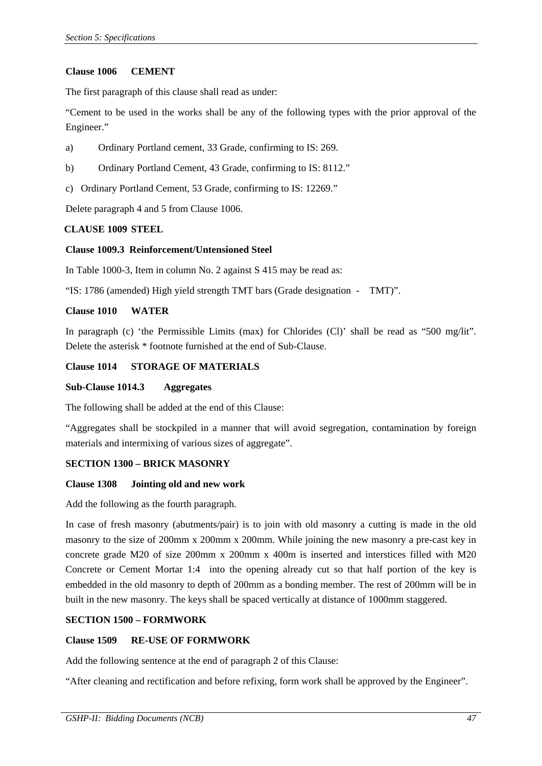**Clause 1006 CEMENT**

The first paragraph of this clause shall read as under:

"Cement to be used in the works shall be any of the following types with the prior approval of the Engineer."

a) Ordinary Portland cement, 33 Grade, confirming to IS: 269.

b) Ordinary Portland Cement, 43 Grade, confirming to IS: 8112."

c) Ordinary Portland Cement, 53 Grade, confirming to IS: 12269."

Delete paragraph 4 and 5 from Clause 1006.

**CLAUSE 1009 STEEL**

**Clause 1009.3 Reinforcement/Untensioned Steel**

In Table 1000-3, Item in column No. 2 against S 415 may be read as:

"IS: 1786 (amended) High yield strength TMT bars (Grade designation - TMT)".

**Clause 1010 WATER**

In paragraph (c) 'the Permissible Limits (max) for Chlorides (Cl)' shall be read as "500 mg/lit". Delete the asterisk * footnote furnished at the end of Sub-Clause.

**Clause 1014 STORAGE OF MATERIALS**

**Sub-Clause 1014.3 Aggregates**

The following shall be added at the end of this Clause:

"Aggregates shall be stockpiled in a manner that will avoid segregation, contamination by foreign materials and intermixing of various sizes of aggregate".

**SECTION 1300 – BRICK MASONRY**

**Clause 1308 Jointing old and new work**

Add the following as the fourth paragraph.

In case of fresh masonry (abutments/pair) is to join with old masonry a cutting is made in the old masonry to the size of 200mm x 200mm x 200mm. While joining the new masonry a pre-cast key in concrete grade M20 of size 200mm x 200mm x 400m is inserted and interstices filled with M20 Concrete or Cement Mortar 1:4 into the opening already cut so that half portion of the key is embedded in the old masonry to depth of 200mm as a bonding member. The rest of 200mm will be in built in the new masonry. The keys shall be spaced vertically at distance of 1000mm staggered.

**SECTION 1500 – FORMWORK**

**Clause 1509 RE-USE OF FORMWORK**

Add the following sentence at the end of paragraph 2 of this Clause:

"After cleaning and rectification and before refixing, form work shall be approved by the Engineer".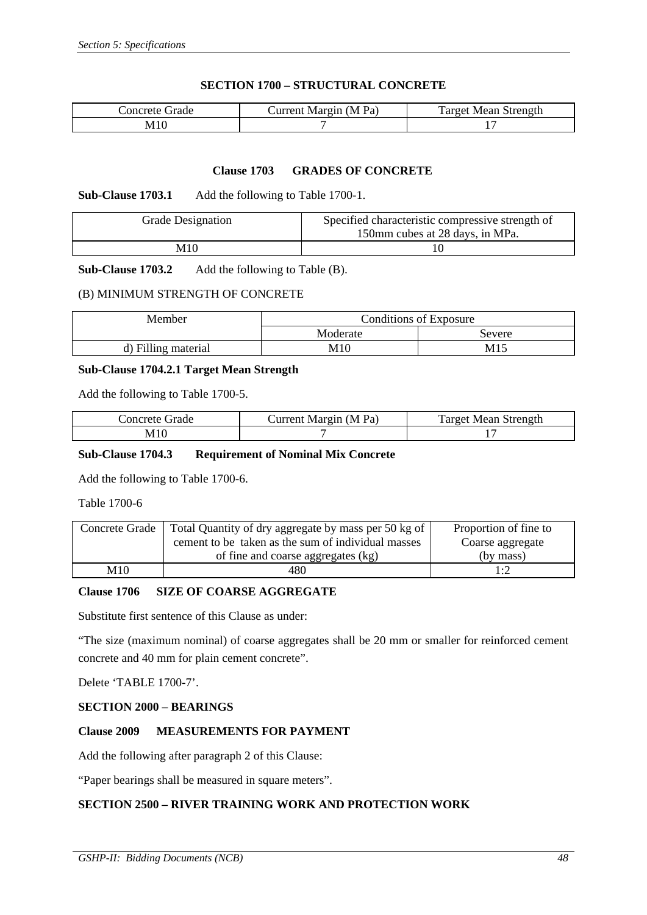## SECTION 1700 – STRUCTURAL CONCRETE

| Concrete Grade | Current Margin (M Pa) | Target Mean Strength |
|---|---|---|
| M10 | 7 | 17 |

### Clause 1703 GRADES OF CONCRETE

**Sub-Clause 1703.1** Add the following to Table 1700-1.

| Grade Designation | Specified characteristic compressive strength of 150mm cubes at 28 days, in MPa. |
|---|---|
| M10 | 10 |

**Sub-Clause 1703.2** Add the following to Table (B).

(B) MINIMUM STRENGTH OF CONCRETE

| Member | Conditions of Exposure | |
|---|---|---|
| | Moderate | Severe |
| d) Filling material | M10 | M15 |

**Sub-Clause 1704.2.1 Target Mean Strength**

Add the following to Table 1700-5.

| Concrete Grade | Current Margin (M Pa) | Target Mean Strength |
|---|---|---|
| M10 | 7 | 17 |

**Sub-Clause 1704.3 Requirement of Nominal Mix Concrete**

Add the following to Table 1700-6.

Table 1700-6

| Concrete Grade | Total Quantity of dry aggregate by mass per 50 kg of cement to be taken as the sum of individual masses of fine and coarse aggregates (kg) | Proportion of fine to Coarse aggregate (by mass) |
|---|---|---|
| M10 | 480 | 1:2 |

**Clause 1706 SIZE OF COARSE AGGREGATE**

Substitute first sentence of this Clause as under:

"The size (maximum nominal) of coarse aggregates shall be 20 mm or smaller for reinforced cement concrete and 40 mm for plain cement concrete".

Delete 'TABLE 1700-7'.

## SECTION 2000 – BEARINGS

**Clause 2009 MEASUREMENTS FOR PAYMENT**

Add the following after paragraph 2 of this Clause:

"Paper bearings shall be measured in square meters".

## SECTION 2500 – RIVER TRAINING WORK AND PROTECTION WORK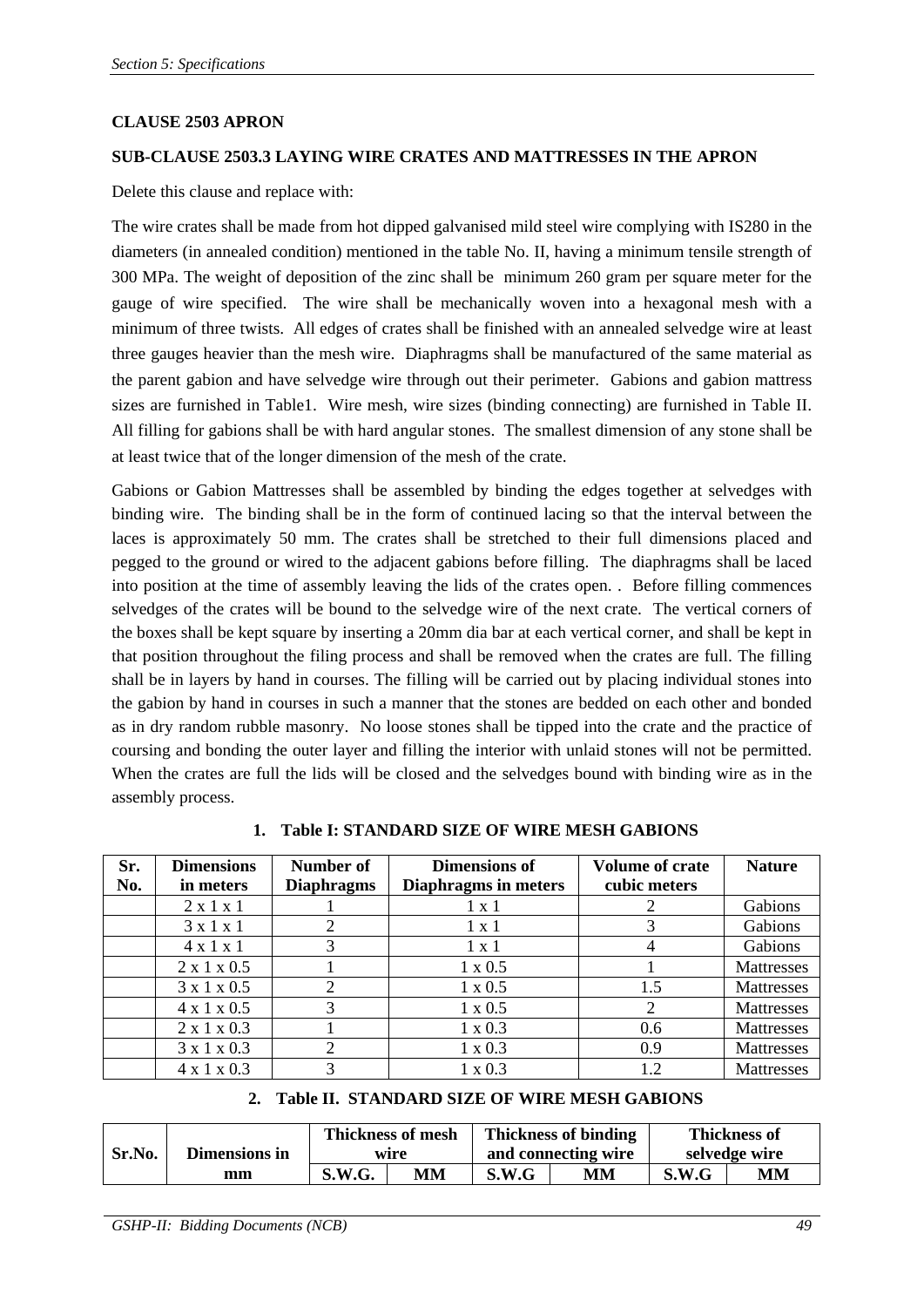**CLAUSE 2503 APRON**

**SUB-CLAUSE 2503.3 LAYING WIRE CRATES AND MATTRESSES IN THE APRON**

Delete this clause and replace with:

The wire crates shall be made from hot dipped galvanised mild steel wire complying with IS280 in the diameters (in annealed condition) mentioned in the table No. II, having a minimum tensile strength of 300 MPa. The weight of deposition of the zinc shall be minimum 260 gram per square meter for the gauge of wire specified. The wire shall be mechanically woven into a hexagonal mesh with a minimum of three twists. All edges of crates shall be finished with an annealed selvedge wire at least three gauges heavier than the mesh wire. Diaphragms shall be manufactured of the same material as the parent gabion and have selvedge wire through out their perimeter. Gabions and gabion mattress sizes are furnished in Table1. Wire mesh, wire sizes (binding connecting) are furnished in Table II. All filling for gabions shall be with hard angular stones. The smallest dimension of any stone shall be at least twice that of the longer dimension of the mesh of the crate.

Gabions or Gabion Mattresses shall be assembled by binding the edges together at selvedges with binding wire. The binding shall be in the form of continued lacing so that the interval between the laces is approximately 50 mm. The crates shall be stretched to their full dimensions placed and pegged to the ground or wired to the adjacent gabions before filling. The diaphragms shall be laced into position at the time of assembly leaving the lids of the crates open. . Before filling commences selvedges of the crates will be bound to the selvedge wire of the next crate. The vertical corners of the boxes shall be kept square by inserting a 20mm dia bar at each vertical corner, and shall be kept in that position throughout the filing process and shall be removed when the crates are full. The filling shall be in layers by hand in courses. The filling will be carried out by placing individual stones into the gabion by hand in courses in such a manner that the stones are bedded on each other and bonded as in dry random rubble masonry. No loose stones shall be tipped into the crate and the practice of coursing and bonding the outer layer and filling the interior with unlaid stones will not be permitted. When the crates are full the lids will be closed and the selvedges bound with binding wire as in the assembly process.

**1. Table I: STANDARD SIZE OF WIRE MESH GABIONS**

| Sr. No. | Dimensions in meters | Number of Diaphragms | Dimensions of Diaphragms in meters | Volume of crate cubic meters | Nature |
|---|---|---|---|---|---|
| | 2 x 1 x 1 | 1 | 1 x 1 | 2 | Gabions |
| | 3 x 1 x 1 | 2 | 1 x 1 | 3 | Gabions |
| | 4 x 1 x 1 | 3 | 1 x 1 | 4 | Gabions |
| | 2 x 1 x 0.5 | 1 | 1 x 0.5 | 1 | Mattresses |
| | 3 x 1 x 0.5 | 2 | 1 x 0.5 | 1.5 | Mattresses |
| | 4 x 1 x 0.5 | 3 | 1 x 0.5 | 2 | Mattresses |
| | 2 x 1 x 0.3 | 1 | 1 x 0.3 | 0.6 | Mattresses |
| | 3 x 1 x 0.3 | 2 | 1 x 0.3 | 0.9 | Mattresses |
| | 4 x 1 x 0.3 | 3 | 1 x 0.3 | 1.2 | Mattresses |

**2. Table II. STANDARD SIZE OF WIRE MESH GABIONS**

| Sr.No. | Dimensions in mm | Thickness of mesh wire | | Thickness of binding and connecting wire | | Thickness of selvedge wire | |
|---|---|---|---|---|---|---|---|
| | | S.W.G. | MM | S.W.G | MM | S.W.G | MM |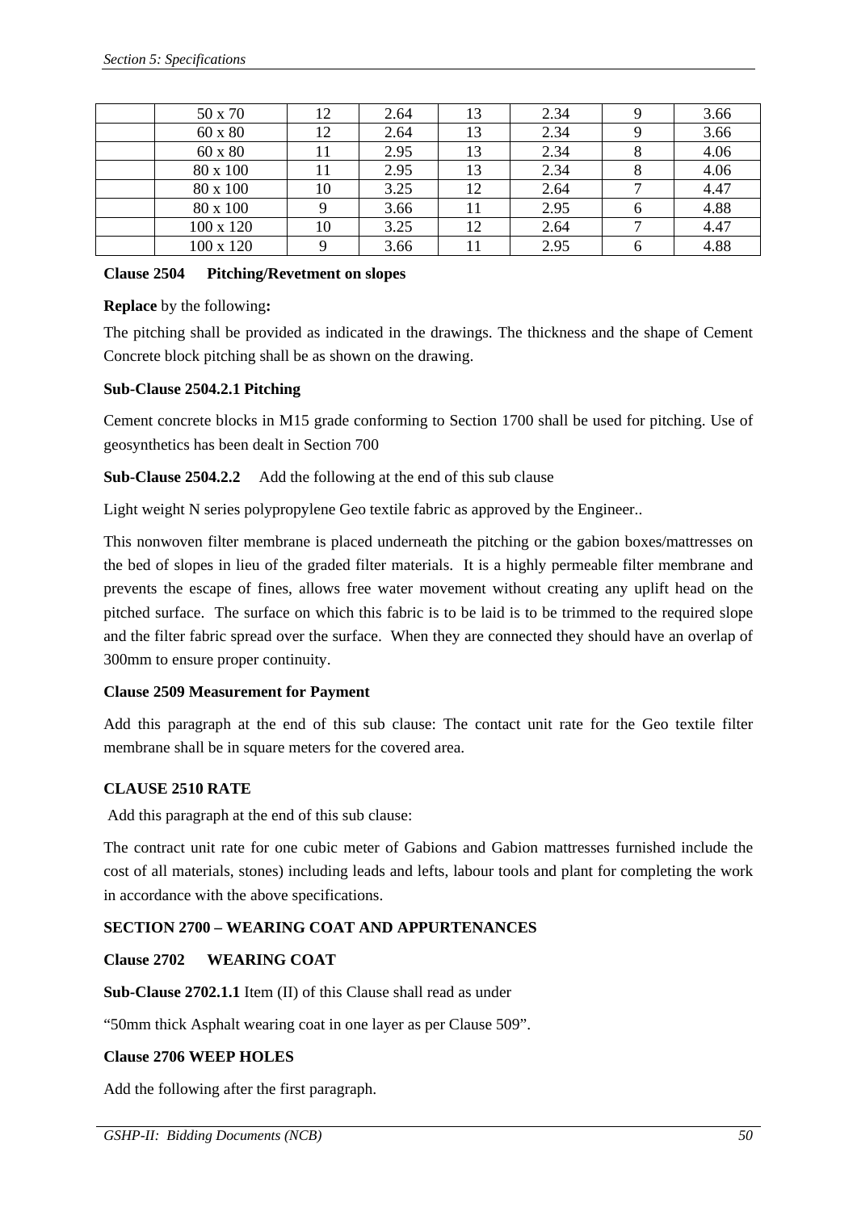|  | 50 x 70 | 12 | 2.64 | 13 | 2.34 | 9 | 3.66 |
|---|---|---|---|---|---|---|---|
|  | 60 x 80 | 12 | 2.64 | 13 | 2.34 | 9 | 3.66 |
|  | 60 x 80 | 11 | 2.95 | 13 | 2.34 | 8 | 4.06 |
|  | 80 x 100 | 11 | 2.95 | 13 | 2.34 | 8 | 4.06 |
|  | 80 x 100 | 10 | 3.25 | 12 | 2.64 | 7 | 4.47 |
|  | 80 x 100 | 9 | 3.66 | 11 | 2.95 | 6 | 4.88 |
|  | 100 x 120 | 10 | 3.25 | 12 | 2.64 | 7 | 4.47 |
|  | 100 x 120 | 9 | 3.66 | 11 | 2.95 | 6 | 4.88 |

**Clause 2504 Pitching/Revetment on slopes**

**Replace** by the following**:**

The pitching shall be provided as indicated in the drawings. The thickness and the shape of Cement Concrete block pitching shall be as shown on the drawing.

**Sub-Clause 2504.2.1 Pitching**

Cement concrete blocks in M15 grade conforming to Section 1700 shall be used for pitching. Use of geosynthetics has been dealt in Section 700

**Sub-Clause 2504.2.2** Add the following at the end of this sub clause

Light weight N series polypropylene Geo textile fabric as approved by the Engineer..

This nonwoven filter membrane is placed underneath the pitching or the gabion boxes/mattresses on the bed of slopes in lieu of the graded filter materials. It is a highly permeable filter membrane and prevents the escape of fines, allows free water movement without creating any uplift head on the pitched surface. The surface on which this fabric is to be laid is to be trimmed to the required slope and the filter fabric spread over the surface. When they are connected they should have an overlap of 300mm to ensure proper continuity.

**Clause 2509 Measurement for Payment**

Add this paragraph at the end of this sub clause: The contact unit rate for the Geo textile filter membrane shall be in square meters for the covered area.

**CLAUSE 2510 RATE**

Add this paragraph at the end of this sub clause:

The contract unit rate for one cubic meter of Gabions and Gabion mattresses furnished include the cost of all materials, stones) including leads and lefts, labour tools and plant for completing the work in accordance with the above specifications.

**SECTION 2700 – WEARING COAT AND APPURTENANCES**

**Clause 2702 WEARING COAT**

**Sub-Clause 2702.1.1** Item (II) of this Clause shall read as under

“50mm thick Asphalt wearing coat in one layer as per Clause 509”.

**Clause 2706 WEEP HOLES**

Add the following after the first paragraph.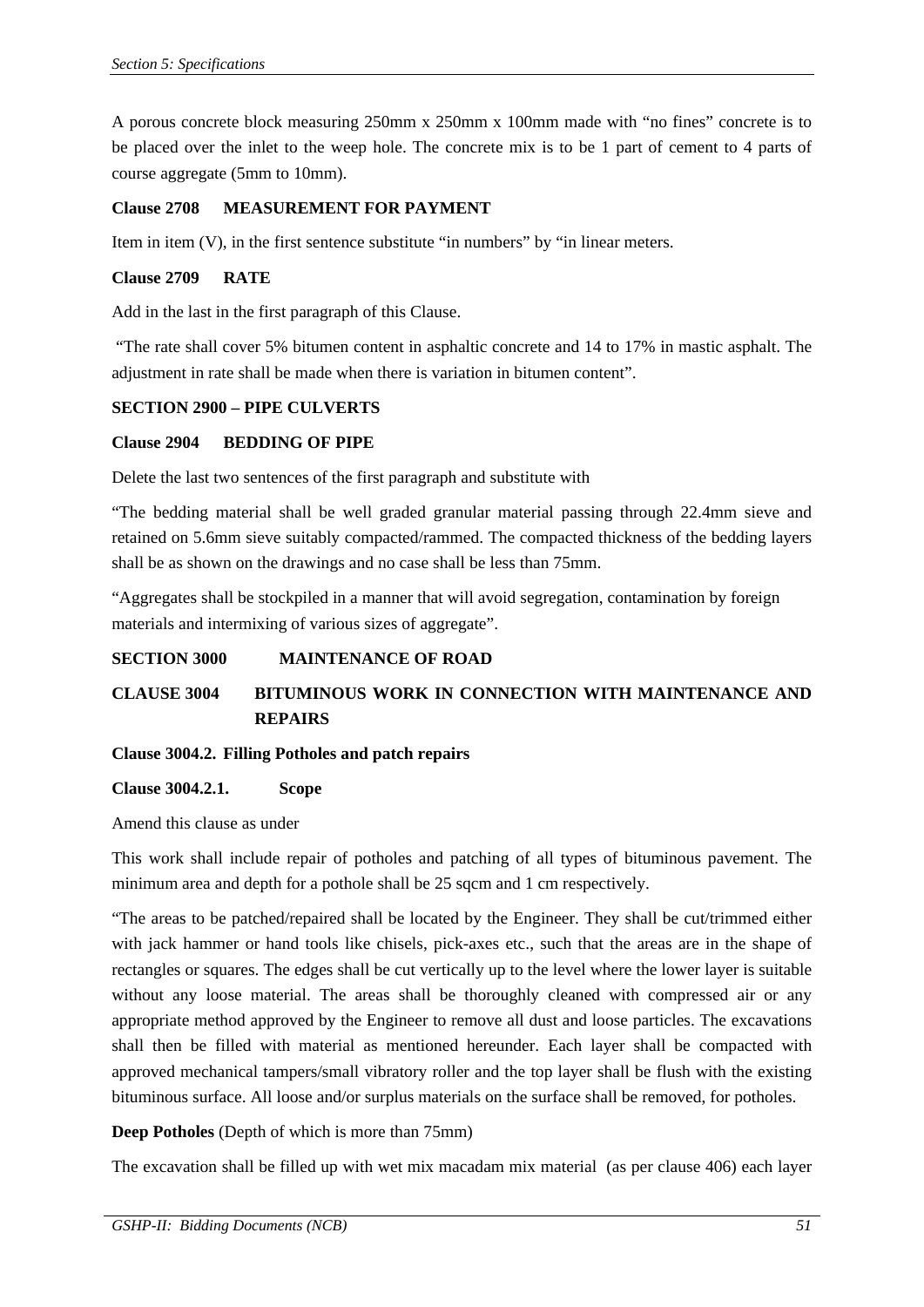A porous concrete block measuring 250mm x 250mm x 100mm made with "no fines" concrete is to be placed over the inlet to the weep hole. The concrete mix is to be 1 part of cement to 4 parts of course aggregate (5mm to 10mm).

**Clause 2708 MEASUREMENT FOR PAYMENT**

Item in item (V), in the first sentence substitute "in numbers" by "in linear meters.

**Clause 2709 RATE**

Add in the last in the first paragraph of this Clause.

"The rate shall cover 5% bitumen content in asphaltic concrete and 14 to 17% in mastic asphalt. The adjustment in rate shall be made when there is variation in bitumen content".

**SECTION 2900 – PIPE CULVERTS**

**Clause 2904 BEDDING OF PIPE**

Delete the last two sentences of the first paragraph and substitute with

"The bedding material shall be well graded granular material passing through 22.4mm sieve and retained on 5.6mm sieve suitably compacted/rammed. The compacted thickness of the bedding layers shall be as shown on the drawings and no case shall be less than 75mm.

"Aggregates shall be stockpiled in a manner that will avoid segregation, contamination by foreign materials and intermixing of various sizes of aggregate".

**SECTION 3000 MAINTENANCE OF ROAD**

**CLAUSE 3004 BITUMINOUS WORK IN CONNECTION WITH MAINTENANCE AND REPAIRS**

**Clause 3004.2. Filling Potholes and patch repairs**

**Clause 3004.2.1. Scope**

Amend this clause as under

This work shall include repair of potholes and patching of all types of bituminous pavement. The minimum area and depth for a pothole shall be 25 sqcm and 1 cm respectively.

"The areas to be patched/repaired shall be located by the Engineer. They shall be cut/trimmed either with jack hammer or hand tools like chisels, pick-axes etc., such that the areas are in the shape of rectangles or squares. The edges shall be cut vertically up to the level where the lower layer is suitable without any loose material. The areas shall be thoroughly cleaned with compressed air or any appropriate method approved by the Engineer to remove all dust and loose particles. The excavations shall then be filled with material as mentioned hereunder. Each layer shall be compacted with approved mechanical tampers/small vibratory roller and the top layer shall be flush with the existing bituminous surface. All loose and/or surplus materials on the surface shall be removed, for potholes.

**Deep Potholes** (Depth of which is more than 75mm)

The excavation shall be filled up with wet mix macadam mix material (as per clause 406) each layer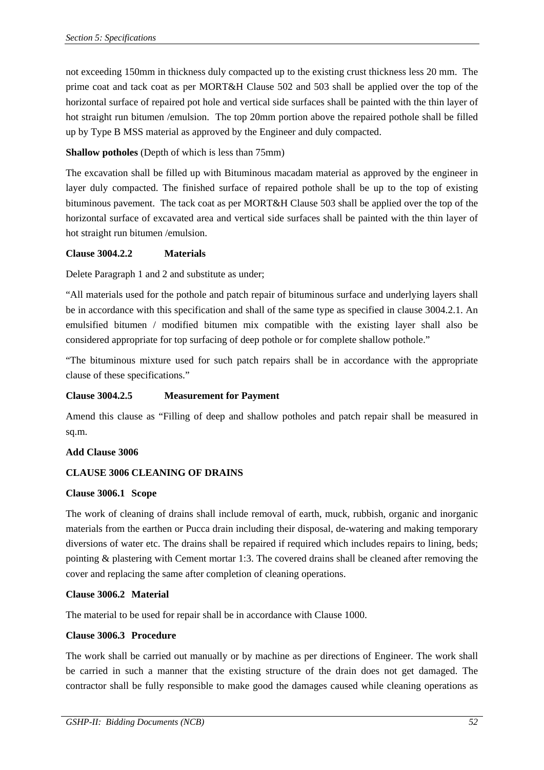not exceeding 150mm in thickness duly compacted up to the existing crust thickness less 20 mm. The prime coat and tack coat as per MORT&H Clause 502 and 503 shall be applied over the top of the horizontal surface of repaired pot hole and vertical side surfaces shall be painted with the thin layer of hot straight run bitumen /emulsion. The top 20mm portion above the repaired pothole shall be filled up by Type B MSS material as approved by the Engineer and duly compacted.

**Shallow potholes** (Depth of which is less than 75mm)

The excavation shall be filled up with Bituminous macadam material as approved by the engineer in layer duly compacted. The finished surface of repaired pothole shall be up to the top of existing bituminous pavement. The tack coat as per MORT&H Clause 503 shall be applied over the top of the horizontal surface of excavated area and vertical side surfaces shall be painted with the thin layer of hot straight run bitumen /emulsion.

**Clause 3004.2.2 Materials**

Delete Paragraph 1 and 2 and substitute as under;

"All materials used for the pothole and patch repair of bituminous surface and underlying layers shall be in accordance with this specification and shall of the same type as specified in clause 3004.2.1. An emulsified bitumen / modified bitumen mix compatible with the existing layer shall also be considered appropriate for top surfacing of deep pothole or for complete shallow pothole."

"The bituminous mixture used for such patch repairs shall be in accordance with the appropriate clause of these specifications."

**Clause 3004.2.5 Measurement for Payment**

Amend this clause as "Filling of deep and shallow potholes and patch repair shall be measured in sq.m.

**Add Clause 3006**

**CLAUSE 3006 CLEANING OF DRAINS**

**Clause 3006.1 Scope**

The work of cleaning of drains shall include removal of earth, muck, rubbish, organic and inorganic materials from the earthen or Pucca drain including their disposal, de-watering and making temporary diversions of water etc. The drains shall be repaired if required which includes repairs to lining, beds; pointing & plastering with Cement mortar 1:3. The covered drains shall be cleaned after removing the cover and replacing the same after completion of cleaning operations.

**Clause 3006.2 Material**

The material to be used for repair shall be in accordance with Clause 1000.

**Clause 3006.3 Procedure**

The work shall be carried out manually or by machine as per directions of Engineer. The work shall be carried in such a manner that the existing structure of the drain does not get damaged. The contractor shall be fully responsible to make good the damages caused while cleaning operations as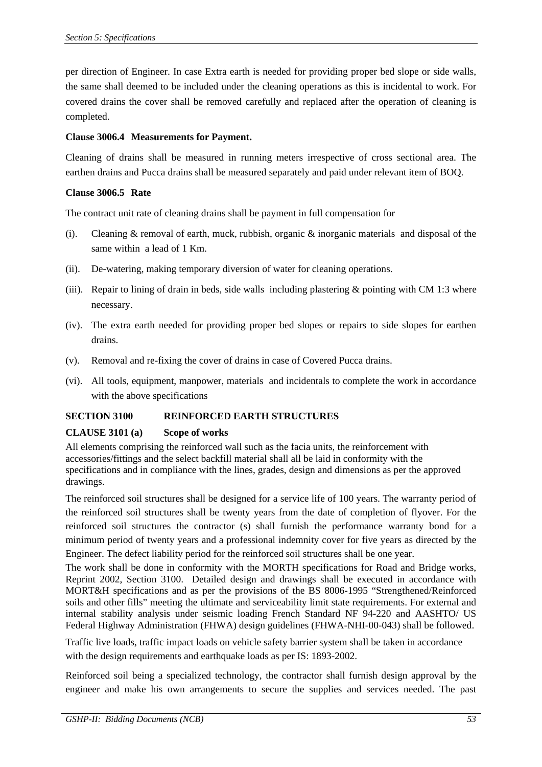per direction of Engineer. In case Extra earth is needed for providing proper bed slope or side walls, the same shall deemed to be included under the cleaning operations as this is incidental to work. For covered drains the cover shall be removed carefully and replaced after the operation of cleaning is completed.

**Clause 3006.4 Measurements for Payment.**

Cleaning of drains shall be measured in running meters irrespective of cross sectional area. The earthen drains and Pucca drains shall be measured separately and paid under relevant item of BOQ.

**Clause 3006.5 Rate**

The contract unit rate of cleaning drains shall be payment in full compensation for

(i). Cleaning & removal of earth, muck, rubbish, organic & inorganic materials and disposal of the same within a lead of 1 Km.

(ii). De-watering, making temporary diversion of water for cleaning operations.

(iii). Repair to lining of drain in beds, side walls including plastering & pointing with CM 1:3 where necessary.

(iv). The extra earth needed for providing proper bed slopes or repairs to side slopes for earthen drains.

(v). Removal and re-fixing the cover of drains in case of Covered Pucca drains.

(vi). All tools, equipment, manpower, materials and incidentals to complete the work in accordance with the above specifications

**SECTION 3100 REINFORCED EARTH STRUCTURES**

**CLAUSE 3101 (a) Scope of works**

All elements comprising the reinforced wall such as the facia units, the reinforcement with accessories/fittings and the select backfill material shall all be laid in conformity with the specifications and in compliance with the lines, grades, design and dimensions as per the approved drawings.

The reinforced soil structures shall be designed for a service life of 100 years. The warranty period of the reinforced soil structures shall be twenty years from the date of completion of flyover. For the reinforced soil structures the contractor (s) shall furnish the performance warranty bond for a minimum period of twenty years and a professional indemnity cover for five years as directed by the Engineer. The defect liability period for the reinforced soil structures shall be one year.

The work shall be done in conformity with the MORTH specifications for Road and Bridge works, Reprint 2002, Section 3100. Detailed design and drawings shall be executed in accordance with MORT&H specifications and as per the provisions of the BS 8006-1995 "Strengthened/Reinforced soils and other fills" meeting the ultimate and serviceability limit state requirements. For external and internal stability analysis under seismic loading French Standard NF 94-220 and AASHTO/ US Federal Highway Administration (FHWA) design guidelines (FHWA-NHI-00-043) shall be followed.

Traffic live loads, traffic impact loads on vehicle safety barrier system shall be taken in accordance with the design requirements and earthquake loads as per IS: 1893-2002.

Reinforced soil being a specialized technology, the contractor shall furnish design approval by the engineer and make his own arrangements to secure the supplies and services needed. The past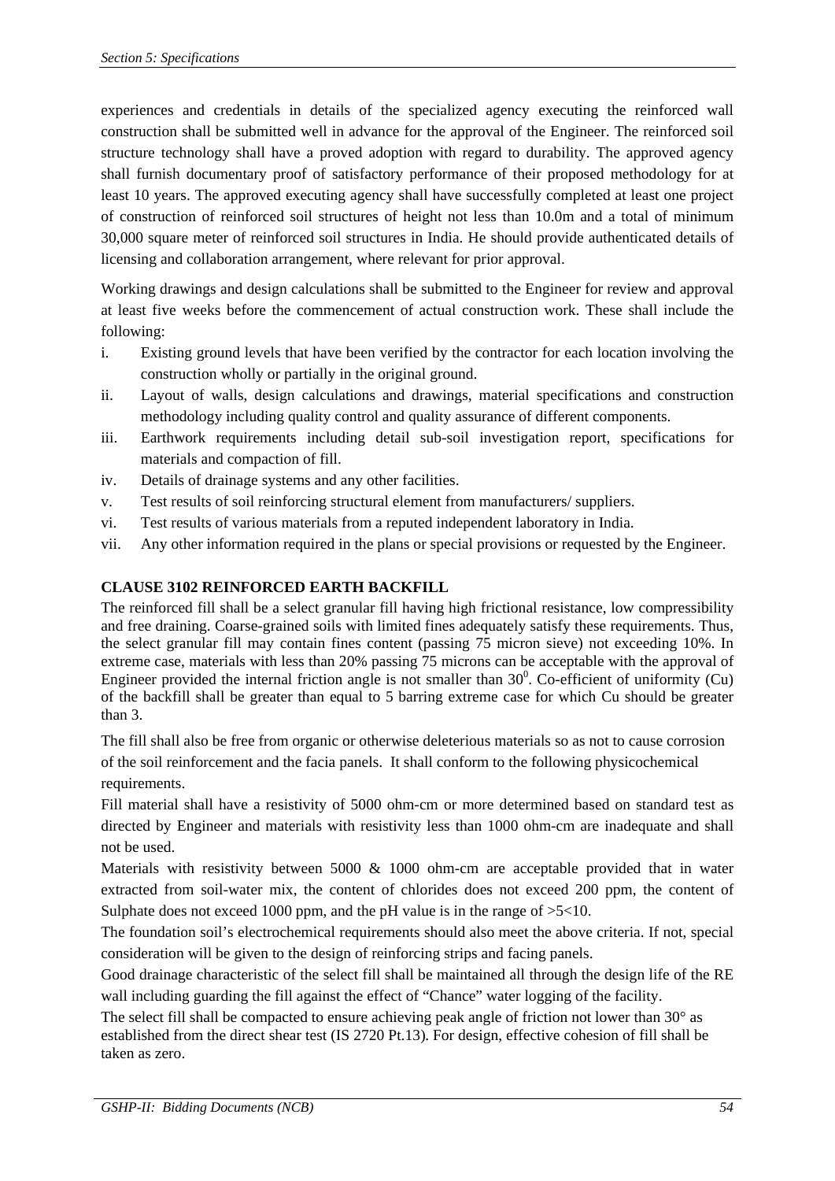experiences and credentials in details of the specialized agency executing the reinforced wall construction shall be submitted well in advance for the approval of the Engineer. The reinforced soil structure technology shall have a proved adoption with regard to durability. The approved agency shall furnish documentary proof of satisfactory performance of their proposed methodology for at least 10 years. The approved executing agency shall have successfully completed at least one project of construction of reinforced soil structures of height not less than 10.0m and a total of minimum 30,000 square meter of reinforced soil structures in India. He should provide authenticated details of licensing and collaboration arrangement, where relevant for prior approval.

Working drawings and design calculations shall be submitted to the Engineer for review and approval at least five weeks before the commencement of actual construction work. These shall include the following:

i. Existing ground levels that have been verified by the contractor for each location involving the construction wholly or partially in the original ground.
ii. Layout of walls, design calculations and drawings, material specifications and construction methodology including quality control and quality assurance of different components.
iii. Earthwork requirements including detail sub-soil investigation report, specifications for materials and compaction of fill.
iv. Details of drainage systems and any other facilities.
v. Test results of soil reinforcing structural element from manufacturers/ suppliers.
vi. Test results of various materials from a reputed independent laboratory in India.
vii. Any other information required in the plans or special provisions or requested by the Engineer.

**CLAUSE 3102 REINFORCED EARTH BACKFILL**

The reinforced fill shall be a select granular fill having high frictional resistance, low compressibility and free draining. Coarse-grained soils with limited fines adequately satisfy these requirements. Thus, the select granular fill may contain fines content (passing 75 micron sieve) not exceeding 10%. In extreme case, materials with less than 20% passing 75 microns can be acceptable with the approval of Engineer provided the internal friction angle is not smaller than $30^0$. Co-efficient of uniformity (Cu) of the backfill shall be greater than equal to 5 barring extreme case for which Cu should be greater than 3.

The fill shall also be free from organic or otherwise deleterious materials so as not to cause corrosion of the soil reinforcement and the facia panels. It shall conform to the following physicochemical requirements.

Fill material shall have a resistivity of 5000 ohm-cm or more determined based on standard test as directed by Engineer and materials with resistivity less than 1000 ohm-cm are inadequate and shall not be used.

Materials with resistivity between 5000 & 1000 ohm-cm are acceptable provided that in water extracted from soil-water mix, the content of chlorides does not exceed 200 ppm, the content of Sulphate does not exceed 1000 ppm, and the pH value is in the range of >5<10.

The foundation soil's electrochemical requirements should also meet the above criteria. If not, special consideration will be given to the design of reinforcing strips and facing panels.

Good drainage characteristic of the select fill shall be maintained all through the design life of the RE wall including guarding the fill against the effect of "Chance" water logging of the facility.

The select fill shall be compacted to ensure achieving peak angle of friction not lower than 30° as established from the direct shear test (IS 2720 Pt.13). For design, effective cohesion of fill shall be taken as zero.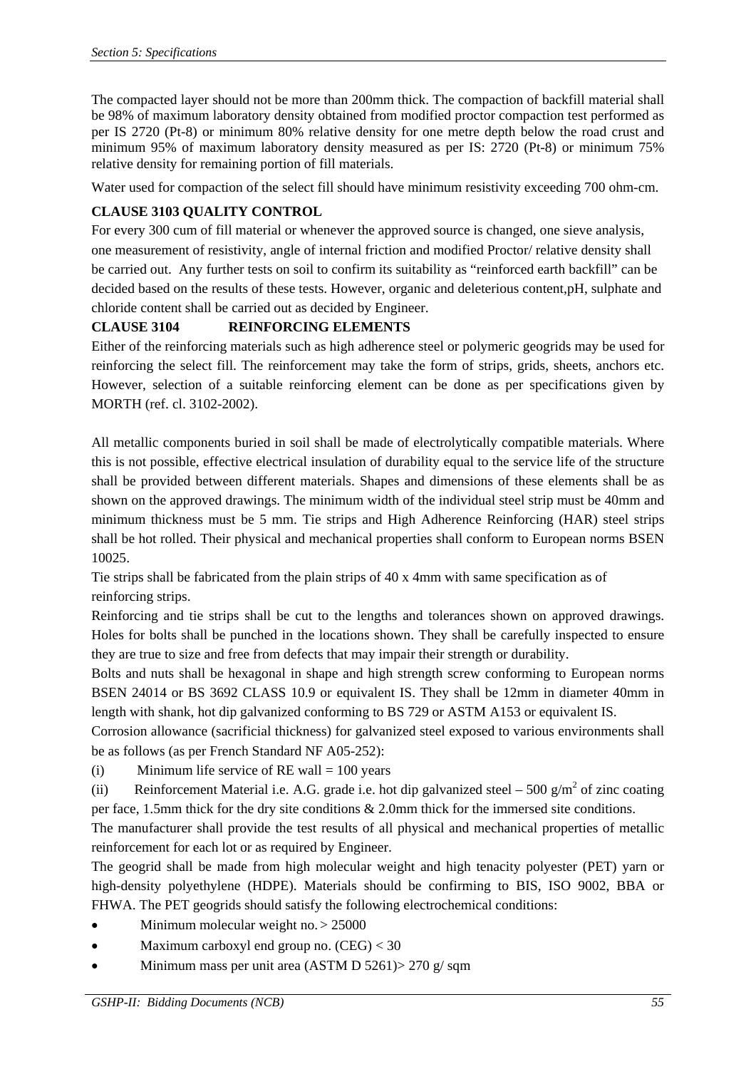The compacted layer should not be more than 200mm thick. The compaction of backfill material shall be 98% of maximum laboratory density obtained from modified proctor compaction test performed as per IS 2720 (Pt-8) or minimum 80% relative density for one metre depth below the road crust and minimum 95% of maximum laboratory density measured as per IS: 2720 (Pt-8) or minimum 75% relative density for remaining portion of fill materials.

Water used for compaction of the select fill should have minimum resistivity exceeding 700 ohm-cm.

**CLAUSE 3103 QUALITY CONTROL**

For every 300 cum of fill material or whenever the approved source is changed, one sieve analysis, one measurement of resistivity, angle of internal friction and modified Proctor/ relative density shall be carried out. Any further tests on soil to confirm its suitability as "reinforced earth backfill" can be decided based on the results of these tests. However, organic and deleterious content,pH, sulphate and chloride content shall be carried out as decided by Engineer.

**CLAUSE 3104 REINFORCING ELEMENTS**

Either of the reinforcing materials such as high adherence steel or polymeric geogrids may be used for reinforcing the select fill. The reinforcement may take the form of strips, grids, sheets, anchors etc. However, selection of a suitable reinforcing element can be done as per specifications given by MORTH (ref. cl. 3102-2002).

All metallic components buried in soil shall be made of electrolytically compatible materials. Where this is not possible, effective electrical insulation of durability equal to the service life of the structure shall be provided between different materials. Shapes and dimensions of these elements shall be as shown on the approved drawings. The minimum width of the individual steel strip must be 40mm and minimum thickness must be 5 mm. Tie strips and High Adherence Reinforcing (HAR) steel strips shall be hot rolled. Their physical and mechanical properties shall conform to European norms BSEN 10025.

Tie strips shall be fabricated from the plain strips of 40 x 4mm with same specification as of reinforcing strips.

Reinforcing and tie strips shall be cut to the lengths and tolerances shown on approved drawings. Holes for bolts shall be punched in the locations shown. They shall be carefully inspected to ensure they are true to size and free from defects that may impair their strength or durability.

Bolts and nuts shall be hexagonal in shape and high strength screw conforming to European norms BSEN 24014 or BS 3692 CLASS 10.9 or equivalent IS. They shall be 12mm in diameter 40mm in length with shank, hot dip galvanized conforming to BS 729 or ASTM A153 or equivalent IS.

Corrosion allowance (sacrificial thickness) for galvanized steel exposed to various environments shall be as follows (as per French Standard NF A05-252):

(i) Minimum life service of RE wall = 100 years

(ii) Reinforcement Material i.e. A.G. grade i.e. hot dip galvanized steel – 500 g/m$^2$ of zinc coating per face, 1.5mm thick for the dry site conditions & 2.0mm thick for the immersed site conditions.

The manufacturer shall provide the test results of all physical and mechanical properties of metallic reinforcement for each lot or as required by Engineer.

The geogrid shall be made from high molecular weight and high tenacity polyester (PET) yarn or high-density polyethylene (HDPE). Materials should be confirming to BIS, ISO 9002, BBA or FHWA. The PET geogrids should satisfy the following electrochemical conditions:

- Minimum molecular weight no. > 25000
- Maximum carboxyl end group no. (CEG) < 30
- Minimum mass per unit area (ASTM D 5261)> 270 g/ sqm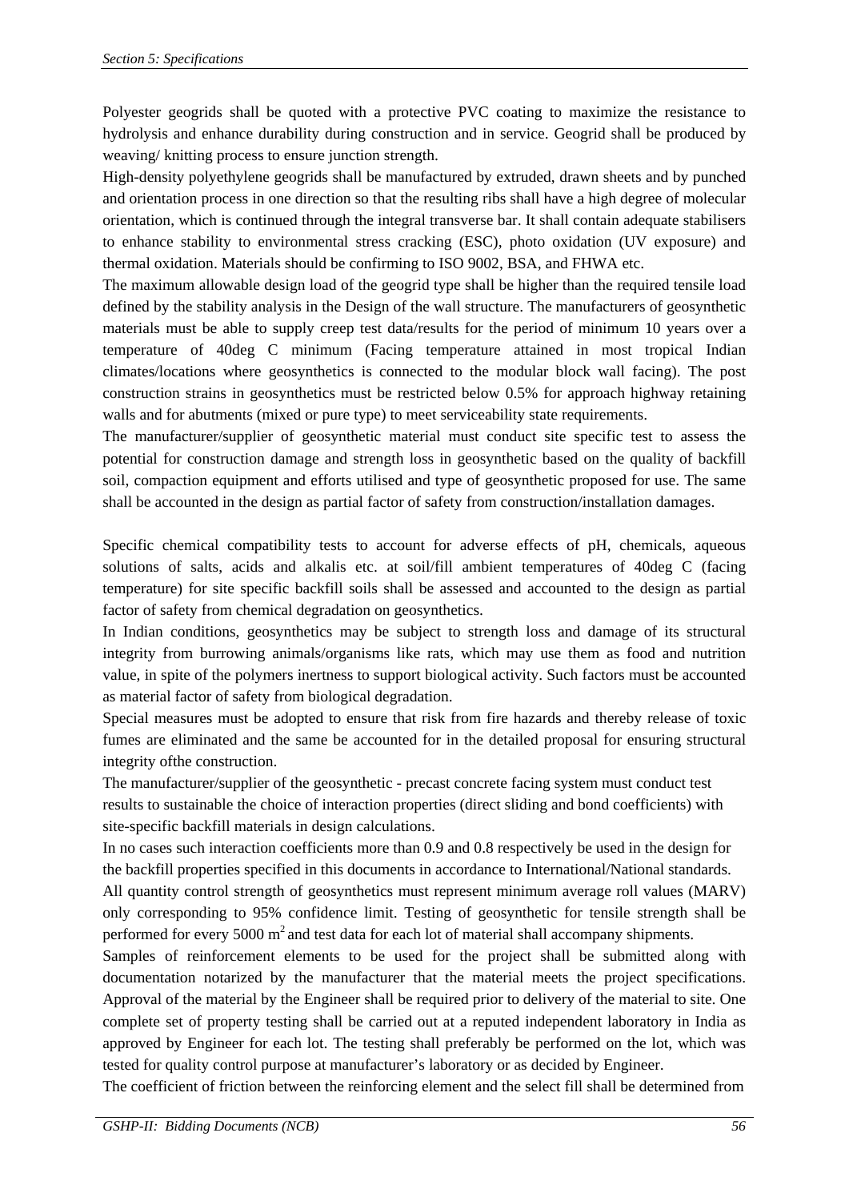Polyester geogrids shall be quoted with a protective PVC coating to maximize the resistance to hydrolysis and enhance durability during construction and in service. Geogrid shall be produced by weaving/ knitting process to ensure junction strength.

High-density polyethylene geogrids shall be manufactured by extruded, drawn sheets and by punched and orientation process in one direction so that the resulting ribs shall have a high degree of molecular orientation, which is continued through the integral transverse bar. It shall contain adequate stabilisers to enhance stability to environmental stress cracking (ESC), photo oxidation (UV exposure) and thermal oxidation. Materials should be confirming to ISO 9002, BSA, and FHWA etc.

The maximum allowable design load of the geogrid type shall be higher than the required tensile load defined by the stability analysis in the Design of the wall structure. The manufacturers of geosynthetic materials must be able to supply creep test data/results for the period of minimum 10 years over a temperature of 40deg C minimum (Facing temperature attained in most tropical Indian climates/locations where geosynthetics is connected to the modular block wall facing). The post construction strains in geosynthetics must be restricted below 0.5% for approach highway retaining walls and for abutments (mixed or pure type) to meet serviceability state requirements.

The manufacturer/supplier of geosynthetic material must conduct site specific test to assess the potential for construction damage and strength loss in geosynthetic based on the quality of backfill soil, compaction equipment and efforts utilised and type of geosynthetic proposed for use. The same shall be accounted in the design as partial factor of safety from construction/installation damages.

Specific chemical compatibility tests to account for adverse effects of pH, chemicals, aqueous solutions of salts, acids and alkalis etc. at soil/fill ambient temperatures of 40deg C (facing temperature) for site specific backfill soils shall be assessed and accounted to the design as partial factor of safety from chemical degradation on geosynthetics.

In Indian conditions, geosynthetics may be subject to strength loss and damage of its structural integrity from burrowing animals/organisms like rats, which may use them as food and nutrition value, in spite of the polymers inertness to support biological activity. Such factors must be accounted as material factor of safety from biological degradation.

Special measures must be adopted to ensure that risk from fire hazards and thereby release of toxic fumes are eliminated and the same be accounted for in the detailed proposal for ensuring structural integrity ofthe construction.

The manufacturer/supplier of the geosynthetic - precast concrete facing system must conduct test results to sustainable the choice of interaction properties (direct sliding and bond coefficients) with site-specific backfill materials in design calculations.

In no cases such interaction coefficients more than 0.9 and 0.8 respectively be used in the design for the backfill properties specified in this documents in accordance to International/National standards.

All quantity control strength of geosynthetics must represent minimum average roll values (MARV) only corresponding to 95% confidence limit. Testing of geosynthetic for tensile strength shall be performed for every 5000 $m^2$ and test data for each lot of material shall accompany shipments.

Samples of reinforcement elements to be used for the project shall be submitted along with documentation notarized by the manufacturer that the material meets the project specifications. Approval of the material by the Engineer shall be required prior to delivery of the material to site. One complete set of property testing shall be carried out at a reputed independent laboratory in India as approved by Engineer for each lot. The testing shall preferably be performed on the lot, which was tested for quality control purpose at manufacturer's laboratory or as decided by Engineer.

The coefficient of friction between the reinforcing element and the select fill shall be determined from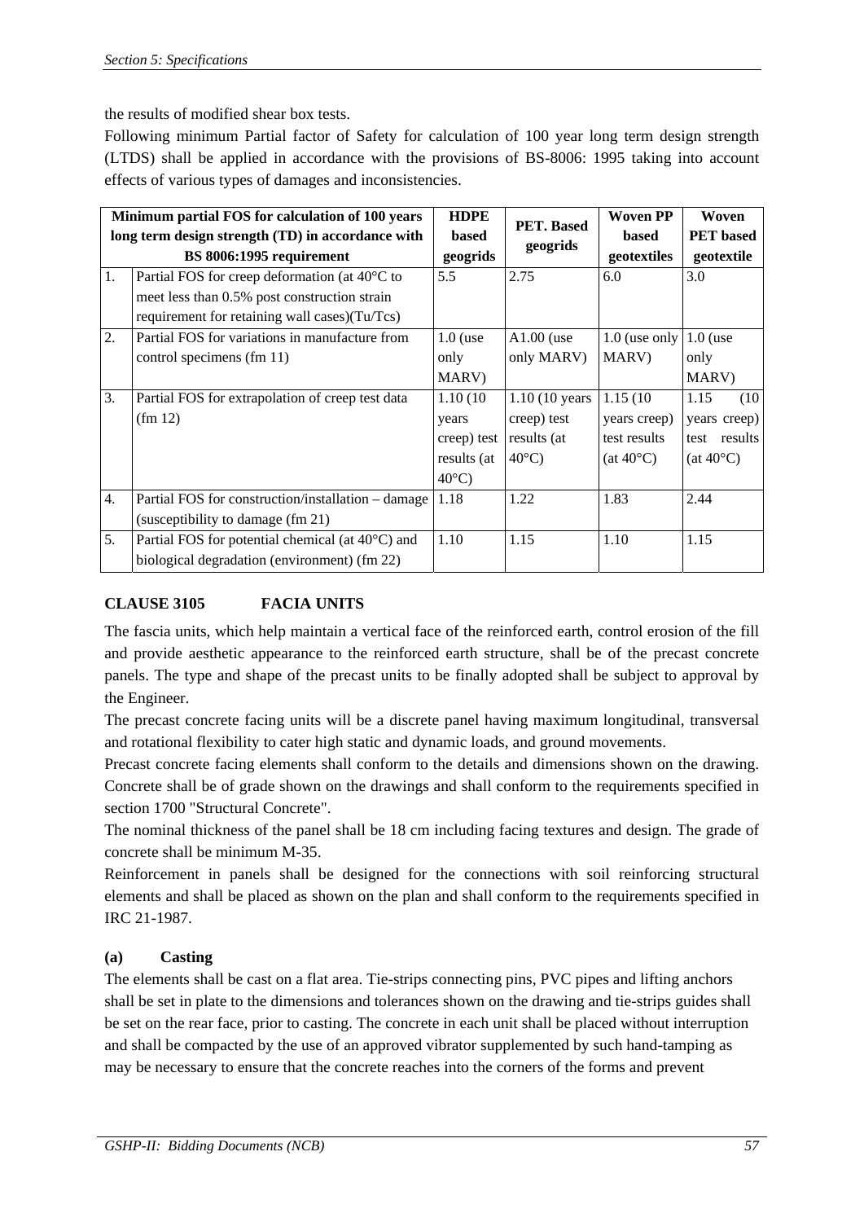the results of modified shear box tests.

Following minimum Partial factor of Safety for calculation of 100 year long term design strength (LTDS) shall be applied in accordance with the provisions of BS-8006: 1995 taking into account effects of various types of damages and inconsistencies.

| Minimum partial FOS for calculation of 100 years long term design strength (TD) in accordance with BS 8006:1995 requirement | | HDPE based geogrids | PET. Based geogrids | Woven PP based geotextiles | Woven PET based geotextile |
|---|---|---|---|---|---|
| 1. | Partial FOS for creep deformation (at 40°C to meet less than 0.5% post construction strain requirement for retaining wall cases)(Tu/Tcs) | 5.5 | 2.75 | 6.0 | 3.0 |
| 2. | Partial FOS for variations in manufacture from control specimens (fm 11) | 1.0 (use only MARV) | A1.00 (use only MARV) | 1.0 (use only MARV) | 1.0 (use only MARV) |
| 3. | Partial FOS for extrapolation of creep test data (fm 12) | 1.10 (10 years creep) test results (at 40°C) | 1.10 (10 years creep) test results (at 40°C) | 1.15 (10 years creep) test results (at 40°C) | 1.15 (10 years creep) test results (at 40°C) |
| 4. | Partial FOS for construction/installation – damage (susceptibility to damage (fm 21) | 1.18 | 1.22 | 1.83 | 2.44 |
| 5. | Partial FOS for potential chemical (at 40°C) and biological degradation (environment) (fm 22) | 1.10 | 1.15 | 1.10 | 1.15 |

## CLAUSE 3105 FACIA UNITS

The fascia units, which help maintain a vertical face of the reinforced earth, control erosion of the fill and provide aesthetic appearance to the reinforced earth structure, shall be of the precast concrete panels. The type and shape of the precast units to be finally adopted shall be subject to approval by the Engineer.

The precast concrete facing units will be a discrete panel having maximum longitudinal, transversal and rotational flexibility to cater high static and dynamic loads, and ground movements.

Precast concrete facing elements shall conform to the details and dimensions shown on the drawing. Concrete shall be of grade shown on the drawings and shall conform to the requirements specified in section 1700 "Structural Concrete".

The nominal thickness of the panel shall be 18 cm including facing textures and design. The grade of concrete shall be minimum M-35.

Reinforcement in panels shall be designed for the connections with soil reinforcing structural elements and shall be placed as shown on the plan and shall conform to the requirements specified in IRC 21-1987.

### (a) Casting

The elements shall be cast on a flat area. Tie-strips connecting pins, PVC pipes and lifting anchors shall be set in plate to the dimensions and tolerances shown on the drawing and tie-strips guides shall be set on the rear face, prior to casting. The concrete in each unit shall be placed without interruption and shall be compacted by the use of an approved vibrator supplemented by such hand-tamping as may be necessary to ensure that the concrete reaches into the corners of the forms and prevent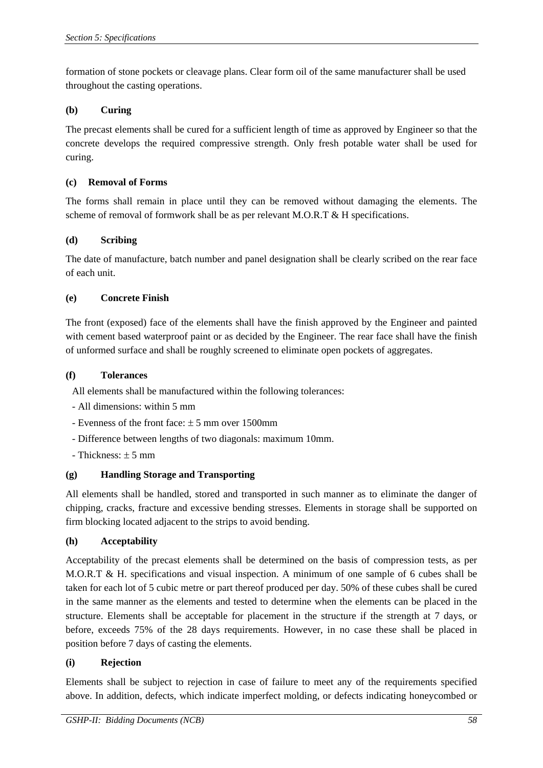formation of stone pockets or cleavage plans. Clear form oil of the same manufacturer shall be used throughout the casting operations.

**(b) Curing**

The precast elements shall be cured for a sufficient length of time as approved by Engineer so that the concrete develops the required compressive strength. Only fresh potable water shall be used for curing.

**(c) Removal of Forms**

The forms shall remain in place until they can be removed without damaging the elements. The scheme of removal of formwork shall be as per relevant M.O.R.T & H specifications.

**(d) Scribing**

The date of manufacture, batch number and panel designation shall be clearly scribed on the rear face of each unit.

**(e) Concrete Finish**

The front (exposed) face of the elements shall have the finish approved by the Engineer and painted with cement based waterproof paint or as decided by the Engineer. The rear face shall have the finish of unformed surface and shall be roughly screened to eliminate open pockets of aggregates.

**(f) Tolerances**

All elements shall be manufactured within the following tolerances:

- All dimensions: within 5 mm
- Evenness of the front face: ± 5 mm over 1500mm
- Difference between lengths of two diagonals: maximum 10mm.
- Thickness: ± 5 mm

**(g) Handling Storage and Transporting**

All elements shall be handled, stored and transported in such manner as to eliminate the danger of chipping, cracks, fracture and excessive bending stresses. Elements in storage shall be supported on firm blocking located adjacent to the strips to avoid bending.

**(h) Acceptability**

Acceptability of the precast elements shall be determined on the basis of compression tests, as per M.O.R.T & H. specifications and visual inspection. A minimum of one sample of 6 cubes shall be taken for each lot of 5 cubic metre or part thereof produced per day. 50% of these cubes shall be cured in the same manner as the elements and tested to determine when the elements can be placed in the structure. Elements shall be acceptable for placement in the structure if the strength at 7 days, or before, exceeds 75% of the 28 days requirements. However, in no case these shall be placed in position before 7 days of casting the elements.

**(i) Rejection**

Elements shall be subject to rejection in case of failure to meet any of the requirements specified above. In addition, defects, which indicate imperfect molding, or defects indicating honeycombed or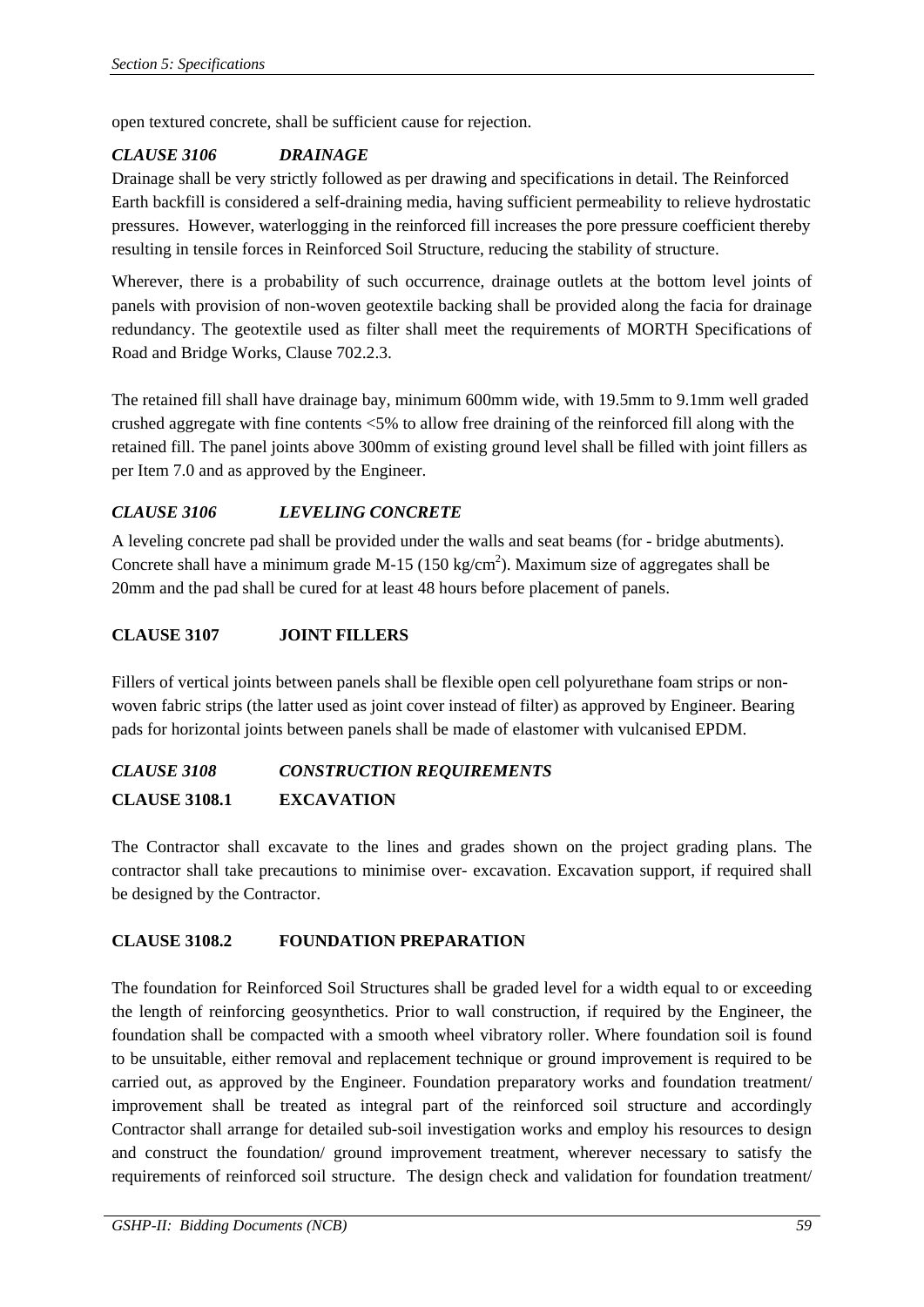open textured concrete, shall be sufficient cause for rejection.

### *CLAUSE 3106 DRAINAGE*

Drainage shall be very strictly followed as per drawing and specifications in detail. The Reinforced Earth backfill is considered a self-draining media, having sufficient permeability to relieve hydrostatic pressures. However, waterlogging in the reinforced fill increases the pore pressure coefficient thereby resulting in tensile forces in Reinforced Soil Structure, reducing the stability of structure.

Wherever, there is a probability of such occurrence, drainage outlets at the bottom level joints of panels with provision of non-woven geotextile backing shall be provided along the facia for drainage redundancy. The geotextile used as filter shall meet the requirements of MORTH Specifications of Road and Bridge Works, Clause 702.2.3.

The retained fill shall have drainage bay, minimum 600mm wide, with 19.5mm to 9.1mm well graded crushed aggregate with fine contents <5% to allow free draining of the reinforced fill along with the retained fill. The panel joints above 300mm of existing ground level shall be filled with joint fillers as per Item 7.0 and as approved by the Engineer.

### *CLAUSE 3106 LEVELING CONCRETE*

A leveling concrete pad shall be provided under the walls and seat beams (for - bridge abutments). Concrete shall have a minimum grade M-15 (150 kg/cm$^2$). Maximum size of aggregates shall be 20mm and the pad shall be cured for at least 48 hours before placement of panels.

### **CLAUSE 3107 JOINT FILLERS**

Fillers of vertical joints between panels shall be flexible open cell polyurethane foam strips or non-woven fabric strips (the latter used as joint cover instead of filter) as approved by Engineer. Bearing pads for horizontal joints between panels shall be made of elastomer with vulcanised EPDM.

### *CLAUSE 3108 CONSTRUCTION REQUIREMENTS*

### **CLAUSE 3108.1 EXCAVATION**

The Contractor shall excavate to the lines and grades shown on the project grading plans. The contractor shall take precautions to minimise over- excavation. Excavation support, if required shall be designed by the Contractor.

### **CLAUSE 3108.2 FOUNDATION PREPARATION**

The foundation for Reinforced Soil Structures shall be graded level for a width equal to or exceeding the length of reinforcing geosynthetics. Prior to wall construction, if required by the Engineer, the foundation shall be compacted with a smooth wheel vibratory roller. Where foundation soil is found to be unsuitable, either removal and replacement technique or ground improvement is required to be carried out, as approved by the Engineer. Foundation preparatory works and foundation treatment/ improvement shall be treated as integral part of the reinforced soil structure and accordingly Contractor shall arrange for detailed sub-soil investigation works and employ his resources to design and construct the foundation/ ground improvement treatment, wherever necessary to satisfy the requirements of reinforced soil structure. The design check and validation for foundation treatment/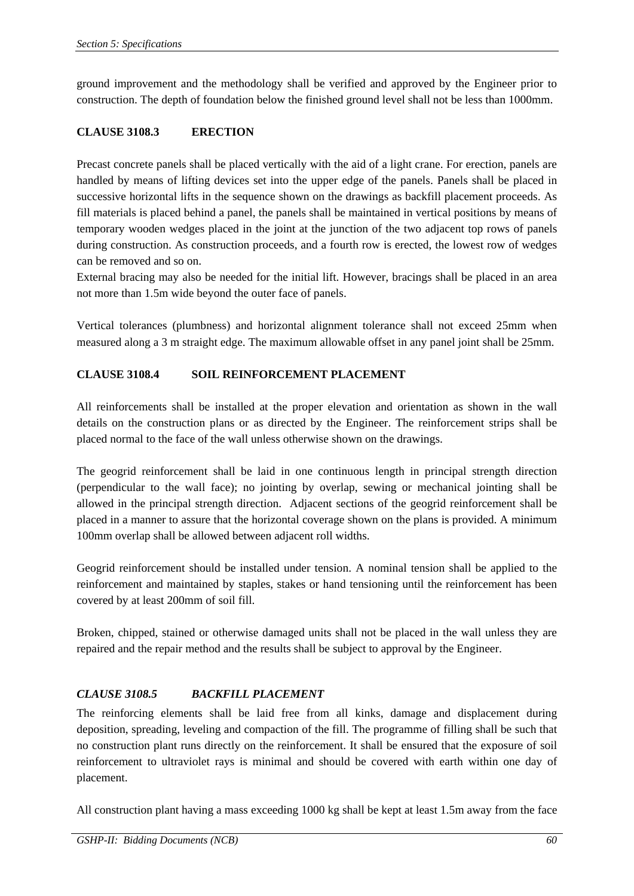ground improvement and the methodology shall be verified and approved by the Engineer prior to construction. The depth of foundation below the finished ground level shall not be less than 1000mm.

**CLAUSE 3108.3 ERECTION**

Precast concrete panels shall be placed vertically with the aid of a light crane. For erection, panels are handled by means of lifting devices set into the upper edge of the panels. Panels shall be placed in successive horizontal lifts in the sequence shown on the drawings as backfill placement proceeds. As fill materials is placed behind a panel, the panels shall be maintained in vertical positions by means of temporary wooden wedges placed in the joint at the junction of the two adjacent top rows of panels during construction. As construction proceeds, and a fourth row is erected, the lowest row of wedges can be removed and so on.

External bracing may also be needed for the initial lift. However, bracings shall be placed in an area not more than 1.5m wide beyond the outer face of panels.

Vertical tolerances (plumbness) and horizontal alignment tolerance shall not exceed 25mm when measured along a 3 m straight edge. The maximum allowable offset in any panel joint shall be 25mm.

**CLAUSE 3108.4 SOIL REINFORCEMENT PLACEMENT**

All reinforcements shall be installed at the proper elevation and orientation as shown in the wall details on the construction plans or as directed by the Engineer. The reinforcement strips shall be placed normal to the face of the wall unless otherwise shown on the drawings.

The geogrid reinforcement shall be laid in one continuous length in principal strength direction (perpendicular to the wall face); no jointing by overlap, sewing or mechanical jointing shall be allowed in the principal strength direction. Adjacent sections of the geogrid reinforcement shall be placed in a manner to assure that the horizontal coverage shown on the plans is provided. A minimum 100mm overlap shall be allowed between adjacent roll widths.

Geogrid reinforcement should be installed under tension. A nominal tension shall be applied to the reinforcement and maintained by staples, stakes or hand tensioning until the reinforcement has been covered by at least 200mm of soil fill.

Broken, chipped, stained or otherwise damaged units shall not be placed in the wall unless they are repaired and the repair method and the results shall be subject to approval by the Engineer.

***CLAUSE 3108.5 BACKFILL PLACEMENT***

The reinforcing elements shall be laid free from all kinks, damage and displacement during deposition, spreading, leveling and compaction of the fill. The programme of filling shall be such that no construction plant runs directly on the reinforcement. It shall be ensured that the exposure of soil reinforcement to ultraviolet rays is minimal and should be covered with earth within one day of placement.

All construction plant having a mass exceeding 1000 kg shall be kept at least 1.5m away from the face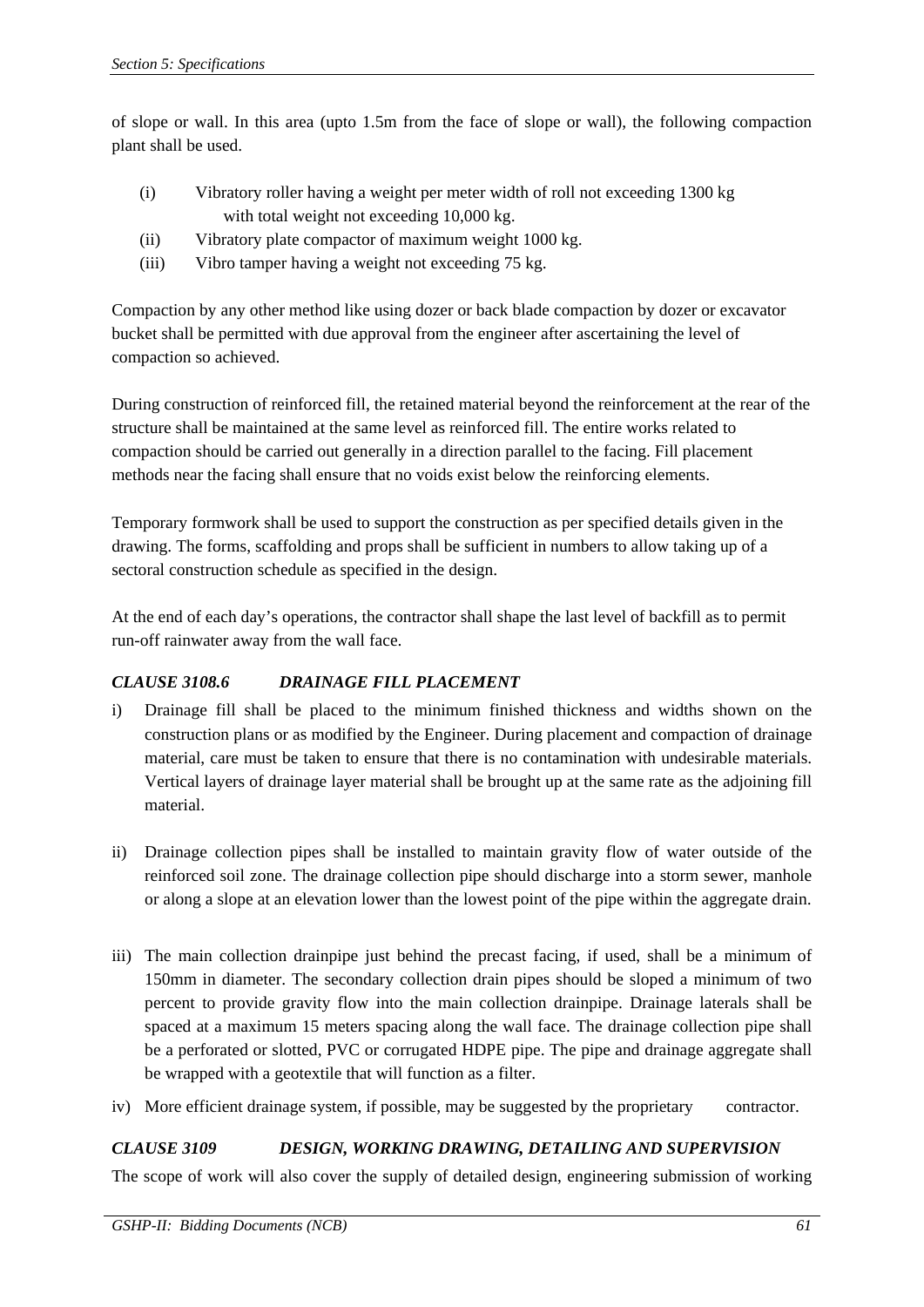of slope or wall. In this area (upto 1.5m from the face of slope or wall), the following compaction plant shall be used.

(i) Vibratory roller having a weight per meter width of roll not exceeding 1300 kg with total weight not exceeding 10,000 kg.

(ii) Vibratory plate compactor of maximum weight 1000 kg.

(iii) Vibro tamper having a weight not exceeding 75 kg.

Compaction by any other method like using dozer or back blade compaction by dozer or excavator bucket shall be permitted with due approval from the engineer after ascertaining the level of compaction so achieved.

During construction of reinforced fill, the retained material beyond the reinforcement at the rear of the structure shall be maintained at the same level as reinforced fill. The entire works related to compaction should be carried out generally in a direction parallel to the facing. Fill placement methods near the facing shall ensure that no voids exist below the reinforcing elements.

Temporary formwork shall be used to support the construction as per specified details given in the drawing. The forms, scaffolding and props shall be sufficient in numbers to allow taking up of a sectoral construction schedule as specified in the design.

At the end of each day's operations, the contractor shall shape the last level of backfill as to permit run-off rainwater away from the wall face.

### *CLAUSE 3108.6 DRAINAGE FILL PLACEMENT*

i) Drainage fill shall be placed to the minimum finished thickness and widths shown on the construction plans or as modified by the Engineer. During placement and compaction of drainage material, care must be taken to ensure that there is no contamination with undesirable materials. Vertical layers of drainage layer material shall be brought up at the same rate as the adjoining fill material.

ii) Drainage collection pipes shall be installed to maintain gravity flow of water outside of the reinforced soil zone. The drainage collection pipe should discharge into a storm sewer, manhole or along a slope at an elevation lower than the lowest point of the pipe within the aggregate drain.

iii) The main collection drainpipe just behind the precast facing, if used, shall be a minimum of 150mm in diameter. The secondary collection drain pipes should be sloped a minimum of two percent to provide gravity flow into the main collection drainpipe. Drainage laterals shall be spaced at a maximum 15 meters spacing along the wall face. The drainage collection pipe shall be a perforated or slotted, PVC or corrugated HDPE pipe. The pipe and drainage aggregate shall be wrapped with a geotextile that will function as a filter.

iv) More efficient drainage system, if possible, may be suggested by the proprietary contractor.

### *CLAUSE 3109 DESIGN, WORKING DRAWING, DETAILING AND SUPERVISION*

The scope of work will also cover the supply of detailed design, engineering submission of working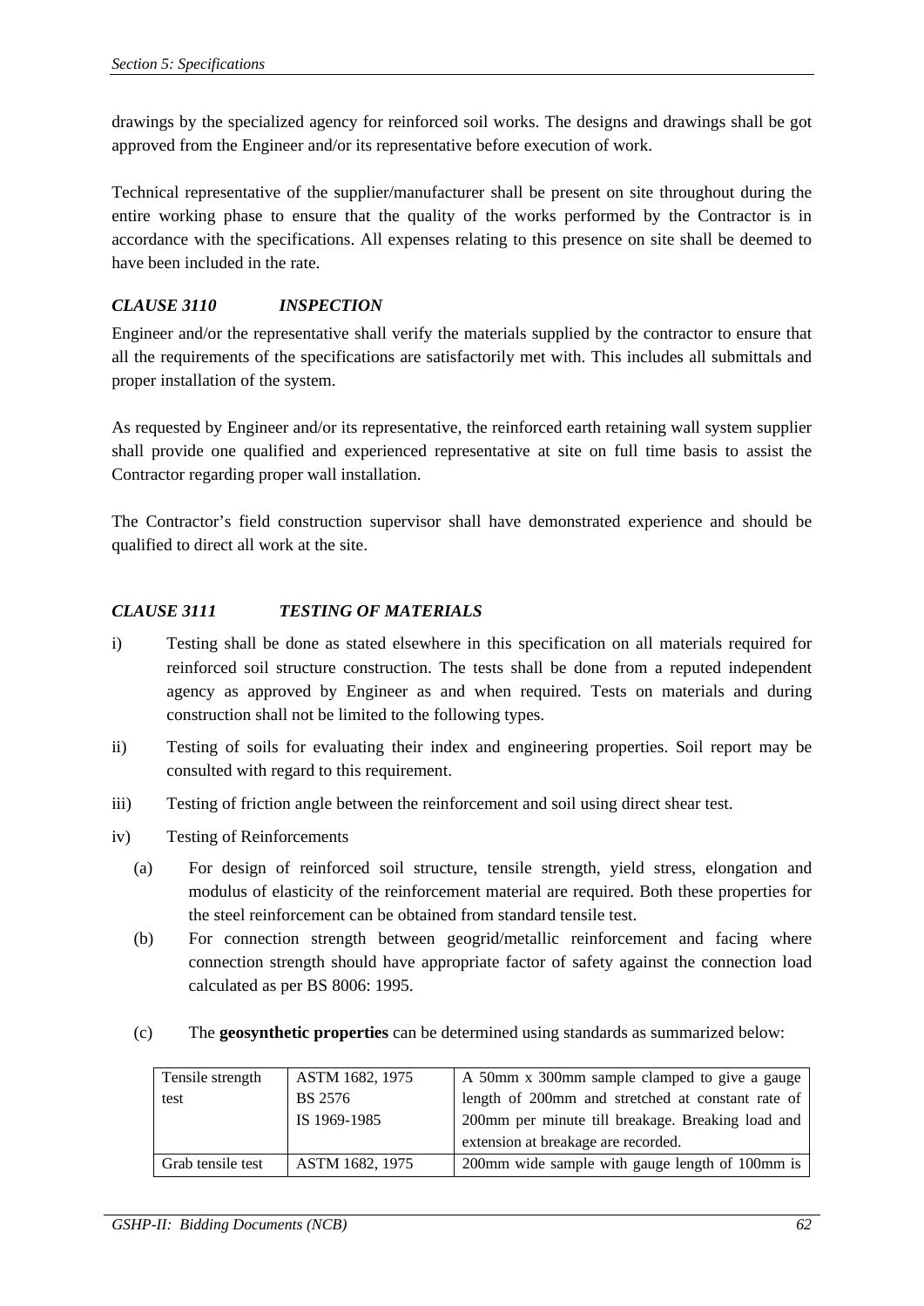drawings by the specialized agency for reinforced soil works. The designs and drawings shall be got approved from the Engineer and/or its representative before execution of work.

Technical representative of the supplier/manufacturer shall be present on site throughout during the entire working phase to ensure that the quality of the works performed by the Contractor is in accordance with the specifications. All expenses relating to this presence on site shall be deemed to have been included in the rate.

### *CLAUSE 3110 INSPECTION*

Engineer and/or the representative shall verify the materials supplied by the contractor to ensure that all the requirements of the specifications are satisfactorily met with. This includes all submittals and proper installation of the system.

As requested by Engineer and/or its representative, the reinforced earth retaining wall system supplier shall provide one qualified and experienced representative at site on full time basis to assist the Contractor regarding proper wall installation.

The Contractor's field construction supervisor shall have demonstrated experience and should be qualified to direct all work at the site.

### *CLAUSE 3111 TESTING OF MATERIALS*

i) Testing shall be done as stated elsewhere in this specification on all materials required for reinforced soil structure construction. The tests shall be done from a reputed independent agency as approved by Engineer as and when required. Tests on materials and during construction shall not be limited to the following types.

ii) Testing of soils for evaluating their index and engineering properties. Soil report may be consulted with regard to this requirement.

iii) Testing of friction angle between the reinforcement and soil using direct shear test.

iv) Testing of Reinforcements

(a) For design of reinforced soil structure, tensile strength, yield stress, elongation and modulus of elasticity of the reinforcement material are required. Both these properties for the steel reinforcement can be obtained from standard tensile test.

(b) For connection strength between geogrid/metallic reinforcement and facing where connection strength should have appropriate factor of safety against the connection load calculated as per BS 8006: 1995.

(c) The **geosynthetic properties** can be determined using standards as summarized below:

| | | |
|---|---|---|
| Tensile strength test | ASTM 1682, 1975<br>BS 2576<br>IS 1969-1985 | A 50mm x 300mm sample clamped to give a gauge length of 200mm and stretched at constant rate of 200mm per minute till breakage. Breaking load and extension at breakage are recorded. |
| Grab tensile test | ASTM 1682, 1975 | 200mm wide sample with gauge length of 100mm is |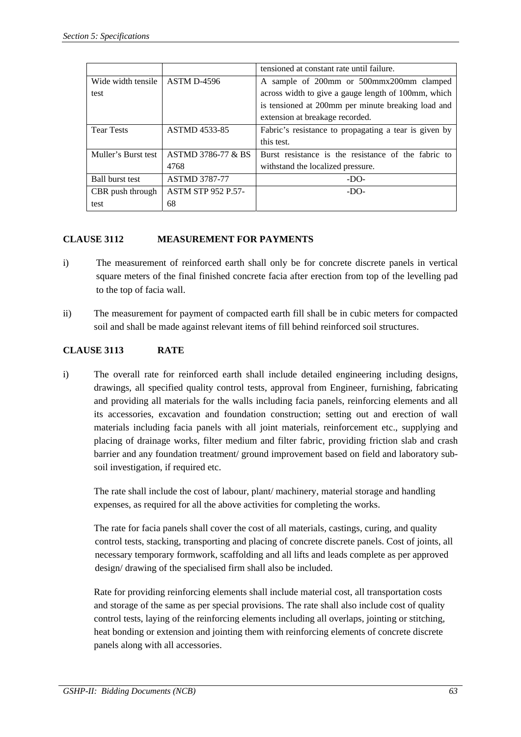| | | |
|---|---|---|
| | | tensioned at constant rate until failure. |
| Wide width tensile test | ASTM D-4596 | A sample of 200mm or 500mmx200mm clamped across width to give a gauge length of 100mm, which is tensioned at 200mm per minute breaking load and extension at breakage recorded. |
| Tear Tests | ASTMD 4533-85 | Fabric's resistance to propagating a tear is given by this test. |
| Muller's Burst test | ASTMD 3786-77 & BS 4768 | Burst resistance is the resistance of the fabric to withstand the localized pressure. |
| Ball burst test | ASTMD 3787-77 | -DO- |
| CBR push through test | ASTM STP 952 P.57-68 | -DO- |

**CLAUSE 3112 MEASUREMENT FOR PAYMENTS**

i) The measurement of reinforced earth shall only be for concrete discrete panels in vertical square meters of the final finished concrete facia after erection from top of the levelling pad to the top of facia wall.

ii) The measurement for payment of compacted earth fill shall be in cubic meters for compacted soil and shall be made against relevant items of fill behind reinforced soil structures.

**CLAUSE 3113 RATE**

i) The overall rate for reinforced earth shall include detailed engineering including designs, drawings, all specified quality control tests, approval from Engineer, furnishing, fabricating and providing all materials for the walls including facia panels, reinforcing elements and all its accessories, excavation and foundation construction; setting out and erection of wall materials including facia panels with all joint materials, reinforcement etc., supplying and placing of drainage works, filter medium and filter fabric, providing friction slab and crash barrier and any foundation treatment/ ground improvement based on field and laboratory sub-soil investigation, if required etc.

The rate shall include the cost of labour, plant/ machinery, material storage and handling expenses, as required for all the above activities for completing the works.

The rate for facia panels shall cover the cost of all materials, castings, curing, and quality control tests, stacking, transporting and placing of concrete discrete panels. Cost of joints, all necessary temporary formwork, scaffolding and all lifts and leads complete as per approved design/ drawing of the specialised firm shall also be included.

Rate for providing reinforcing elements shall include material cost, all transportation costs and storage of the same as per special provisions. The rate shall also include cost of quality control tests, laying of the reinforcing elements including all overlaps, jointing or stitching, heat bonding or extension and jointing them with reinforcing elements of concrete discrete panels along with all accessories.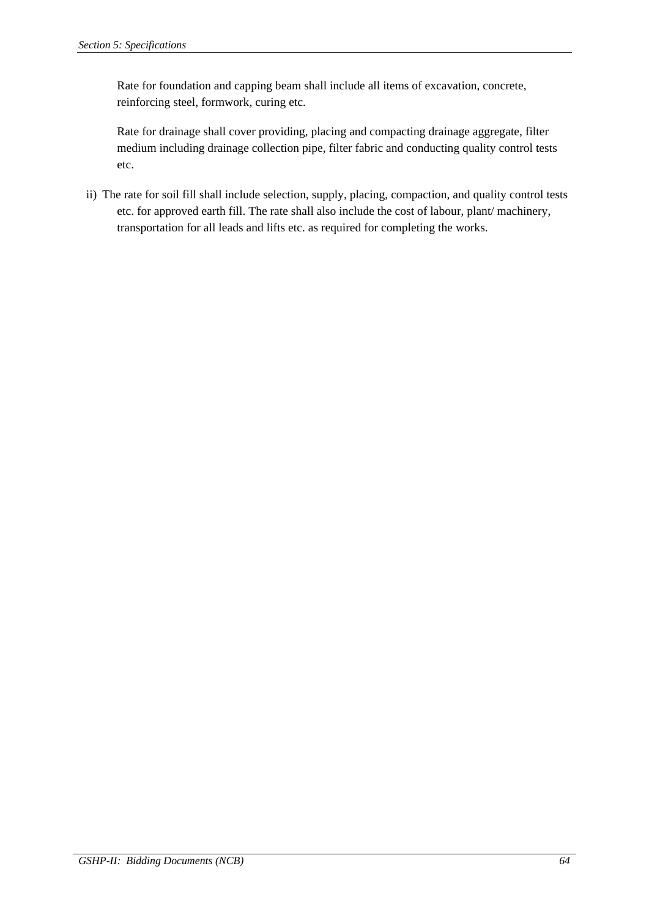Rate for foundation and capping beam shall include all items of excavation, concrete, reinforcing steel, formwork, curing etc.

Rate for drainage shall cover providing, placing and compacting drainage aggregate, filter medium including drainage collection pipe, filter fabric and conducting quality control tests etc.

ii) The rate for soil fill shall include selection, supply, placing, compaction, and quality control tests etc. for approved earth fill. The rate shall also include the cost of labour, plant/ machinery, transportation for all leads and lifts etc. as required for completing the works.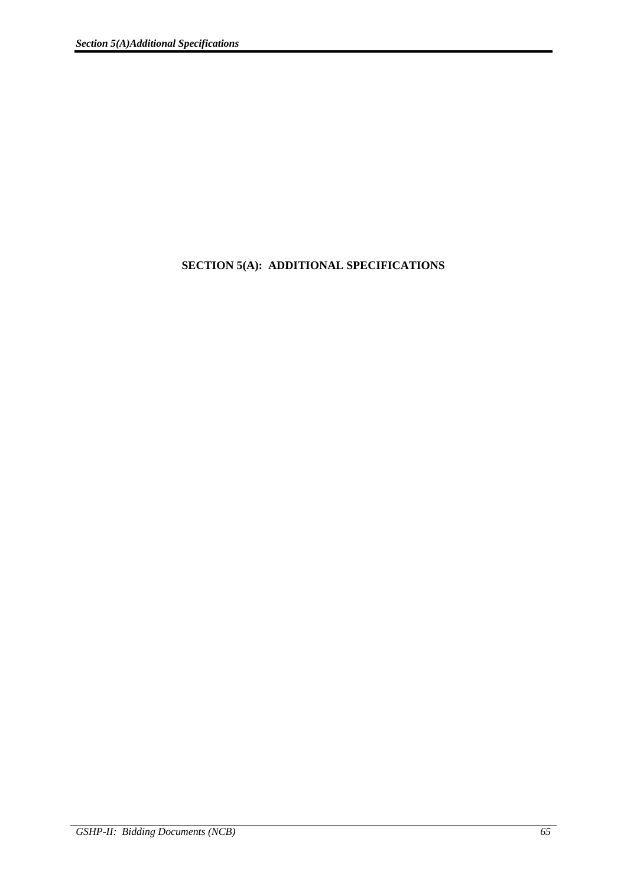# SECTION 5(A): ADDITIONAL SPECIFICATIONS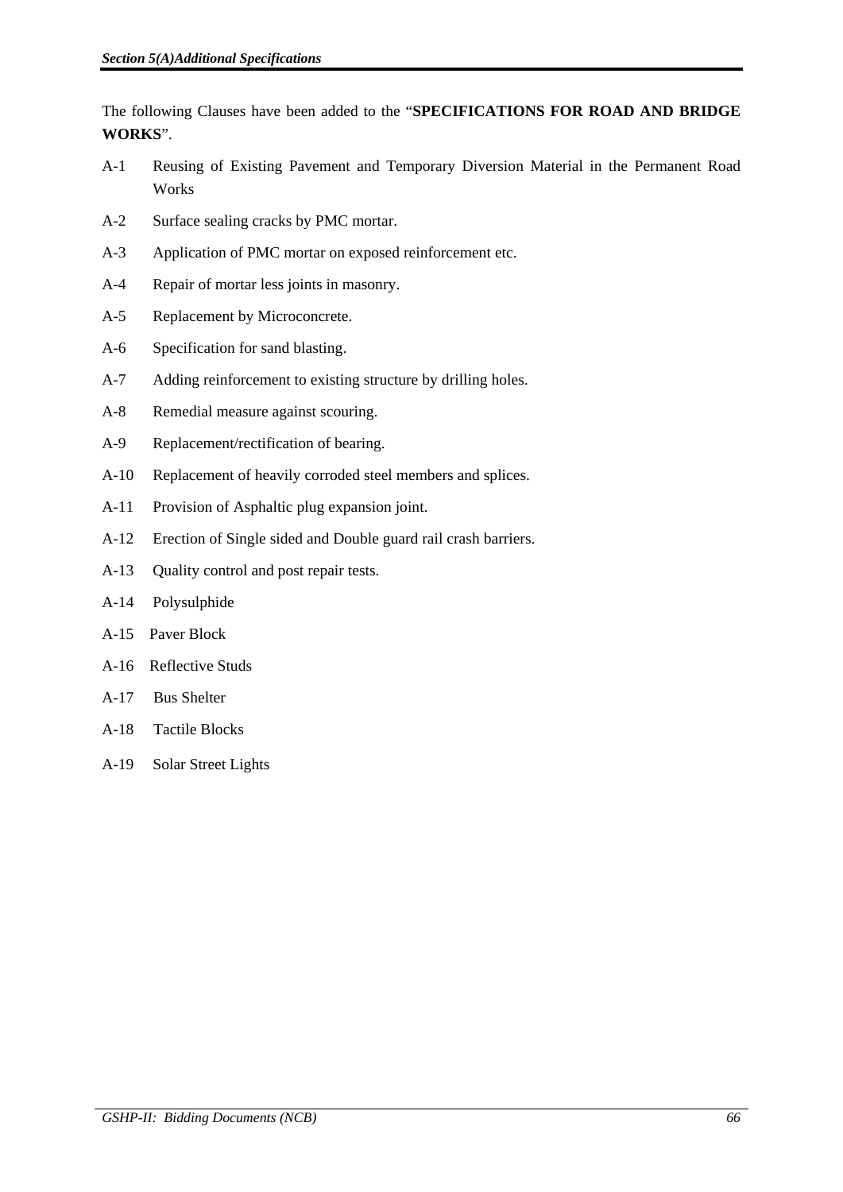The following Clauses have been added to the "**SPECIFICATIONS FOR ROAD AND BRIDGE WORKS**".

- A-1 Reusing of Existing Pavement and Temporary Diversion Material in the Permanent Road Works
- A-2 Surface sealing cracks by PMC mortar.
- A-3 Application of PMC mortar on exposed reinforcement etc.
- A-4 Repair of mortar less joints in masonry.
- A-5 Replacement by Microconcrete.
- A-6 Specification for sand blasting.
- A-7 Adding reinforcement to existing structure by drilling holes.
- A-8 Remedial measure against scouring.
- A-9 Replacement/rectification of bearing.
- A-10 Replacement of heavily corroded steel members and splices.
- A-11 Provision of Asphaltic plug expansion joint.
- A-12 Erection of Single sided and Double guard rail crash barriers.
- A-13 Quality control and post repair tests.
- A-14 Polysulphide
- A-15 Paver Block
- A-16 Reflective Studs
- A-17 Bus Shelter
- A-18 Tactile Blocks
- A-19 Solar Street Lights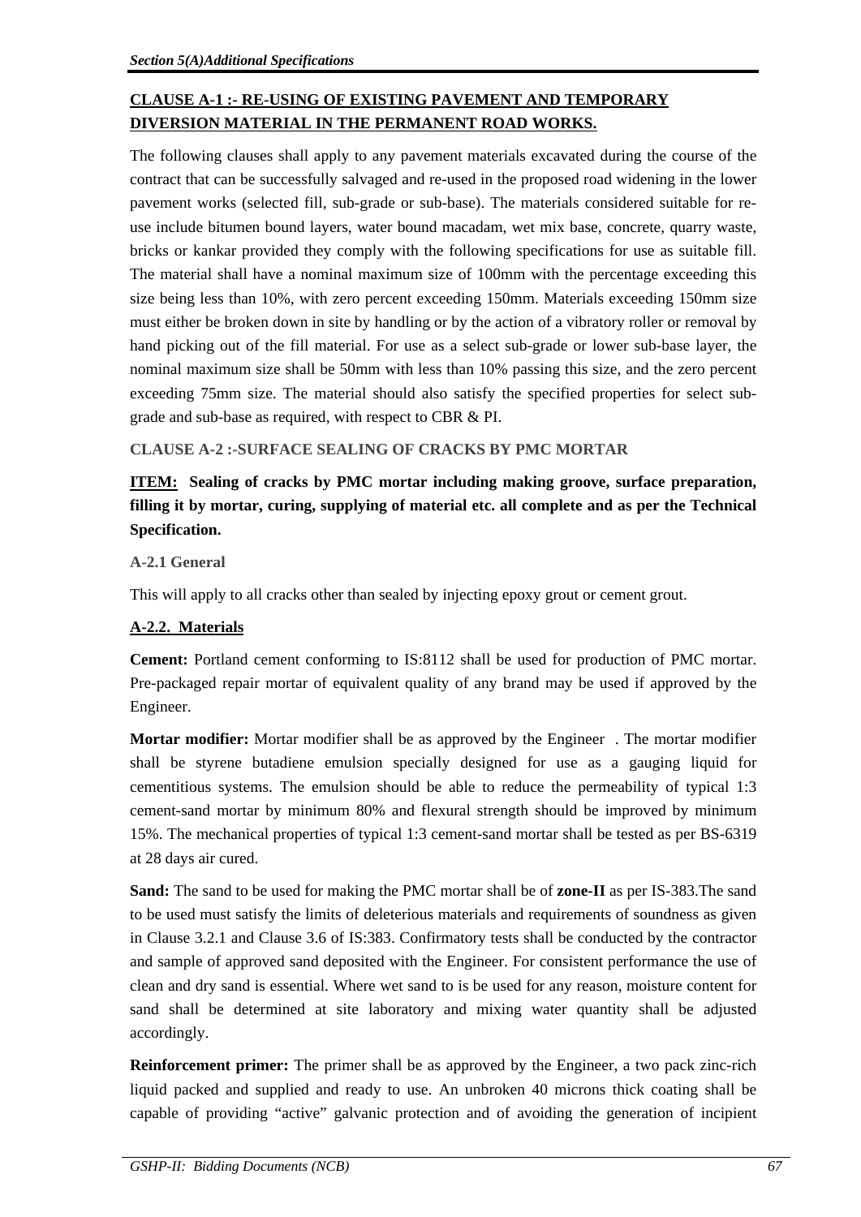## CLAUSE A-1 :- RE-USING OF EXISTING PAVEMENT AND TEMPORARY DIVERSION MATERIAL IN THE PERMANENT ROAD WORKS.

The following clauses shall apply to any pavement materials excavated during the course of the contract that can be successfully salvaged and re-used in the proposed road widening in the lower pavement works (selected fill, sub-grade or sub-base). The materials considered suitable for re-use include bitumen bound layers, water bound macadam, wet mix base, concrete, quarry waste, bricks or kankar provided they comply with the following specifications for use as suitable fill. The material shall have a nominal maximum size of 100mm with the percentage exceeding this size being less than 10%, with zero percent exceeding 150mm. Materials exceeding 150mm size must either be broken down in site by handling or by the action of a vibratory roller or removal by hand picking out of the fill material. For use as a select sub-grade or lower sub-base layer, the nominal maximum size shall be 50mm with less than 10% passing this size, and the zero percent exceeding 75mm size. The material should also satisfy the specified properties for select sub-grade and sub-base as required, with respect to CBR & PI.

## CLAUSE A-2 :-SURFACE SEALING OF CRACKS BY PMC MORTAR

**ITEM: Sealing of cracks by PMC mortar including making groove, surface preparation, filling it by mortar, curing, supplying of material etc. all complete and as per the Technical Specification.**

### A-2.1 General

This will apply to all cracks other than sealed by injecting epoxy grout or cement grout.

### A-2.2. Materials

**Cement:** Portland cement conforming to IS:8112 shall be used for production of PMC mortar. Pre-packaged repair mortar of equivalent quality of any brand may be used if approved by the Engineer.

**Mortar modifier:** Mortar modifier shall be as approved by the Engineer . The mortar modifier shall be styrene butadiene emulsion specially designed for use as a gauging liquid for cementitious systems. The emulsion should be able to reduce the permeability of typical 1:3 cement-sand mortar by minimum 80% and flexural strength should be improved by minimum 15%. The mechanical properties of typical 1:3 cement-sand mortar shall be tested as per BS-6319 at 28 days air cured.

**Sand:** The sand to be used for making the PMC mortar shall be of **zone-II** as per IS-383.The sand to be used must satisfy the limits of deleterious materials and requirements of soundness as given in Clause 3.2.1 and Clause 3.6 of IS:383. Confirmatory tests shall be conducted by the contractor and sample of approved sand deposited with the Engineer. For consistent performance the use of clean and dry sand is essential. Where wet sand to is be used for any reason, moisture content for sand shall be determined at site laboratory and mixing water quantity shall be adjusted accordingly.

**Reinforcement primer:** The primer shall be as approved by the Engineer, a two pack zinc-rich liquid packed and supplied and ready to use. An unbroken 40 microns thick coating shall be capable of providing "active" galvanic protection and of avoiding the generation of incipient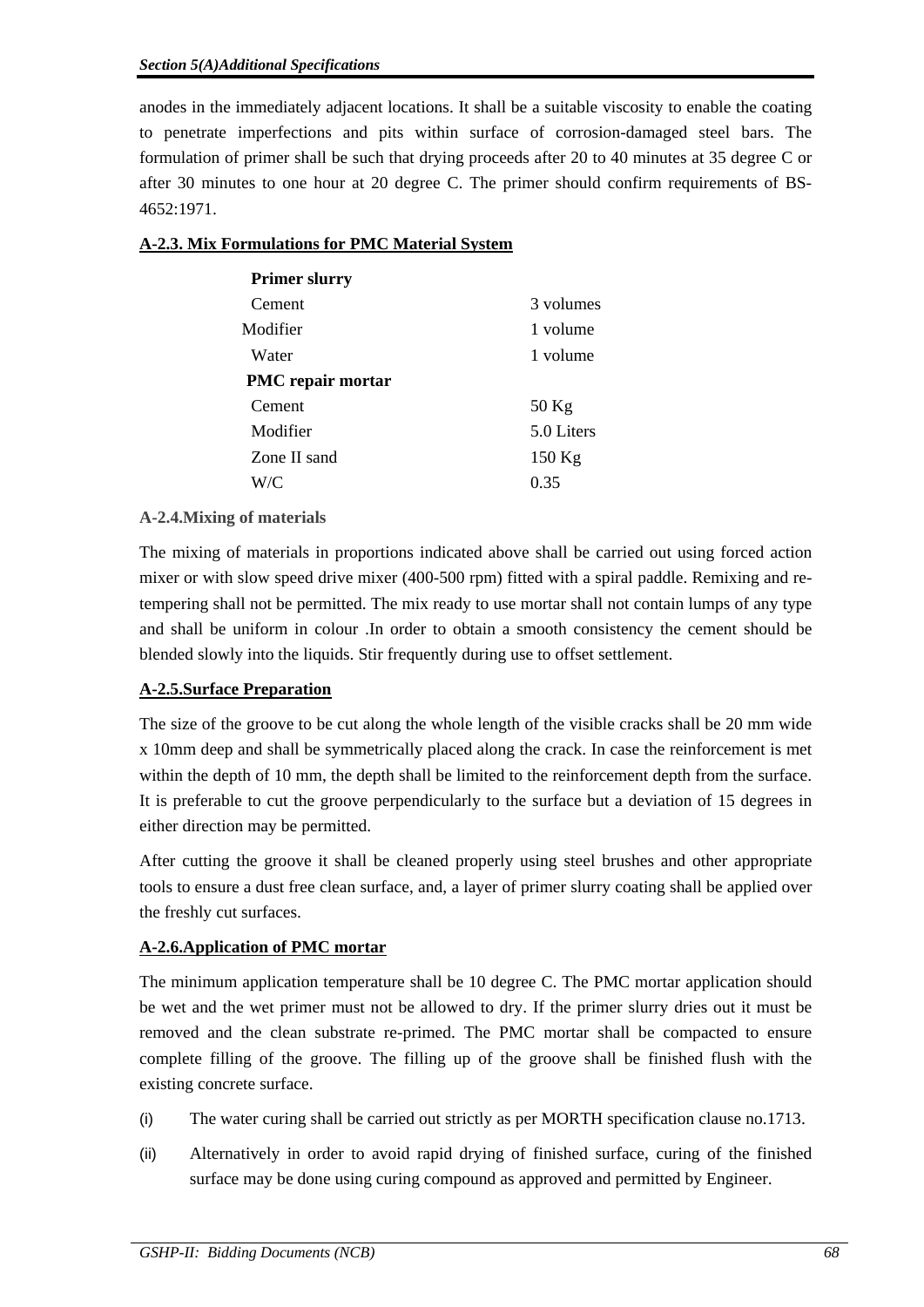anodes in the immediately adjacent locations. It shall be a suitable viscosity to enable the coating to penetrate imperfections and pits within surface of corrosion-damaged steel bars. The formulation of primer shall be such that drying proceeds after 20 to 40 minutes at 35 degree C or after 30 minutes to one hour at 20 degree C. The primer should confirm requirements of BS-4652:1971.

**A-2.3. Mix Formulations for PMC Material System**

| **Primer slurry** | |
|---|---|
| Cement | 3 volumes |
| Modifier | 1 volume |
| Water | 1 volume |
| **PMC repair mortar** | |
| Cement | 50 Kg |
| Modifier | 5.0 Liters |
| Zone II sand | 150 Kg |
| W/C | 0.35 |

**A-2.4.Mixing of materials**

The mixing of materials in proportions indicated above shall be carried out using forced action mixer or with slow speed drive mixer (400-500 rpm) fitted with a spiral paddle. Remixing and re-tempering shall not be permitted. The mix ready to use mortar shall not contain lumps of any type and shall be uniform in colour .In order to obtain a smooth consistency the cement should be blended slowly into the liquids. Stir frequently during use to offset settlement.

**A-2.5.Surface Preparation**

The size of the groove to be cut along the whole length of the visible cracks shall be 20 mm wide x 10mm deep and shall be symmetrically placed along the crack. In case the reinforcement is met within the depth of 10 mm, the depth shall be limited to the reinforcement depth from the surface. It is preferable to cut the groove perpendicularly to the surface but a deviation of 15 degrees in either direction may be permitted.

After cutting the groove it shall be cleaned properly using steel brushes and other appropriate tools to ensure a dust free clean surface, and, a layer of primer slurry coating shall be applied over the freshly cut surfaces.

**A-2.6.Application of PMC mortar**

The minimum application temperature shall be 10 degree C. The PMC mortar application should be wet and the wet primer must not be allowed to dry. If the primer slurry dries out it must be removed and the clean substrate re-primed. The PMC mortar shall be compacted to ensure complete filling of the groove. The filling up of the groove shall be finished flush with the existing concrete surface.

(i) The water curing shall be carried out strictly as per MORTH specification clause no.1713.

(ii) Alternatively in order to avoid rapid drying of finished surface, curing of the finished surface may be done using curing compound as approved and permitted by Engineer.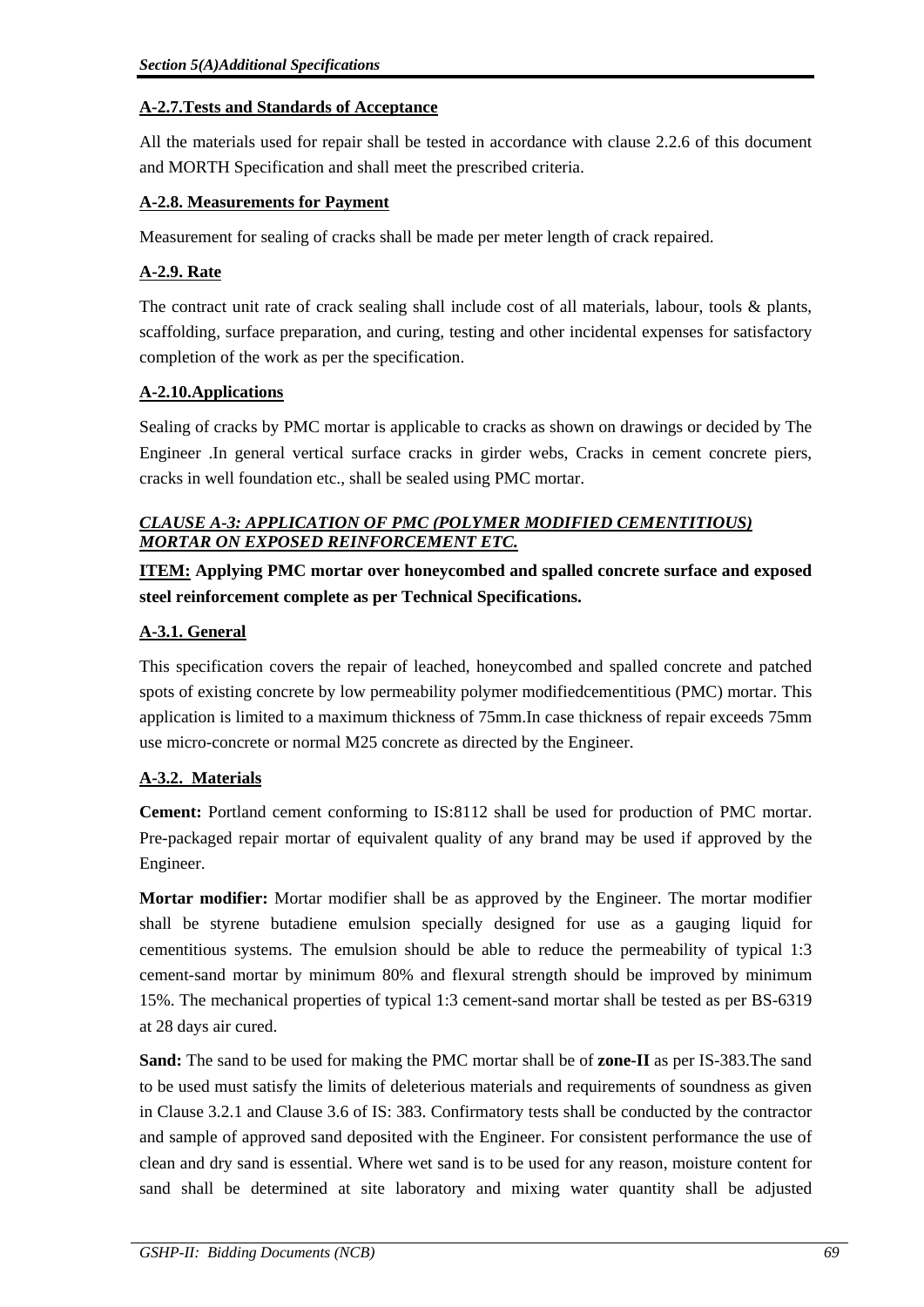#### A-2.7.Tests and Standards of Acceptance

All the materials used for repair shall be tested in accordance with clause 2.2.6 of this document and MORTH Specification and shall meet the prescribed criteria.

#### A-2.8. Measurements for Payment

Measurement for sealing of cracks shall be made per meter length of crack repaired.

#### A-2.9. Rate

The contract unit rate of crack sealing shall include cost of all materials, labour, tools & plants, scaffolding, surface preparation, and curing, testing and other incidental expenses for satisfactory completion of the work as per the specification.

#### A-2.10.Applications

Sealing of cracks by PMC mortar is applicable to cracks as shown on drawings or decided by The Engineer .In general vertical surface cracks in girder webs, Cracks in cement concrete piers, cracks in well foundation etc., shall be sealed using PMC mortar.

### *CLAUSE A-3: APPLICATION OF PMC (POLYMER MODIFIED CEMENTITIOUS) MORTAR ON EXPOSED REINFORCEMENT ETC.*

**ITEM: Applying PMC mortar over honeycombed and spalled concrete surface and exposed steel reinforcement complete as per Technical Specifications.**

#### A-3.1. General

This specification covers the repair of leached, honeycombed and spalled concrete and patched spots of existing concrete by low permeability polymer modifiedcementitious (PMC) mortar. This application is limited to a maximum thickness of 75mm.In case thickness of repair exceeds 75mm use micro-concrete or normal M25 concrete as directed by the Engineer.

#### A-3.2. Materials

**Cement:** Portland cement conforming to IS:8112 shall be used for production of PMC mortar. Pre-packaged repair mortar of equivalent quality of any brand may be used if approved by the Engineer.

**Mortar modifier:** Mortar modifier shall be as approved by the Engineer. The mortar modifier shall be styrene butadiene emulsion specially designed for use as a gauging liquid for cementitious systems. The emulsion should be able to reduce the permeability of typical 1:3 cement-sand mortar by minimum 80% and flexural strength should be improved by minimum 15%. The mechanical properties of typical 1:3 cement-sand mortar shall be tested as per BS-6319 at 28 days air cured.

**Sand:** The sand to be used for making the PMC mortar shall be of **zone-II** as per IS-383.The sand to be used must satisfy the limits of deleterious materials and requirements of soundness as given in Clause 3.2.1 and Clause 3.6 of IS: 383. Confirmatory tests shall be conducted by the contractor and sample of approved sand deposited with the Engineer. For consistent performance the use of clean and dry sand is essential. Where wet sand is to be used for any reason, moisture content for sand shall be determined at site laboratory and mixing water quantity shall be adjusted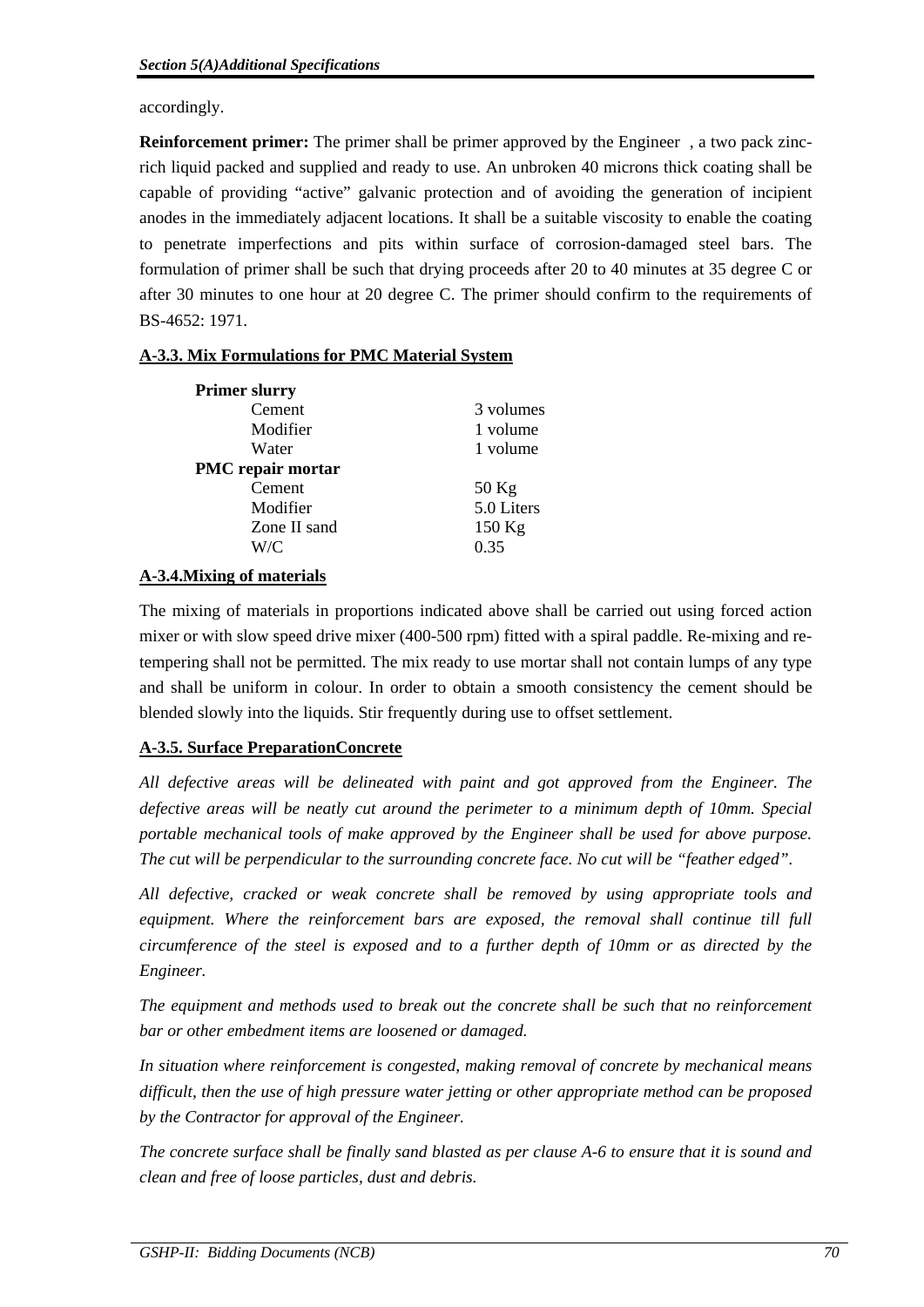accordingly.

**Reinforcement primer:** The primer shall be primer approved by the Engineer , a two pack zinc-rich liquid packed and supplied and ready to use. An unbroken 40 microns thick coating shall be capable of providing "active" galvanic protection and of avoiding the generation of incipient anodes in the immediately adjacent locations. It shall be a suitable viscosity to enable the coating to penetrate imperfections and pits within surface of corrosion-damaged steel bars. The formulation of primer shall be such that drying proceeds after 20 to 40 minutes at 35 degree C or after 30 minutes to one hour at 20 degree C. The primer should confirm to the requirements of BS-4652: 1971.

**A-3.3. Mix Formulations for PMC Material System**

| **Primer slurry** | |
|---|---|
| Cement | 3 volumes |
| Modifier | 1 volume |
| Water | 1 volume |
| **PMC repair mortar** | |
| Cement | 50 Kg |
| Modifier | 5.0 Liters |
| Zone II sand | 150 Kg |
| W/C | 0.35 |

**A-3.4.Mixing of materials**

The mixing of materials in proportions indicated above shall be carried out using forced action mixer or with slow speed drive mixer (400-500 rpm) fitted with a spiral paddle. Re-mixing and re-tempering shall not be permitted. The mix ready to use mortar shall not contain lumps of any type and shall be uniform in colour. In order to obtain a smooth consistency the cement should be blended slowly into the liquids. Stir frequently during use to offset settlement.

**A-3.5. Surface PreparationConcrete**

*All defective areas will be delineated with paint and got approved from the Engineer. The defective areas will be neatly cut around the perimeter to a minimum depth of 10mm. Special portable mechanical tools of make approved by the Engineer shall be used for above purpose. The cut will be perpendicular to the surrounding concrete face. No cut will be "feather edged".*

*All defective, cracked or weak concrete shall be removed by using appropriate tools and equipment. Where the reinforcement bars are exposed, the removal shall continue till full circumference of the steel is exposed and to a further depth of 10mm or as directed by the Engineer.*

*The equipment and methods used to break out the concrete shall be such that no reinforcement bar or other embedment items are loosened or damaged.*

*In situation where reinforcement is congested, making removal of concrete by mechanical means difficult, then the use of high pressure water jetting or other appropriate method can be proposed by the Contractor for approval of the Engineer.*

*The concrete surface shall be finally sand blasted as per clause A-6 to ensure that it is sound and clean and free of loose particles, dust and debris.*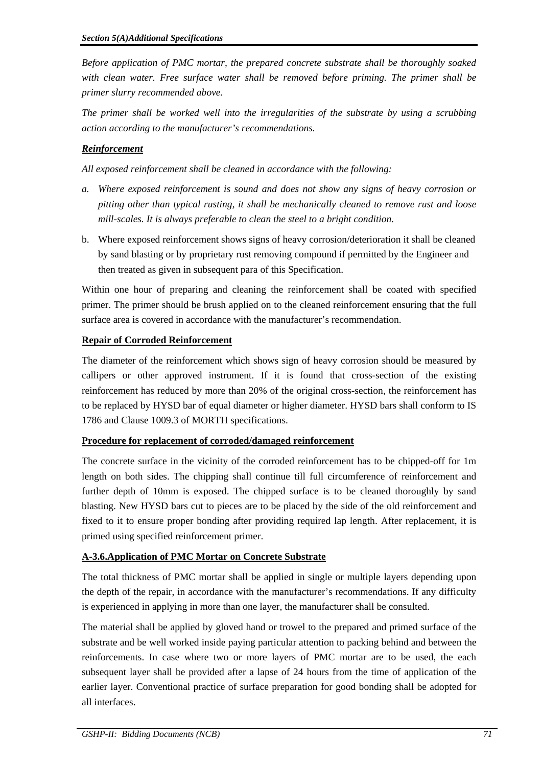*Before application of PMC mortar, the prepared concrete substrate shall be thoroughly soaked with clean water. Free surface water shall be removed before priming. The primer shall be primer slurry recommended above.*

*The primer shall be worked well into the irregularities of the substrate by using a scrubbing action according to the manufacturer's recommendations.*

***Reinforcement***

*All exposed reinforcement shall be cleaned in accordance with the following:*

a. *Where exposed reinforcement is sound and does not show any signs of heavy corrosion or pitting other than typical rusting, it shall be mechanically cleaned to remove rust and loose mill-scales. It is always preferable to clean the steel to a bright condition.*

b. Where exposed reinforcement shows signs of heavy corrosion/deterioration it shall be cleaned by sand blasting or by proprietary rust removing compound if permitted by the Engineer and then treated as given in subsequent para of this Specification.

Within one hour of preparing and cleaning the reinforcement shall be coated with specified primer. The primer should be brush applied on to the cleaned reinforcement ensuring that the full surface area is covered in accordance with the manufacturer's recommendation.

**Repair of Corroded Reinforcement**

The diameter of the reinforcement which shows sign of heavy corrosion should be measured by callipers or other approved instrument. If it is found that cross-section of the existing reinforcement has reduced by more than 20% of the original cross-section, the reinforcement has to be replaced by HYSD bar of equal diameter or higher diameter. HYSD bars shall conform to IS 1786 and Clause 1009.3 of MORTH specifications.

**Procedure for replacement of corroded/damaged reinforcement**

The concrete surface in the vicinity of the corroded reinforcement has to be chipped-off for 1m length on both sides. The chipping shall continue till full circumference of reinforcement and further depth of 10mm is exposed. The chipped surface is to be cleaned thoroughly by sand blasting. New HYSD bars cut to pieces are to be placed by the side of the old reinforcement and fixed to it to ensure proper bonding after providing required lap length. After replacement, it is primed using specified reinforcement primer.

**A-3.6.Application of PMC Mortar on Concrete Substrate**

The total thickness of PMC mortar shall be applied in single or multiple layers depending upon the depth of the repair, in accordance with the manufacturer's recommendations. If any difficulty is experienced in applying in more than one layer, the manufacturer shall be consulted.

The material shall be applied by gloved hand or trowel to the prepared and primed surface of the substrate and be well worked inside paying particular attention to packing behind and between the reinforcements. In case where two or more layers of PMC mortar are to be used, the each subsequent layer shall be provided after a lapse of 24 hours from the time of application of the earlier layer. Conventional practice of surface preparation for good bonding shall be adopted for all interfaces.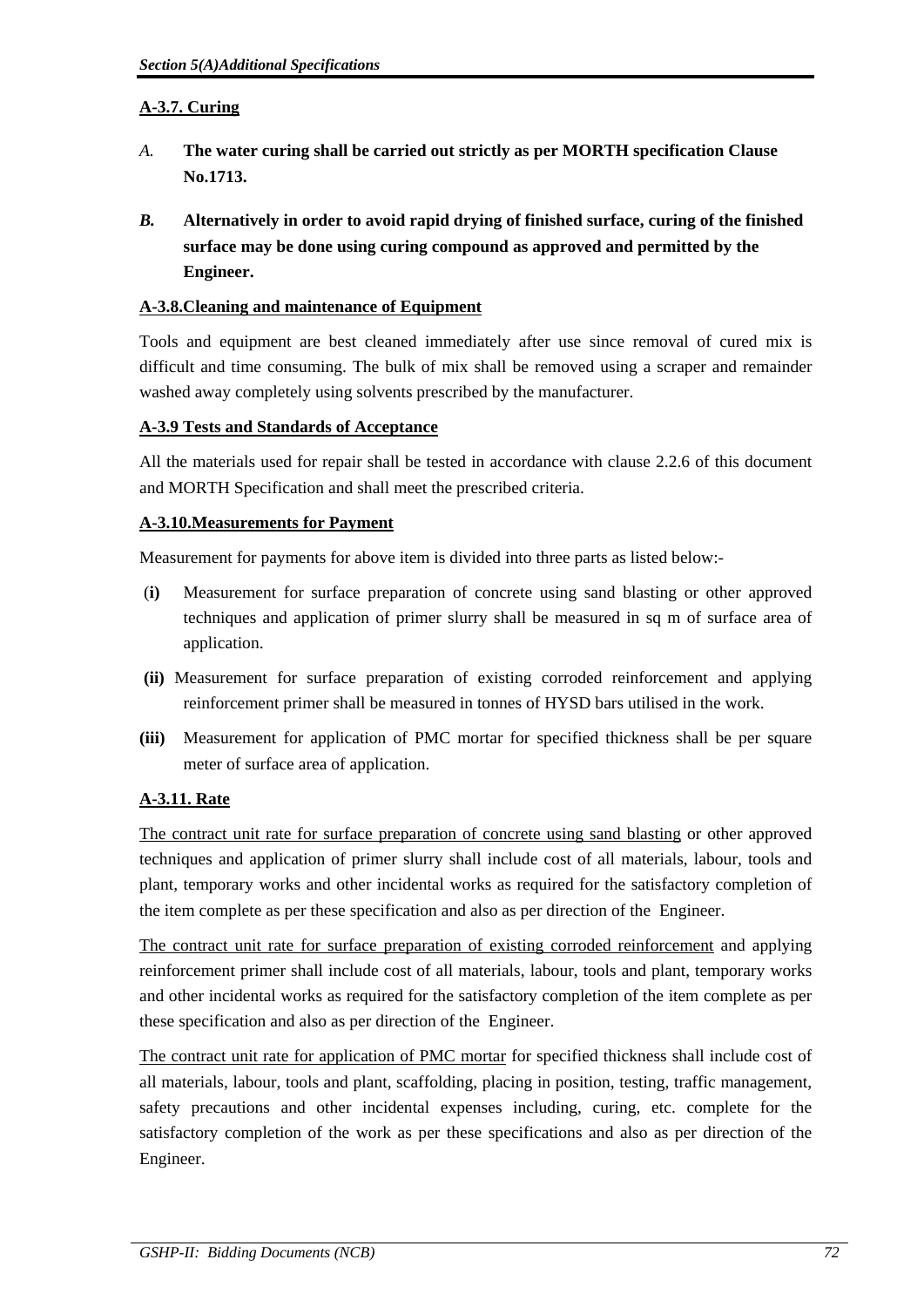**A-3.7. Curing**

*A.* **The water curing shall be carried out strictly as per MORTH specification Clause No.1713.**

***B.*** **Alternatively in order to avoid rapid drying of finished surface, curing of the finished surface may be done using curing compound as approved and permitted by the Engineer.**

**A-3.8.Cleaning and maintenance of Equipment**

Tools and equipment are best cleaned immediately after use since removal of cured mix is difficult and time consuming. The bulk of mix shall be removed using a scraper and remainder washed away completely using solvents prescribed by the manufacturer.

**A-3.9 Tests and Standards of Acceptance**

All the materials used for repair shall be tested in accordance with clause 2.2.6 of this document and MORTH Specification and shall meet the prescribed criteria.

**A-3.10.Measurements for Payment**

Measurement for payments for above item is divided into three parts as listed below:-

**(i)** Measurement for surface preparation of concrete using sand blasting or other approved techniques and application of primer slurry shall be measured in sq m of surface area of application.

**(ii)** Measurement for surface preparation of existing corroded reinforcement and applying reinforcement primer shall be measured in tonnes of HYSD bars utilised in the work.

**(iii)** Measurement for application of PMC mortar for specified thickness shall be per square meter of surface area of application.

**A-3.11. Rate**

The contract unit rate for surface preparation of concrete using sand blasting or other approved techniques and application of primer slurry shall include cost of all materials, labour, tools and plant, temporary works and other incidental works as required for the satisfactory completion of the item complete as per these specification and also as per direction of the Engineer.

The contract unit rate for surface preparation of existing corroded reinforcement and applying reinforcement primer shall include cost of all materials, labour, tools and plant, temporary works and other incidental works as required for the satisfactory completion of the item complete as per these specification and also as per direction of the Engineer.

The contract unit rate for application of PMC mortar for specified thickness shall include cost of all materials, labour, tools and plant, scaffolding, placing in position, testing, traffic management, safety precautions and other incidental expenses including, curing, etc. complete for the satisfactory completion of the work as per these specifications and also as per direction of the Engineer.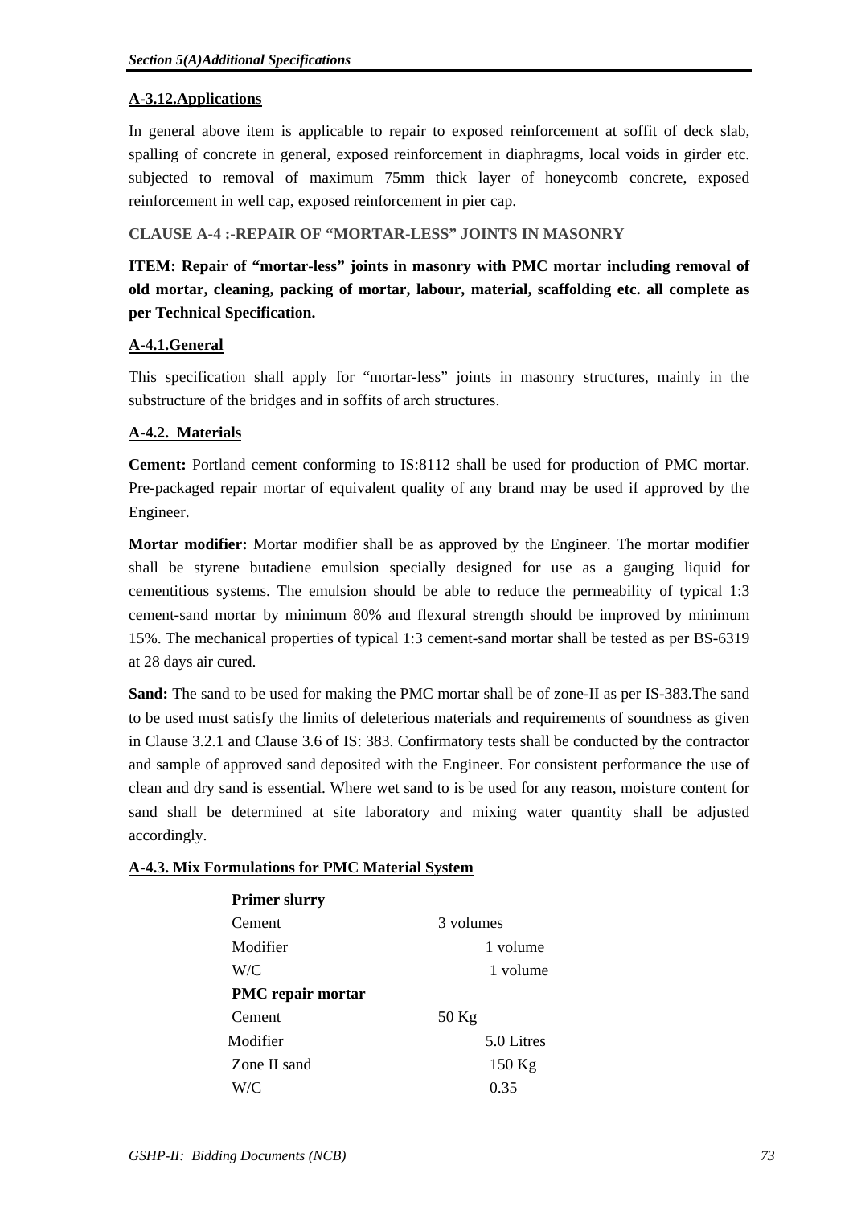#### A-3.12.Applications

In general above item is applicable to repair to exposed reinforcement at soffit of deck slab, spalling of concrete in general, exposed reinforcement in diaphragms, local voids in girder etc. subjected to removal of maximum 75mm thick layer of honeycomb concrete, exposed reinforcement in well cap, exposed reinforcement in pier cap.

### CLAUSE A-4 :-REPAIR OF "MORTAR-LESS" JOINTS IN MASONRY

**ITEM: Repair of "mortar-less" joints in masonry with PMC mortar including removal of old mortar, cleaning, packing of mortar, labour, material, scaffolding etc. all complete as per Technical Specification.**

#### A-4.1.General

This specification shall apply for "mortar-less" joints in masonry structures, mainly in the substructure of the bridges and in soffits of arch structures.

#### A-4.2. Materials

**Cement:** Portland cement conforming to IS:8112 shall be used for production of PMC mortar. Pre-packaged repair mortar of equivalent quality of any brand may be used if approved by the Engineer.

**Mortar modifier:** Mortar modifier shall be as approved by the Engineer. The mortar modifier shall be styrene butadiene emulsion specially designed for use as a gauging liquid for cementitious systems. The emulsion should be able to reduce the permeability of typical 1:3 cement-sand mortar by minimum 80% and flexural strength should be improved by minimum 15%. The mechanical properties of typical 1:3 cement-sand mortar shall be tested as per BS-6319 at 28 days air cured.

**Sand:** The sand to be used for making the PMC mortar shall be of zone-II as per IS-383.The sand to be used must satisfy the limits of deleterious materials and requirements of soundness as given in Clause 3.2.1 and Clause 3.6 of IS: 383. Confirmatory tests shall be conducted by the contractor and sample of approved sand deposited with the Engineer. For consistent performance the use of clean and dry sand is essential. Where wet sand to is be used for any reason, moisture content for sand shall be determined at site laboratory and mixing water quantity shall be adjusted accordingly.

#### A-4.3. Mix Formulations for PMC Material System

| **Primer slurry** | |
|---|---|
| Cement | 3 volumes |
| Modifier | 1 volume |
| W/C | 1 volume |
| **PMC repair mortar** | |
| Cement | 50 Kg |
| Modifier | 5.0 Litres |
| Zone II sand | 150 Kg |
| W/C | 0.35 |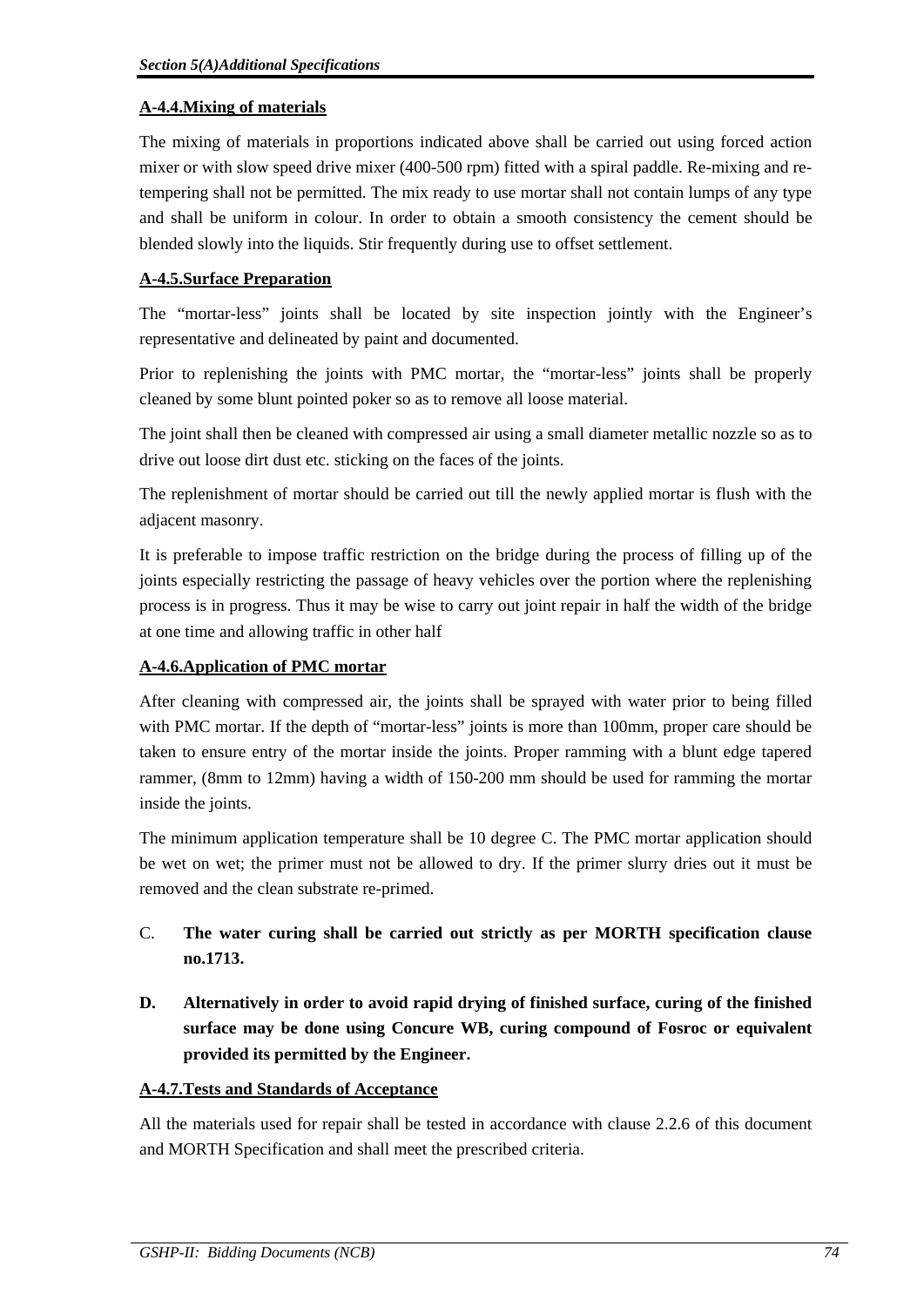**A-4.4.Mixing of materials**

The mixing of materials in proportions indicated above shall be carried out using forced action mixer or with slow speed drive mixer (400-500 rpm) fitted with a spiral paddle. Re-mixing and re-tempering shall not be permitted. The mix ready to use mortar shall not contain lumps of any type and shall be uniform in colour. In order to obtain a smooth consistency the cement should be blended slowly into the liquids. Stir frequently during use to offset settlement.

**A-4.5.Surface Preparation**

The "mortar-less" joints shall be located by site inspection jointly with the Engineer's representative and delineated by paint and documented.

Prior to replenishing the joints with PMC mortar, the "mortar-less" joints shall be properly cleaned by some blunt pointed poker so as to remove all loose material.

The joint shall then be cleaned with compressed air using a small diameter metallic nozzle so as to drive out loose dirt dust etc. sticking on the faces of the joints.

The replenishment of mortar should be carried out till the newly applied mortar is flush with the adjacent masonry.

It is preferable to impose traffic restriction on the bridge during the process of filling up of the joints especially restricting the passage of heavy vehicles over the portion where the replenishing process is in progress. Thus it may be wise to carry out joint repair in half the width of the bridge at one time and allowing traffic in other half

**A-4.6.Application of PMC mortar**

After cleaning with compressed air, the joints shall be sprayed with water prior to being filled with PMC mortar. If the depth of "mortar-less" joints is more than 100mm, proper care should be taken to ensure entry of the mortar inside the joints. Proper ramming with a blunt edge tapered rammer, (8mm to 12mm) having a width of 150-200 mm should be used for ramming the mortar inside the joints.

The minimum application temperature shall be 10 degree C. The PMC mortar application should be wet on wet; the primer must not be allowed to dry. If the primer slurry dries out it must be removed and the clean substrate re-primed.

C. **The water curing shall be carried out strictly as per MORTH specification clause no.1713.**

**D. Alternatively in order to avoid rapid drying of finished surface, curing of the finished surface may be done using Concure WB, curing compound of Fosroc or equivalent provided its permitted by the Engineer.**

**A-4.7.Tests and Standards of Acceptance**

All the materials used for repair shall be tested in accordance with clause 2.2.6 of this document and MORTH Specification and shall meet the prescribed criteria.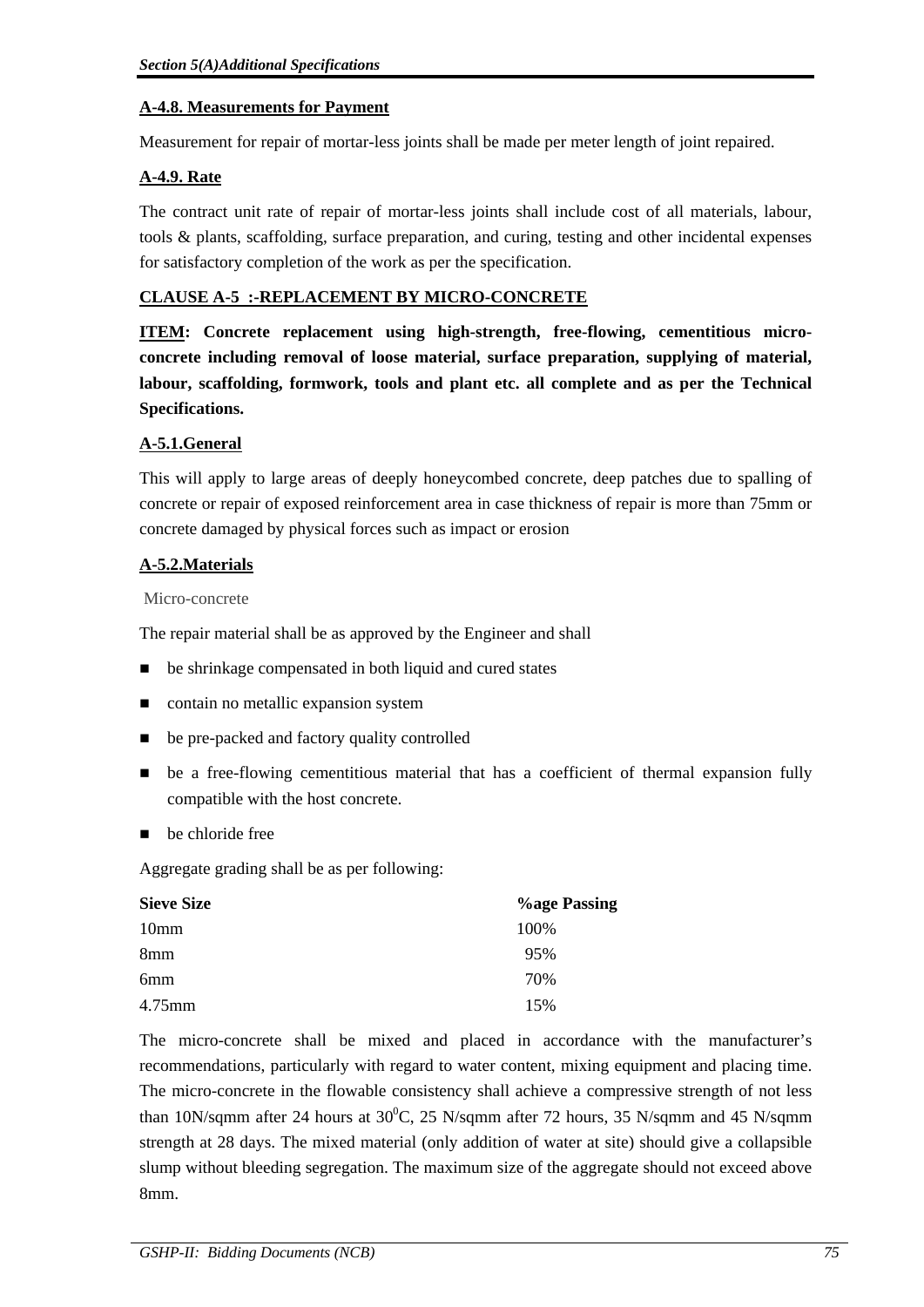**A-4.8. Measurements for Payment**

Measurement for repair of mortar-less joints shall be made per meter length of joint repaired.

**A-4.9. Rate**

The contract unit rate of repair of mortar-less joints shall include cost of all materials, labour, tools & plants, scaffolding, surface preparation, and curing, testing and other incidental expenses for satisfactory completion of the work as per the specification.

**CLAUSE A-5 :-REPLACEMENT BY MICRO-CONCRETE**

**ITEM: Concrete replacement using high-strength, free-flowing, cementitious micro-concrete including removal of loose material, surface preparation, supplying of material, labour, scaffolding, formwork, tools and plant etc. all complete and as per the Technical Specifications.**

**A-5.1.General**

This will apply to large areas of deeply honeycombed concrete, deep patches due to spalling of concrete or repair of exposed reinforcement area in case thickness of repair is more than 75mm or concrete damaged by physical forces such as impact or erosion

**A-5.2.Materials**

Micro-concrete

The repair material shall be as approved by the Engineer and shall

- be shrinkage compensated in both liquid and cured states
- contain no metallic expansion system
- be pre-packed and factory quality controlled
- be a free-flowing cementitious material that has a coefficient of thermal expansion fully compatible with the host concrete.
- be chloride free

Aggregate grading shall be as per following:

| Sieve Size | %age Passing |
|---|---|
| 10mm | 100% |
| 8mm | 95% |
| 6mm | 70% |
| 4.75mm | 15% |

The micro-concrete shall be mixed and placed in accordance with the manufacturer's recommendations, particularly with regard to water content, mixing equipment and placing time. The micro-concrete in the flowable consistency shall achieve a compressive strength of not less than 10N/sqmm after 24 hours at $30^0$C, 25 N/sqmm after 72 hours, 35 N/sqmm and 45 N/sqmm strength at 28 days. The mixed material (only addition of water at site) should give a collapsible slump without bleeding segregation. The maximum size of the aggregate should not exceed above 8mm.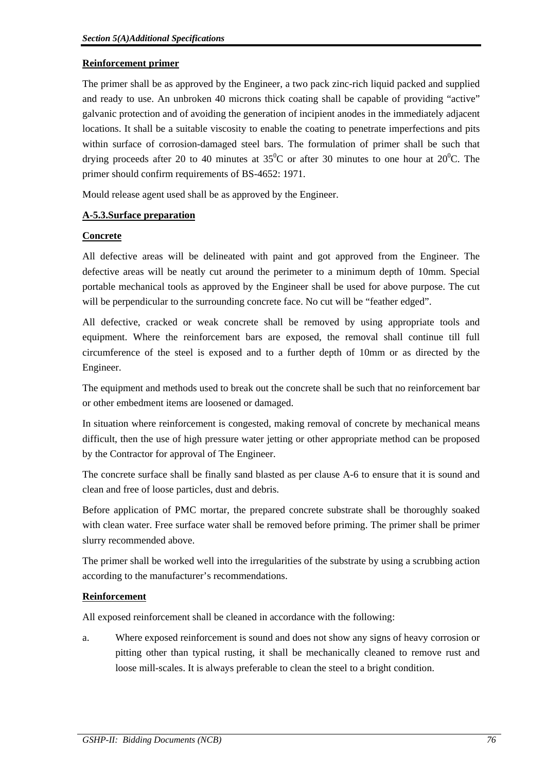**Reinforcement primer**

The primer shall be as approved by the Engineer, a two pack zinc-rich liquid packed and supplied and ready to use. An unbroken 40 microns thick coating shall be capable of providing “active” galvanic protection and of avoiding the generation of incipient anodes in the immediately adjacent locations. It shall be a suitable viscosity to enable the coating to penetrate imperfections and pits within surface of corrosion-damaged steel bars. The formulation of primer shall be such that drying proceeds after 20 to 40 minutes at $35^0$C or after 30 minutes to one hour at $20^0$C. The primer should confirm requirements of BS-4652: 1971.

Mould release agent used shall be as approved by the Engineer.

**A-5.3.Surface preparation**

**Concrete**

All defective areas will be delineated with paint and got approved from the Engineer. The defective areas will be neatly cut around the perimeter to a minimum depth of 10mm. Special portable mechanical tools as approved by the Engineer shall be used for above purpose. The cut will be perpendicular to the surrounding concrete face. No cut will be “feather edged”.

All defective, cracked or weak concrete shall be removed by using appropriate tools and equipment. Where the reinforcement bars are exposed, the removal shall continue till full circumference of the steel is exposed and to a further depth of 10mm or as directed by the Engineer.

The equipment and methods used to break out the concrete shall be such that no reinforcement bar or other embedment items are loosened or damaged.

In situation where reinforcement is congested, making removal of concrete by mechanical means difficult, then the use of high pressure water jetting or other appropriate method can be proposed by the Contractor for approval of The Engineer.

The concrete surface shall be finally sand blasted as per clause A-6 to ensure that it is sound and clean and free of loose particles, dust and debris.

Before application of PMC mortar, the prepared concrete substrate shall be thoroughly soaked with clean water. Free surface water shall be removed before priming. The primer shall be primer slurry recommended above.

The primer shall be worked well into the irregularities of the substrate by using a scrubbing action according to the manufacturer’s recommendations.

**Reinforcement**

All exposed reinforcement shall be cleaned in accordance with the following:

a. Where exposed reinforcement is sound and does not show any signs of heavy corrosion or pitting other than typical rusting, it shall be mechanically cleaned to remove rust and loose mill-scales. It is always preferable to clean the steel to a bright condition.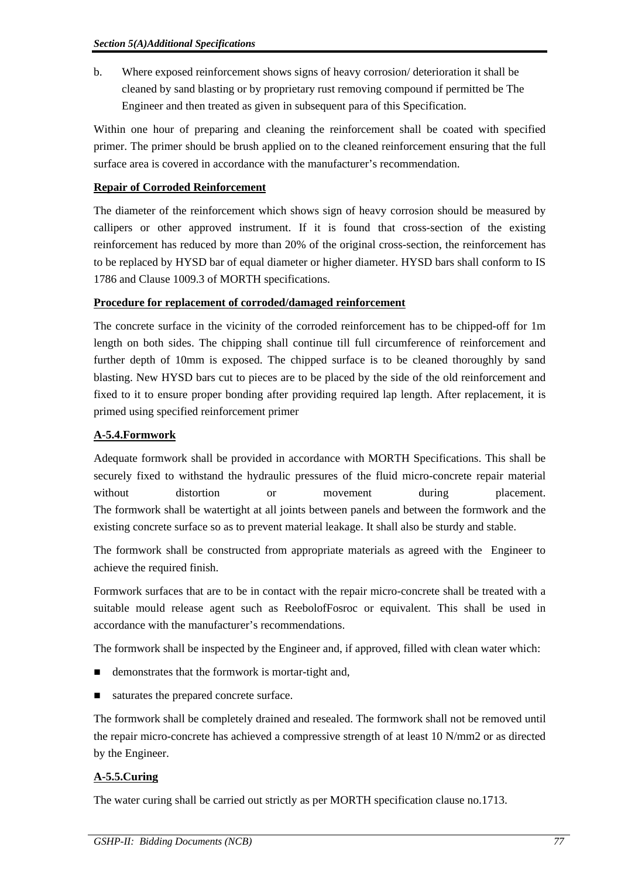b. Where exposed reinforcement shows signs of heavy corrosion/ deterioration it shall be cleaned by sand blasting or by proprietary rust removing compound if permitted be The Engineer and then treated as given in subsequent para of this Specification.

Within one hour of preparing and cleaning the reinforcement shall be coated with specified primer. The primer should be brush applied on to the cleaned reinforcement ensuring that the full surface area is covered in accordance with the manufacturer's recommendation.

**Repair of Corroded Reinforcement**

The diameter of the reinforcement which shows sign of heavy corrosion should be measured by callipers or other approved instrument. If it is found that cross-section of the existing reinforcement has reduced by more than 20% of the original cross-section, the reinforcement has to be replaced by HYSD bar of equal diameter or higher diameter. HYSD bars shall conform to IS 1786 and Clause 1009.3 of MORTH specifications.

**Procedure for replacement of corroded/damaged reinforcement**

The concrete surface in the vicinity of the corroded reinforcement has to be chipped-off for 1m length on both sides. The chipping shall continue till full circumference of reinforcement and further depth of 10mm is exposed. The chipped surface is to be cleaned thoroughly by sand blasting. New HYSD bars cut to pieces are to be placed by the side of the old reinforcement and fixed to it to ensure proper bonding after providing required lap length. After replacement, it is primed using specified reinforcement primer

**A-5.4.Formwork**

Adequate formwork shall be provided in accordance with MORTH Specifications. This shall be securely fixed to withstand the hydraulic pressures of the fluid micro-concrete repair material without distortion or movement during placement.
The formwork shall be watertight at all joints between panels and between the formwork and the existing concrete surface so as to prevent material leakage. It shall also be sturdy and stable.

The formwork shall be constructed from appropriate materials as agreed with the Engineer to achieve the required finish.

Formwork surfaces that are to be in contact with the repair micro-concrete shall be treated with a suitable mould release agent such as ReebolofFosroc or equivalent. This shall be used in accordance with the manufacturer's recommendations.

The formwork shall be inspected by the Engineer and, if approved, filled with clean water which:

- demonstrates that the formwork is mortar-tight and,
- saturates the prepared concrete surface.

The formwork shall be completely drained and resealed. The formwork shall not be removed until the repair micro-concrete has achieved a compressive strength of at least 10 N/mm2 or as directed by the Engineer.

**A-5.5.Curing**

The water curing shall be carried out strictly as per MORTH specification clause no.1713.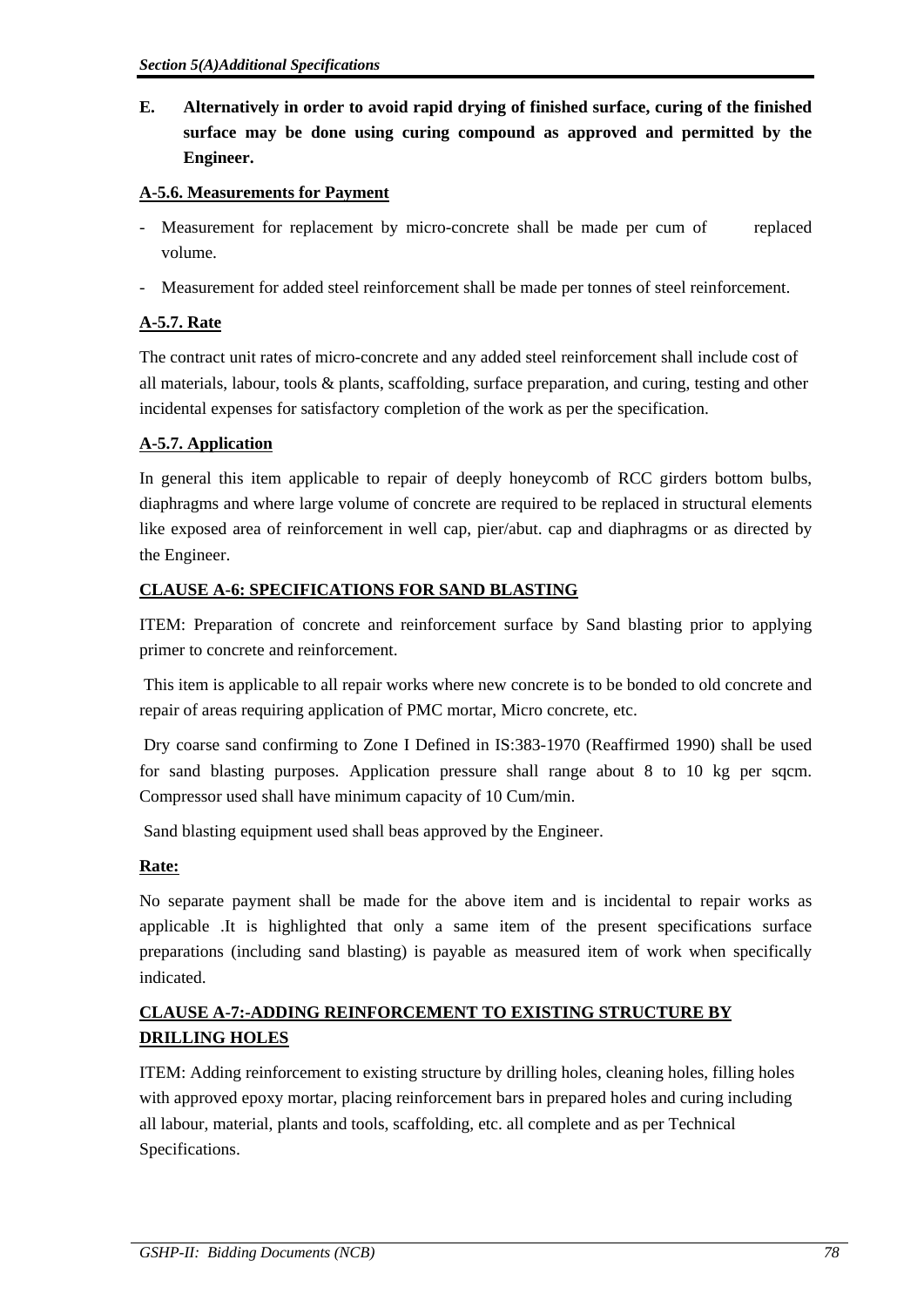**E. Alternatively in order to avoid rapid drying of finished surface, curing of the finished surface may be done using curing compound as approved and permitted by the Engineer.**

**A-5.6. Measurements for Payment**

- Measurement for replacement by micro-concrete shall be made per cum of replaced volume.
- Measurement for added steel reinforcement shall be made per tonnes of steel reinforcement.

**A-5.7. Rate**

The contract unit rates of micro-concrete and any added steel reinforcement shall include cost of all materials, labour, tools & plants, scaffolding, surface preparation, and curing, testing and other incidental expenses for satisfactory completion of the work as per the specification.

**A-5.7. Application**

In general this item applicable to repair of deeply honeycomb of RCC girders bottom bulbs, diaphragms and where large volume of concrete are required to be replaced in structural elements like exposed area of reinforcement in well cap, pier/abut. cap and diaphragms or as directed by the Engineer.

**CLAUSE A-6: SPECIFICATIONS FOR SAND BLASTING**

ITEM: Preparation of concrete and reinforcement surface by Sand blasting prior to applying primer to concrete and reinforcement.

This item is applicable to all repair works where new concrete is to be bonded to old concrete and repair of areas requiring application of PMC mortar, Micro concrete, etc.

Dry coarse sand confirming to Zone I Defined in IS:383-1970 (Reaffirmed 1990) shall be used for sand blasting purposes. Application pressure shall range about 8 to 10 kg per sqcm. Compressor used shall have minimum capacity of 10 Cum/min.

Sand blasting equipment used shall beas approved by the Engineer.

**Rate:**

No separate payment shall be made for the above item and is incidental to repair works as applicable .It is highlighted that only a same item of the present specifications surface preparations (including sand blasting) is payable as measured item of work when specifically indicated.

**CLAUSE A-7:-ADDING REINFORCEMENT TO EXISTING STRUCTURE BY DRILLING HOLES**

ITEM: Adding reinforcement to existing structure by drilling holes, cleaning holes, filling holes with approved epoxy mortar, placing reinforcement bars in prepared holes and curing including all labour, material, plants and tools, scaffolding, etc. all complete and as per Technical Specifications.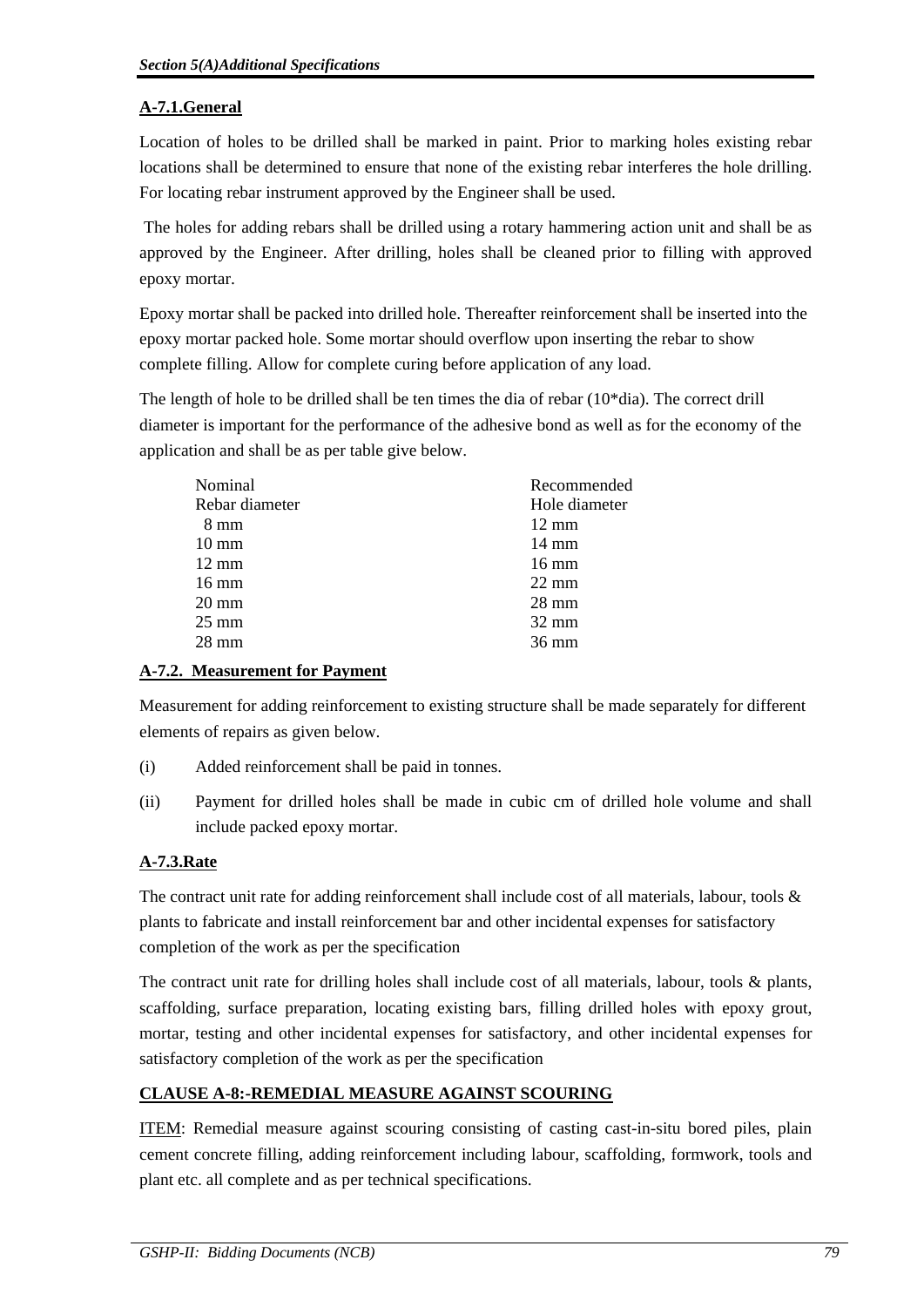## A-7.1.General

Location of holes to be drilled shall be marked in paint. Prior to marking holes existing rebar locations shall be determined to ensure that none of the existing rebar interferes the hole drilling. For locating rebar instrument approved by the Engineer shall be used.

The holes for adding rebars shall be drilled using a rotary hammering action unit and shall be as approved by the Engineer. After drilling, holes shall be cleaned prior to filling with approved epoxy mortar.

Epoxy mortar shall be packed into drilled hole. Thereafter reinforcement shall be inserted into the epoxy mortar packed hole. Some mortar should overflow upon inserting the rebar to show complete filling. Allow for complete curing before application of any load.

The length of hole to be drilled shall be ten times the dia of rebar (10*dia). The correct drill diameter is important for the performance of the adhesive bond as well as for the economy of the application and shall be as per table give below.

| Nominal Rebar diameter | Recommended Hole diameter |
|---|---|
| 8 mm | 12 mm |
| 10 mm | 14 mm |
| 12 mm | 16 mm |
| 16 mm | 22 mm |
| 20 mm | 28 mm |
| 25 mm | 32 mm |
| 28 mm | 36 mm |

## A-7.2. Measurement for Payment

Measurement for adding reinforcement to existing structure shall be made separately for different elements of repairs as given below.

(i) Added reinforcement shall be paid in tonnes.

(ii) Payment for drilled holes shall be made in cubic cm of drilled hole volume and shall include packed epoxy mortar.

## A-7.3.Rate

The contract unit rate for adding reinforcement shall include cost of all materials, labour, tools & plants to fabricate and install reinforcement bar and other incidental expenses for satisfactory completion of the work as per the specification

The contract unit rate for drilling holes shall include cost of all materials, labour, tools & plants, scaffolding, surface preparation, locating existing bars, filling drilled holes with epoxy grout, mortar, testing and other incidental expenses for satisfactory, and other incidental expenses for satisfactory completion of the work as per the specification

## CLAUSE A-8:-REMEDIAL MEASURE AGAINST SCOURING

ITEM: Remedial measure against scouring consisting of casting cast-in-situ bored piles, plain cement concrete filling, adding reinforcement including labour, scaffolding, formwork, tools and plant etc. all complete and as per technical specifications.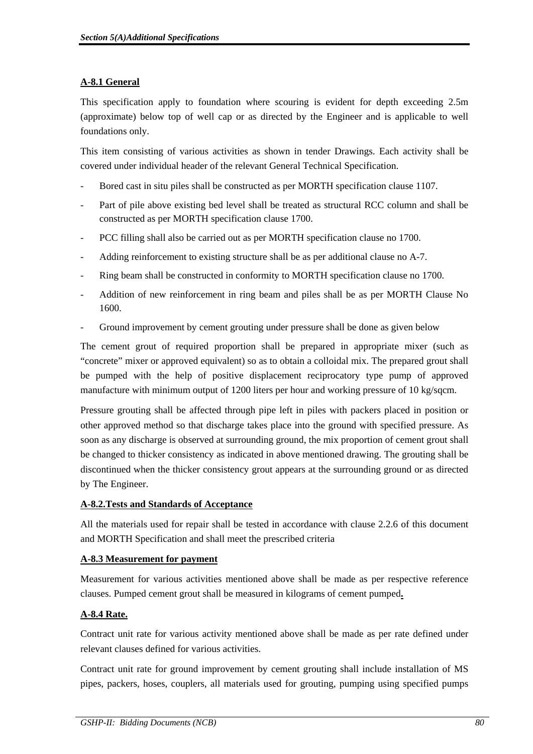## A-8.1 General

This specification apply to foundation where scouring is evident for depth exceeding 2.5m (approximate) below top of well cap or as directed by the Engineer and is applicable to well foundations only.

This item consisting of various activities as shown in tender Drawings. Each activity shall be covered under individual header of the relevant General Technical Specification.

- Bored cast in situ piles shall be constructed as per MORTH specification clause 1107.
- Part of pile above existing bed level shall be treated as structural RCC column and shall be constructed as per MORTH specification clause 1700.
- PCC filling shall also be carried out as per MORTH specification clause no 1700.
- Adding reinforcement to existing structure shall be as per additional clause no A-7.
- Ring beam shall be constructed in conformity to MORTH specification clause no 1700.
- Addition of new reinforcement in ring beam and piles shall be as per MORTH Clause No 1600.
- Ground improvement by cement grouting under pressure shall be done as given below

The cement grout of required proportion shall be prepared in appropriate mixer (such as "concrete" mixer or approved equivalent) so as to obtain a colloidal mix. The prepared grout shall be pumped with the help of positive displacement reciprocatory type pump of approved manufacture with minimum output of 1200 liters per hour and working pressure of 10 kg/sqcm.

Pressure grouting shall be affected through pipe left in piles with packers placed in position or other approved method so that discharge takes place into the ground with specified pressure. As soon as any discharge is observed at surrounding ground, the mix proportion of cement grout shall be changed to thicker consistency as indicated in above mentioned drawing. The grouting shall be discontinued when the thicker consistency grout appears at the surrounding ground or as directed by The Engineer.

## A-8.2.Tests and Standards of Acceptance

All the materials used for repair shall be tested in accordance with clause 2.2.6 of this document and MORTH Specification and shall meet the prescribed criteria

## A-8.3 Measurement for payment

Measurement for various activities mentioned above shall be made as per respective reference clauses. Pumped cement grout shall be measured in kilograms of cement pumped.

## A-8.4 Rate.

Contract unit rate for various activity mentioned above shall be made as per rate defined under relevant clauses defined for various activities.

Contract unit rate for ground improvement by cement grouting shall include installation of MS pipes, packers, hoses, couplers, all materials used for grouting, pumping using specified pumps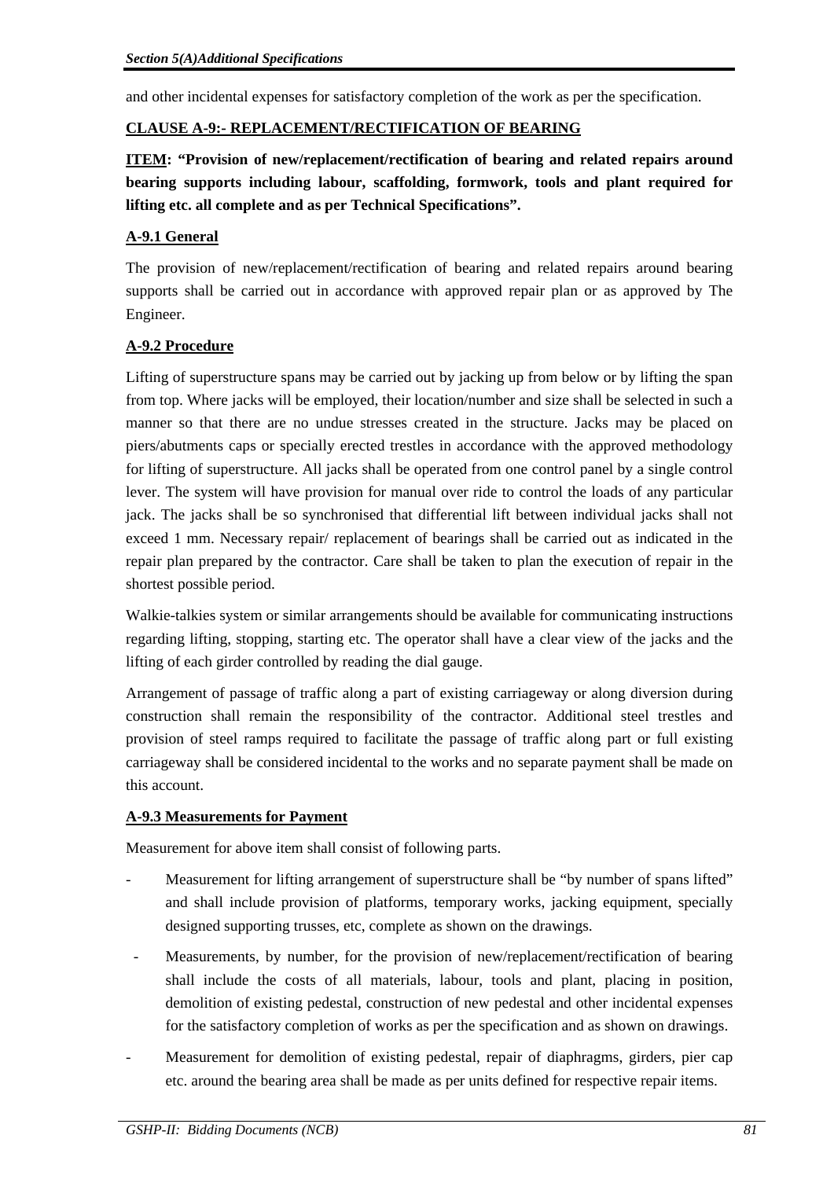and other incidental expenses for satisfactory completion of the work as per the specification.

## CLAUSE A-9:- REPLACEMENT/RECTIFICATION OF BEARING

**ITEM: "Provision of new/replacement/rectification of bearing and related repairs around bearing supports including labour, scaffolding, formwork, tools and plant required for lifting etc. all complete and as per Technical Specifications".**

### A-9.1 General

The provision of new/replacement/rectification of bearing and related repairs around bearing supports shall be carried out in accordance with approved repair plan or as approved by The Engineer.

### A-9.2 Procedure

Lifting of superstructure spans may be carried out by jacking up from below or by lifting the span from top. Where jacks will be employed, their location/number and size shall be selected in such a manner so that there are no undue stresses created in the structure. Jacks may be placed on piers/abutments caps or specially erected trestles in accordance with the approved methodology for lifting of superstructure. All jacks shall be operated from one control panel by a single control lever. The system will have provision for manual over ride to control the loads of any particular jack. The jacks shall be so synchronised that differential lift between individual jacks shall not exceed 1 mm. Necessary repair/ replacement of bearings shall be carried out as indicated in the repair plan prepared by the contractor. Care shall be taken to plan the execution of repair in the shortest possible period.

Walkie-talkies system or similar arrangements should be available for communicating instructions regarding lifting, stopping, starting etc. The operator shall have a clear view of the jacks and the lifting of each girder controlled by reading the dial gauge.

Arrangement of passage of traffic along a part of existing carriageway or along diversion during construction shall remain the responsibility of the contractor. Additional steel trestles and provision of steel ramps required to facilitate the passage of traffic along part or full existing carriageway shall be considered incidental to the works and no separate payment shall be made on this account.

### A-9.3 Measurements for Payment

Measurement for above item shall consist of following parts.

- Measurement for lifting arrangement of superstructure shall be "by number of spans lifted" and shall include provision of platforms, temporary works, jacking equipment, specially designed supporting trusses, etc, complete as shown on the drawings.
- Measurements, by number, for the provision of new/replacement/rectification of bearing shall include the costs of all materials, labour, tools and plant, placing in position, demolition of existing pedestal, construction of new pedestal and other incidental expenses for the satisfactory completion of works as per the specification and as shown on drawings.
- Measurement for demolition of existing pedestal, repair of diaphragms, girders, pier cap etc. around the bearing area shall be made as per units defined for respective repair items.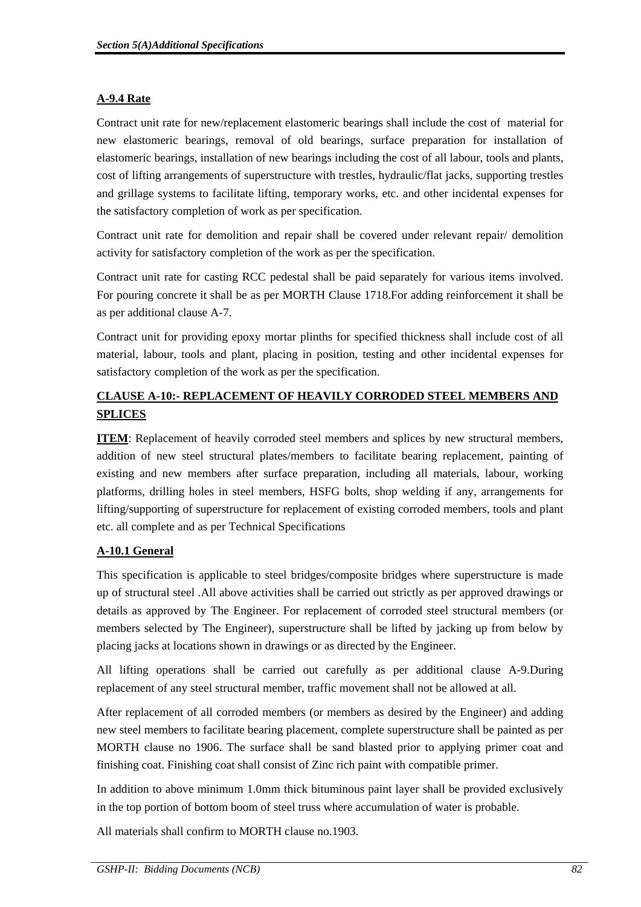**A-9.4 Rate**

Contract unit rate for new/replacement elastomeric bearings shall include the cost of material for new elastomeric bearings, removal of old bearings, surface preparation for installation of elastomeric bearings, installation of new bearings including the cost of all labour, tools and plants, cost of lifting arrangements of superstructure with trestles, hydraulic/flat jacks, supporting trestles and grillage systems to facilitate lifting, temporary works, etc. and other incidental expenses for the satisfactory completion of work as per specification.

Contract unit rate for demolition and repair shall be covered under relevant repair/ demolition activity for satisfactory completion of the work as per the specification.

Contract unit rate for casting RCC pedestal shall be paid separately for various items involved. For pouring concrete it shall be as per MORTH Clause 1718.For adding reinforcement it shall be as per additional clause A-7.

Contract unit for providing epoxy mortar plinths for specified thickness shall include cost of all material, labour, tools and plant, placing in position, testing and other incidental expenses for satisfactory completion of the work as per the specification.

**CLAUSE A-10:- REPLACEMENT OF HEAVILY CORRODED STEEL MEMBERS AND SPLICES**

**ITEM**: Replacement of heavily corroded steel members and splices by new structural members, addition of new steel structural plates/members to facilitate bearing replacement, painting of existing and new members after surface preparation, including all materials, labour, working platforms, drilling holes in steel members, HSFG bolts, shop welding if any, arrangements for lifting/supporting of superstructure for replacement of existing corroded members, tools and plant etc. all complete and as per Technical Specifications

**A-10.1 General**

This specification is applicable to steel bridges/composite bridges where superstructure is made up of structural steel .All above activities shall be carried out strictly as per approved drawings or details as approved by The Engineer. For replacement of corroded steel structural members (or members selected by The Engineer), superstructure shall be lifted by jacking up from below by placing jacks at locations shown in drawings or as directed by the Engineer.

All lifting operations shall be carried out carefully as per additional clause A-9.During replacement of any steel structural member, traffic movement shall not be allowed at all.

After replacement of all corroded members (or members as desired by the Engineer) and adding new steel members to facilitate bearing placement, complete superstructure shall be painted as per MORTH clause no 1906. The surface shall be sand blasted prior to applying primer coat and finishing coat. Finishing coat shall consist of Zinc rich paint with compatible primer.

In addition to above minimum 1.0mm thick bituminous paint layer shall be provided exclusively in the top portion of bottom boom of steel truss where accumulation of water is probable.

All materials shall confirm to MORTH clause no.1903.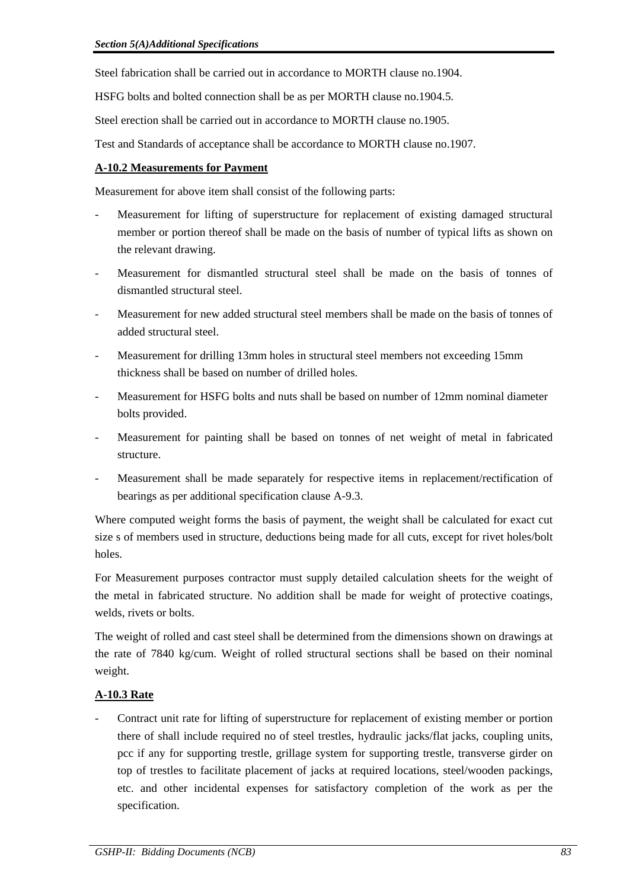Steel fabrication shall be carried out in accordance to MORTH clause no.1904.

HSFG bolts and bolted connection shall be as per MORTH clause no.1904.5.

Steel erection shall be carried out in accordance to MORTH clause no.1905.

Test and Standards of acceptance shall be accordance to MORTH clause no.1907.

**A-10.2 Measurements for Payment**

Measurement for above item shall consist of the following parts:

- Measurement for lifting of superstructure for replacement of existing damaged structural member or portion thereof shall be made on the basis of number of typical lifts as shown on the relevant drawing.
- Measurement for dismantled structural steel shall be made on the basis of tonnes of dismantled structural steel.
- Measurement for new added structural steel members shall be made on the basis of tonnes of added structural steel.
- Measurement for drilling 13mm holes in structural steel members not exceeding 15mm thickness shall be based on number of drilled holes.
- Measurement for HSFG bolts and nuts shall be based on number of 12mm nominal diameter bolts provided.
- Measurement for painting shall be based on tonnes of net weight of metal in fabricated structure.
- Measurement shall be made separately for respective items in replacement/rectification of bearings as per additional specification clause A-9.3.

Where computed weight forms the basis of payment, the weight shall be calculated for exact cut size s of members used in structure, deductions being made for all cuts, except for rivet holes/bolt holes.

For Measurement purposes contractor must supply detailed calculation sheets for the weight of the metal in fabricated structure. No addition shall be made for weight of protective coatings, welds, rivets or bolts.

The weight of rolled and cast steel shall be determined from the dimensions shown on drawings at the rate of 7840 kg/cum. Weight of rolled structural sections shall be based on their nominal weight.

**A-10.3 Rate**

- Contract unit rate for lifting of superstructure for replacement of existing member or portion there of shall include required no of steel trestles, hydraulic jacks/flat jacks, coupling units, pcc if any for supporting trestle, grillage system for supporting trestle, transverse girder on top of trestles to facilitate placement of jacks at required locations, steel/wooden packings, etc. and other incidental expenses for satisfactory completion of the work as per the specification.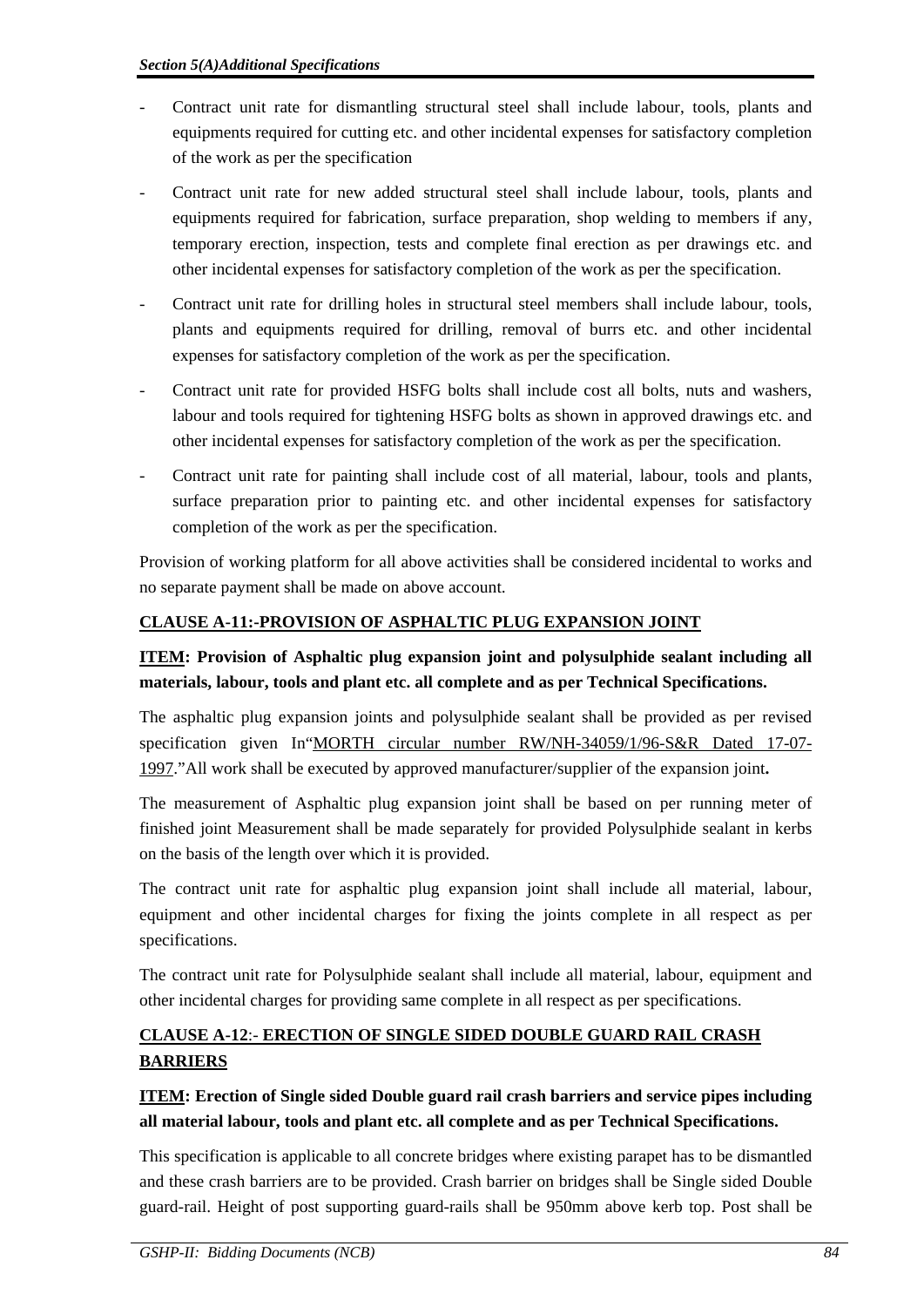- Contract unit rate for dismantling structural steel shall include labour, tools, plants and equipments required for cutting etc. and other incidental expenses for satisfactory completion of the work as per the specification
- Contract unit rate for new added structural steel shall include labour, tools, plants and equipments required for fabrication, surface preparation, shop welding to members if any, temporary erection, inspection, tests and complete final erection as per drawings etc. and other incidental expenses for satisfactory completion of the work as per the specification.
- Contract unit rate for drilling holes in structural steel members shall include labour, tools, plants and equipments required for drilling, removal of burrs etc. and other incidental expenses for satisfactory completion of the work as per the specification.
- Contract unit rate for provided HSFG bolts shall include cost all bolts, nuts and washers, labour and tools required for tightening HSFG bolts as shown in approved drawings etc. and other incidental expenses for satisfactory completion of the work as per the specification.
- Contract unit rate for painting shall include cost of all material, labour, tools and plants, surface preparation prior to painting etc. and other incidental expenses for satisfactory completion of the work as per the specification.

Provision of working platform for all above activities shall be considered incidental to works and no separate payment shall be made on above account.

**CLAUSE A-11:-PROVISION OF ASPHALTIC PLUG EXPANSION JOINT**

**ITEM: Provision of Asphaltic plug expansion joint and polysulphide sealant including all materials, labour, tools and plant etc. all complete and as per Technical Specifications.**

The asphaltic plug expansion joints and polysulphide sealant shall be provided as per revised specification given In"MORTH circular number RW/NH-34059/1/96-S&R Dated 17-07-1997."All work shall be executed by approved manufacturer/supplier of the expansion joint**.**

The measurement of Asphaltic plug expansion joint shall be based on per running meter of finished joint Measurement shall be made separately for provided Polysulphide sealant in kerbs on the basis of the length over which it is provided.

The contract unit rate for asphaltic plug expansion joint shall include all material, labour, equipment and other incidental charges for fixing the joints complete in all respect as per specifications.

The contract unit rate for Polysulphide sealant shall include all material, labour, equipment and other incidental charges for providing same complete in all respect as per specifications.

**CLAUSE A-12:- ERECTION OF SINGLE SIDED DOUBLE GUARD RAIL CRASH BARRIERS**

**ITEM: Erection of Single sided Double guard rail crash barriers and service pipes including all material labour, tools and plant etc. all complete and as per Technical Specifications.**

This specification is applicable to all concrete bridges where existing parapet has to be dismantled and these crash barriers are to be provided. Crash barrier on bridges shall be Single sided Double guard-rail. Height of post supporting guard-rails shall be 950mm above kerb top. Post shall be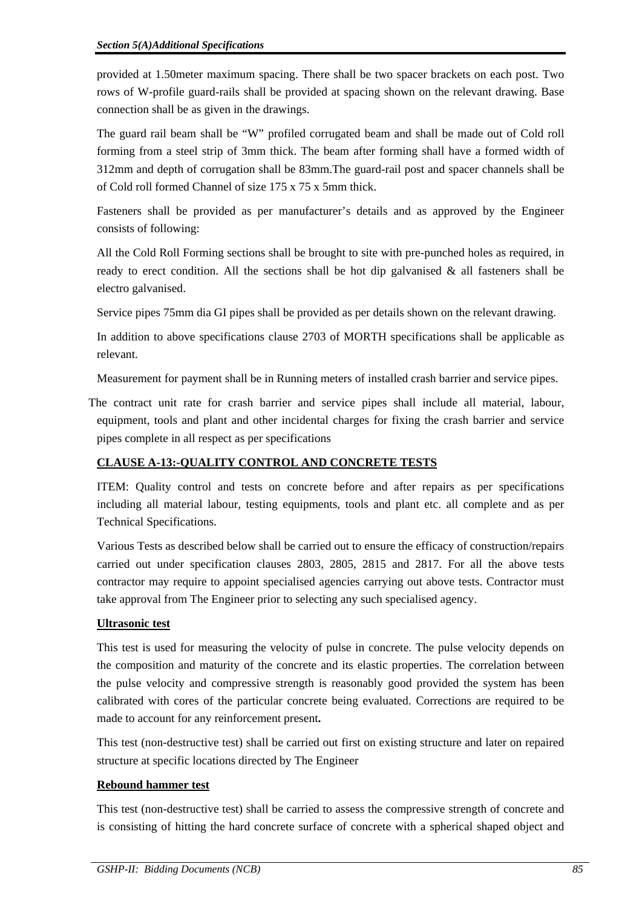provided at 1.50meter maximum spacing. There shall be two spacer brackets on each post. Two rows of W-profile guard-rails shall be provided at spacing shown on the relevant drawing. Base connection shall be as given in the drawings.

The guard rail beam shall be "W" profiled corrugated beam and shall be made out of Cold roll forming from a steel strip of 3mm thick. The beam after forming shall have a formed width of 312mm and depth of corrugation shall be 83mm.The guard-rail post and spacer channels shall be of Cold roll formed Channel of size 175 x 75 x 5mm thick.

Fasteners shall be provided as per manufacturer's details and as approved by the Engineer consists of following:

All the Cold Roll Forming sections shall be brought to site with pre-punched holes as required, in ready to erect condition. All the sections shall be hot dip galvanised & all fasteners shall be electro galvanised.

Service pipes 75mm dia GI pipes shall be provided as per details shown on the relevant drawing.

In addition to above specifications clause 2703 of MORTH specifications shall be applicable as relevant.

Measurement for payment shall be in Running meters of installed crash barrier and service pipes.

The contract unit rate for crash barrier and service pipes shall include all material, labour, equipment, tools and plant and other incidental charges for fixing the crash barrier and service pipes complete in all respect as per specifications

**CLAUSE A-13:-QUALITY CONTROL AND CONCRETE TESTS**

ITEM: Quality control and tests on concrete before and after repairs as per specifications including all material labour, testing equipments, tools and plant etc. all complete and as per Technical Specifications.

Various Tests as described below shall be carried out to ensure the efficacy of construction/repairs carried out under specification clauses 2803, 2805, 2815 and 2817. For all the above tests contractor may require to appoint specialised agencies carrying out above tests. Contractor must take approval from The Engineer prior to selecting any such specialised agency.

**Ultrasonic test**

This test is used for measuring the velocity of pulse in concrete. The pulse velocity depends on the composition and maturity of the concrete and its elastic properties. The correlation between the pulse velocity and compressive strength is reasonably good provided the system has been calibrated with cores of the particular concrete being evaluated. Corrections are required to be made to account for any reinforcement present**.**

This test (non-destructive test) shall be carried out first on existing structure and later on repaired structure at specific locations directed by The Engineer

**Rebound hammer test**

This test (non-destructive test) shall be carried to assess the compressive strength of concrete and is consisting of hitting the hard concrete surface of concrete with a spherical shaped object and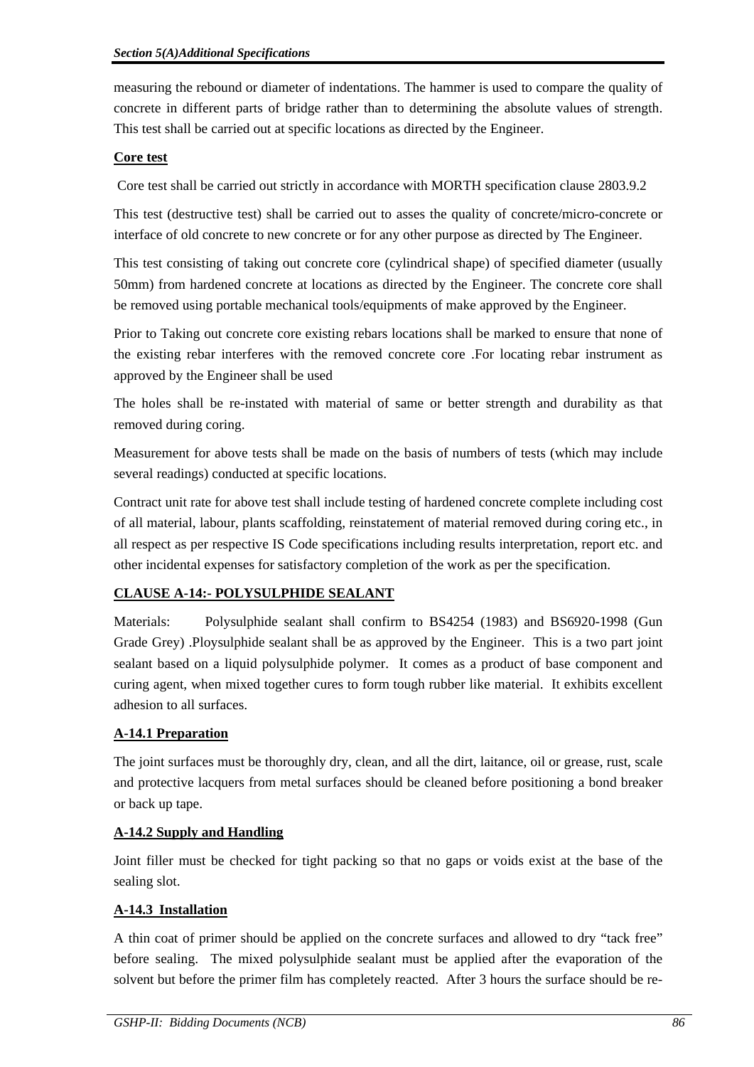measuring the rebound or diameter of indentations. The hammer is used to compare the quality of concrete in different parts of bridge rather than to determining the absolute values of strength. This test shall be carried out at specific locations as directed by the Engineer.

**Core test**

Core test shall be carried out strictly in accordance with MORTH specification clause 2803.9.2

This test (destructive test) shall be carried out to asses the quality of concrete/micro-concrete or interface of old concrete to new concrete or for any other purpose as directed by The Engineer.

This test consisting of taking out concrete core (cylindrical shape) of specified diameter (usually 50mm) from hardened concrete at locations as directed by the Engineer. The concrete core shall be removed using portable mechanical tools/equipments of make approved by the Engineer.

Prior to Taking out concrete core existing rebars locations shall be marked to ensure that none of the existing rebar interferes with the removed concrete core .For locating rebar instrument as approved by the Engineer shall be used

The holes shall be re-instated with material of same or better strength and durability as that removed during coring.

Measurement for above tests shall be made on the basis of numbers of tests (which may include several readings) conducted at specific locations.

Contract unit rate for above test shall include testing of hardened concrete complete including cost of all material, labour, plants scaffolding, reinstatement of material removed during coring etc., in all respect as per respective IS Code specifications including results interpretation, report etc. and other incidental expenses for satisfactory completion of the work as per the specification.

## CLAUSE A-14:- POLYSULPHIDE SEALANT

Materials: Polysulphide sealant shall confirm to BS4254 (1983) and BS6920-1998 (Gun Grade Grey) .Ploysulphide sealant shall be as approved by the Engineer. This is a two part joint sealant based on a liquid polysulphide polymer. It comes as a product of base component and curing agent, when mixed together cures to form tough rubber like material. It exhibits excellent adhesion to all surfaces.

### A-14.1 Preparation

The joint surfaces must be thoroughly dry, clean, and all the dirt, laitance, oil or grease, rust, scale and protective lacquers from metal surfaces should be cleaned before positioning a bond breaker or back up tape.

### A-14.2 Supply and Handling

Joint filler must be checked for tight packing so that no gaps or voids exist at the base of the sealing slot.

### A-14.3 Installation

A thin coat of primer should be applied on the concrete surfaces and allowed to dry "tack free" before sealing. The mixed polysulphide sealant must be applied after the evaporation of the solvent but before the primer film has completely reacted. After 3 hours the surface should be re-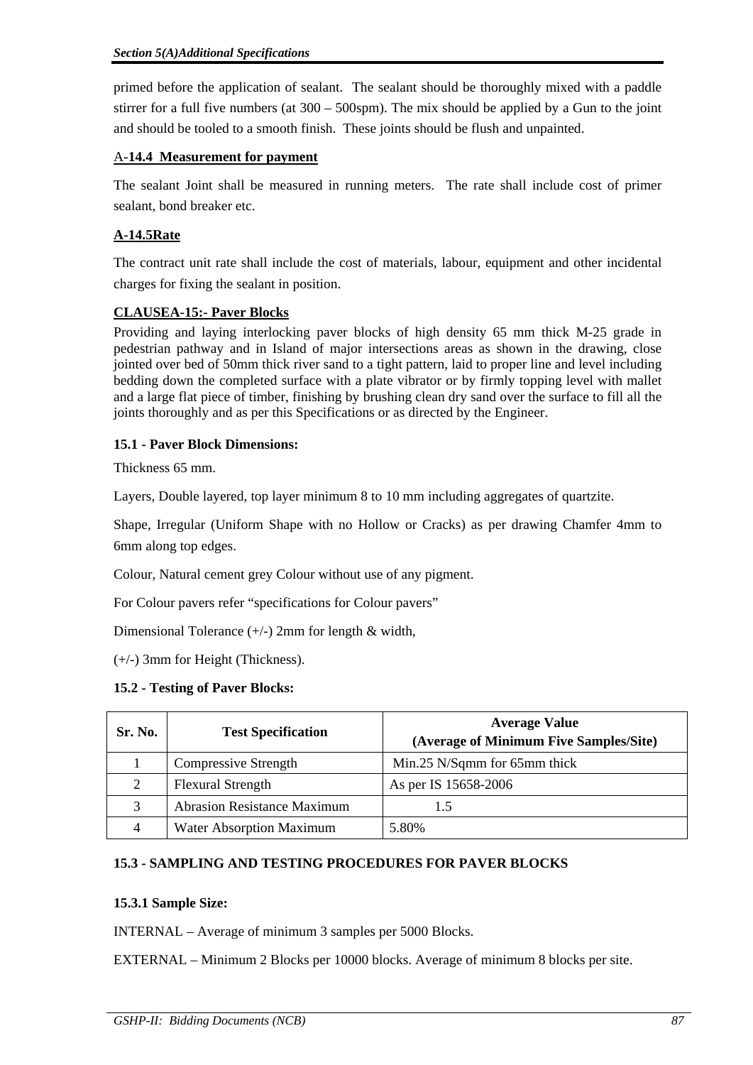primed before the application of sealant. The sealant should be thoroughly mixed with a paddle stirrer for a full five numbers (at 300 – 500spm). The mix should be applied by a Gun to the joint and should be tooled to a smooth finish. These joints should be flush and unpainted.

### A-**14.4 Measurement for payment**

The sealant Joint shall be measured in running meters. The rate shall include cost of primer sealant, bond breaker etc.

### A-14.5Rate

The contract unit rate shall include the cost of materials, labour, equipment and other incidental charges for fixing the sealant in position.

## CLAUSEA-15:- Paver Blocks

Providing and laying interlocking paver blocks of high density 65 mm thick M-25 grade in pedestrian pathway and in Island of major intersections areas as shown in the drawing, close jointed over bed of 50mm thick river sand to a tight pattern, laid to proper line and level including bedding down the completed surface with a plate vibrator or by firmly topping level with mallet and a large flat piece of timber, finishing by brushing clean dry sand over the surface to fill all the joints thoroughly and as per this Specifications or as directed by the Engineer.

### 15.1 - Paver Block Dimensions:

Thickness 65 mm.

Layers, Double layered, top layer minimum 8 to 10 mm including aggregates of quartzite.

Shape, Irregular (Uniform Shape with no Hollow or Cracks) as per drawing Chamfer 4mm to 6mm along top edges.

Colour, Natural cement grey Colour without use of any pigment.

For Colour pavers refer "specifications for Colour pavers"

Dimensional Tolerance (+/-) 2mm for length & width,

(+/-) 3mm for Height (Thickness).

### 15.2 - Testing of Paver Blocks:

| Sr. No. | Test Specification | Average Value (Average of Minimum Five Samples/Site) |
|---|---|---|
| 1 | Compressive Strength | Min.25 N/Sqmm for 65mm thick |
| 2 | Flexural Strength | As per IS 15658-2006 |
| 3 | Abrasion Resistance Maximum | 1.5 |
| 4 | Water Absorption Maximum | 5.80% |

### 15.3 - SAMPLING AND TESTING PROCEDURES FOR PAVER BLOCKS

#### 15.3.1 Sample Size:

INTERNAL – Average of minimum 3 samples per 5000 Blocks.

EXTERNAL – Minimum 2 Blocks per 10000 blocks. Average of minimum 8 blocks per site.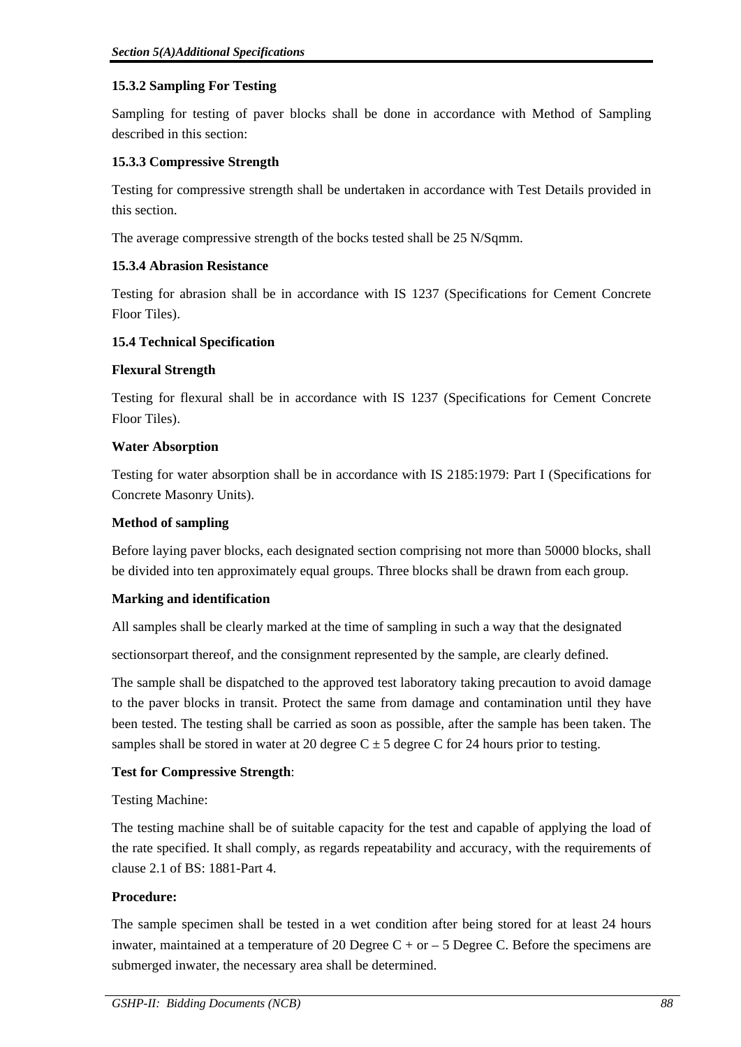### 15.3.2 Sampling For Testing

Sampling for testing of paver blocks shall be done in accordance with Method of Sampling described in this section:

### 15.3.3 Compressive Strength

Testing for compressive strength shall be undertaken in accordance with Test Details provided in this section.

The average compressive strength of the bocks tested shall be 25 N/Sqmm.

### 15.3.4 Abrasion Resistance

Testing for abrasion shall be in accordance with IS 1237 (Specifications for Cement Concrete Floor Tiles).

## 15.4 Technical Specification

**Flexural Strength**

Testing for flexural shall be in accordance with IS 1237 (Specifications for Cement Concrete Floor Tiles).

**Water Absorption**

Testing for water absorption shall be in accordance with IS 2185:1979: Part I (Specifications for Concrete Masonry Units).

**Method of sampling**

Before laying paver blocks, each designated section comprising not more than 50000 blocks, shall be divided into ten approximately equal groups. Three blocks shall be drawn from each group.

**Marking and identification**

All samples shall be clearly marked at the time of sampling in such a way that the designated

sectionsorpart thereof, and the consignment represented by the sample, are clearly defined.

The sample shall be dispatched to the approved test laboratory taking precaution to avoid damage to the paver blocks in transit. Protect the same from damage and contamination until they have been tested. The testing shall be carried as soon as possible, after the sample has been taken. The samples shall be stored in water at 20 degree C ± 5 degree C for 24 hours prior to testing.

**Test for Compressive Strength**:

Testing Machine:

The testing machine shall be of suitable capacity for the test and capable of applying the load of the rate specified. It shall comply, as regards repeatability and accuracy, with the requirements of clause 2.1 of BS: 1881-Part 4.

**Procedure:**

The sample specimen shall be tested in a wet condition after being stored for at least 24 hours inwater, maintained at a temperature of 20 Degree C + or – 5 Degree C. Before the specimens are submerged inwater, the necessary area shall be determined.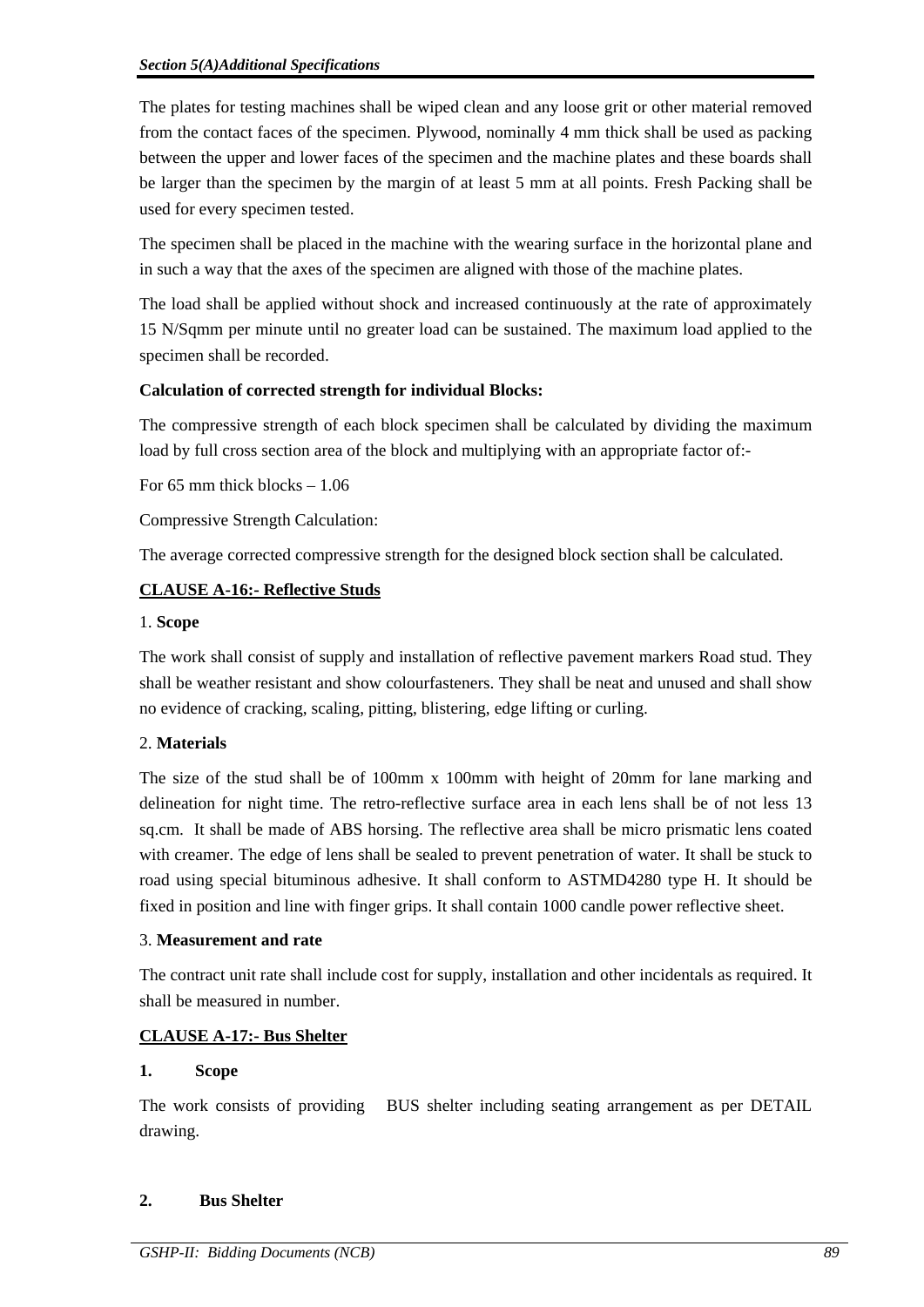The plates for testing machines shall be wiped clean and any loose grit or other material removed from the contact faces of the specimen. Plywood, nominally 4 mm thick shall be used as packing between the upper and lower faces of the specimen and the machine plates and these boards shall be larger than the specimen by the margin of at least 5 mm at all points. Fresh Packing shall be used for every specimen tested.

The specimen shall be placed in the machine with the wearing surface in the horizontal plane and in such a way that the axes of the specimen are aligned with those of the machine plates.

The load shall be applied without shock and increased continuously at the rate of approximately 15 N/Sqmm per minute until no greater load can be sustained. The maximum load applied to the specimen shall be recorded.

**Calculation of corrected strength for individual Blocks:**

The compressive strength of each block specimen shall be calculated by dividing the maximum load by full cross section area of the block and multiplying with an appropriate factor of:-

For 65 mm thick blocks – 1.06

Compressive Strength Calculation:

The average corrected compressive strength for the designed block section shall be calculated.

## CLAUSE A-16:- Reflective Studs

1. **Scope**

The work shall consist of supply and installation of reflective pavement markers Road stud. They shall be weather resistant and show colourfasteners. They shall be neat and unused and shall show no evidence of cracking, scaling, pitting, blistering, edge lifting or curling.

2. **Materials**

The size of the stud shall be of 100mm x 100mm with height of 20mm for lane marking and delineation for night time. The retro-reflective surface area in each lens shall be of not less 13 sq.cm. It shall be made of ABS horsing. The reflective area shall be micro prismatic lens coated with creamer. The edge of lens shall be sealed to prevent penetration of water. It shall be stuck to road using special bituminous adhesive. It shall conform to ASTMD4280 type H. It should be fixed in position and line with finger grips. It shall contain 1000 candle power reflective sheet.

3. **Measurement and rate**

The contract unit rate shall include cost for supply, installation and other incidentals as required. It shall be measured in number.

## CLAUSE A-17:- Bus Shelter

**1. Scope**

The work consists of providing BUS shelter including seating arrangement as per DETAIL drawing.

**2. Bus Shelter**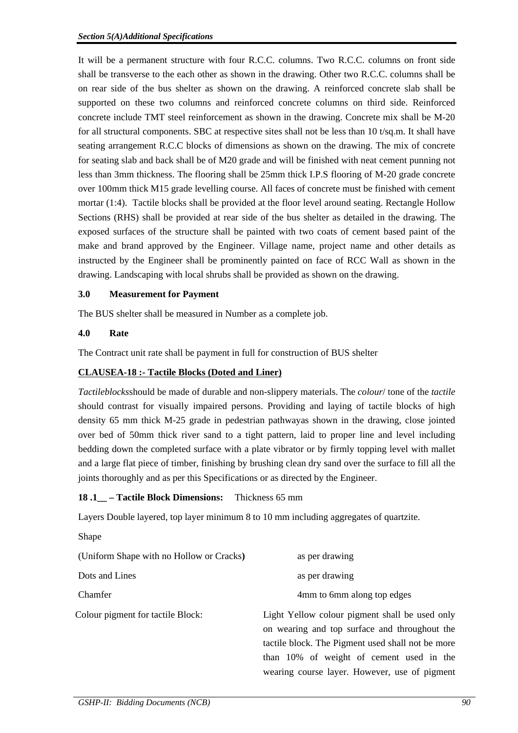It will be a permanent structure with four R.C.C. columns. Two R.C.C. columns on front side shall be transverse to the each other as shown in the drawing. Other two R.C.C. columns shall be on rear side of the bus shelter as shown on the drawing. A reinforced concrete slab shall be supported on these two columns and reinforced concrete columns on third side. Reinforced concrete include TMT steel reinforcement as shown in the drawing. Concrete mix shall be M-20 for all structural components. SBC at respective sites shall not be less than 10 t/sq.m. It shall have seating arrangement R.C.C blocks of dimensions as shown on the drawing. The mix of concrete for seating slab and back shall be of M20 grade and will be finished with neat cement punning not less than 3mm thickness. The flooring shall be 25mm thick I.P.S flooring of M-20 grade concrete over 100mm thick M15 grade levelling course. All faces of concrete must be finished with cement mortar (1:4). Tactile blocks shall be provided at the floor level around seating. Rectangle Hollow Sections (RHS) shall be provided at rear side of the bus shelter as detailed in the drawing. The exposed surfaces of the structure shall be painted with two coats of cement based paint of the make and brand approved by the Engineer. Village name, project name and other details as instructed by the Engineer shall be prominently painted on face of RCC Wall as shown in the drawing. Landscaping with local shrubs shall be provided as shown on the drawing.

**3.0 Measurement for Payment**

The BUS shelter shall be measured in Number as a complete job.

**4.0 Rate**

The Contract unit rate shall be payment in full for construction of BUS shelter

**CLAUSEA-18 :- Tactile Blocks (Doted and Liner)**

*Tactileblocks*should be made of durable and non-slippery materials. The *colour*/ tone of the *tactile* should contrast for visually impaired persons. Providing and laying of tactile blocks of high density 65 mm thick M-25 grade in pedestrian pathwayas shown in the drawing, close jointed over bed of 50mm thick river sand to a tight pattern, laid to proper line and level including bedding down the completed surface with a plate vibrator or by firmly topping level with mallet and a large flat piece of timber, finishing by brushing clean dry sand over the surface to fill all the joints thoroughly and as per this Specifications or as directed by the Engineer.

**18 .1__ – Tactile Block Dimensions:** Thickness 65 mm

Layers Double layered, top layer minimum 8 to 10 mm including aggregates of quartzite.

Shape

| | |
|---|---|
| (Uniform Shape with no Hollow or Cracks) | as per drawing |
| Dots and Lines | as per drawing |
| Chamfer | 4mm to 6mm along top edges |
| Colour pigment for tactile Block: | Light Yellow colour pigment shall be used only on wearing and top surface and throughout the tactile block. The Pigment used shall not be more than 10% of weight of cement used in the wearing course layer. However, use of pigment |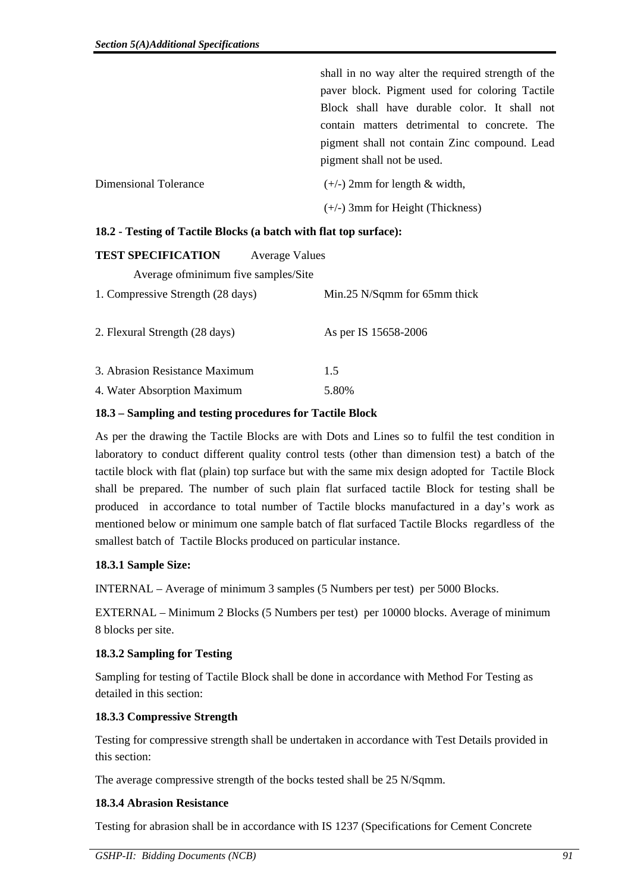| | |
|---|---|
| | shall in no way alter the required strength of the paver block. Pigment used for coloring Tactile Block shall have durable color. It shall not contain matters detrimental to concrete. The pigment shall not contain Zinc compound. Lead pigment shall not be used. |
| Dimensional Tolerance | (+/-) 2mm for length & width,<br>(+/-) 3mm for Height (Thickness) |

**18.2 - Testing of Tactile Blocks (a batch with flat top surface):**

| **TEST SPECIFICATION** Average Values<br>Average ofminimum five samples/Site | |
|---|---|
| 1. Compressive Strength (28 days) | Min.25 N/Sqmm for 65mm thick |
| 2. Flexural Strength (28 days) | As per IS 15658-2006 |
| 3. Abrasion Resistance Maximum | 1.5 |
| 4. Water Absorption Maximum | 5.80% |

**18.3 – Sampling and testing procedures for Tactile Block**

As per the drawing the Tactile Blocks are with Dots and Lines so to fulfil the test condition in laboratory to conduct different quality control tests (other than dimension test) a batch of the tactile block with flat (plain) top surface but with the same mix design adopted for Tactile Block shall be prepared. The number of such plain flat surfaced tactile Block for testing shall be produced in accordance to total number of Tactile blocks manufactured in a day's work as mentioned below or minimum one sample batch of flat surfaced Tactile Blocks regardless of the smallest batch of Tactile Blocks produced on particular instance.

**18.3.1 Sample Size:**

INTERNAL – Average of minimum 3 samples (5 Numbers per test) per 5000 Blocks.

EXTERNAL – Minimum 2 Blocks (5 Numbers per test) per 10000 blocks. Average of minimum 8 blocks per site.

**18.3.2 Sampling for Testing**

Sampling for testing of Tactile Block shall be done in accordance with Method For Testing as detailed in this section:

**18.3.3 Compressive Strength**

Testing for compressive strength shall be undertaken in accordance with Test Details provided in this section:

The average compressive strength of the bocks tested shall be 25 N/Sqmm.

**18.3.4 Abrasion Resistance**

Testing for abrasion shall be in accordance with IS 1237 (Specifications for Cement Concrete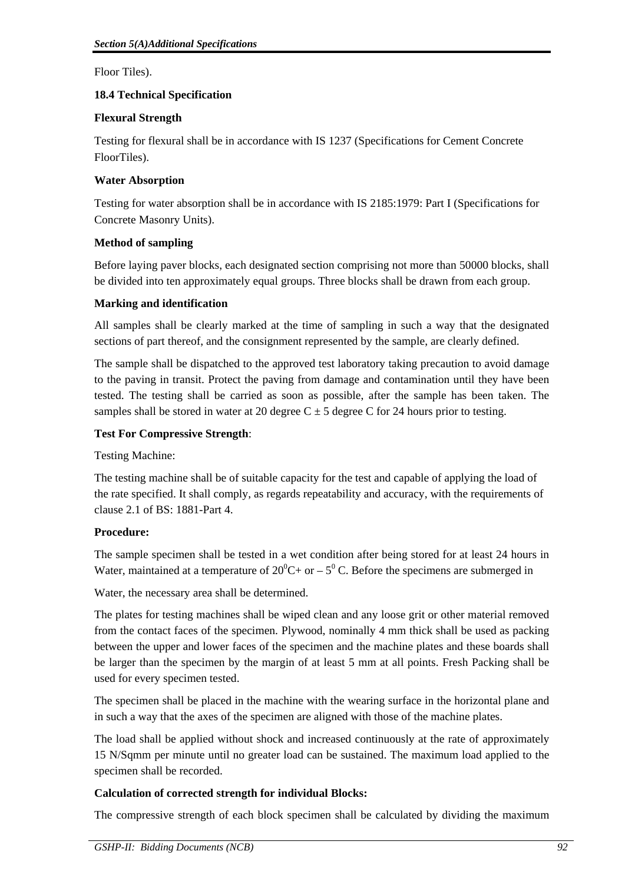Floor Tiles).

**18.4 Technical Specification**

**Flexural Strength**

Testing for flexural shall be in accordance with IS 1237 (Specifications for Cement Concrete FloorTiles).

**Water Absorption**

Testing for water absorption shall be in accordance with IS 2185:1979: Part I (Specifications for Concrete Masonry Units).

**Method of sampling**

Before laying paver blocks, each designated section comprising not more than 50000 blocks, shall be divided into ten approximately equal groups. Three blocks shall be drawn from each group.

**Marking and identification**

All samples shall be clearly marked at the time of sampling in such a way that the designated sections of part thereof, and the consignment represented by the sample, are clearly defined.

The sample shall be dispatched to the approved test laboratory taking precaution to avoid damage to the paving in transit. Protect the paving from damage and contamination until they have been tested. The testing shall be carried as soon as possible, after the sample has been taken. The samples shall be stored in water at 20 degree C ± 5 degree C for 24 hours prior to testing.

**Test For Compressive Strength**:

Testing Machine:

The testing machine shall be of suitable capacity for the test and capable of applying the load of the rate specified. It shall comply, as regards repeatability and accuracy, with the requirements of clause 2.1 of BS: 1881-Part 4.

**Procedure:**

The sample specimen shall be tested in a wet condition after being stored for at least 24 hours in Water, maintained at a temperature of $20^0$C+ or – $5^0$ C. Before the specimens are submerged in

Water, the necessary area shall be determined.

The plates for testing machines shall be wiped clean and any loose grit or other material removed from the contact faces of the specimen. Plywood, nominally 4 mm thick shall be used as packing between the upper and lower faces of the specimen and the machine plates and these boards shall be larger than the specimen by the margin of at least 5 mm at all points. Fresh Packing shall be used for every specimen tested.

The specimen shall be placed in the machine with the wearing surface in the horizontal plane and in such a way that the axes of the specimen are aligned with those of the machine plates.

The load shall be applied without shock and increased continuously at the rate of approximately 15 N/Sqmm per minute until no greater load can be sustained. The maximum load applied to the specimen shall be recorded.

**Calculation of corrected strength for individual Blocks:**

The compressive strength of each block specimen shall be calculated by dividing the maximum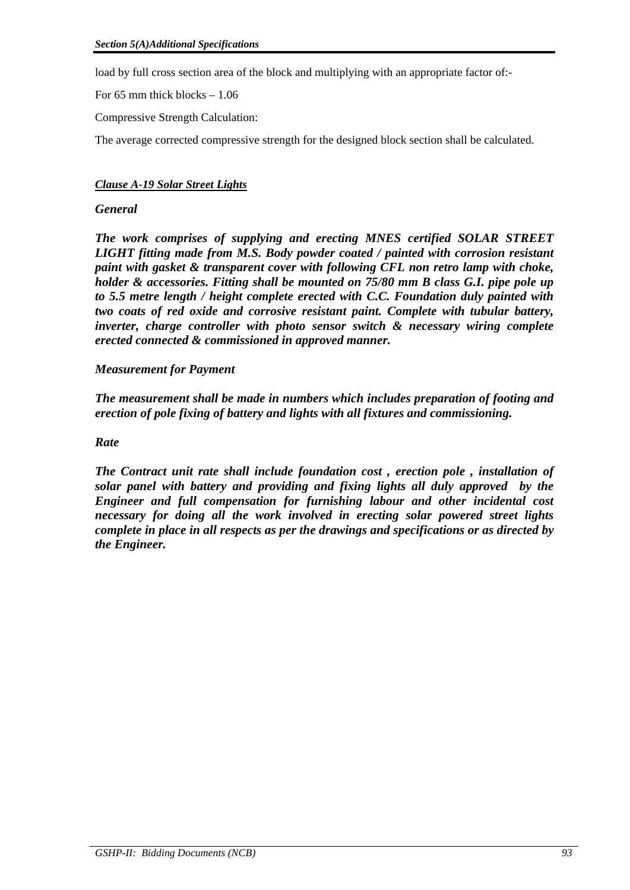load by full cross section area of the block and multiplying with an appropriate factor of:-

For 65 mm thick blocks – 1.06

Compressive Strength Calculation:

The average corrected compressive strength for the designed block section shall be calculated.

***Clause A-19 Solar Street Lights***

***General***

***The work comprises of supplying and erecting MNES certified SOLAR STREET LIGHT fitting made from M.S. Body powder coated / painted with corrosion resistant paint with gasket & transparent cover with following CFL non retro lamp with choke, holder & accessories. Fitting shall be mounted on 75/80 mm B class G.I. pipe pole up to 5.5 metre length / height complete erected with C.C. Foundation duly painted with two coats of red oxide and corrosive resistant paint. Complete with tubular battery, inverter, charge controller with photo sensor switch & necessary wiring complete erected connected & commissioned in approved manner.***

***Measurement for Payment***

***The measurement shall be made in numbers which includes preparation of footing and erection of pole fixing of battery and lights with all fixtures and commissioning.***

***Rate***

***The Contract unit rate shall include foundation cost , erection pole , installation of solar panel with battery and providing and fixing lights all duly approved by the Engineer and full compensation for furnishing labour and other incidental cost necessary for doing all the work involved in erecting solar powered street lights complete in place in all respects as per the drawings and specifications or as directed by the Engineer.***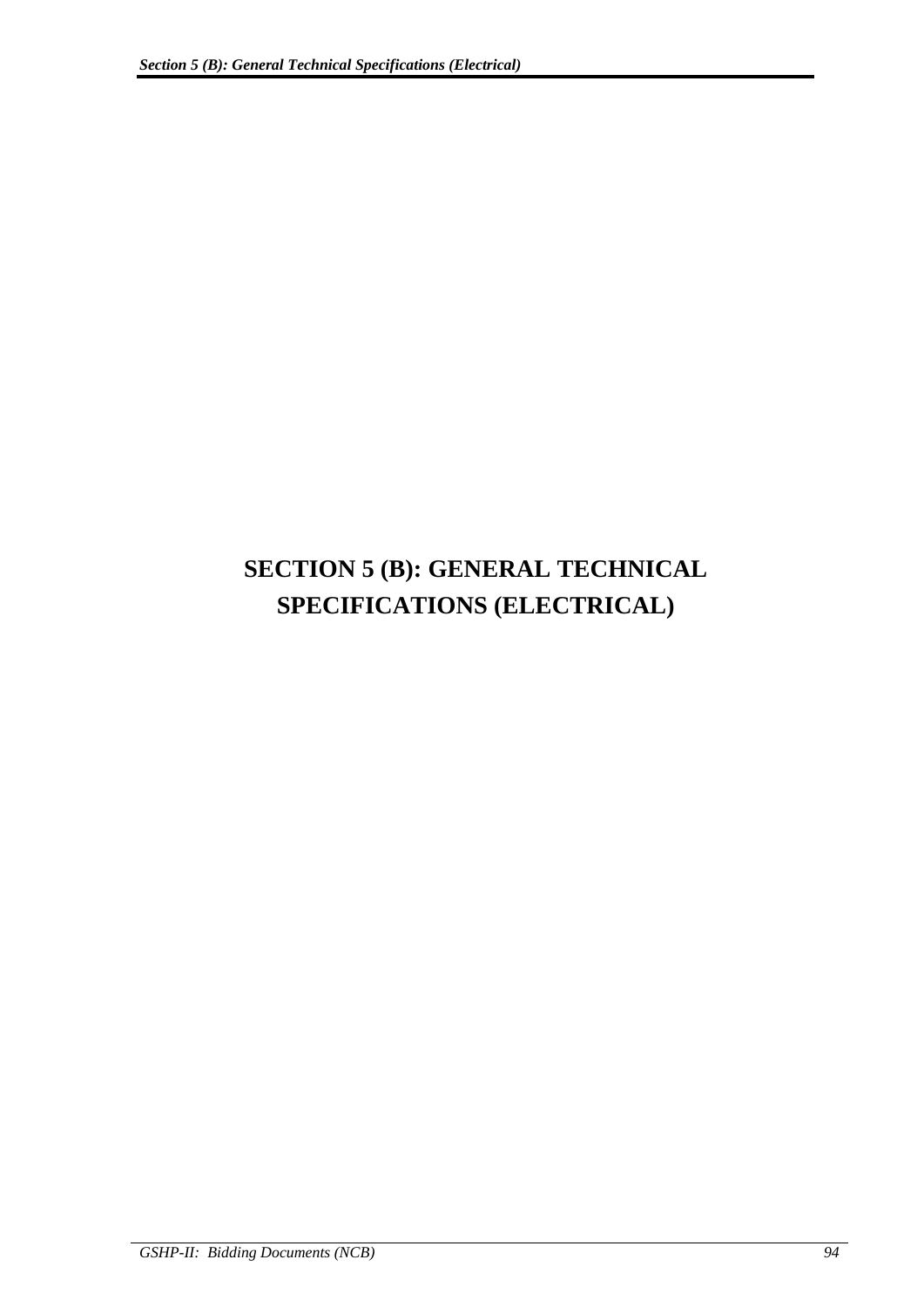# SECTION 5 (B): GENERAL TECHNICAL SPECIFICATIONS (ELECTRICAL)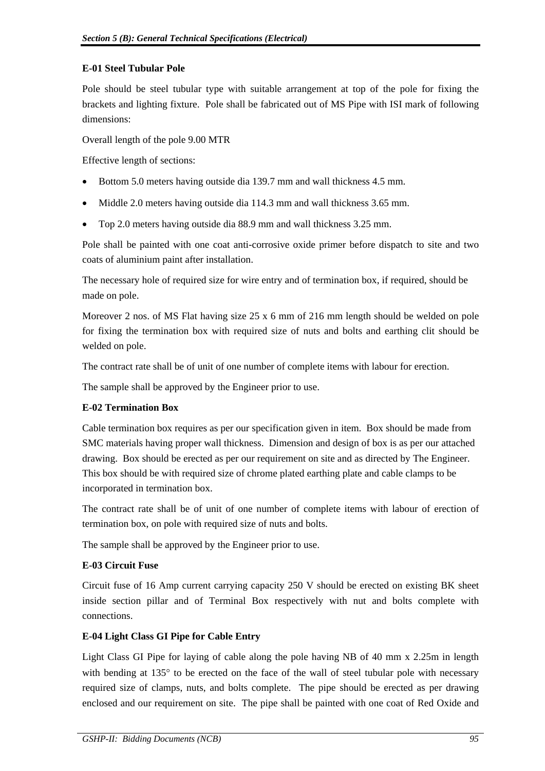**E-01 Steel Tubular Pole**

Pole should be steel tubular type with suitable arrangement at top of the pole for fixing the brackets and lighting fixture. Pole shall be fabricated out of MS Pipe with ISI mark of following dimensions:

Overall length of the pole 9.00 MTR

Effective length of sections:

- Bottom 5.0 meters having outside dia 139.7 mm and wall thickness 4.5 mm.
- Middle 2.0 meters having outside dia 114.3 mm and wall thickness 3.65 mm.
- Top 2.0 meters having outside dia 88.9 mm and wall thickness 3.25 mm.

Pole shall be painted with one coat anti-corrosive oxide primer before dispatch to site and two coats of aluminium paint after installation.

The necessary hole of required size for wire entry and of termination box, if required, should be made on pole.

Moreover 2 nos. of MS Flat having size 25 x 6 mm of 216 mm length should be welded on pole for fixing the termination box with required size of nuts and bolts and earthing clit should be welded on pole.

The contract rate shall be of unit of one number of complete items with labour for erection.

The sample shall be approved by the Engineer prior to use.

**E-02 Termination Box**

Cable termination box requires as per our specification given in item. Box should be made from SMC materials having proper wall thickness. Dimension and design of box is as per our attached drawing. Box should be erected as per our requirement on site and as directed by The Engineer. This box should be with required size of chrome plated earthing plate and cable clamps to be incorporated in termination box.

The contract rate shall be of unit of one number of complete items with labour of erection of termination box, on pole with required size of nuts and bolts.

The sample shall be approved by the Engineer prior to use.

**E-03 Circuit Fuse**

Circuit fuse of 16 Amp current carrying capacity 250 V should be erected on existing BK sheet inside section pillar and of Terminal Box respectively with nut and bolts complete with connections.

**E-04 Light Class GI Pipe for Cable Entry**

Light Class GI Pipe for laying of cable along the pole having NB of 40 mm x 2.25m in length with bending at 135° to be erected on the face of the wall of steel tubular pole with necessary required size of clamps, nuts, and bolts complete. The pipe should be erected as per drawing enclosed and our requirement on site. The pipe shall be painted with one coat of Red Oxide and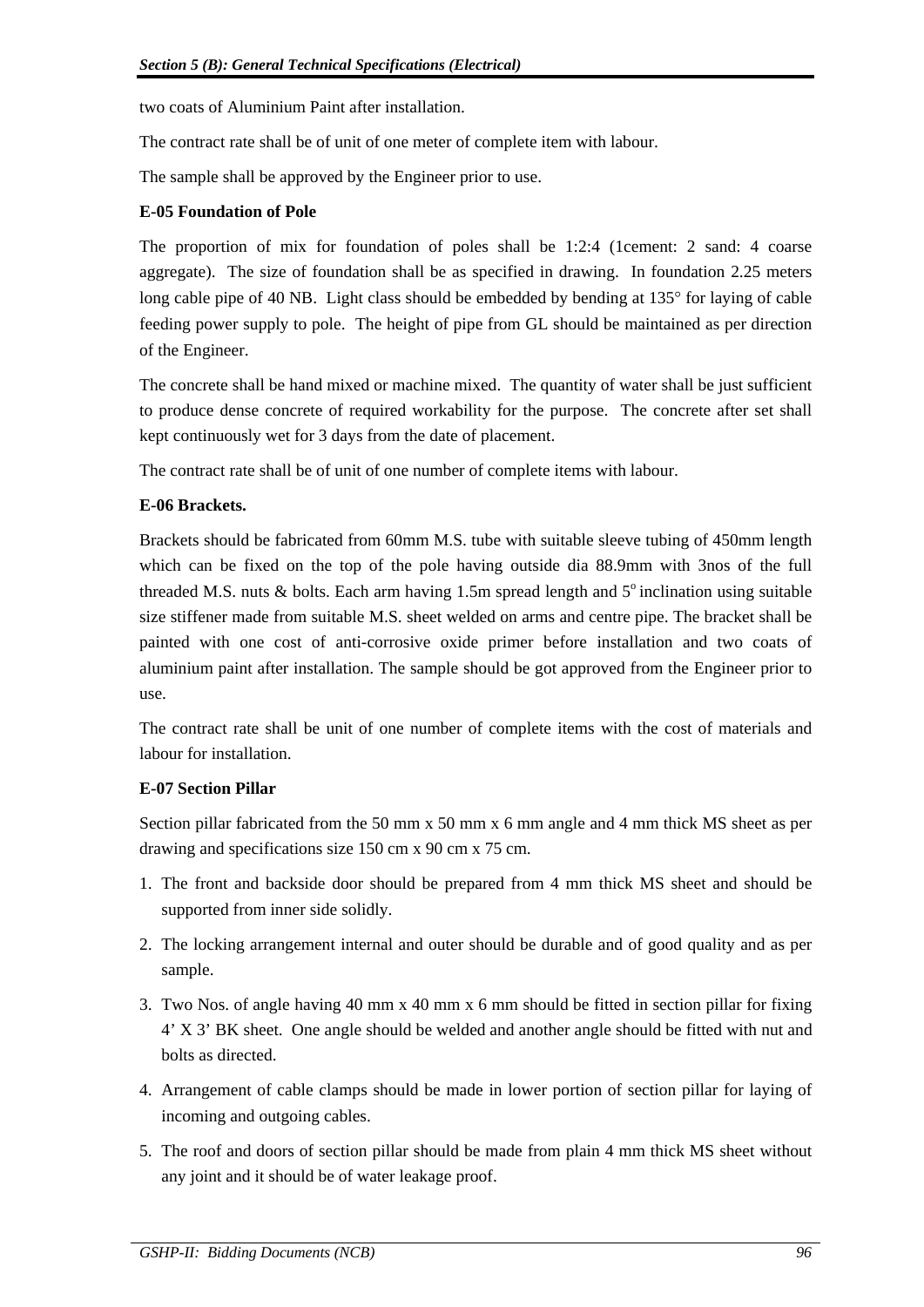two coats of Aluminium Paint after installation.

The contract rate shall be of unit of one meter of complete item with labour.

The sample shall be approved by the Engineer prior to use.

**E-05 Foundation of Pole**

The proportion of mix for foundation of poles shall be 1:2:4 (1cement: 2 sand: 4 coarse aggregate). The size of foundation shall be as specified in drawing. In foundation 2.25 meters long cable pipe of 40 NB. Light class should be embedded by bending at 135° for laying of cable feeding power supply to pole. The height of pipe from GL should be maintained as per direction of the Engineer.

The concrete shall be hand mixed or machine mixed. The quantity of water shall be just sufficient to produce dense concrete of required workability for the purpose. The concrete after set shall kept continuously wet for 3 days from the date of placement.

The contract rate shall be of unit of one number of complete items with labour.

**E-06 Brackets.**

Brackets should be fabricated from 60mm M.S. tube with suitable sleeve tubing of 450mm length which can be fixed on the top of the pole having outside dia 88.9mm with 3nos of the full threaded M.S. nuts & bolts. Each arm having 1.5m spread length and 5° inclination using suitable size stiffener made from suitable M.S. sheet welded on arms and centre pipe. The bracket shall be painted with one cost of anti-corrosive oxide primer before installation and two coats of aluminium paint after installation. The sample should be got approved from the Engineer prior to use.

The contract rate shall be unit of one number of complete items with the cost of materials and labour for installation.

**E-07 Section Pillar**

Section pillar fabricated from the 50 mm x 50 mm x 6 mm angle and 4 mm thick MS sheet as per drawing and specifications size 150 cm x 90 cm x 75 cm.

1. The front and backside door should be prepared from 4 mm thick MS sheet and should be supported from inner side solidly.
2. The locking arrangement internal and outer should be durable and of good quality and as per sample.
3. Two Nos. of angle having 40 mm x 40 mm x 6 mm should be fitted in section pillar for fixing 4' X 3' BK sheet. One angle should be welded and another angle should be fitted with nut and bolts as directed.
4. Arrangement of cable clamps should be made in lower portion of section pillar for laying of incoming and outgoing cables.
5. The roof and doors of section pillar should be made from plain 4 mm thick MS sheet without any joint and it should be of water leakage proof.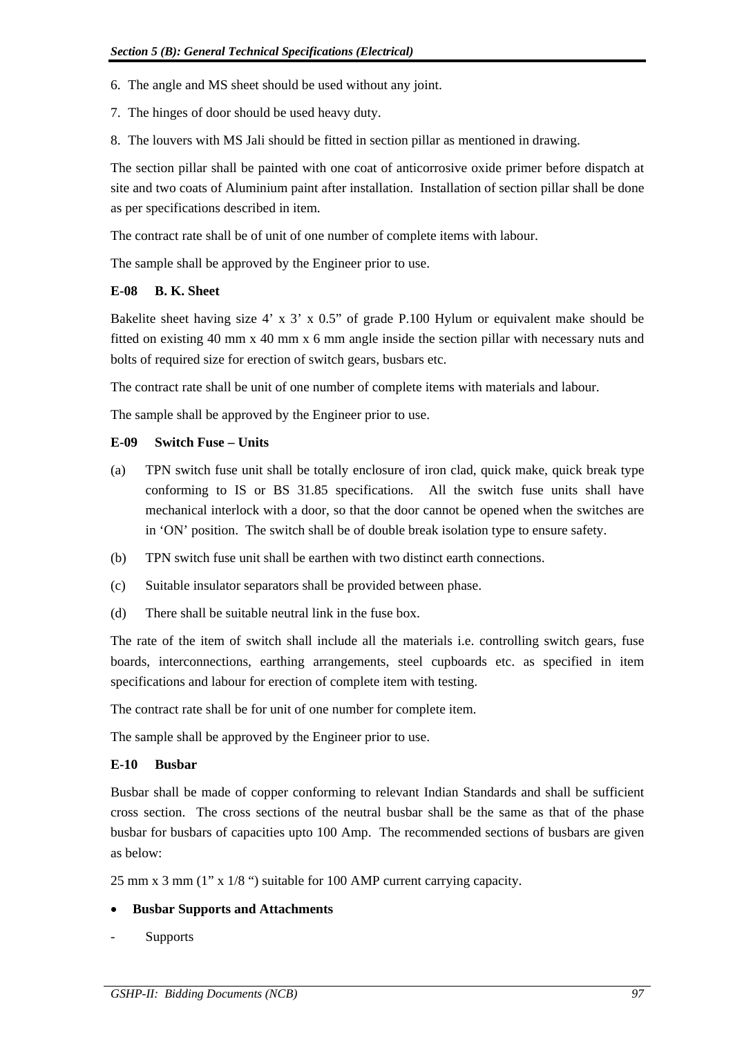6. The angle and MS sheet should be used without any joint.

7. The hinges of door should be used heavy duty.

8. The louvers with MS Jali should be fitted in section pillar as mentioned in drawing.

The section pillar shall be painted with one coat of anticorrosive oxide primer before dispatch at site and two coats of Aluminium paint after installation. Installation of section pillar shall be done as per specifications described in item.

The contract rate shall be of unit of one number of complete items with labour.

The sample shall be approved by the Engineer prior to use.

**E-08 B. K. Sheet**

Bakelite sheet having size 4' x 3' x 0.5" of grade P.100 Hylum or equivalent make should be fitted on existing 40 mm x 40 mm x 6 mm angle inside the section pillar with necessary nuts and bolts of required size for erection of switch gears, busbars etc.

The contract rate shall be unit of one number of complete items with materials and labour.

The sample shall be approved by the Engineer prior to use.

**E-09 Switch Fuse – Units**

(a) TPN switch fuse unit shall be totally enclosure of iron clad, quick make, quick break type conforming to IS or BS 31.85 specifications. All the switch fuse units shall have mechanical interlock with a door, so that the door cannot be opened when the switches are in 'ON' position. The switch shall be of double break isolation type to ensure safety.

(b) TPN switch fuse unit shall be earthen with two distinct earth connections.

(c) Suitable insulator separators shall be provided between phase.

(d) There shall be suitable neutral link in the fuse box.

The rate of the item of switch shall include all the materials i.e. controlling switch gears, fuse boards, interconnections, earthing arrangements, steel cupboards etc. as specified in item specifications and labour for erection of complete item with testing.

The contract rate shall be for unit of one number for complete item.

The sample shall be approved by the Engineer prior to use.

**E-10 Busbar**

Busbar shall be made of copper conforming to relevant Indian Standards and shall be sufficient cross section. The cross sections of the neutral busbar shall be the same as that of the phase busbar for busbars of capacities upto 100 Amp. The recommended sections of busbars are given as below:

25 mm x 3 mm (1" x 1/8 ") suitable for 100 AMP current carrying capacity.

- **Busbar Supports and Attachments**

- Supports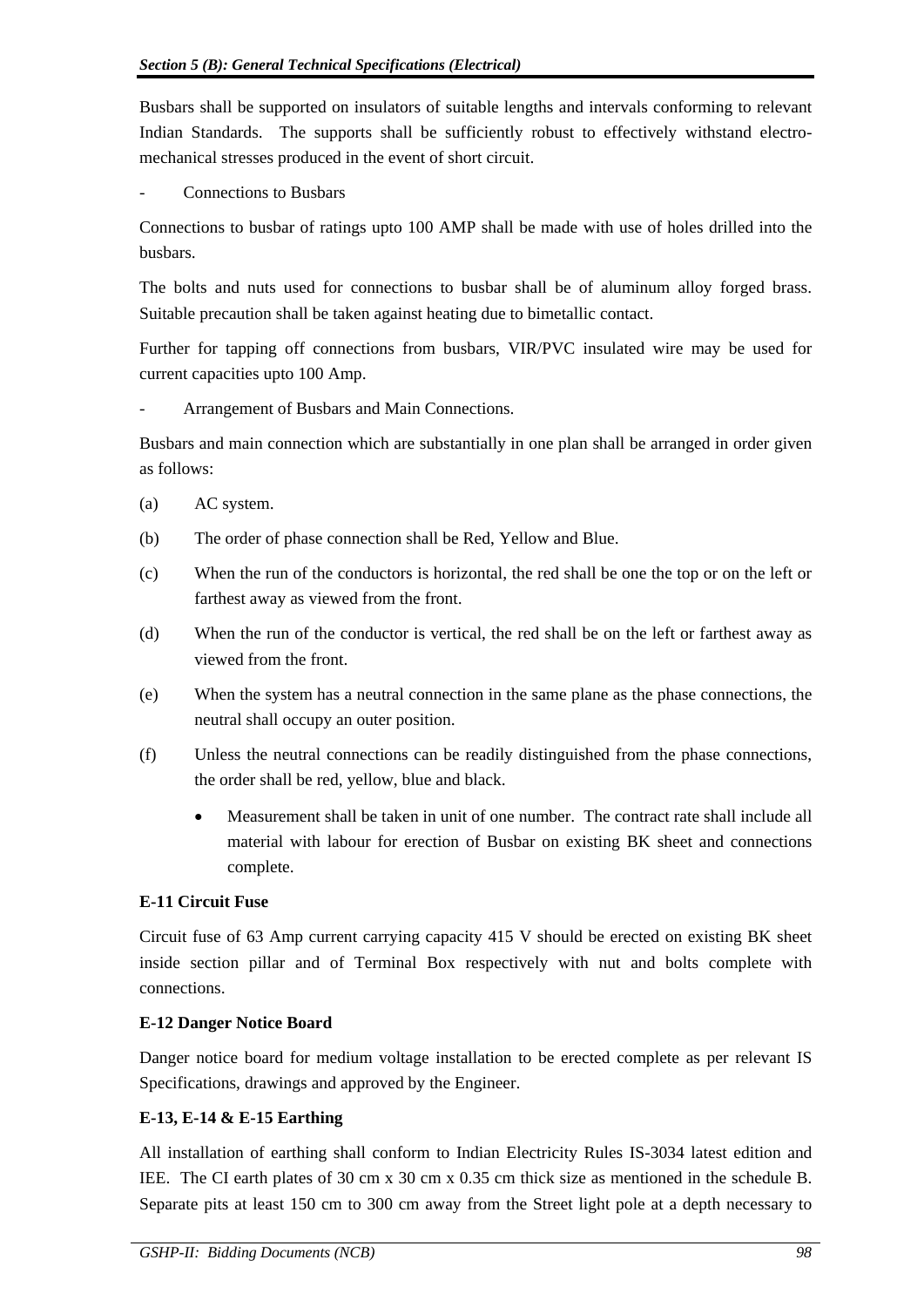Busbars shall be supported on insulators of suitable lengths and intervals conforming to relevant Indian Standards. The supports shall be sufficiently robust to effectively withstand electro-mechanical stresses produced in the event of short circuit.

- Connections to Busbars

Connections to busbar of ratings upto 100 AMP shall be made with use of holes drilled into the busbars.

The bolts and nuts used for connections to busbar shall be of aluminum alloy forged brass. Suitable precaution shall be taken against heating due to bimetallic contact.

Further for tapping off connections from busbars, VIR/PVC insulated wire may be used for current capacities upto 100 Amp.

- Arrangement of Busbars and Main Connections.

Busbars and main connection which are substantially in one plan shall be arranged in order given as follows:

(a) AC system.

(b) The order of phase connection shall be Red, Yellow and Blue.

(c) When the run of the conductors is horizontal, the red shall be one the top or on the left or farthest away as viewed from the front.

(d) When the run of the conductor is vertical, the red shall be on the left or farthest away as viewed from the front.

(e) When the system has a neutral connection in the same plane as the phase connections, the neutral shall occupy an outer position.

(f) Unless the neutral connections can be readily distinguished from the phase connections, the order shall be red, yellow, blue and black.

- Measurement shall be taken in unit of one number. The contract rate shall include all material with labour for erection of Busbar on existing BK sheet and connections complete.

**E-11 Circuit Fuse**

Circuit fuse of 63 Amp current carrying capacity 415 V should be erected on existing BK sheet inside section pillar and of Terminal Box respectively with nut and bolts complete with connections.

**E-12 Danger Notice Board**

Danger notice board for medium voltage installation to be erected complete as per relevant IS Specifications, drawings and approved by the Engineer.

**E-13, E-14 & E-15 Earthing**

All installation of earthing shall conform to Indian Electricity Rules IS-3034 latest edition and IEE. The CI earth plates of 30 cm x 30 cm x 0.35 cm thick size as mentioned in the schedule B. Separate pits at least 150 cm to 300 cm away from the Street light pole at a depth necessary to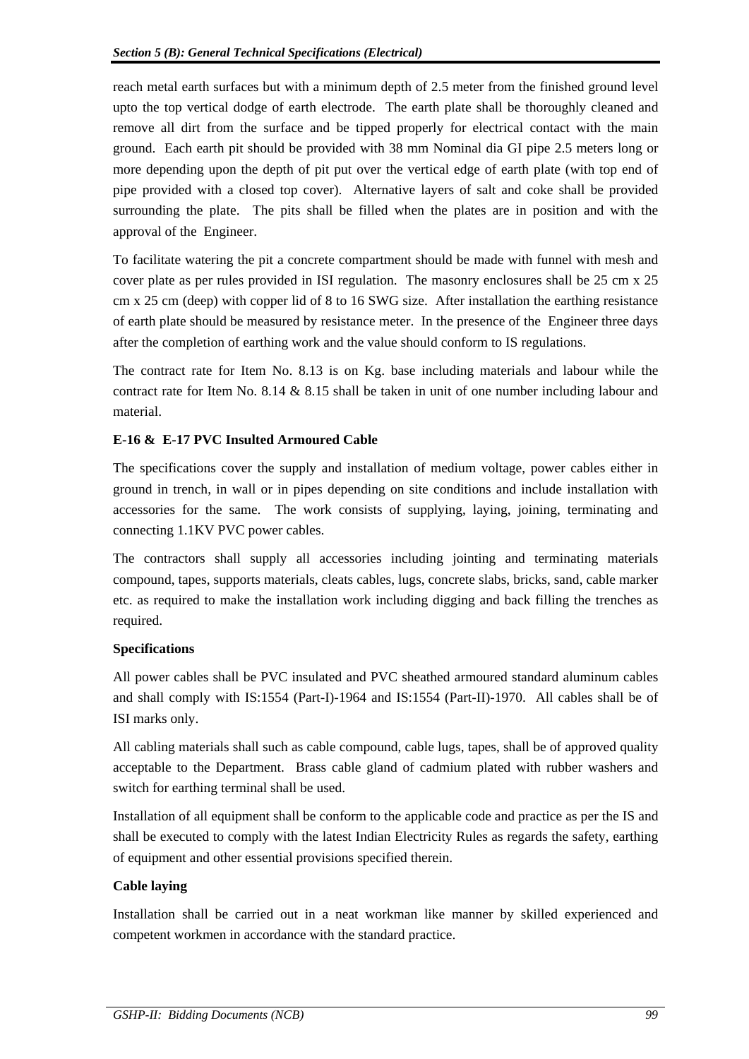reach metal earth surfaces but with a minimum depth of 2.5 meter from the finished ground level upto the top vertical dodge of earth electrode. The earth plate shall be thoroughly cleaned and remove all dirt from the surface and be tipped properly for electrical contact with the main ground. Each earth pit should be provided with 38 mm Nominal dia GI pipe 2.5 meters long or more depending upon the depth of pit put over the vertical edge of earth plate (with top end of pipe provided with a closed top cover). Alternative layers of salt and coke shall be provided surrounding the plate. The pits shall be filled when the plates are in position and with the approval of the Engineer.

To facilitate watering the pit a concrete compartment should be made with funnel with mesh and cover plate as per rules provided in ISI regulation. The masonry enclosures shall be 25 cm x 25 cm x 25 cm (deep) with copper lid of 8 to 16 SWG size. After installation the earthing resistance of earth plate should be measured by resistance meter. In the presence of the Engineer three days after the completion of earthing work and the value should conform to IS regulations.

The contract rate for Item No. 8.13 is on Kg. base including materials and labour while the contract rate for Item No. 8.14 & 8.15 shall be taken in unit of one number including labour and material.

**E-16 & E-17 PVC Insulted Armoured Cable**

The specifications cover the supply and installation of medium voltage, power cables either in ground in trench, in wall or in pipes depending on site conditions and include installation with accessories for the same. The work consists of supplying, laying, joining, terminating and connecting 1.1KV PVC power cables.

The contractors shall supply all accessories including jointing and terminating materials compound, tapes, supports materials, cleats cables, lugs, concrete slabs, bricks, sand, cable marker etc. as required to make the installation work including digging and back filling the trenches as required.

**Specifications**

All power cables shall be PVC insulated and PVC sheathed armoured standard aluminum cables and shall comply with IS:1554 (Part-I)-1964 and IS:1554 (Part-II)-1970. All cables shall be of ISI marks only.

All cabling materials shall such as cable compound, cable lugs, tapes, shall be of approved quality acceptable to the Department. Brass cable gland of cadmium plated with rubber washers and switch for earthing terminal shall be used.

Installation of all equipment shall be conform to the applicable code and practice as per the IS and shall be executed to comply with the latest Indian Electricity Rules as regards the safety, earthing of equipment and other essential provisions specified therein.

**Cable laying**

Installation shall be carried out in a neat workman like manner by skilled experienced and competent workmen in accordance with the standard practice.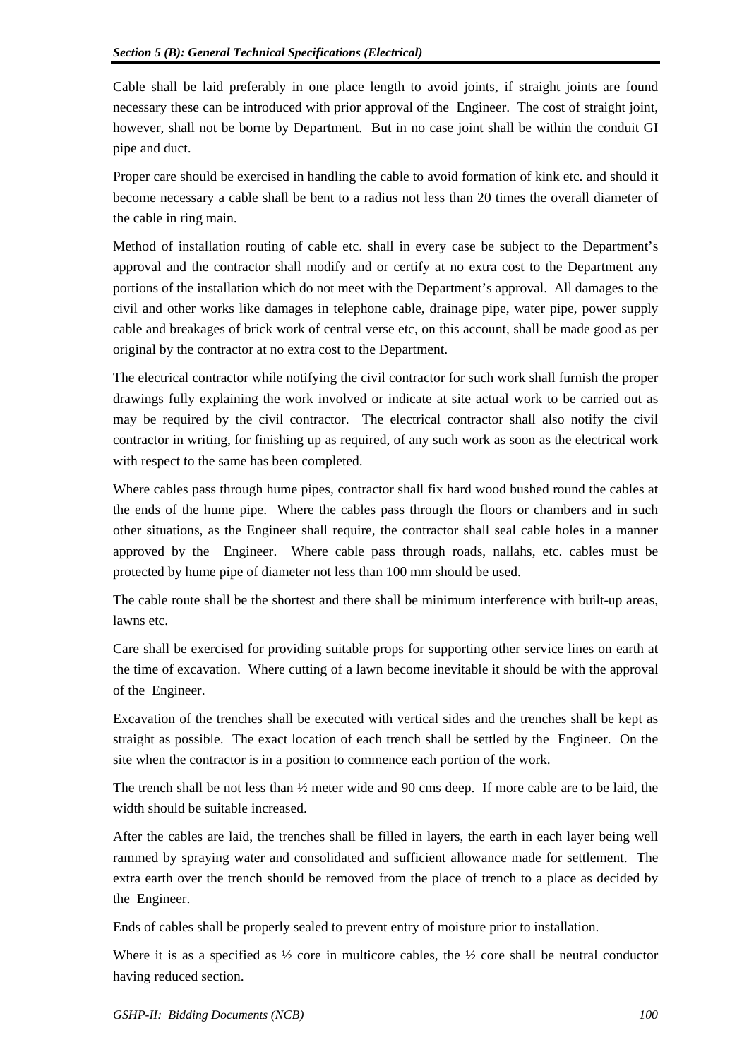Cable shall be laid preferably in one place length to avoid joints, if straight joints are found necessary these can be introduced with prior approval of the Engineer. The cost of straight joint, however, shall not be borne by Department. But in no case joint shall be within the conduit GI pipe and duct.

Proper care should be exercised in handling the cable to avoid formation of kink etc. and should it become necessary a cable shall be bent to a radius not less than 20 times the overall diameter of the cable in ring main.

Method of installation routing of cable etc. shall in every case be subject to the Department's approval and the contractor shall modify and or certify at no extra cost to the Department any portions of the installation which do not meet with the Department's approval. All damages to the civil and other works like damages in telephone cable, drainage pipe, water pipe, power supply cable and breakages of brick work of central verse etc, on this account, shall be made good as per original by the contractor at no extra cost to the Department.

The electrical contractor while notifying the civil contractor for such work shall furnish the proper drawings fully explaining the work involved or indicate at site actual work to be carried out as may be required by the civil contractor. The electrical contractor shall also notify the civil contractor in writing, for finishing up as required, of any such work as soon as the electrical work with respect to the same has been completed.

Where cables pass through hume pipes, contractor shall fix hard wood bushed round the cables at the ends of the hume pipe. Where the cables pass through the floors or chambers and in such other situations, as the Engineer shall require, the contractor shall seal cable holes in a manner approved by the Engineer. Where cable pass through roads, nallahs, etc. cables must be protected by hume pipe of diameter not less than 100 mm should be used.

The cable route shall be the shortest and there shall be minimum interference with built-up areas, lawns etc.

Care shall be exercised for providing suitable props for supporting other service lines on earth at the time of excavation. Where cutting of a lawn become inevitable it should be with the approval of the Engineer.

Excavation of the trenches shall be executed with vertical sides and the trenches shall be kept as straight as possible. The exact location of each trench shall be settled by the Engineer. On the site when the contractor is in a position to commence each portion of the work.

The trench shall be not less than ½ meter wide and 90 cms deep. If more cable are to be laid, the width should be suitable increased.

After the cables are laid, the trenches shall be filled in layers, the earth in each layer being well rammed by spraying water and consolidated and sufficient allowance made for settlement. The extra earth over the trench should be removed from the place of trench to a place as decided by the Engineer.

Ends of cables shall be properly sealed to prevent entry of moisture prior to installation.

Where it is as a specified as ½ core in multicore cables, the ½ core shall be neutral conductor having reduced section.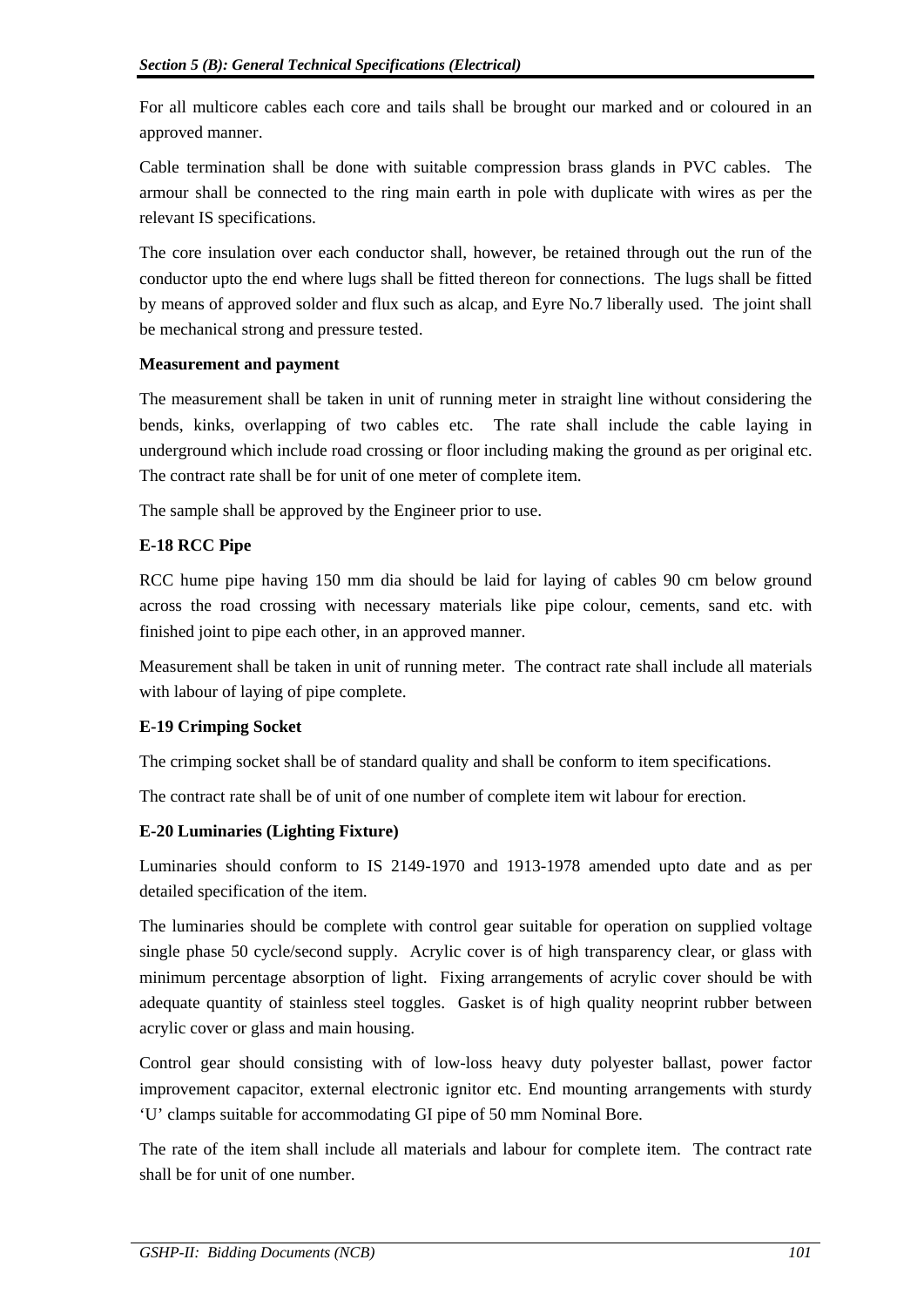For all multicore cables each core and tails shall be brought our marked and or coloured in an approved manner.

Cable termination shall be done with suitable compression brass glands in PVC cables. The armour shall be connected to the ring main earth in pole with duplicate with wires as per the relevant IS specifications.

The core insulation over each conductor shall, however, be retained through out the run of the conductor upto the end where lugs shall be fitted thereon for connections. The lugs shall be fitted by means of approved solder and flux such as alcap, and Eyre No.7 liberally used. The joint shall be mechanical strong and pressure tested.

**Measurement and payment**

The measurement shall be taken in unit of running meter in straight line without considering the bends, kinks, overlapping of two cables etc. The rate shall include the cable laying in underground which include road crossing or floor including making the ground as per original etc. The contract rate shall be for unit of one meter of complete item.

The sample shall be approved by the Engineer prior to use.

**E-18 RCC Pipe**

RCC hume pipe having 150 mm dia should be laid for laying of cables 90 cm below ground across the road crossing with necessary materials like pipe colour, cements, sand etc. with finished joint to pipe each other, in an approved manner.

Measurement shall be taken in unit of running meter. The contract rate shall include all materials with labour of laying of pipe complete.

**E-19 Crimping Socket**

The crimping socket shall be of standard quality and shall be conform to item specifications.

The contract rate shall be of unit of one number of complete item wit labour for erection.

**E-20 Luminaries (Lighting Fixture)**

Luminaries should conform to IS 2149-1970 and 1913-1978 amended upto date and as per detailed specification of the item.

The luminaries should be complete with control gear suitable for operation on supplied voltage single phase 50 cycle/second supply. Acrylic cover is of high transparency clear, or glass with minimum percentage absorption of light. Fixing arrangements of acrylic cover should be with adequate quantity of stainless steel toggles. Gasket is of high quality neoprint rubber between acrylic cover or glass and main housing.

Control gear should consisting with of low-loss heavy duty polyester ballast, power factor improvement capacitor, external electronic ignitor etc. End mounting arrangements with sturdy 'U' clamps suitable for accommodating GI pipe of 50 mm Nominal Bore.

The rate of the item shall include all materials and labour for complete item. The contract rate shall be for unit of one number.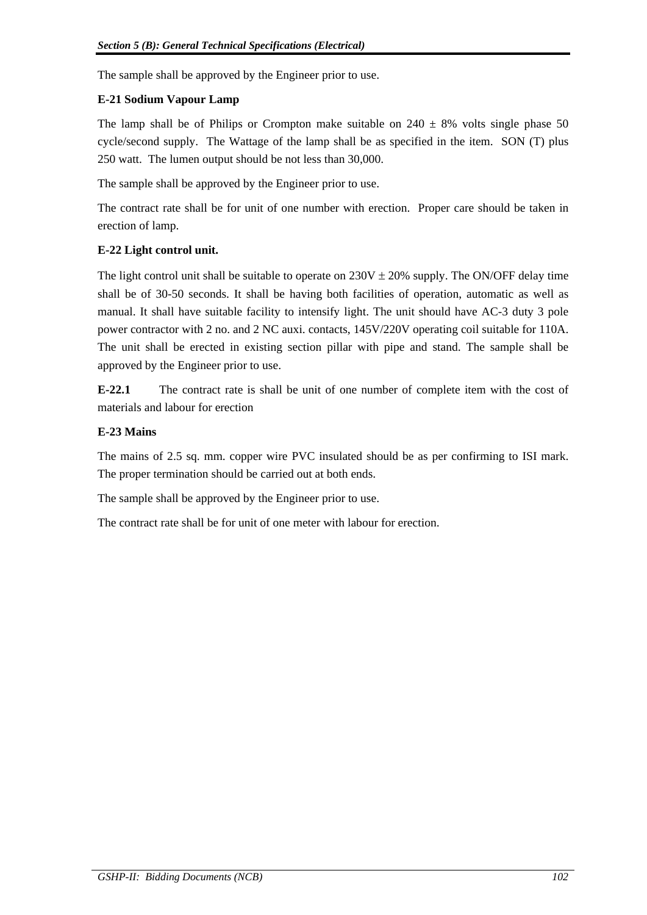The sample shall be approved by the Engineer prior to use.

**E-21 Sodium Vapour Lamp**

The lamp shall be of Philips or Crompton make suitable on 240 ± 8% volts single phase 50 cycle/second supply. The Wattage of the lamp shall be as specified in the item. SON (T) plus 250 watt. The lumen output should be not less than 30,000.

The sample shall be approved by the Engineer prior to use.

The contract rate shall be for unit of one number with erection. Proper care should be taken in erection of lamp.

**E-22 Light control unit.**

The light control unit shall be suitable to operate on 230V ± 20% supply. The ON/OFF delay time shall be of 30-50 seconds. It shall be having both facilities of operation, automatic as well as manual. It shall have suitable facility to intensify light. The unit should have AC-3 duty 3 pole power contractor with 2 no. and 2 NC auxi. contacts, 145V/220V operating coil suitable for 110A. The unit shall be erected in existing section pillar with pipe and stand. The sample shall be approved by the Engineer prior to use.

**E-22.1** The contract rate is shall be unit of one number of complete item with the cost of materials and labour for erection

**E-23 Mains**

The mains of 2.5 sq. mm. copper wire PVC insulated should be as per confirming to ISI mark. The proper termination should be carried out at both ends.

The sample shall be approved by the Engineer prior to use.

The contract rate shall be for unit of one meter with labour for erection.